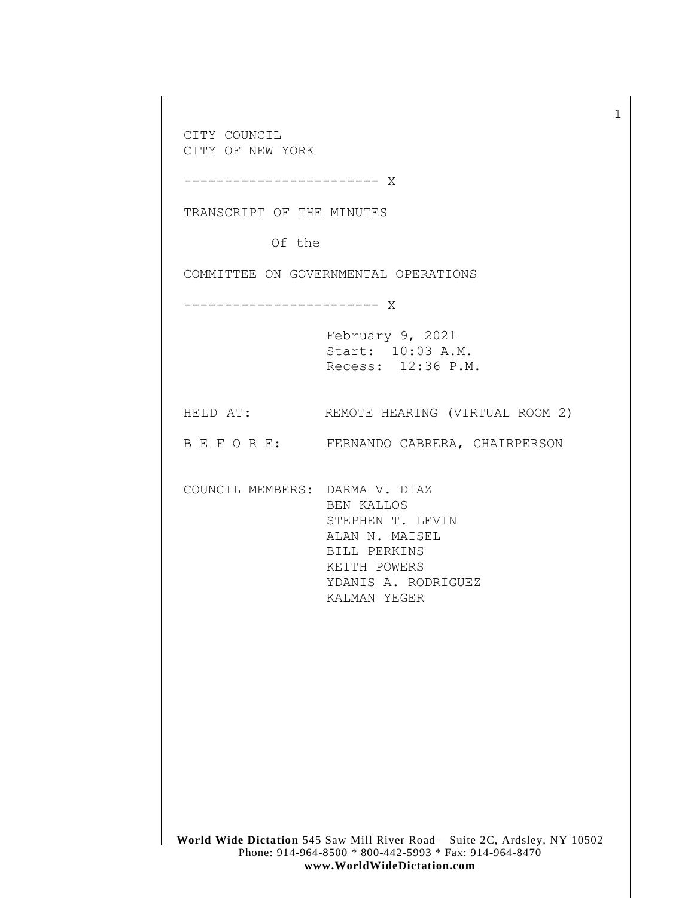CITY COUNCIL
CITY OF NEW YORK

------------------------ X

TRANSCRIPT OF THE MINUTES

Of the

COMMITTEE ON GOVERNMENTAL OPERATIONS

------------------------ X

February 9, 2021
Start: 10:03 A.M.
Recess: 12:36 P.M.

HELD AT: REMOTE HEARING (VIRTUAL ROOM 2)

B E F O R E: FERNANDO CABRERA, CHAIRPERSON

COUNCIL MEMBERS: DARMA V. DIAZ
BEN KALLOS
STEPHEN T. LEVIN
ALAN N. MAISEL
BILL PERKINS
KEITH POWERS
YDANIS A. RODRIGUEZ
KALMAN YEGER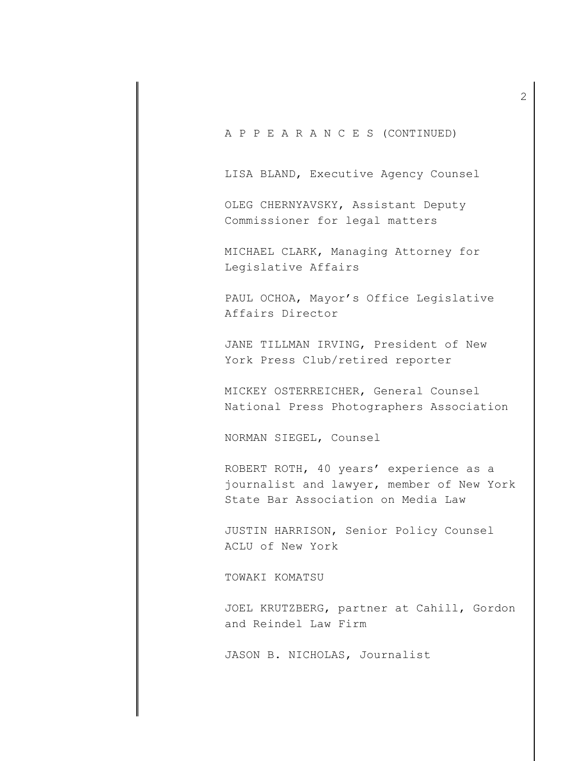A P P E A R A N C E S (CONTINUED)

LISA BLAND, Executive Agency Counsel

OLEG CHERNYAVSKY, Assistant Deputy Commissioner for legal matters

MICHAEL CLARK, Managing Attorney for Legislative Affairs

PAUL OCHOA, Mayor's Office Legislative Affairs Director

JANE TILLMAN IRVING, President of New York Press Club/retired reporter

MICKEY OSTERREICHER, General Counsel National Press Photographers Association

NORMAN SIEGEL, Counsel

ROBERT ROTH, 40 years' experience as a journalist and lawyer, member of New York State Bar Association on Media Law

JUSTIN HARRISON, Senior Policy Counsel ACLU of New York

TOWAKI KOMATSU

JOEL KRUTZBERG, partner at Cahill, Gordon and Reindel Law Firm

JASON B. NICHOLAS, Journalist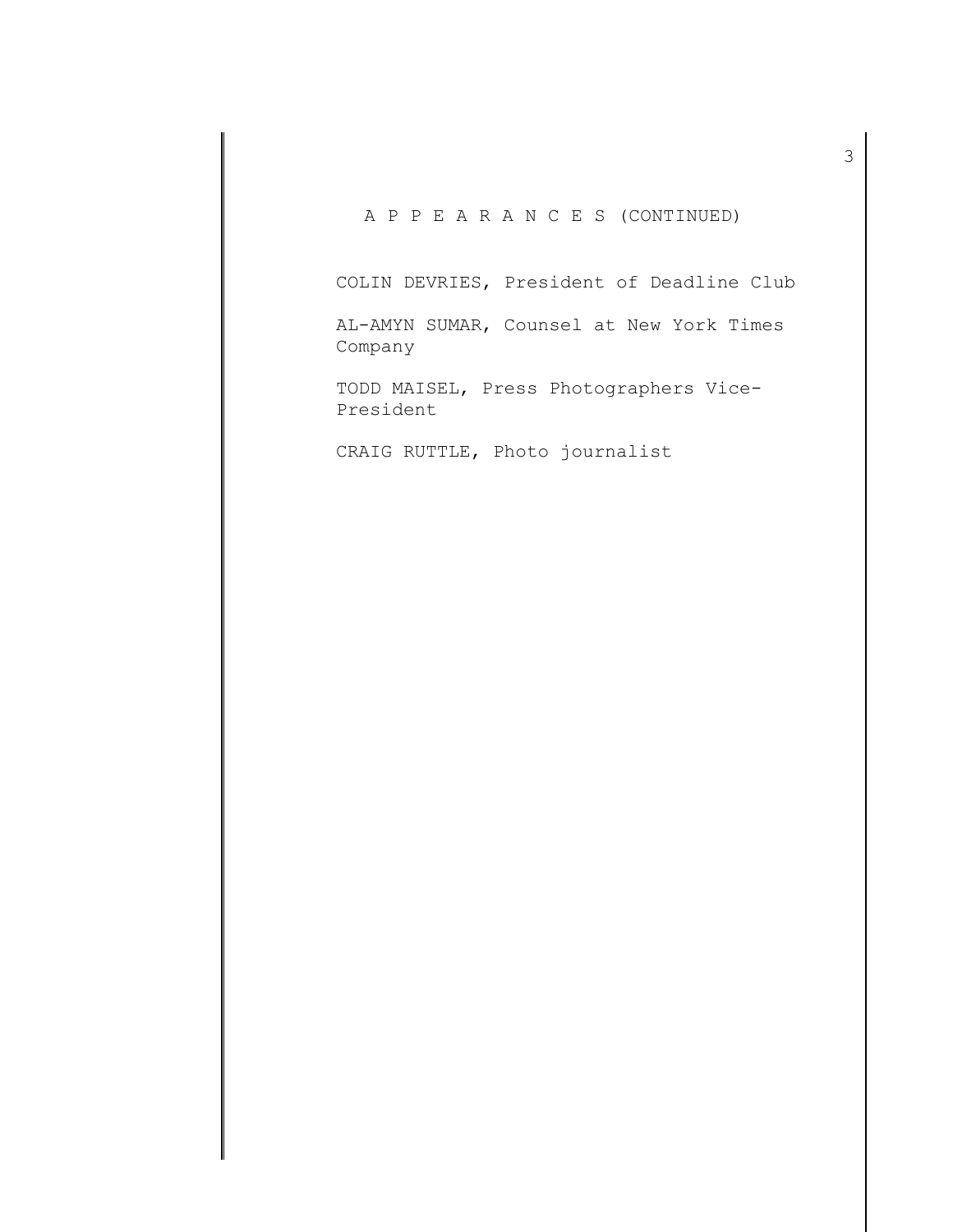A P P E A R A N C E S (CONTINUED)

COLIN DEVRIES, President of Deadline Club

AL-AMYN SUMAR, Counsel at New York Times Company

TODD MAISEL, Press Photographers Vice-President

CRAIG RUTTLE, Photo journalist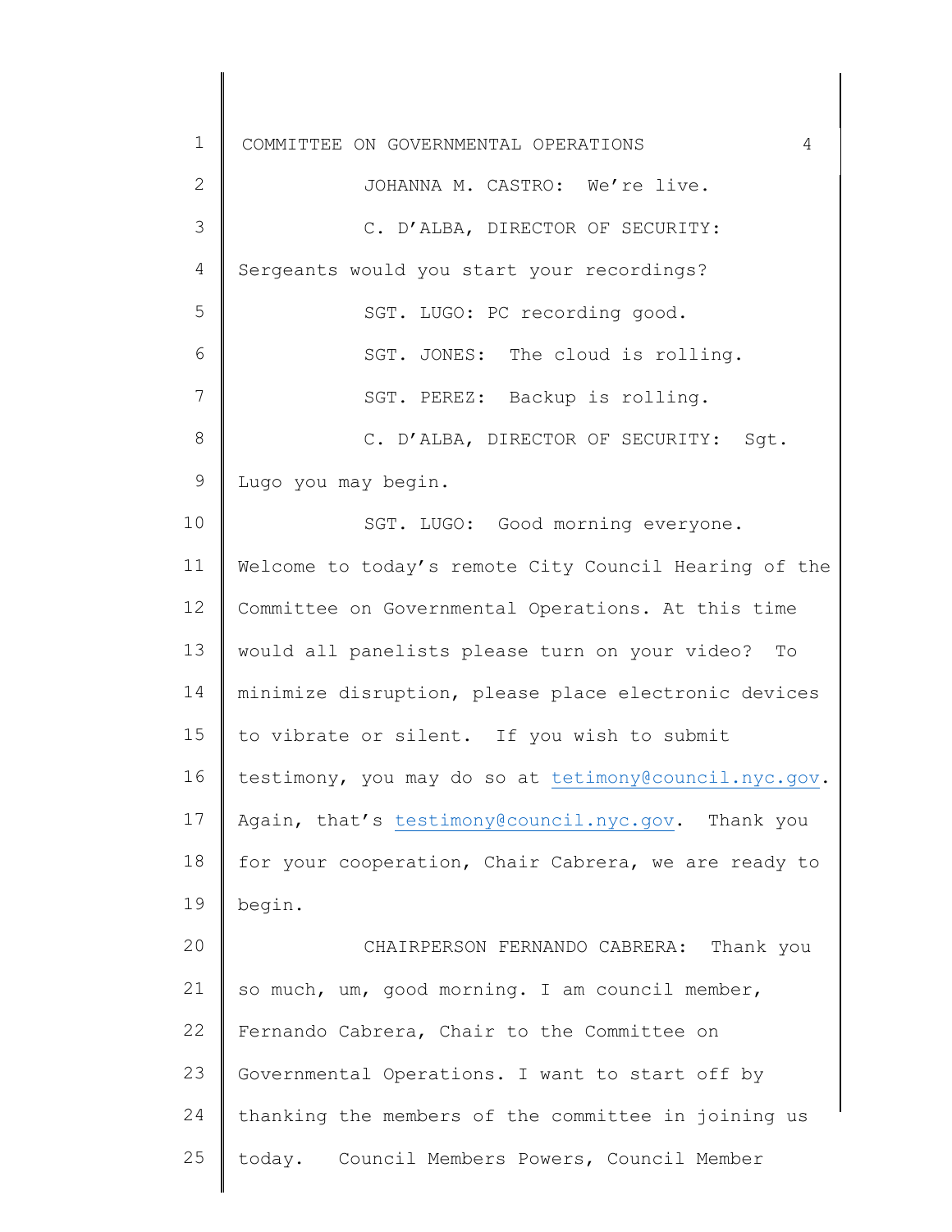JOHANNA M. CASTRO: We're live.

C. D'ALBA, DIRECTOR OF SECURITY: Sergeants would you start your recordings?

SGT. LUGO: PC recording good.

SGT. JONES: The cloud is rolling.

SGT. PEREZ: Backup is rolling.

C. D'ALBA, DIRECTOR OF SECURITY: Sgt. Lugo you may begin.

SGT. LUGO: Good morning everyone. Welcome to today's remote City Council Hearing of the Committee on Governmental Operations. At this time would all panelists please turn on your video? To minimize disruption, please place electronic devices to vibrate or silent. If you wish to submit testimony, you may do so at tetimony@council.nyc.gov. Again, that's testimony@council.nyc.gov. Thank you for your cooperation, Chair Cabrera, we are ready to begin.

CHAIRPERSON FERNANDO CABRERA: Thank you so much, um, good morning. I am council member, Fernando Cabrera, Chair to the Committee on Governmental Operations. I want to start off by thanking the members of the committee in joining us today. Council Members Powers, Council Member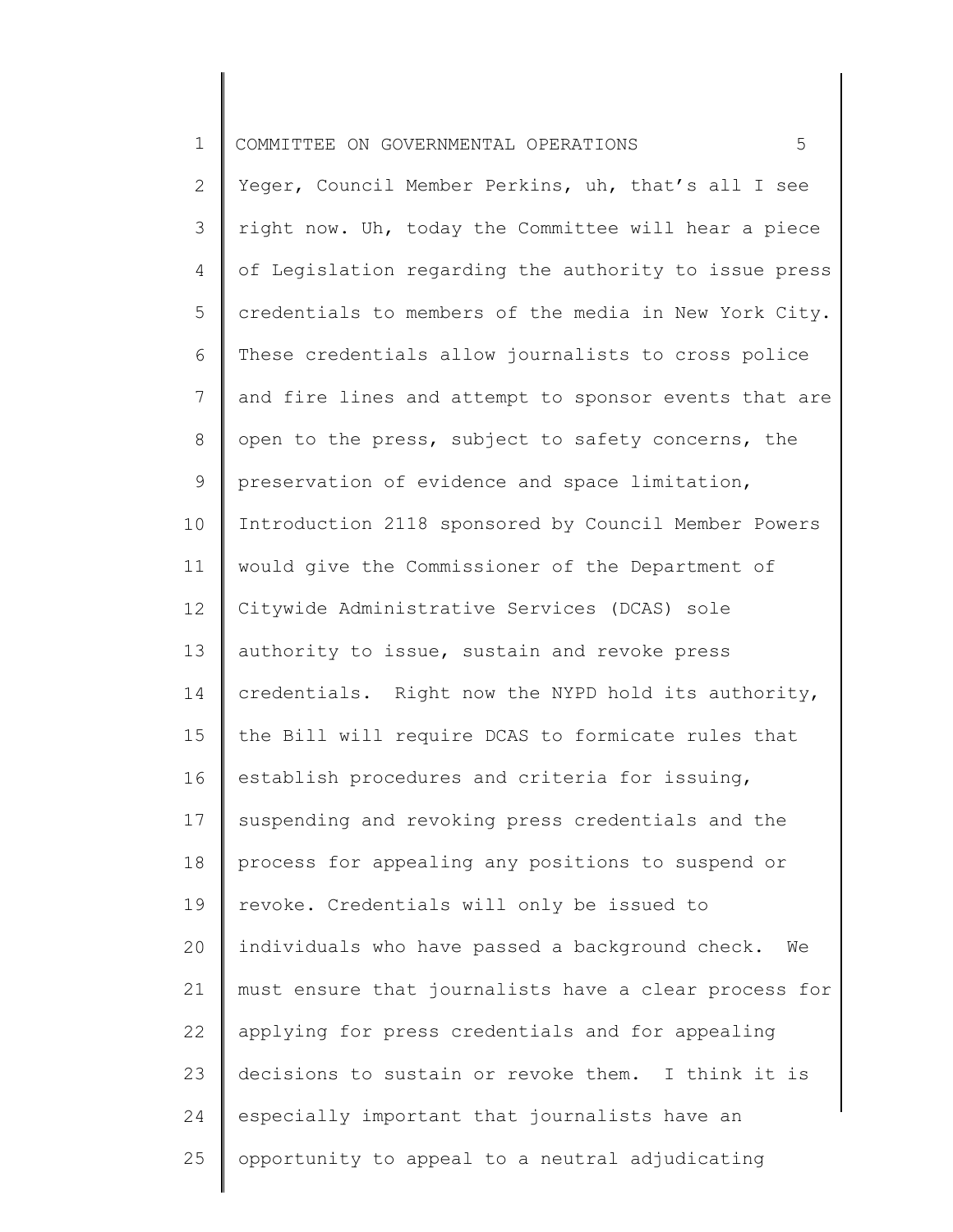Yeger, Council Member Perkins, uh, that's all I see right now. Uh, today the Committee will hear a piece of Legislation regarding the authority to issue press credentials to members of the media in New York City. These credentials allow journalists to cross police and fire lines and attempt to sponsor events that are open to the press, subject to safety concerns, the preservation of evidence and space limitation, Introduction 2118 sponsored by Council Member Powers would give the Commissioner of the Department of Citywide Administrative Services (DCAS) sole authority to issue, sustain and revoke press credentials. Right now the NYPD hold its authority, the Bill will require DCAS to formicate rules that establish procedures and criteria for issuing, suspending and revoking press credentials and the process for appealing any positions to suspend or revoke. Credentials will only be issued to individuals who have passed a background check. We must ensure that journalists have a clear process for applying for press credentials and for appealing decisions to sustain or revoke them. I think it is especially important that journalists have an opportunity to appeal to a neutral adjudicating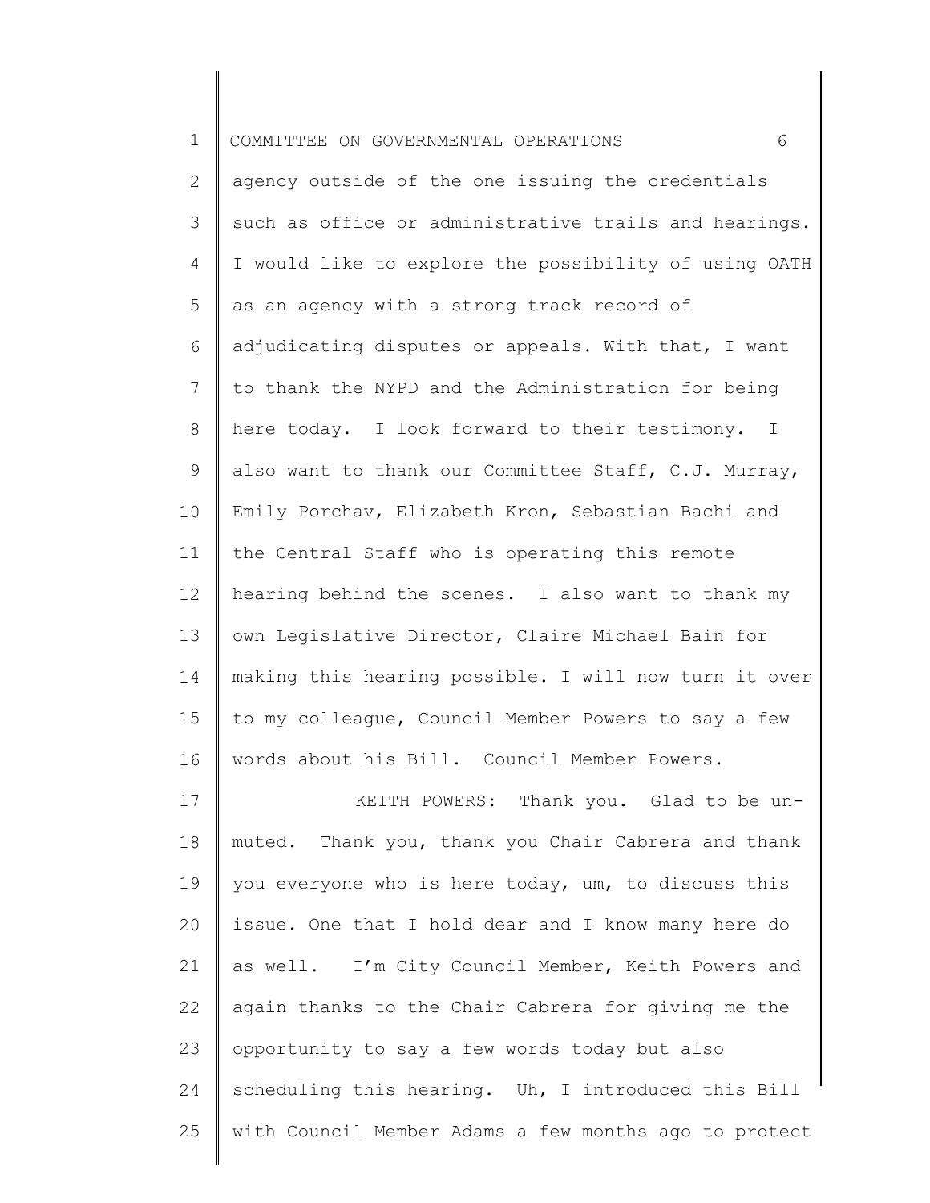agency outside of the one issuing the credentials such as office or administrative trails and hearings. I would like to explore the possibility of using OATH as an agency with a strong track record of adjudicating disputes or appeals. With that, I want to thank the NYPD and the Administration for being here today. I look forward to their testimony. I also want to thank our Committee Staff, C.J. Murray, Emily Porchav, Elizabeth Kron, Sebastian Bachi and the Central Staff who is operating this remote hearing behind the scenes. I also want to thank my own Legislative Director, Claire Michael Bain for making this hearing possible. I will now turn it over to my colleague, Council Member Powers to say a few words about his Bill. Council Member Powers.

KEITH POWERS: Thank you. Glad to be un-muted. Thank you, thank you Chair Cabrera and thank you everyone who is here today, um, to discuss this issue. One that I hold dear and I know many here do as well. I'm City Council Member, Keith Powers and again thanks to the Chair Cabrera for giving me the opportunity to say a few words today but also scheduling this hearing. Uh, I introduced this Bill with Council Member Adams a few months ago to protect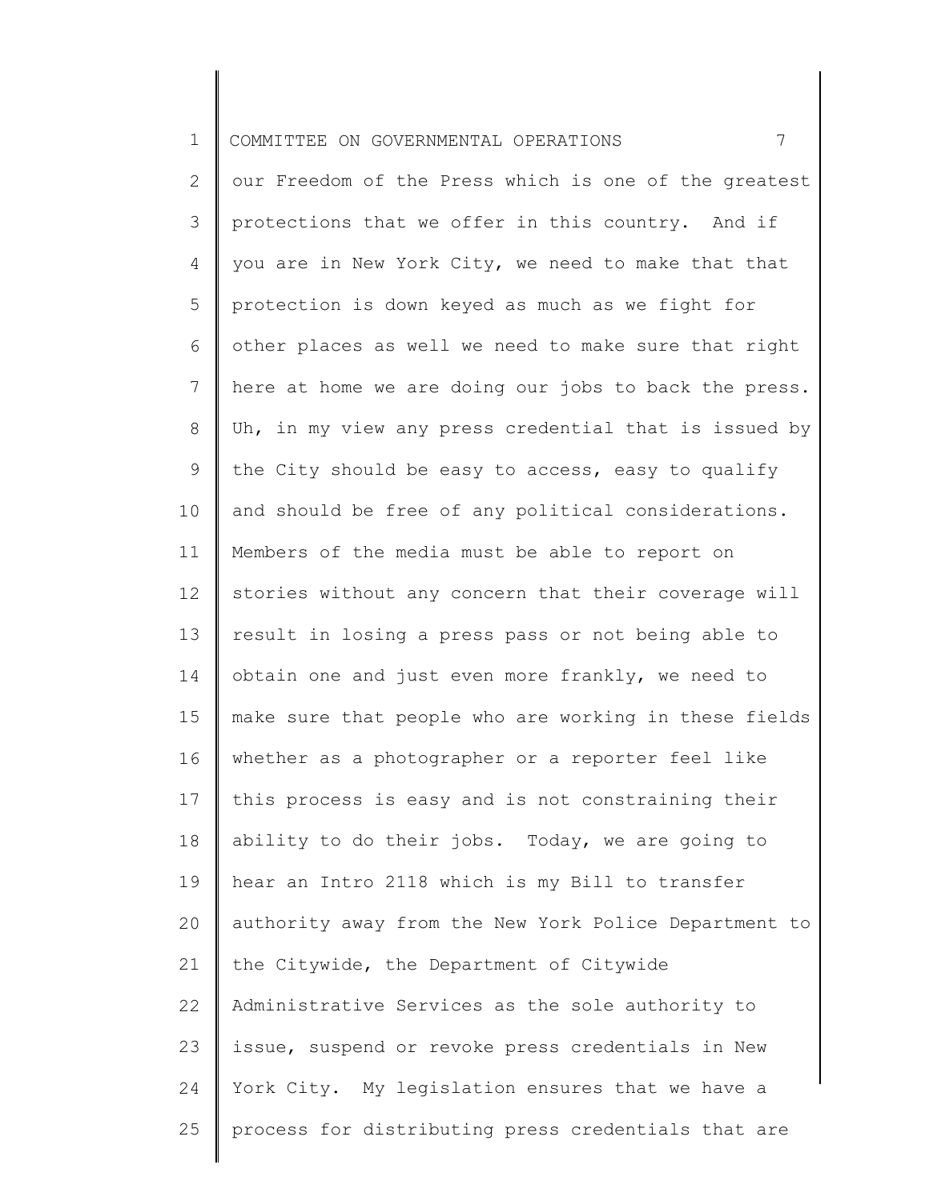our Freedom of the Press which is one of the greatest protections that we offer in this country. And if you are in New York City, we need to make that that protection is down keyed as much as we fight for other places as well we need to make sure that right here at home we are doing our jobs to back the press. Uh, in my view any press credential that is issued by the City should be easy to access, easy to qualify and should be free of any political considerations. Members of the media must be able to report on stories without any concern that their coverage will result in losing a press pass or not being able to obtain one and just even more frankly, we need to make sure that people who are working in these fields whether as a photographer or a reporter feel like this process is easy and is not constraining their ability to do their jobs. Today, we are going to hear an Intro 2118 which is my Bill to transfer authority away from the New York Police Department to the Citywide, the Department of Citywide Administrative Services as the sole authority to issue, suspend or revoke press credentials in New York City. My legislation ensures that we have a process for distributing press credentials that are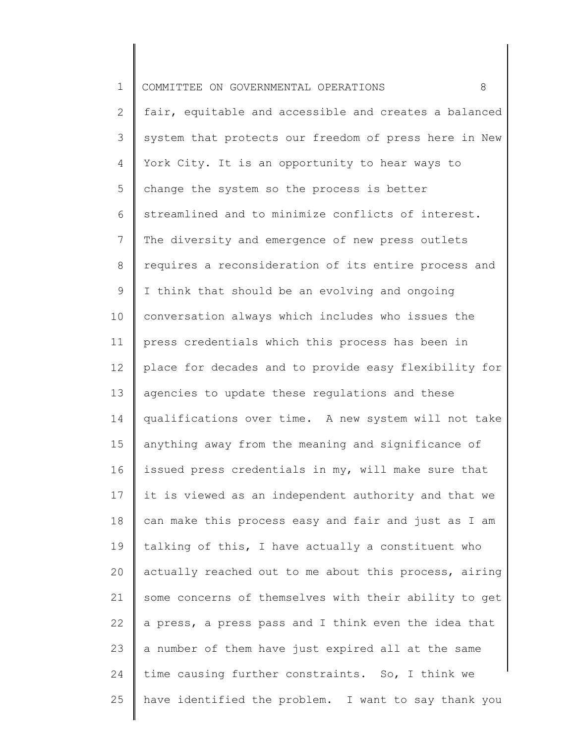fair, equitable and accessible and creates a balanced system that protects our freedom of press here in New York City. It is an opportunity to hear ways to change the system so the process is better streamlined and to minimize conflicts of interest. The diversity and emergence of new press outlets requires a reconsideration of its entire process and I think that should be an evolving and ongoing conversation always which includes who issues the press credentials which this process has been in place for decades and to provide easy flexibility for agencies to update these regulations and these qualifications over time. A new system will not take anything away from the meaning and significance of issued press credentials in my, will make sure that it is viewed as an independent authority and that we can make this process easy and fair and just as I am talking of this, I have actually a constituent who actually reached out to me about this process, airing some concerns of themselves with their ability to get a press, a press pass and I think even the idea that a number of them have just expired all at the same time causing further constraints. So, I think we have identified the problem. I want to say thank you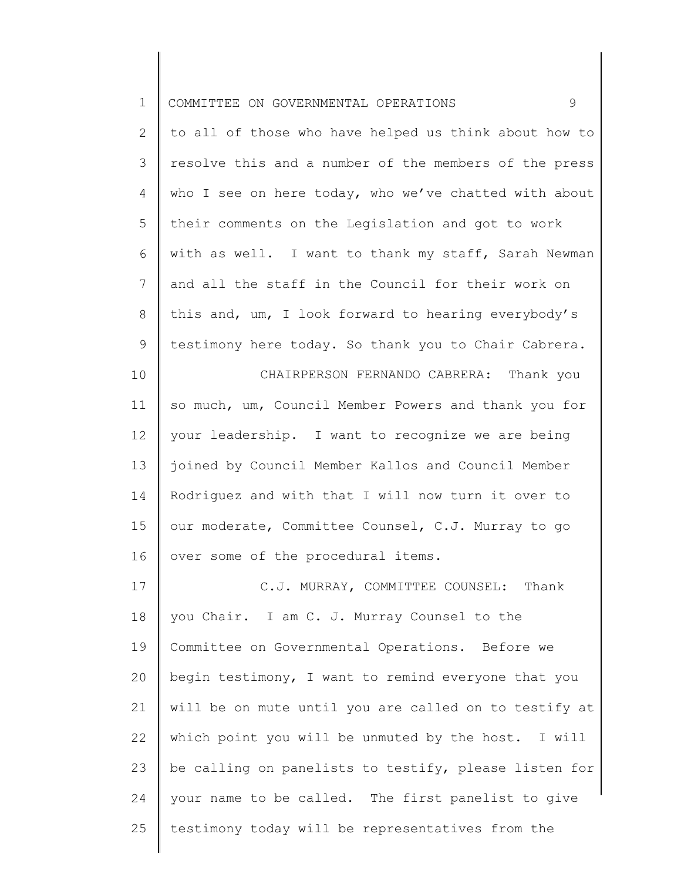to all of those who have helped us think about how to resolve this and a number of the members of the press who I see on here today, who we've chatted with about their comments on the Legislation and got to work with as well. I want to thank my staff, Sarah Newman and all the staff in the Council for their work on this and, um, I look forward to hearing everybody's testimony here today. So thank you to Chair Cabrera.

CHAIRPERSON FERNANDO CABRERA: Thank you so much, um, Council Member Powers and thank you for your leadership. I want to recognize we are being joined by Council Member Kallos and Council Member Rodriguez and with that I will now turn it over to our moderate, Committee Counsel, C.J. Murray to go over some of the procedural items.

C.J. MURRAY, COMMITTEE COUNSEL: Thank you Chair. I am C. J. Murray Counsel to the Committee on Governmental Operations. Before we begin testimony, I want to remind everyone that you will be on mute until you are called on to testify at which point you will be unmuted by the host. I will be calling on panelists to testify, please listen for your name to be called. The first panelist to give testimony today will be representatives from the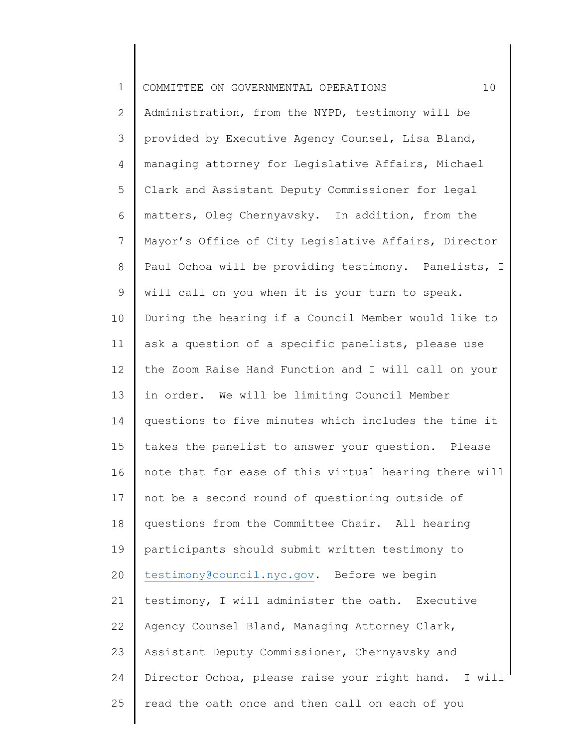Administration, from the NYPD, testimony will be provided by Executive Agency Counsel, Lisa Bland, managing attorney for Legislative Affairs, Michael Clark and Assistant Deputy Commissioner for legal matters, Oleg Chernyavsky. In addition, from the Mayor's Office of City Legislative Affairs, Director Paul Ochoa will be providing testimony. Panelists, I will call on you when it is your turn to speak. During the hearing if a Council Member would like to ask a question of a specific panelists, please use the Zoom Raise Hand Function and I will call on your in order. We will be limiting Council Member questions to five minutes which includes the time it takes the panelist to answer your question. Please note that for ease of this virtual hearing there will not be a second round of questioning outside of questions from the Committee Chair. All hearing participants should submit written testimony to testimony@council.nyc.gov. Before we begin testimony, I will administer the oath. Executive Agency Counsel Bland, Managing Attorney Clark, Assistant Deputy Commissioner, Chernyavsky and Director Ochoa, please raise your right hand. I will read the oath once and then call on each of you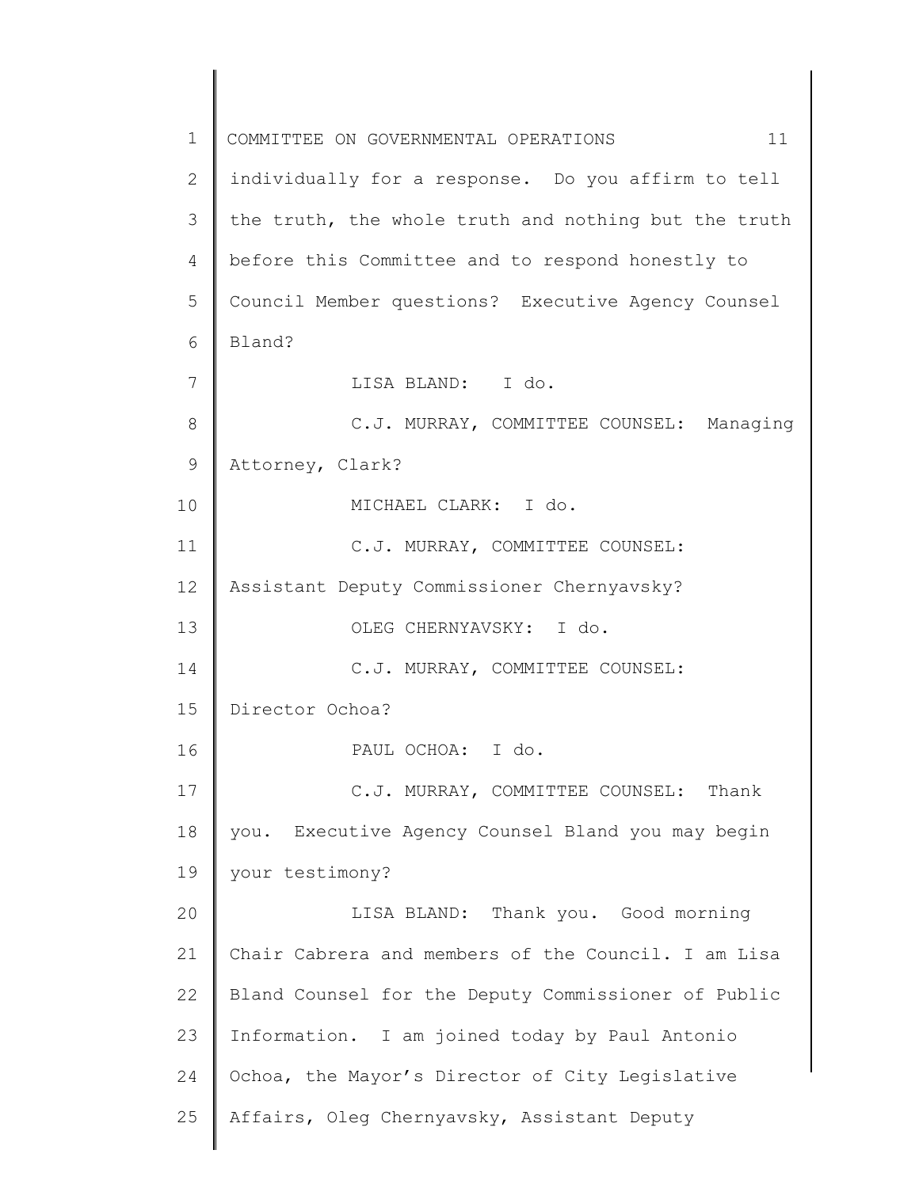individually for a response. Do you affirm to tell the truth, the whole truth and nothing but the truth before this Committee and to respond honestly to Council Member questions? Executive Agency Counsel Bland?

LISA BLAND: I do.

C.J. MURRAY, COMMITTEE COUNSEL: Managing Attorney, Clark?

MICHAEL CLARK: I do.

C.J. MURRAY, COMMITTEE COUNSEL: Assistant Deputy Commissioner Chernyavsky?

OLEG CHERNYAVSKY: I do.

C.J. MURRAY, COMMITTEE COUNSEL: Director Ochoa?

PAUL OCHOA: I do.

C.J. MURRAY, COMMITTEE COUNSEL: Thank you. Executive Agency Counsel Bland you may begin your testimony?

LISA BLAND: Thank you. Good morning Chair Cabrera and members of the Council. I am Lisa Bland Counsel for the Deputy Commissioner of Public Information. I am joined today by Paul Antonio Ochoa, the Mayor's Director of City Legislative Affairs, Oleg Chernyavsky, Assistant Deputy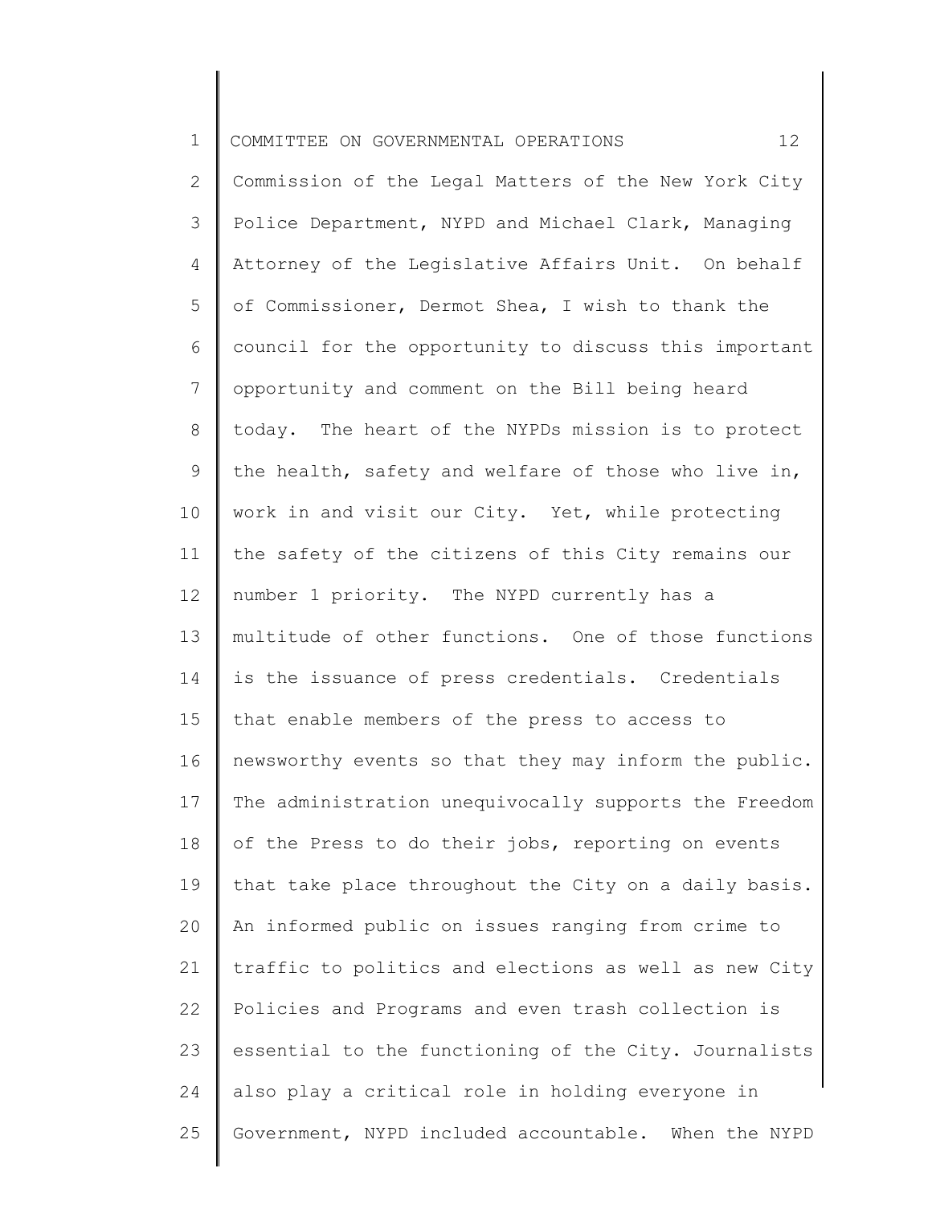Commission of the Legal Matters of the New York City Police Department, NYPD and Michael Clark, Managing Attorney of the Legislative Affairs Unit. On behalf of Commissioner, Dermot Shea, I wish to thank the council for the opportunity to discuss this important opportunity and comment on the Bill being heard today. The heart of the NYPDs mission is to protect the health, safety and welfare of those who live in, work in and visit our City. Yet, while protecting the safety of the citizens of this City remains our number 1 priority. The NYPD currently has a multitude of other functions. One of those functions is the issuance of press credentials. Credentials that enable members of the press to access to newsworthy events so that they may inform the public. The administration unequivocally supports the Freedom of the Press to do their jobs, reporting on events that take place throughout the City on a daily basis. An informed public on issues ranging from crime to traffic to politics and elections as well as new City Policies and Programs and even trash collection is essential to the functioning of the City. Journalists also play a critical role in holding everyone in Government, NYPD included accountable. When the NYPD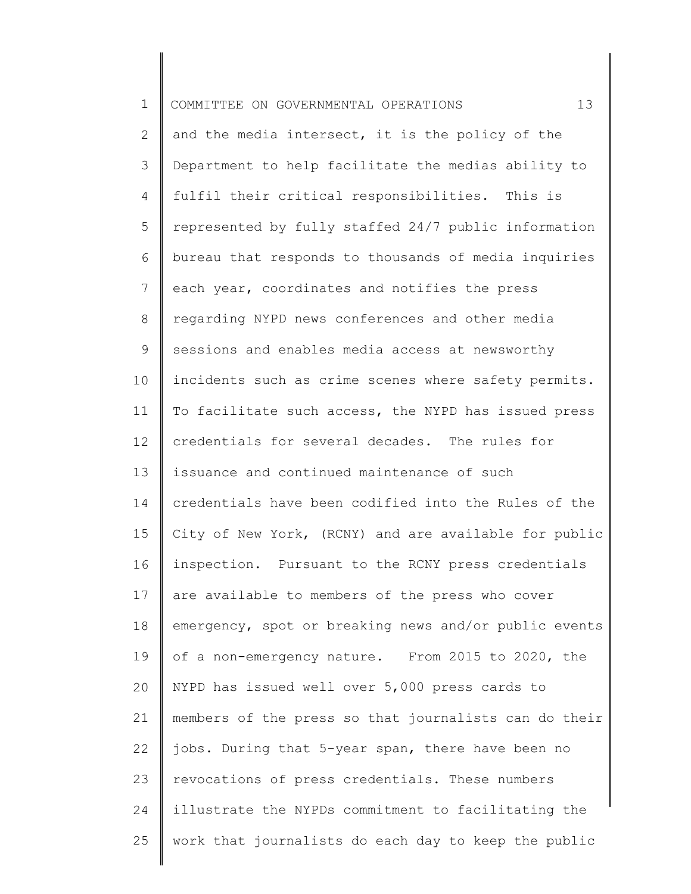and the media intersect, it is the policy of the Department to help facilitate the medias ability to fulfil their critical responsibilities. This is represented by fully staffed 24/7 public information bureau that responds to thousands of media inquiries each year, coordinates and notifies the press regarding NYPD news conferences and other media sessions and enables media access at newsworthy incidents such as crime scenes where safety permits. To facilitate such access, the NYPD has issued press credentials for several decades. The rules for issuance and continued maintenance of such credentials have been codified into the Rules of the City of New York, (RCNY) and are available for public inspection. Pursuant to the RCNY press credentials are available to members of the press who cover emergency, spot or breaking news and/or public events of a non-emergency nature. From 2015 to 2020, the NYPD has issued well over 5,000 press cards to members of the press so that journalists can do their jobs. During that 5-year span, there have been no revocations of press credentials. These numbers illustrate the NYPDs commitment to facilitating the work that journalists do each day to keep the public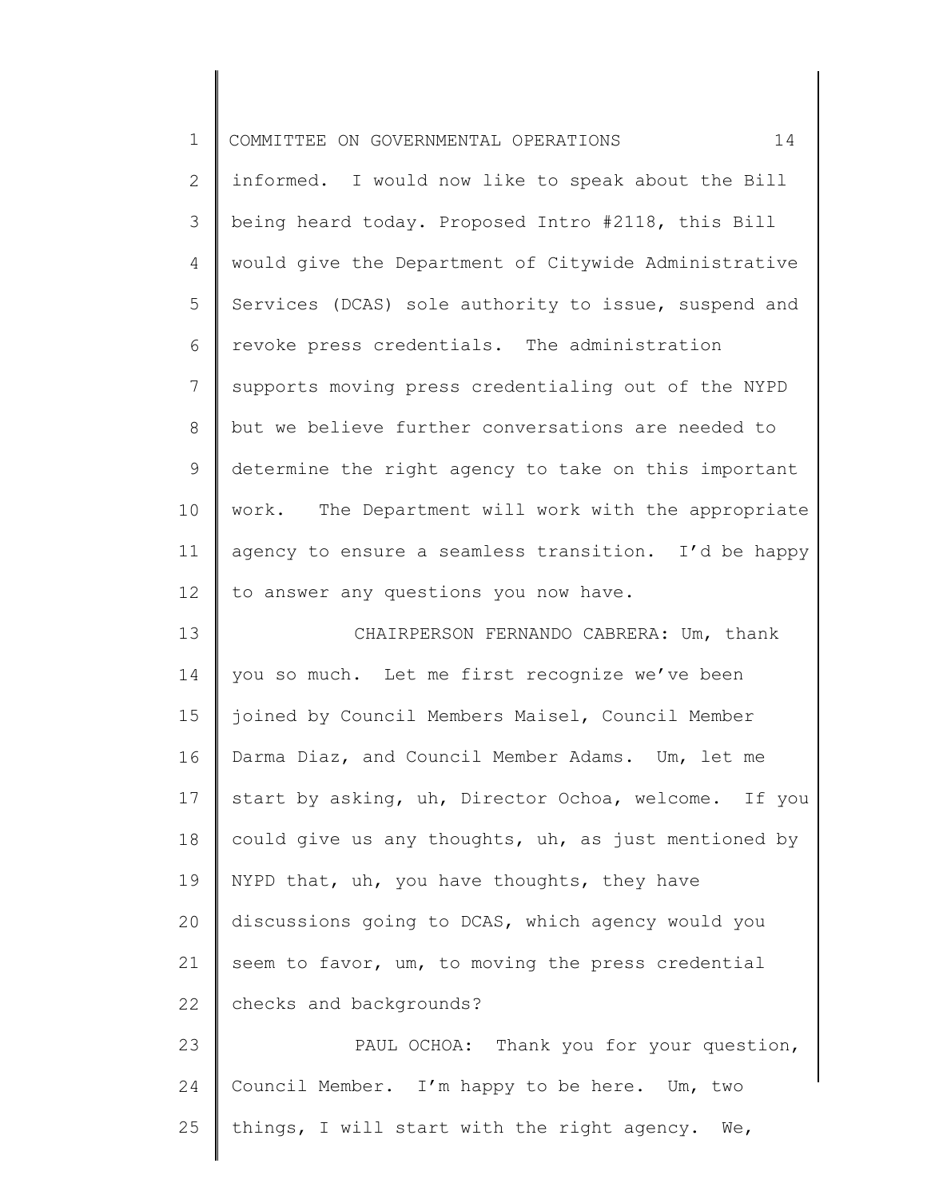informed. I would now like to speak about the Bill being heard today. Proposed Intro #2118, this Bill would give the Department of Citywide Administrative Services (DCAS) sole authority to issue, suspend and revoke press credentials. The administration supports moving press credentialing out of the NYPD but we believe further conversations are needed to determine the right agency to take on this important work. The Department will work with the appropriate agency to ensure a seamless transition. I'd be happy to answer any questions you now have.

CHAIRPERSON FERNANDO CABRERA: Um, thank you so much. Let me first recognize we've been joined by Council Members Maisel, Council Member Darma Diaz, and Council Member Adams. Um, let me start by asking, uh, Director Ochoa, welcome. If you could give us any thoughts, uh, as just mentioned by NYPD that, uh, you have thoughts, they have discussions going to DCAS, which agency would you seem to favor, um, to moving the press credential checks and backgrounds?

PAUL OCHOA: Thank you for your question, Council Member. I'm happy to be here. Um, two things, I will start with the right agency. We,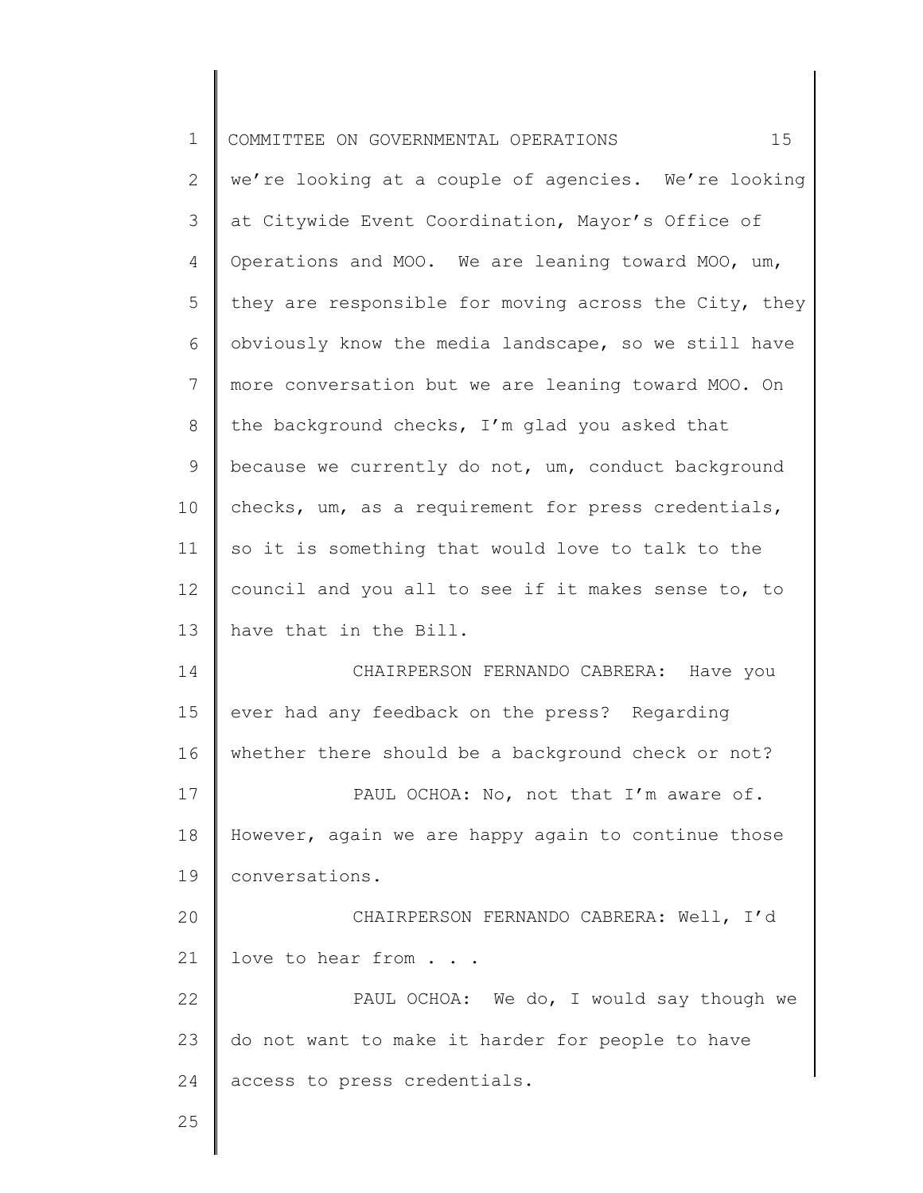we're looking at a couple of agencies. We're looking at Citywide Event Coordination, Mayor's Office of Operations and MOO. We are leaning toward MOO, um, they are responsible for moving across the City, they obviously know the media landscape, so we still have more conversation but we are leaning toward MOO. On the background checks, I'm glad you asked that because we currently do not, um, conduct background checks, um, as a requirement for press credentials, so it is something that would love to talk to the council and you all to see if it makes sense to, to have that in the Bill.

CHAIRPERSON FERNANDO CABRERA: Have you ever had any feedback on the press? Regarding whether there should be a background check or not?

PAUL OCHOA: No, not that I'm aware of. However, again we are happy again to continue those conversations.

CHAIRPERSON FERNANDO CABRERA: Well, I'd love to hear from . . .

PAUL OCHOA: We do, I would say though we do not want to make it harder for people to have access to press credentials.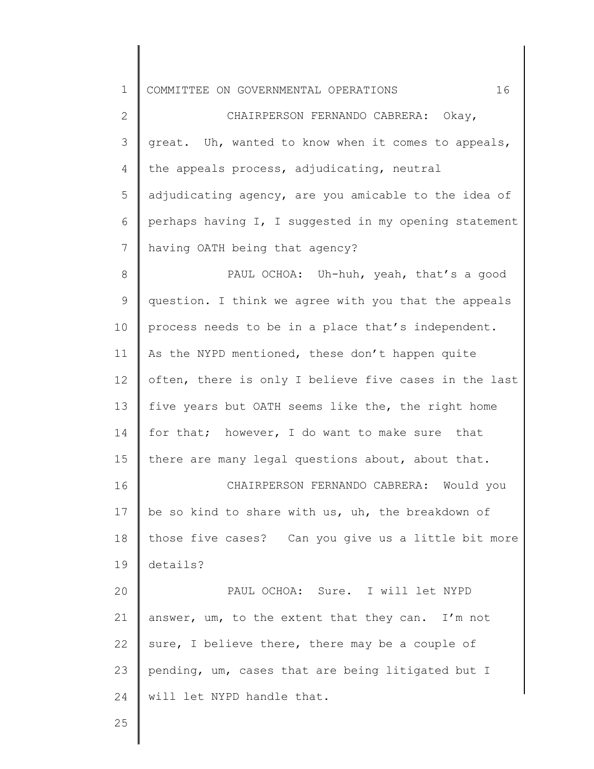CHAIRPERSON FERNANDO CABRERA: Okay, great. Uh, wanted to know when it comes to appeals, the appeals process, adjudicating, neutral adjudicating agency, are you amicable to the idea of perhaps having I, I suggested in my opening statement having OATH being that agency?

PAUL OCHOA: Uh-huh, yeah, that's a good question. I think we agree with you that the appeals process needs to be in a place that's independent. As the NYPD mentioned, these don't happen quite often, there is only I believe five cases in the last five years but OATH seems like the, the right home for that; however, I do want to make sure that there are many legal questions about, about that.

CHAIRPERSON FERNANDO CABRERA: Would you be so kind to share with us, uh, the breakdown of those five cases? Can you give us a little bit more details?

PAUL OCHOA: Sure. I will let NYPD answer, um, to the extent that they can. I'm not sure, I believe there, there may be a couple of pending, um, cases that are being litigated but I will let NYPD handle that.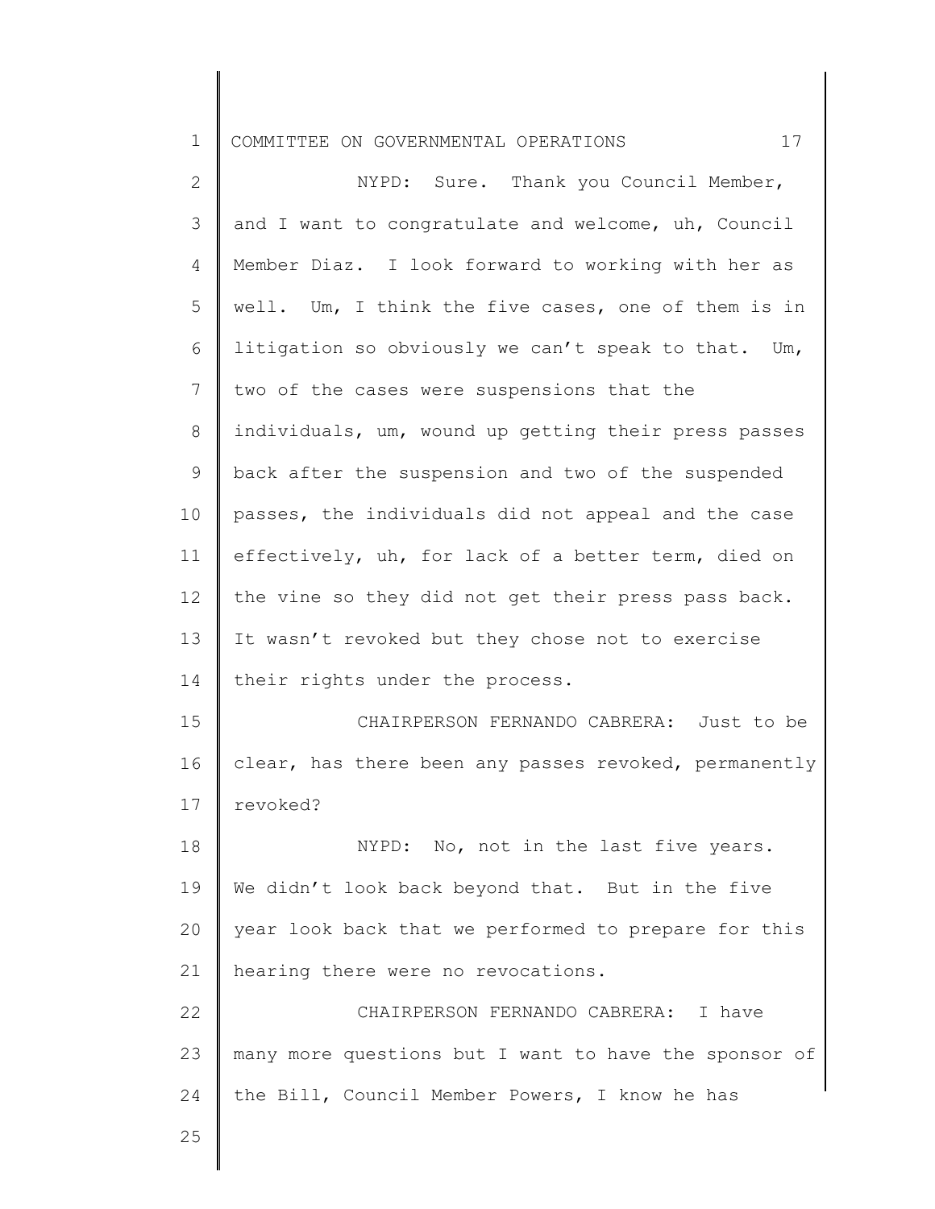NYPD: Sure. Thank you Council Member, and I want to congratulate and welcome, uh, Council Member Diaz. I look forward to working with her as well. Um, I think the five cases, one of them is in litigation so obviously we can't speak to that. Um, two of the cases were suspensions that the individuals, um, wound up getting their press passes back after the suspension and two of the suspended passes, the individuals did not appeal and the case effectively, uh, for lack of a better term, died on the vine so they did not get their press pass back. It wasn't revoked but they chose not to exercise their rights under the process.

CHAIRPERSON FERNANDO CABRERA: Just to be clear, has there been any passes revoked, permanently revoked?

NYPD: No, not in the last five years. We didn't look back beyond that. But in the five year look back that we performed to prepare for this hearing there were no revocations.

CHAIRPERSON FERNANDO CABRERA: I have many more questions but I want to have the sponsor of the Bill, Council Member Powers, I know he has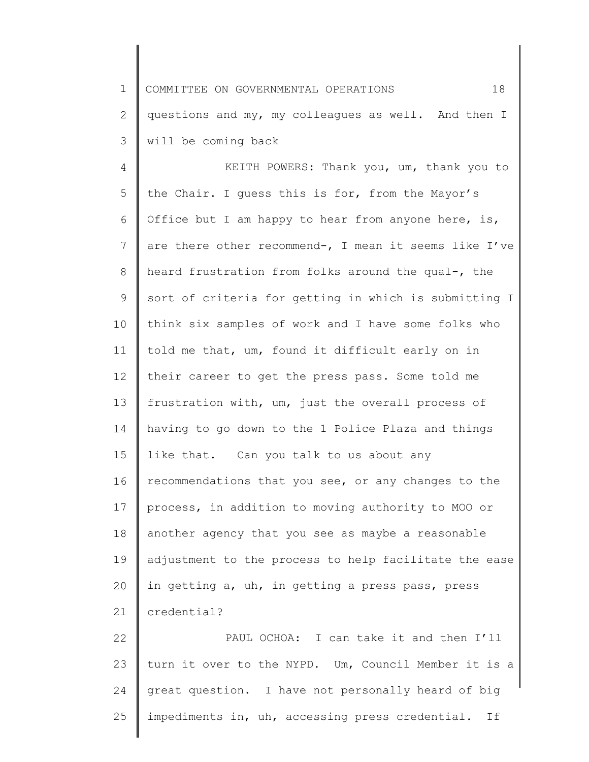questions and my, my colleagues as well. And then I will be coming back

KEITH POWERS: Thank you, um, thank you to the Chair. I guess this is for, from the Mayor's Office but I am happy to hear from anyone here, is, are there other recommend-, I mean it seems like I've heard frustration from folks around the qual-, the sort of criteria for getting in which is submitting I think six samples of work and I have some folks who told me that, um, found it difficult early on in their career to get the press pass. Some told me frustration with, um, just the overall process of having to go down to the 1 Police Plaza and things like that. Can you talk to us about any recommendations that you see, or any changes to the process, in addition to moving authority to MOO or another agency that you see as maybe a reasonable adjustment to the process to help facilitate the ease in getting a, uh, in getting a press pass, press credential?

PAUL OCHOA: I can take it and then I'll turn it over to the NYPD. Um, Council Member it is a great question. I have not personally heard of big impediments in, uh, accessing press credential. If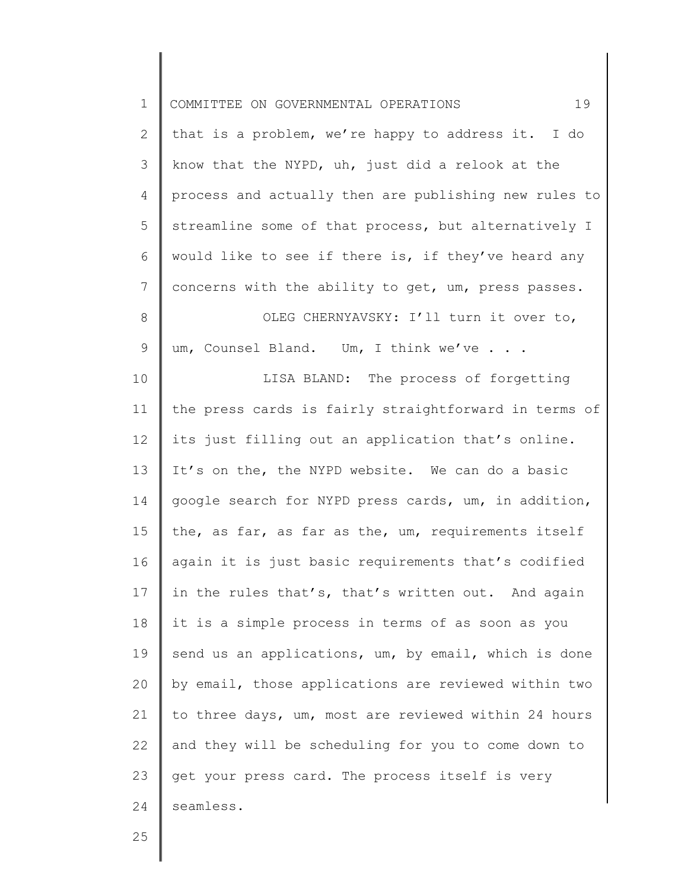that is a problem, we're happy to address it. I do know that the NYPD, uh, just did a relook at the process and actually then are publishing new rules to streamline some of that process, but alternatively I would like to see if there is, if they've heard any concerns with the ability to get, um, press passes.

OLEG CHERNYAVSKY: I'll turn it over to, um, Counsel Bland. Um, I think we've . . .

LISA BLAND: The process of forgetting the press cards is fairly straightforward in terms of its just filling out an application that's online. It's on the, the NYPD website. We can do a basic google search for NYPD press cards, um, in addition, the, as far, as far as the, um, requirements itself again it is just basic requirements that's codified in the rules that's, that's written out. And again it is a simple process in terms of as soon as you send us an applications, um, by email, which is done by email, those applications are reviewed within two to three days, um, most are reviewed within 24 hours and they will be scheduling for you to come down to get your press card. The process itself is very seamless.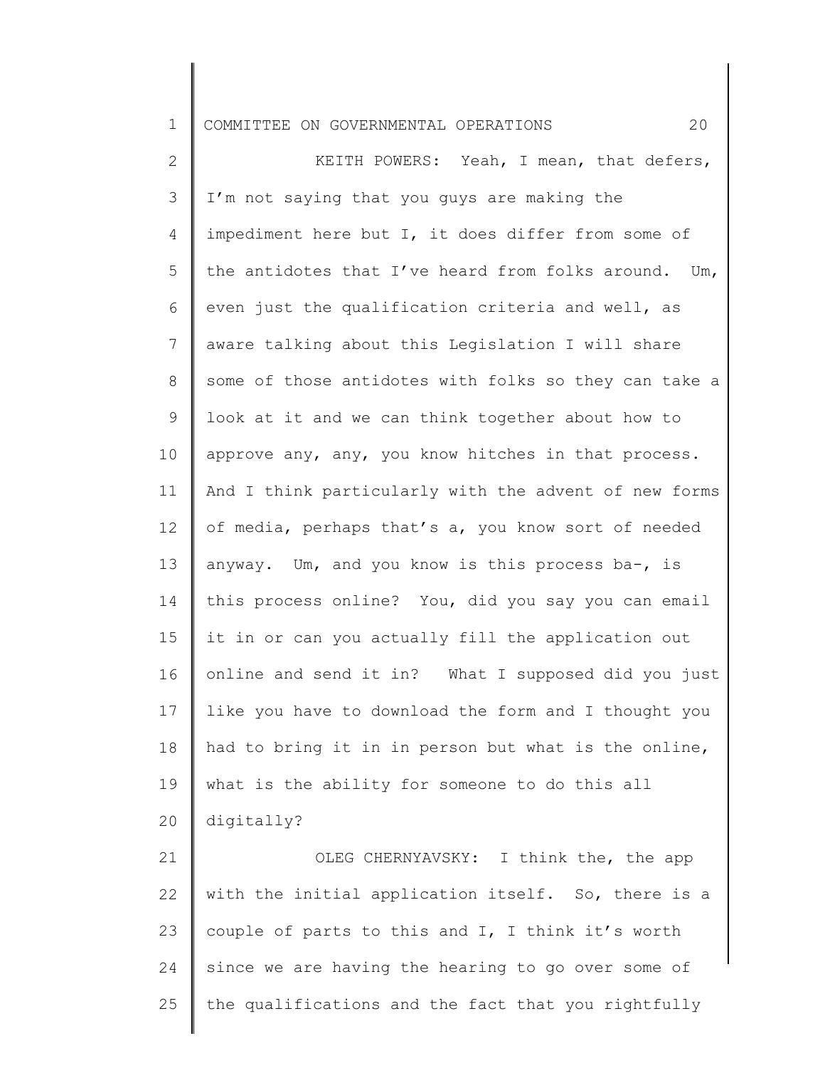KEITH POWERS: Yeah, I mean, that defers, I'm not saying that you guys are making the impediment here but I, it does differ from some of the antidotes that I've heard from folks around. Um, even just the qualification criteria and well, as aware talking about this Legislation I will share some of those antidotes with folks so they can take a look at it and we can think together about how to approve any, any, you know hitches in that process. And I think particularly with the advent of new forms of media, perhaps that's a, you know sort of needed anyway. Um, and you know is this process ba-, is this process online? You, did you say you can email it in or can you actually fill the application out online and send it in? What I supposed did you just like you have to download the form and I thought you had to bring it in in person but what is the online, what is the ability for someone to do this all digitally?

OLEG CHERNYAVSKY: I think the, the app with the initial application itself. So, there is a couple of parts to this and I, I think it's worth since we are having the hearing to go over some of the qualifications and the fact that you rightfully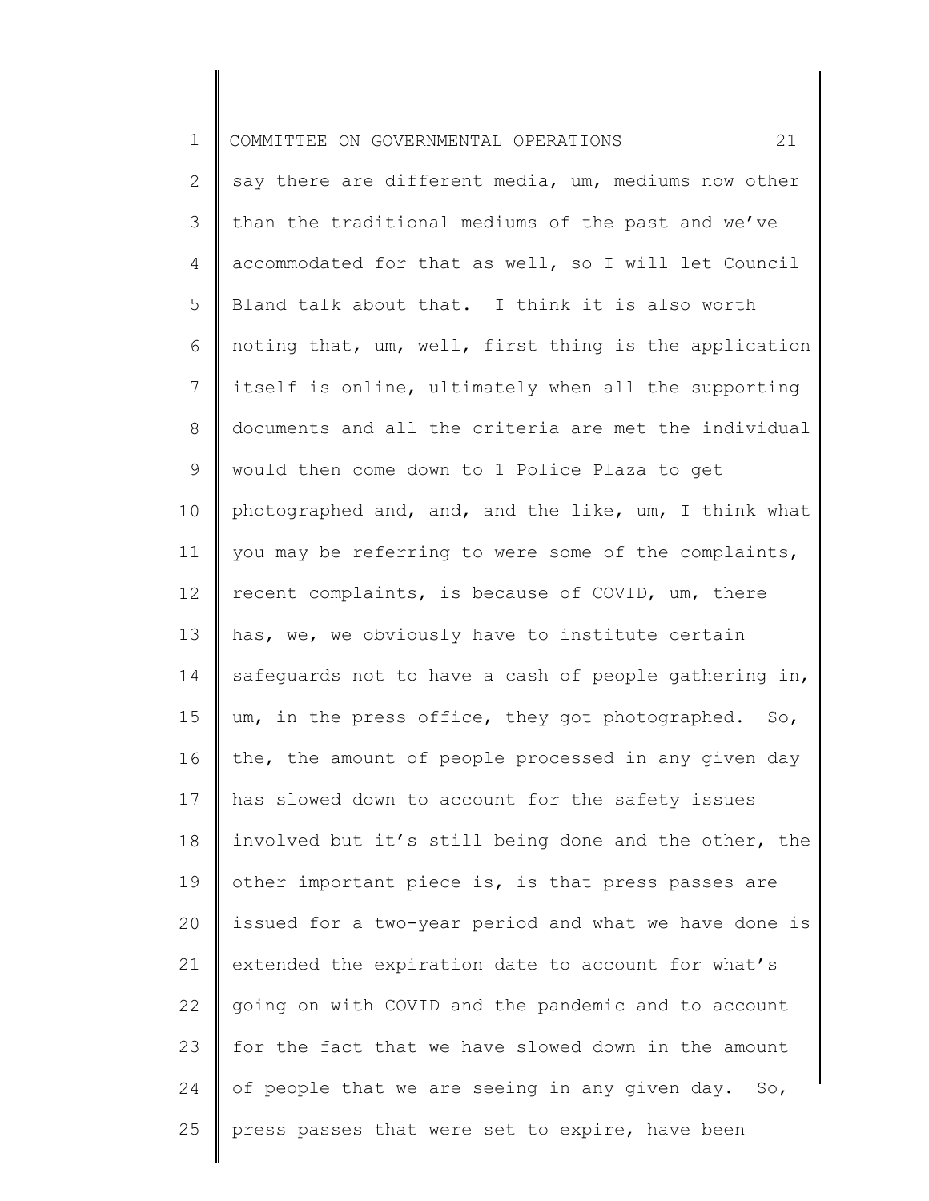say there are different media, um, mediums now other than the traditional mediums of the past and we've accommodated for that as well, so I will let Council Bland talk about that. I think it is also worth noting that, um, well, first thing is the application itself is online, ultimately when all the supporting documents and all the criteria are met the individual would then come down to 1 Police Plaza to get photographed and, and, and the like, um, I think what you may be referring to were some of the complaints, recent complaints, is because of COVID, um, there has, we, we obviously have to institute certain safeguards not to have a cash of people gathering in, um, in the press office, they got photographed. So, the, the amount of people processed in any given day has slowed down to account for the safety issues involved but it's still being done and the other, the other important piece is, is that press passes are issued for a two-year period and what we have done is extended the expiration date to account for what's going on with COVID and the pandemic and to account for the fact that we have slowed down in the amount of people that we are seeing in any given day. So, press passes that were set to expire, have been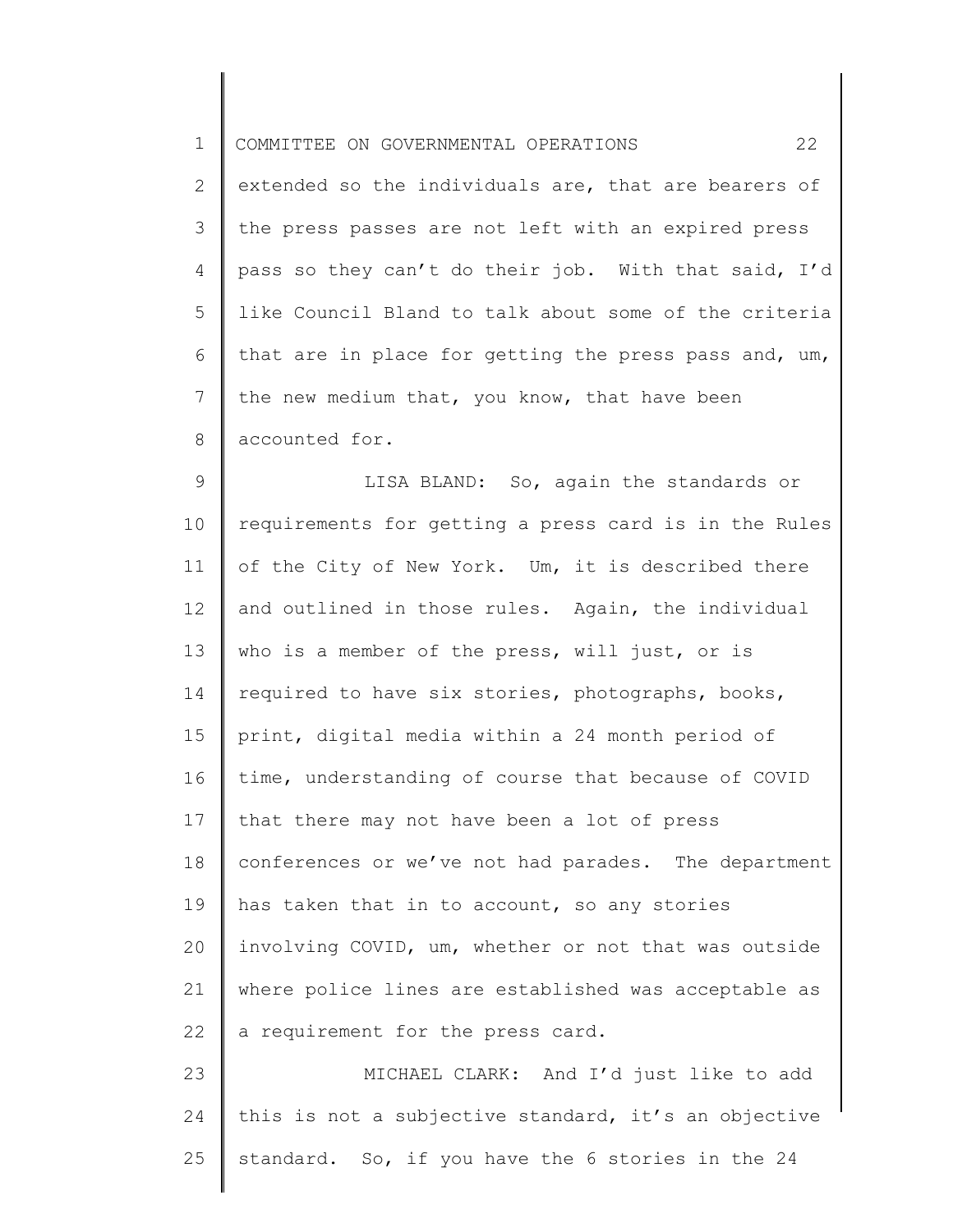extended so the individuals are, that are bearers of the press passes are not left with an expired press pass so they can't do their job. With that said, I'd like Council Bland to talk about some of the criteria that are in place for getting the press pass and, um, the new medium that, you know, that have been accounted for.

LISA BLAND: So, again the standards or requirements for getting a press card is in the Rules of the City of New York. Um, it is described there and outlined in those rules. Again, the individual who is a member of the press, will just, or is required to have six stories, photographs, books, print, digital media within a 24 month period of time, understanding of course that because of COVID that there may not have been a lot of press conferences or we've not had parades. The department has taken that in to account, so any stories involving COVID, um, whether or not that was outside where police lines are established was acceptable as a requirement for the press card.

MICHAEL CLARK: And I'd just like to add this is not a subjective standard, it's an objective standard. So, if you have the 6 stories in the 24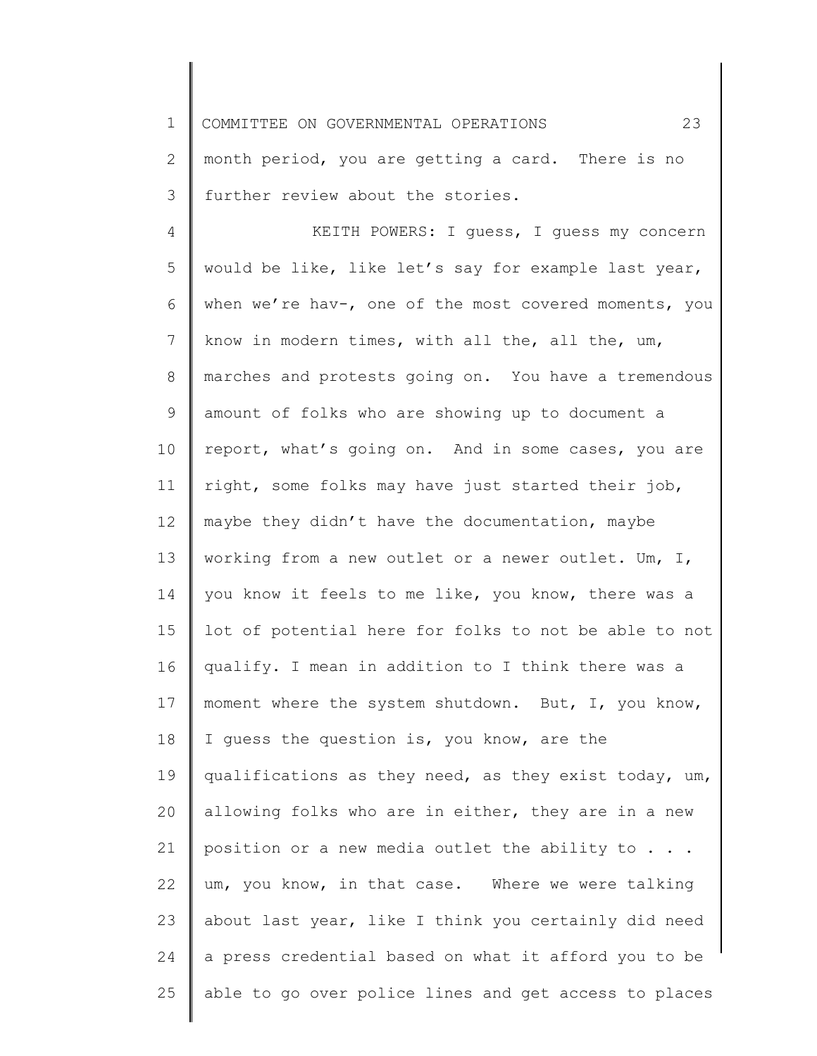month period, you are getting a card. There is no further review about the stories.

KEITH POWERS: I guess, I guess my concern would be like, like let's say for example last year, when we're hav-, one of the most covered moments, you know in modern times, with all the, all the, um, marches and protests going on. You have a tremendous amount of folks who are showing up to document a report, what's going on. And in some cases, you are right, some folks may have just started their job, maybe they didn't have the documentation, maybe working from a new outlet or a newer outlet. Um, I, you know it feels to me like, you know, there was a lot of potential here for folks to not be able to not qualify. I mean in addition to I think there was a moment where the system shutdown. But, I, you know, I guess the question is, you know, are the qualifications as they need, as they exist today, um, allowing folks who are in either, they are in a new position or a new media outlet the ability to . . . um, you know, in that case. Where we were talking about last year, like I think you certainly did need a press credential based on what it afford you to be able to go over police lines and get access to places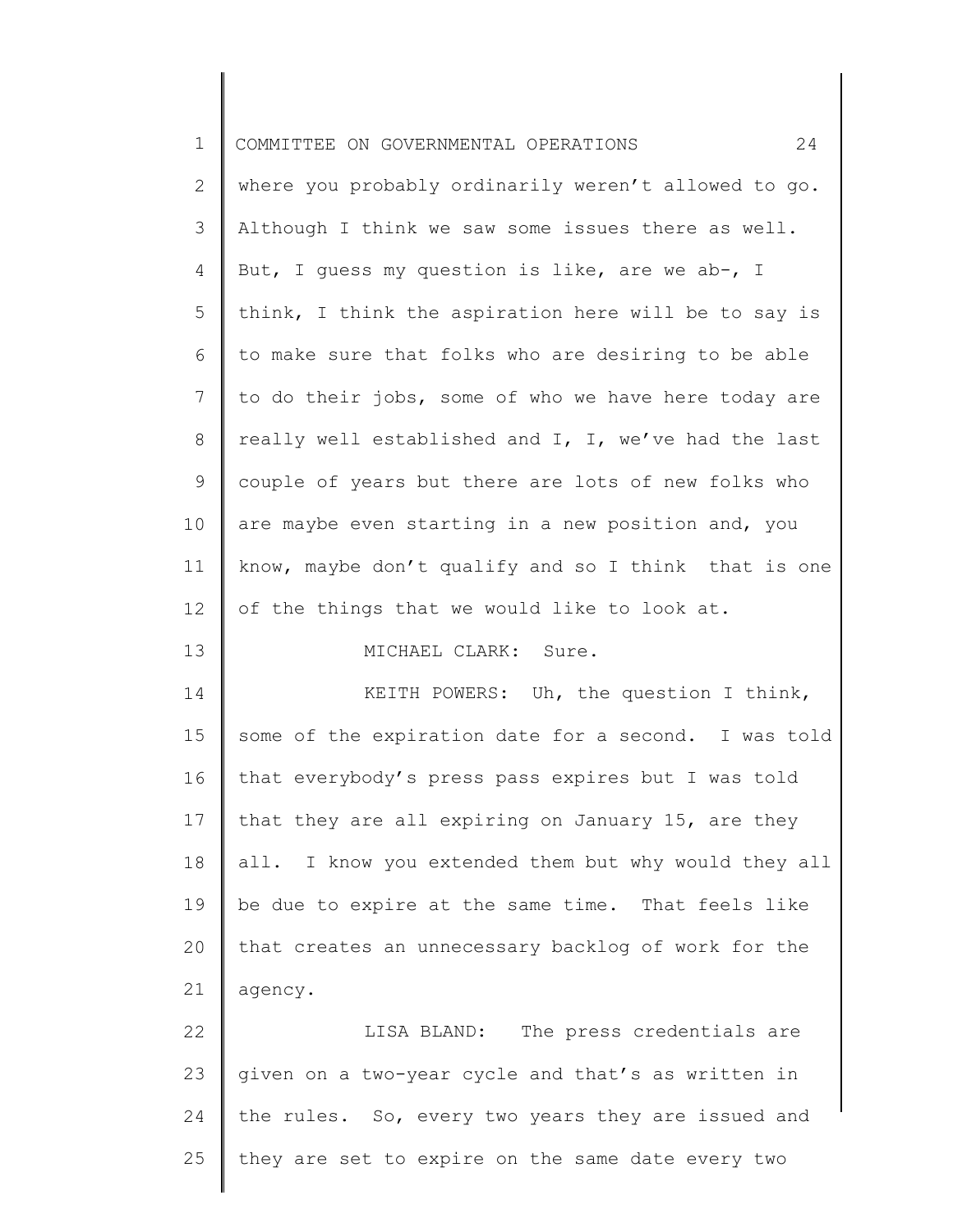where you probably ordinarily weren't allowed to go. Although I think we saw some issues there as well. But, I guess my question is like, are we ab-, I think, I think the aspiration here will be to say is to make sure that folks who are desiring to be able to do their jobs, some of who we have here today are really well established and I, I, we've had the last couple of years but there are lots of new folks who are maybe even starting in a new position and, you know, maybe don't qualify and so I think that is one of the things that we would like to look at.

MICHAEL CLARK: Sure.

KEITH POWERS: Uh, the question I think, some of the expiration date for a second. I was told that everybody's press pass expires but I was told that they are all expiring on January 15, are they all. I know you extended them but why would they all be due to expire at the same time. That feels like that creates an unnecessary backlog of work for the agency.

LISA BLAND: The press credentials are given on a two-year cycle and that's as written in the rules. So, every two years they are issued and they are set to expire on the same date every two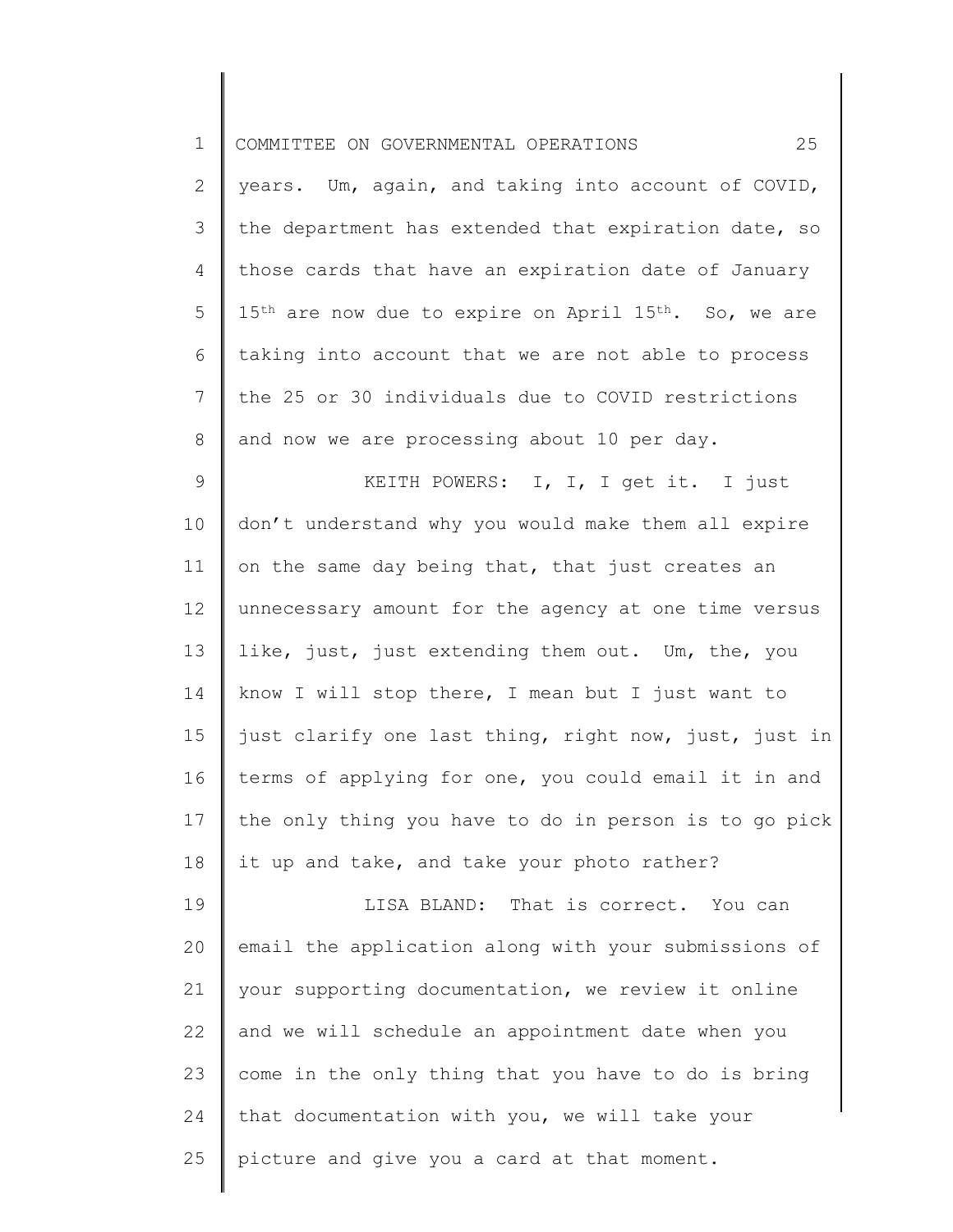years. Um, again, and taking into account of COVID, the department has extended that expiration date, so those cards that have an expiration date of January 15th are now due to expire on April 15th. So, we are taking into account that we are not able to process the 25 or 30 individuals due to COVID restrictions and now we are processing about 10 per day.

KEITH POWERS: I, I, I get it. I just don't understand why you would make them all expire on the same day being that, that just creates an unnecessary amount for the agency at one time versus like, just, just extending them out. Um, the, you know I will stop there, I mean but I just want to just clarify one last thing, right now, just, just in terms of applying for one, you could email it in and the only thing you have to do in person is to go pick it up and take, and take your photo rather?

LISA BLAND: That is correct. You can email the application along with your submissions of your supporting documentation, we review it online and we will schedule an appointment date when you come in the only thing that you have to do is bring that documentation with you, we will take your picture and give you a card at that moment.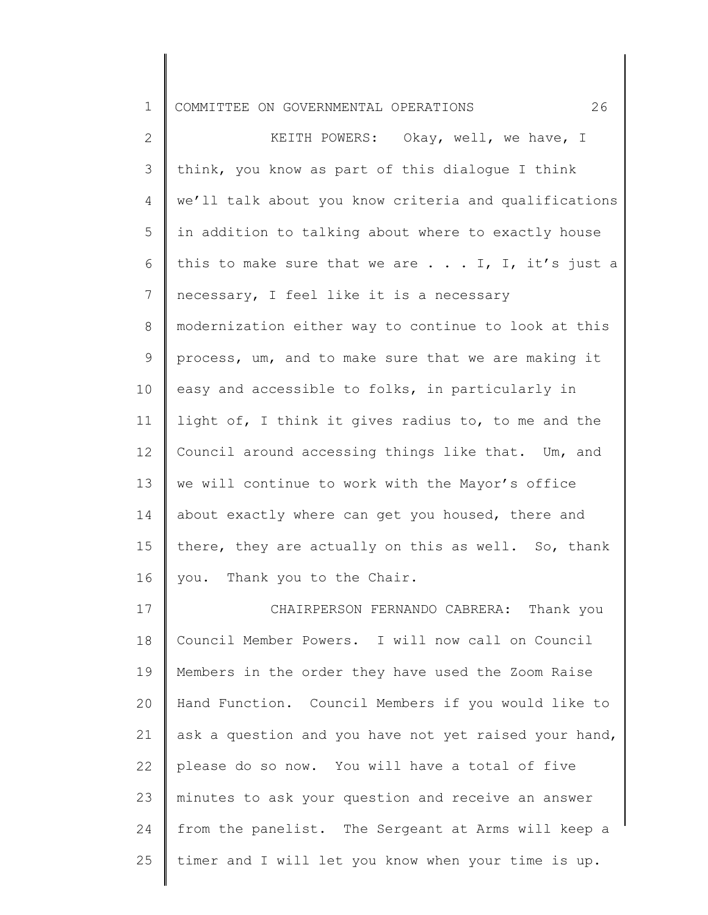KEITH POWERS: Okay, well, we have, I think, you know as part of this dialogue I think we'll talk about you know criteria and qualifications in addition to talking about where to exactly house this to make sure that we are . . . I, I, it's just a necessary, I feel like it is a necessary modernization either way to continue to look at this process, um, and to make sure that we are making it easy and accessible to folks, in particularly in light of, I think it gives radius to, to me and the Council around accessing things like that. Um, and we will continue to work with the Mayor's office about exactly where can get you housed, there and there, they are actually on this as well. So, thank you. Thank you to the Chair.

CHAIRPERSON FERNANDO CABRERA: Thank you Council Member Powers. I will now call on Council Members in the order they have used the Zoom Raise Hand Function. Council Members if you would like to ask a question and you have not yet raised your hand, please do so now. You will have a total of five minutes to ask your question and receive an answer from the panelist. The Sergeant at Arms will keep a timer and I will let you know when your time is up.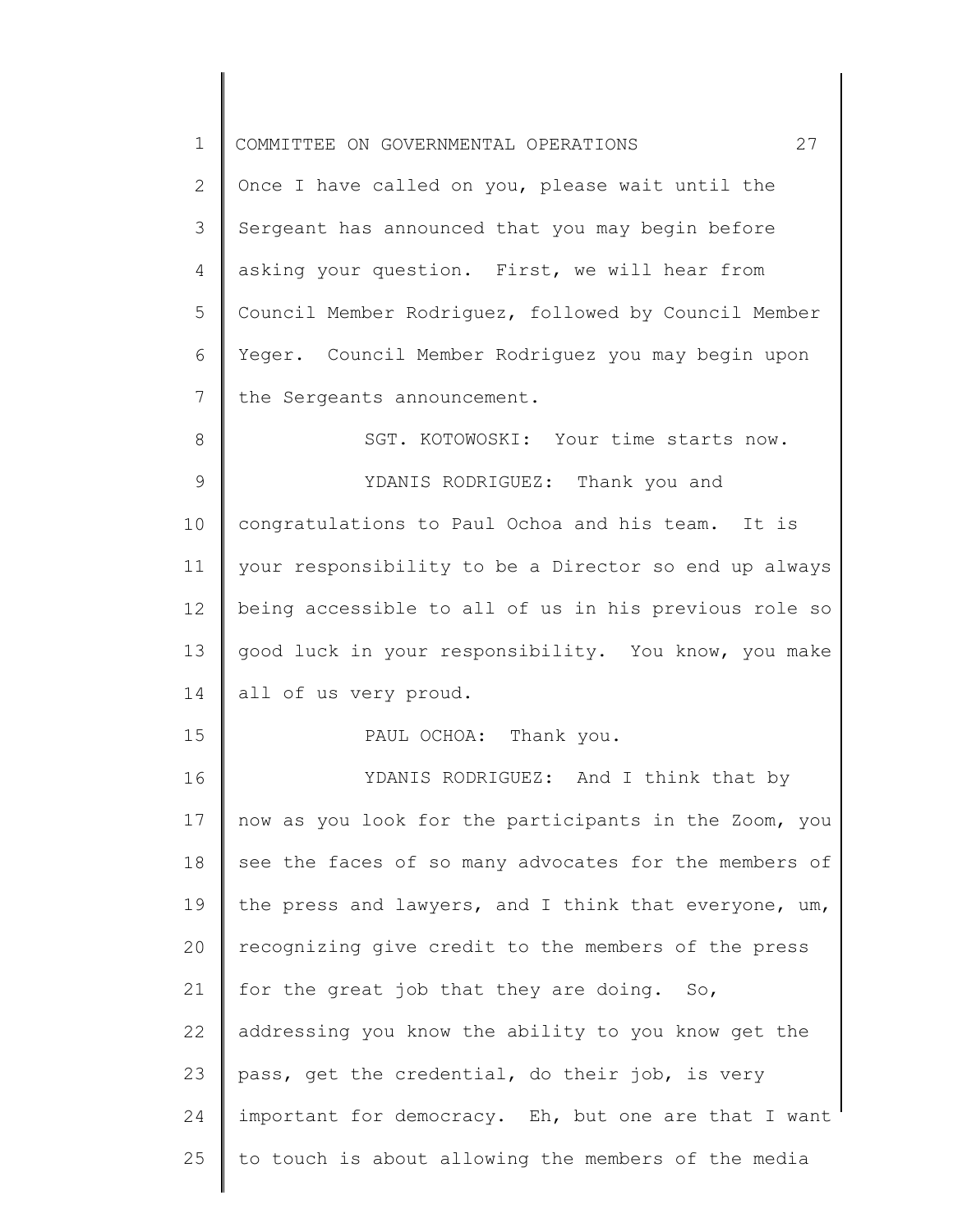Once I have called on you, please wait until the Sergeant has announced that you may begin before asking your question. First, we will hear from Council Member Rodriguez, followed by Council Member Yeger. Council Member Rodriguez you may begin upon the Sergeants announcement.

SGT. KOTOWOSKI: Your time starts now.

YDANIS RODRIGUEZ: Thank you and congratulations to Paul Ochoa and his team. It is your responsibility to be a Director so end up always being accessible to all of us in his previous role so good luck in your responsibility. You know, you make all of us very proud.

PAUL OCHOA: Thank you.

YDANIS RODRIGUEZ: And I think that by now as you look for the participants in the Zoom, you see the faces of so many advocates for the members of the press and lawyers, and I think that everyone, um, recognizing give credit to the members of the press for the great job that they are doing. So, addressing you know the ability to you know get the pass, get the credential, do their job, is very important for democracy. Eh, but one are that I want to touch is about allowing the members of the media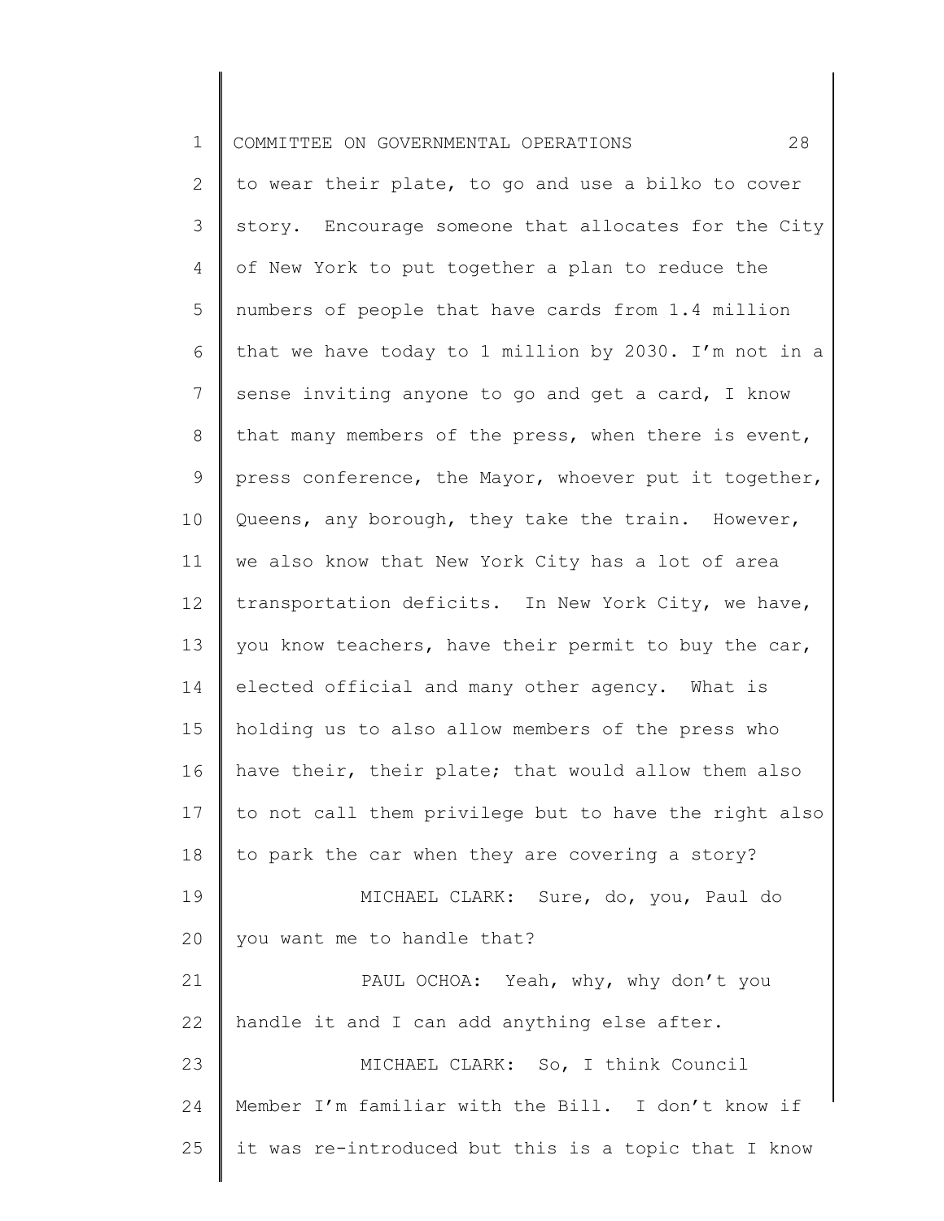to wear their plate, to go and use a bilko to cover story. Encourage someone that allocates for the City of New York to put together a plan to reduce the numbers of people that have cards from 1.4 million that we have today to 1 million by 2030. I'm not in a sense inviting anyone to go and get a card, I know that many members of the press, when there is event, press conference, the Mayor, whoever put it together, Queens, any borough, they take the train. However, we also know that New York City has a lot of area transportation deficits. In New York City, we have, you know teachers, have their permit to buy the car, elected official and many other agency. What is holding us to also allow members of the press who have their, their plate; that would allow them also to not call them privilege but to have the right also to park the car when they are covering a story?

MICHAEL CLARK: Sure, do, you, Paul do you want me to handle that?

PAUL OCHOA: Yeah, why, why don't you handle it and I can add anything else after.

MICHAEL CLARK: So, I think Council Member I'm familiar with the Bill. I don't know if it was re-introduced but this is a topic that I know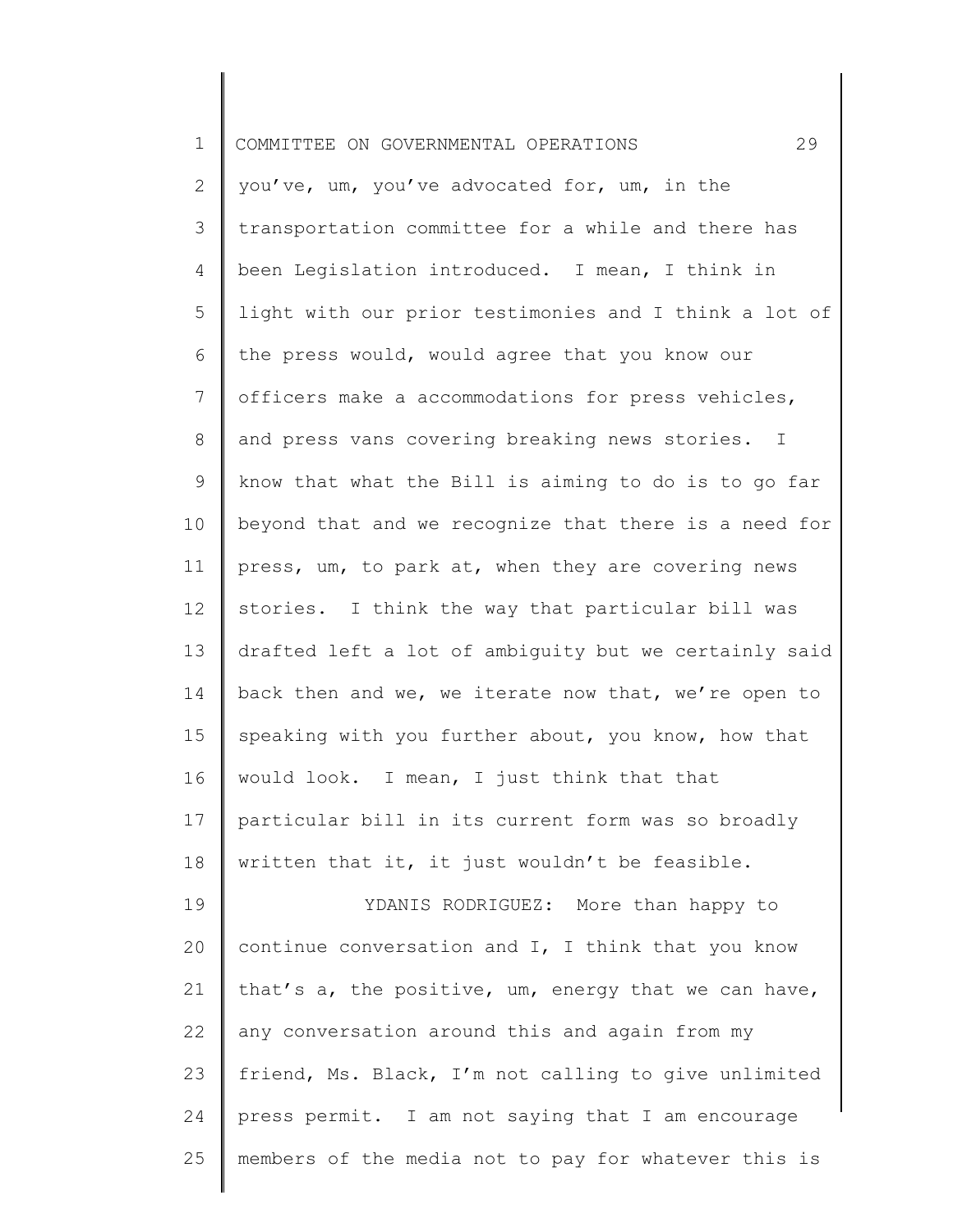you've, um, you've advocated for, um, in the transportation committee for a while and there has been Legislation introduced. I mean, I think in light with our prior testimonies and I think a lot of the press would, would agree that you know our officers make a accommodations for press vehicles, and press vans covering breaking news stories. I know that what the Bill is aiming to do is to go far beyond that and we recognize that there is a need for press, um, to park at, when they are covering news stories. I think the way that particular bill was drafted left a lot of ambiguity but we certainly said back then and we, we iterate now that, we're open to speaking with you further about, you know, how that would look. I mean, I just think that that particular bill in its current form was so broadly written that it, it just wouldn't be feasible.

YDANIS RODRIGUEZ: More than happy to continue conversation and I, I think that you know that's a, the positive, um, energy that we can have, any conversation around this and again from my friend, Ms. Black, I'm not calling to give unlimited press permit. I am not saying that I am encourage members of the media not to pay for whatever this is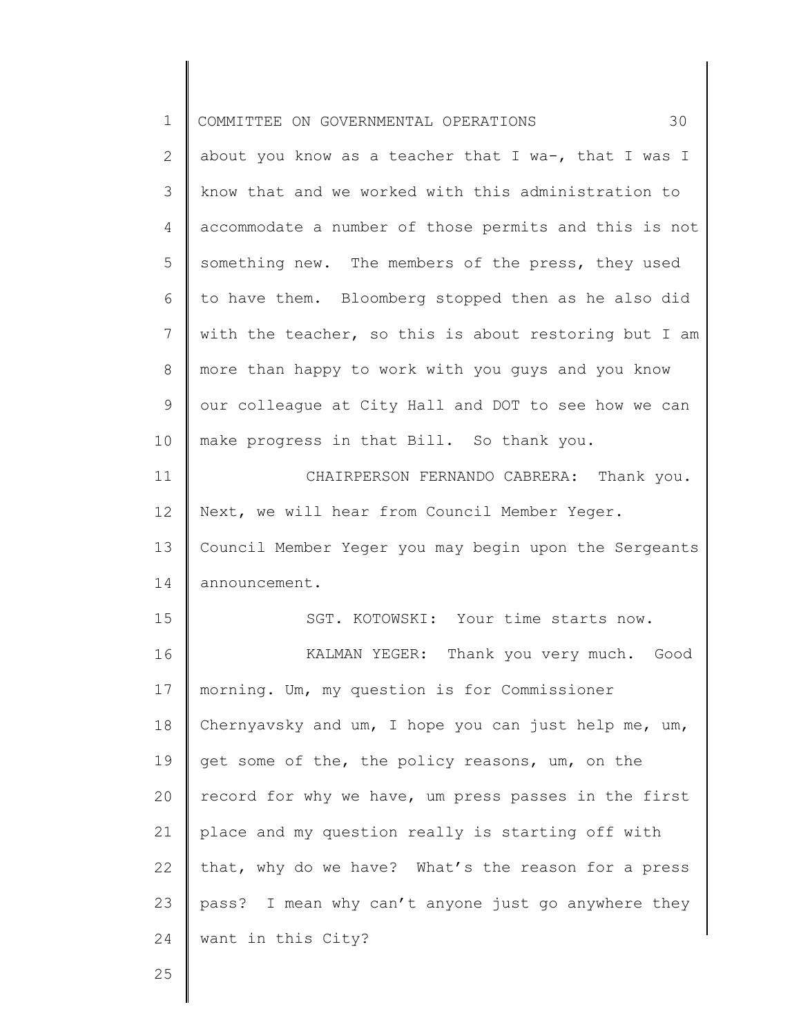about you know as a teacher that I wa-, that I was I know that and we worked with this administration to accommodate a number of those permits and this is not something new. The members of the press, they used to have them. Bloomberg stopped then as he also did with the teacher, so this is about restoring but I am more than happy to work with you guys and you know our colleague at City Hall and DOT to see how we can make progress in that Bill. So thank you.

CHAIRPERSON FERNANDO CABRERA: Thank you. Next, we will hear from Council Member Yeger. Council Member Yeger you may begin upon the Sergeants announcement.

SGT. KOTOWSKI: Your time starts now.

KALMAN YEGER: Thank you very much. Good morning. Um, my question is for Commissioner Chernyavsky and um, I hope you can just help me, um, get some of the, the policy reasons, um, on the record for why we have, um press passes in the first place and my question really is starting off with that, why do we have? What's the reason for a press pass? I mean why can't anyone just go anywhere they want in this City?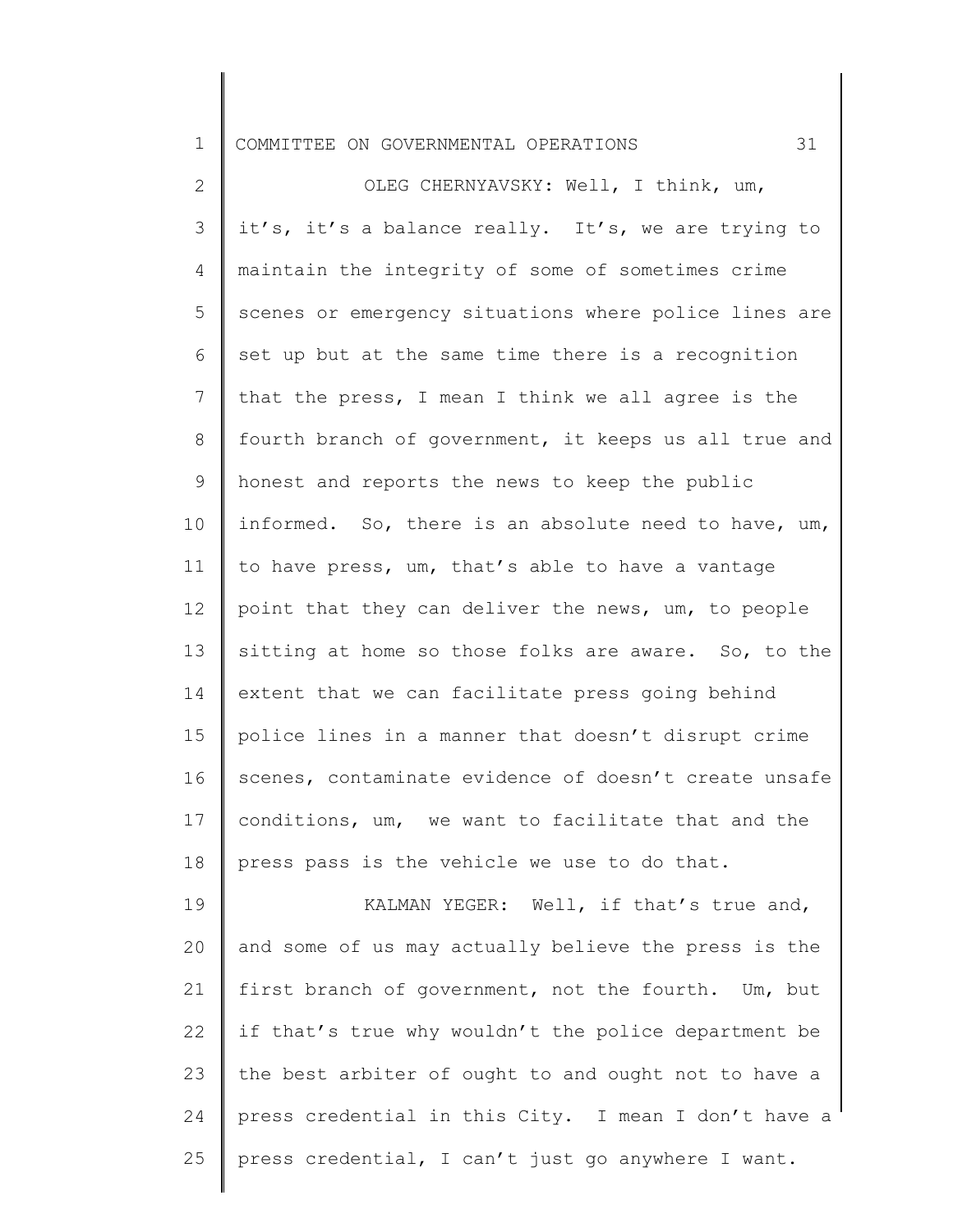OLEG CHERNYAVSKY: Well, I think, um, it's, it's a balance really. It's, we are trying to maintain the integrity of some of sometimes crime scenes or emergency situations where police lines are set up but at the same time there is a recognition that the press, I mean I think we all agree is the fourth branch of government, it keeps us all true and honest and reports the news to keep the public informed. So, there is an absolute need to have, um, to have press, um, that's able to have a vantage point that they can deliver the news, um, to people sitting at home so those folks are aware. So, to the extent that we can facilitate press going behind police lines in a manner that doesn't disrupt crime scenes, contaminate evidence of doesn't create unsafe conditions, um, we want to facilitate that and the press pass is the vehicle we use to do that.

KALMAN YEGER: Well, if that's true and, and some of us may actually believe the press is the first branch of government, not the fourth. Um, but if that's true why wouldn't the police department be the best arbiter of ought to and ought not to have a press credential in this City. I mean I don't have a press credential, I can't just go anywhere I want.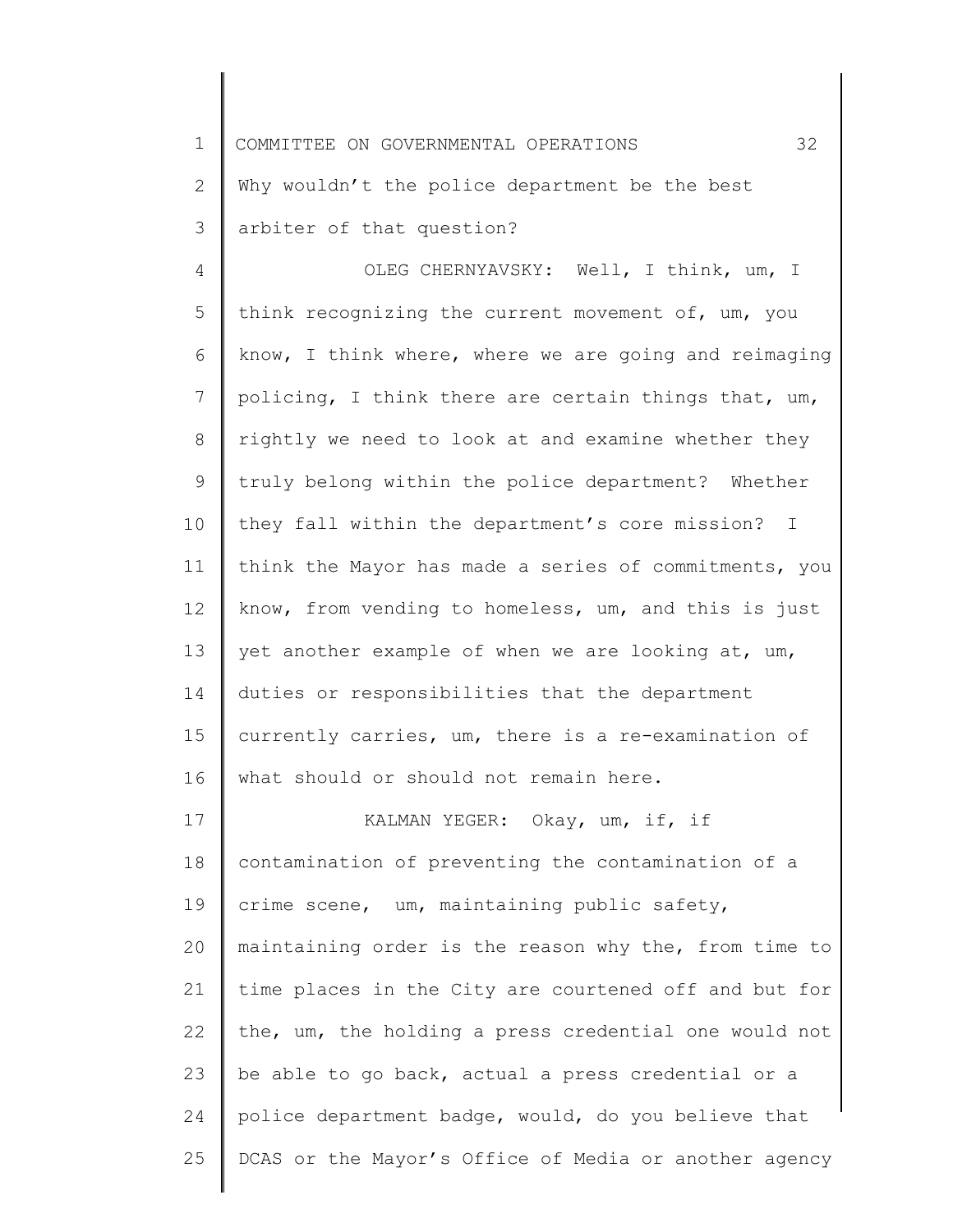Why wouldn't the police department be the best arbiter of that question?

OLEG CHERNYAVSKY: Well, I think, um, I think recognizing the current movement of, um, you know, I think where, where we are going and reimaging policing, I think there are certain things that, um, rightly we need to look at and examine whether they truly belong within the police department? Whether they fall within the department's core mission? I think the Mayor has made a series of commitments, you know, from vending to homeless, um, and this is just yet another example of when we are looking at, um, duties or responsibilities that the department currently carries, um, there is a re-examination of what should or should not remain here.

KALMAN YEGER: Okay, um, if, if contamination of preventing the contamination of a crime scene, um, maintaining public safety, maintaining order is the reason why the, from time to time places in the City are courtened off and but for the, um, the holding a press credential one would not be able to go back, actual a press credential or a police department badge, would, do you believe that DCAS or the Mayor's Office of Media or another agency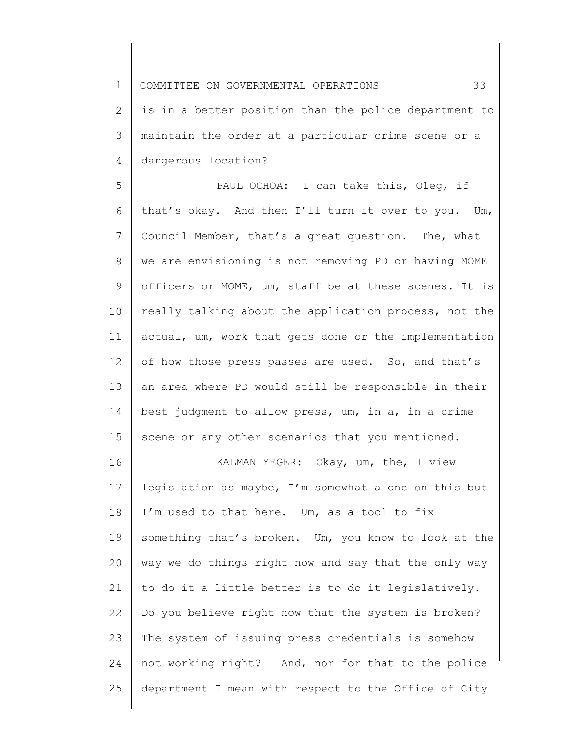is in a better position than the police department to maintain the order at a particular crime scene or a dangerous location?

PAUL OCHOA: I can take this, Oleg, if that's okay. And then I'll turn it over to you. Um, Council Member, that's a great question. The, what we are envisioning is not removing PD or having MOME officers or MOME, um, staff be at these scenes. It is really talking about the application process, not the actual, um, work that gets done or the implementation of how those press passes are used. So, and that's an area where PD would still be responsible in their best judgment to allow press, um, in a, in a crime scene or any other scenarios that you mentioned.

KALMAN YEGER: Okay, um, the, I view legislation as maybe, I'm somewhat alone on this but I'm used to that here. Um, as a tool to fix something that's broken. Um, you know to look at the way we do things right now and say that the only way to do it a little better is to do it legislatively. Do you believe right now that the system is broken? The system of issuing press credentials is somehow not working right? And, nor for that to the police department I mean with respect to the Office of City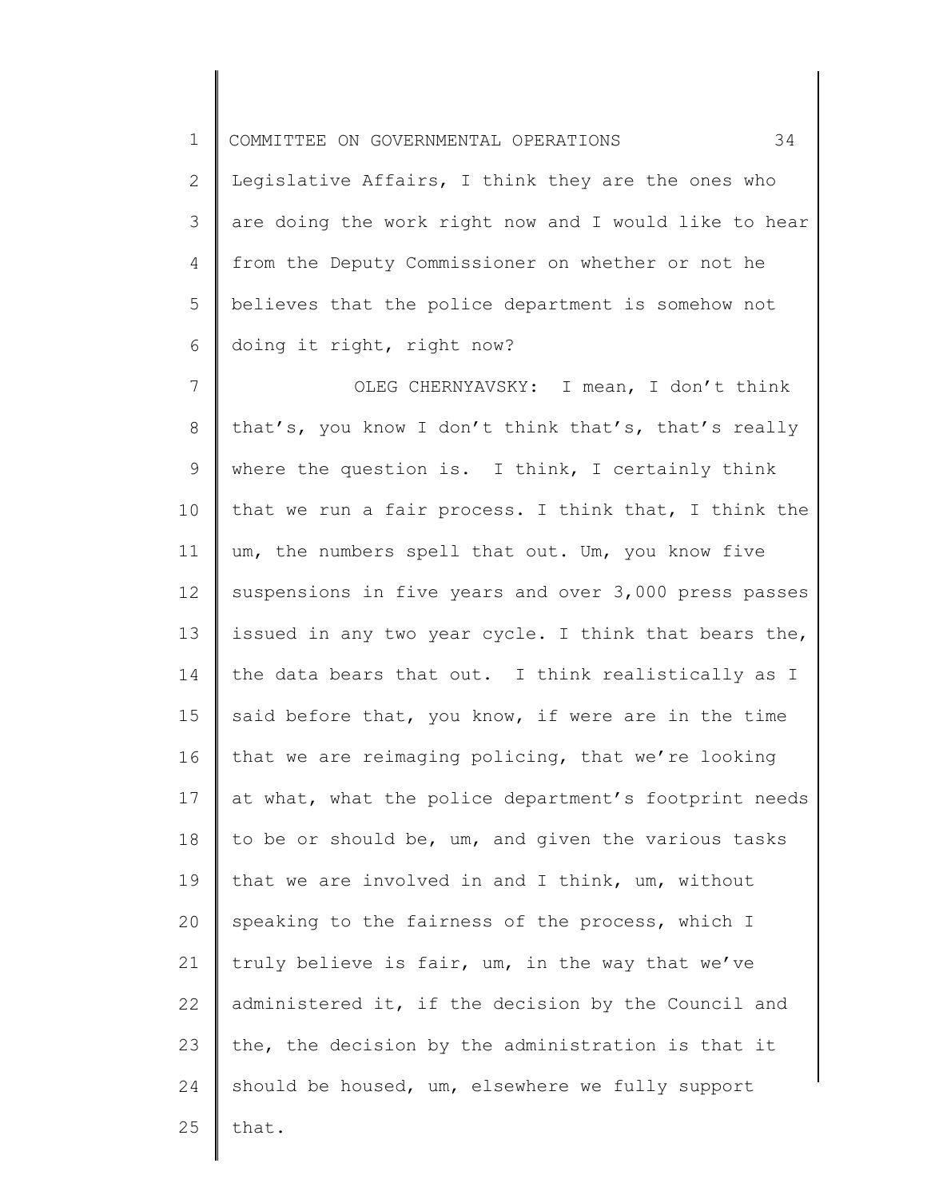Legislative Affairs, I think they are the ones who are doing the work right now and I would like to hear from the Deputy Commissioner on whether or not he believes that the police department is somehow not doing it right, right now?

OLEG CHERNYAVSKY: I mean, I don't think that's, you know I don't think that's, that's really where the question is. I think, I certainly think that we run a fair process. I think that, I think the um, the numbers spell that out. Um, you know five suspensions in five years and over 3,000 press passes issued in any two year cycle. I think that bears the, the data bears that out. I think realistically as I said before that, you know, if were are in the time that we are reimaging policing, that we're looking at what, what the police department's footprint needs to be or should be, um, and given the various tasks that we are involved in and I think, um, without speaking to the fairness of the process, which I truly believe is fair, um, in the way that we've administered it, if the decision by the Council and the, the decision by the administration is that it should be housed, um, elsewhere we fully support that.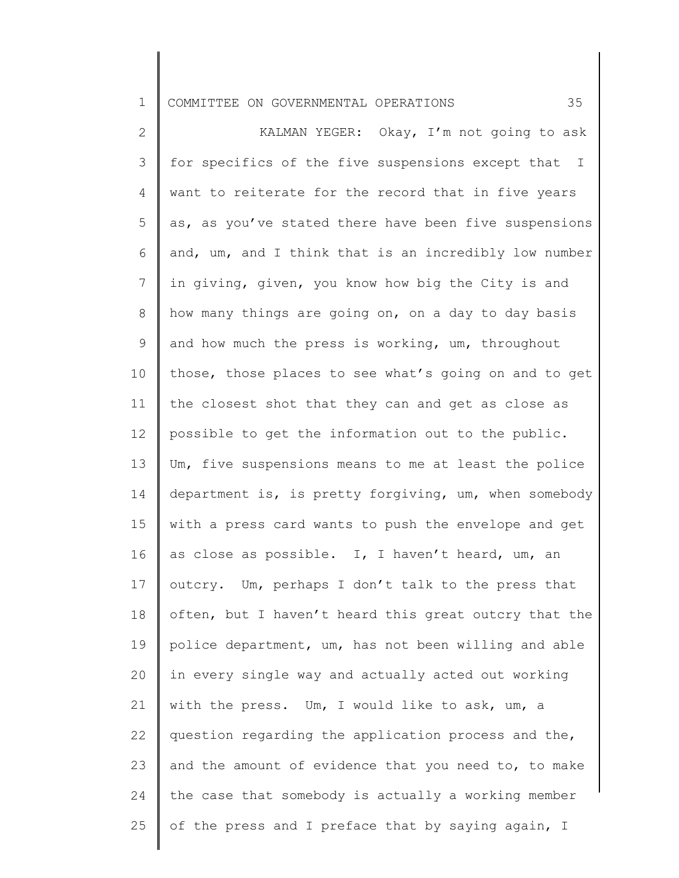KALMAN YEGER: Okay, I'm not going to ask for specifics of the five suspensions except that I want to reiterate for the record that in five years as, as you've stated there have been five suspensions and, um, and I think that is an incredibly low number in giving, given, you know how big the City is and how many things are going on, on a day to day basis and how much the press is working, um, throughout those, those places to see what's going on and to get the closest shot that they can and get as close as possible to get the information out to the public. Um, five suspensions means to me at least the police department is, is pretty forgiving, um, when somebody with a press card wants to push the envelope and get as close as possible. I, I haven't heard, um, an outcry. Um, perhaps I don't talk to the press that often, but I haven't heard this great outcry that the police department, um, has not been willing and able in every single way and actually acted out working with the press. Um, I would like to ask, um, a question regarding the application process and the, and the amount of evidence that you need to, to make the case that somebody is actually a working member of the press and I preface that by saying again, I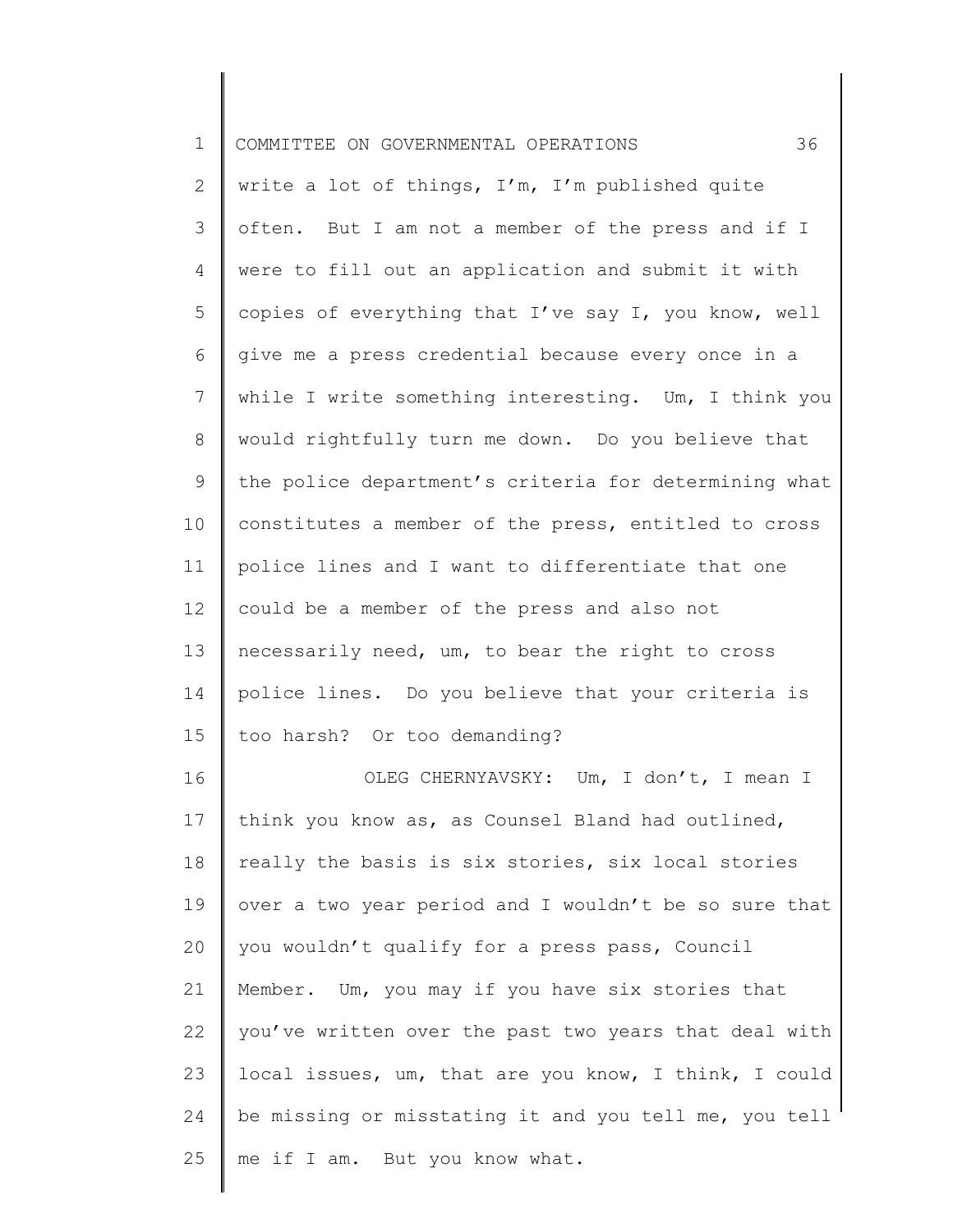write a lot of things, I'm, I'm published quite often. But I am not a member of the press and if I were to fill out an application and submit it with copies of everything that I've say I, you know, well give me a press credential because every once in a while I write something interesting. Um, I think you would rightfully turn me down. Do you believe that the police department's criteria for determining what constitutes a member of the press, entitled to cross police lines and I want to differentiate that one could be a member of the press and also not necessarily need, um, to bear the right to cross police lines. Do you believe that your criteria is too harsh? Or too demanding?

OLEG CHERNYAVSKY: Um, I don't, I mean I think you know as, as Counsel Bland had outlined, really the basis is six stories, six local stories over a two year period and I wouldn't be so sure that you wouldn't qualify for a press pass, Council Member. Um, you may if you have six stories that you've written over the past two years that deal with local issues, um, that are you know, I think, I could be missing or misstating it and you tell me, you tell me if I am. But you know what.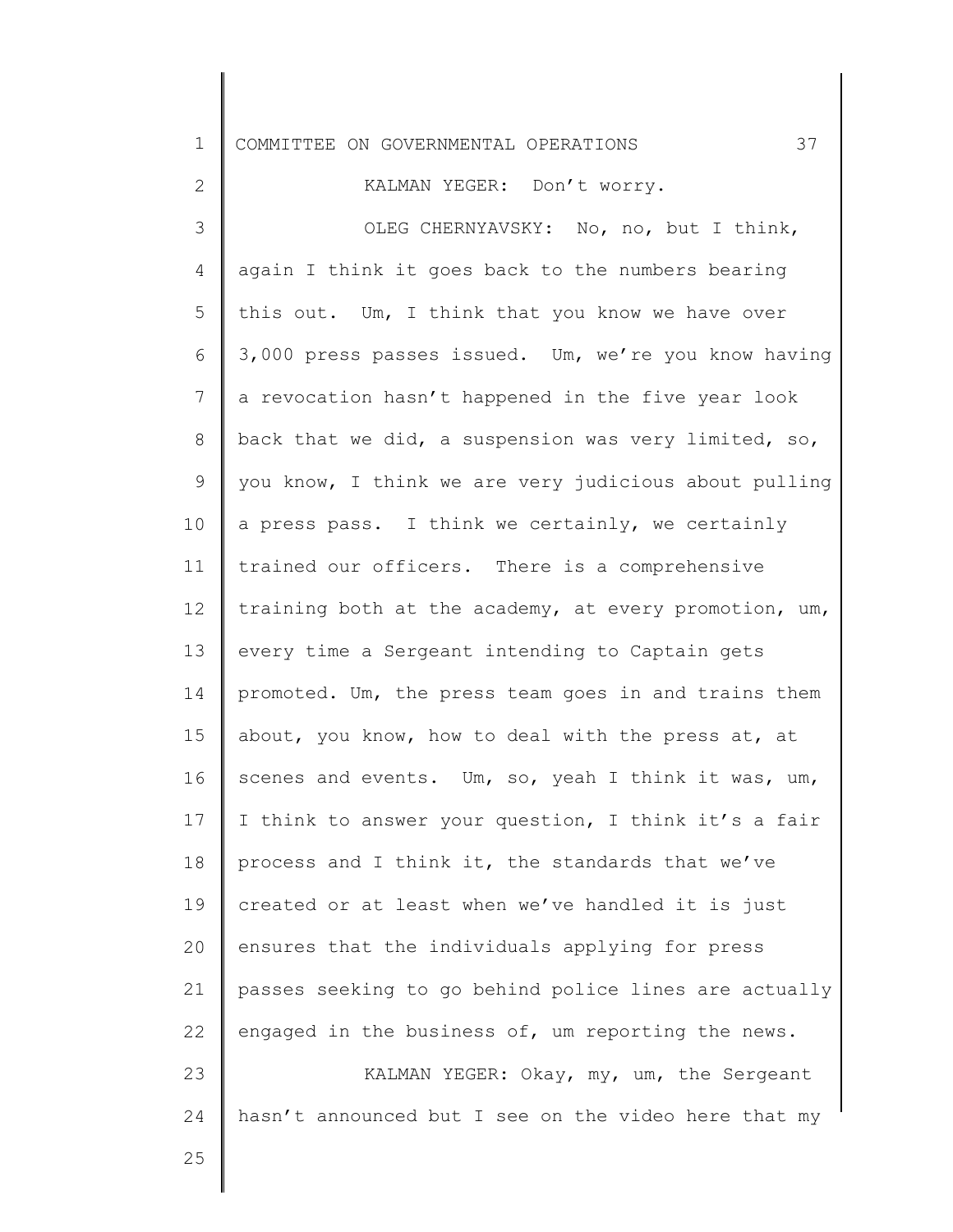KALMAN YEGER: Don't worry.

OLEG CHERNYAVSKY: No, no, but I think, again I think it goes back to the numbers bearing this out. Um, I think that you know we have over 3,000 press passes issued. Um, we're you know having a revocation hasn't happened in the five year look back that we did, a suspension was very limited, so, you know, I think we are very judicious about pulling a press pass. I think we certainly, we certainly trained our officers. There is a comprehensive training both at the academy, at every promotion, um, every time a Sergeant intending to Captain gets promoted. Um, the press team goes in and trains them about, you know, how to deal with the press at, at scenes and events. Um, so, yeah I think it was, um, I think to answer your question, I think it's a fair process and I think it, the standards that we've created or at least when we've handled it is just ensures that the individuals applying for press passes seeking to go behind police lines are actually engaged in the business of, um reporting the news.

KALMAN YEGER: Okay, my, um, the Sergeant hasn't announced but I see on the video here that my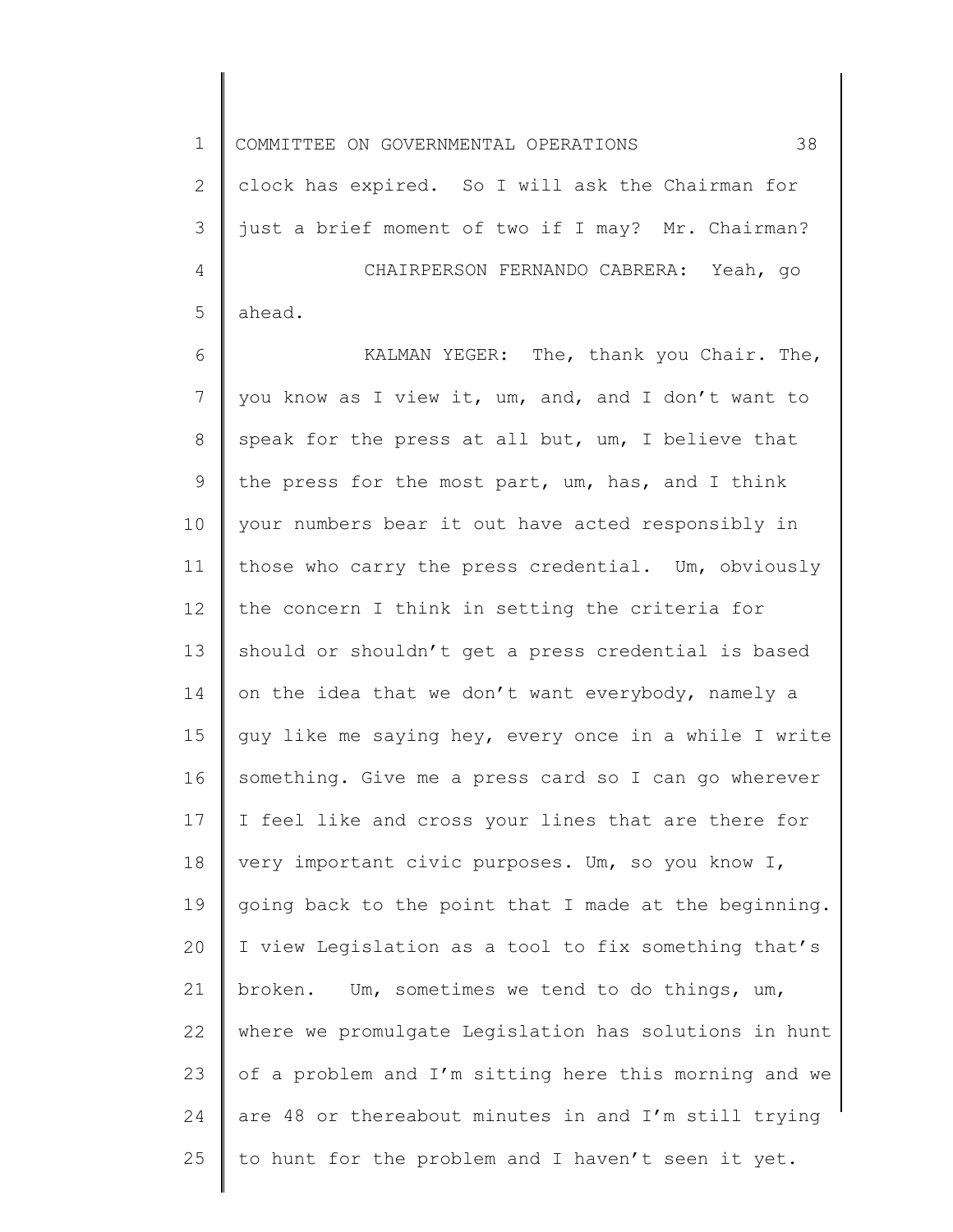clock has expired. So I will ask the Chairman for just a brief moment of two if I may? Mr. Chairman?

CHAIRPERSON FERNANDO CABRERA: Yeah, go ahead.

KALMAN YEGER: The, thank you Chair. The, you know as I view it, um, and, and I don't want to speak for the press at all but, um, I believe that the press for the most part, um, has, and I think your numbers bear it out have acted responsibly in those who carry the press credential. Um, obviously the concern I think in setting the criteria for should or shouldn't get a press credential is based on the idea that we don't want everybody, namely a guy like me saying hey, every once in a while I write something. Give me a press card so I can go wherever I feel like and cross your lines that are there for very important civic purposes. Um, so you know I, going back to the point that I made at the beginning. I view Legislation as a tool to fix something that's broken. Um, sometimes we tend to do things, um, where we promulgate Legislation has solutions in hunt of a problem and I'm sitting here this morning and we are 48 or thereabout minutes in and I'm still trying to hunt for the problem and I haven't seen it yet.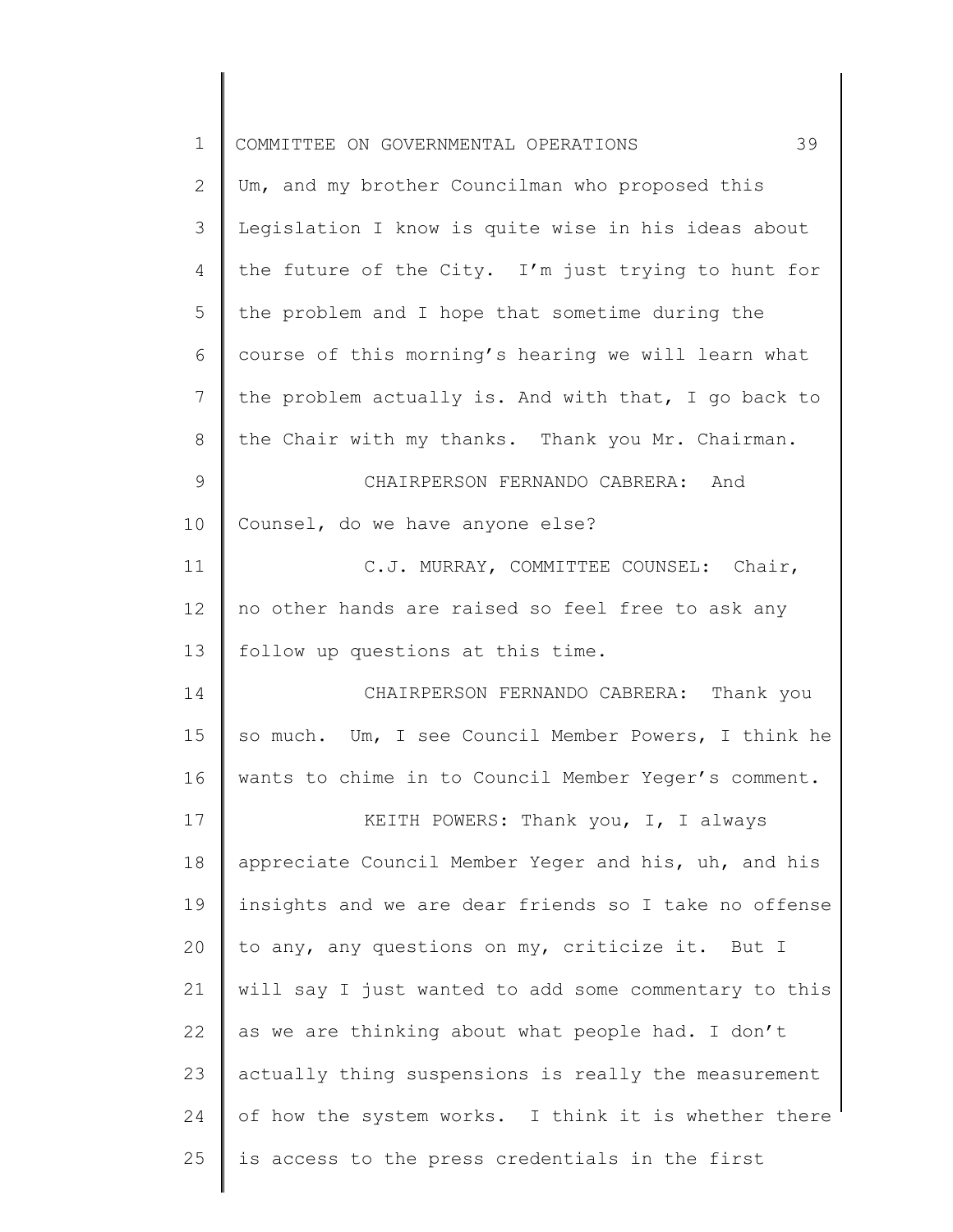Um, and my brother Councilman who proposed this Legislation I know is quite wise in his ideas about the future of the City. I'm just trying to hunt for the problem and I hope that sometime during the course of this morning's hearing we will learn what the problem actually is. And with that, I go back to the Chair with my thanks. Thank you Mr. Chairman.

CHAIRPERSON FERNANDO CABRERA: And Counsel, do we have anyone else?

C.J. MURRAY, COMMITTEE COUNSEL: Chair, no other hands are raised so feel free to ask any follow up questions at this time.

CHAIRPERSON FERNANDO CABRERA: Thank you so much. Um, I see Council Member Powers, I think he wants to chime in to Council Member Yeger's comment.

KEITH POWERS: Thank you, I, I always appreciate Council Member Yeger and his, uh, and his insights and we are dear friends so I take no offense to any, any questions on my, criticize it. But I will say I just wanted to add some commentary to this as we are thinking about what people had. I don't actually thing suspensions is really the measurement of how the system works. I think it is whether there is access to the press credentials in the first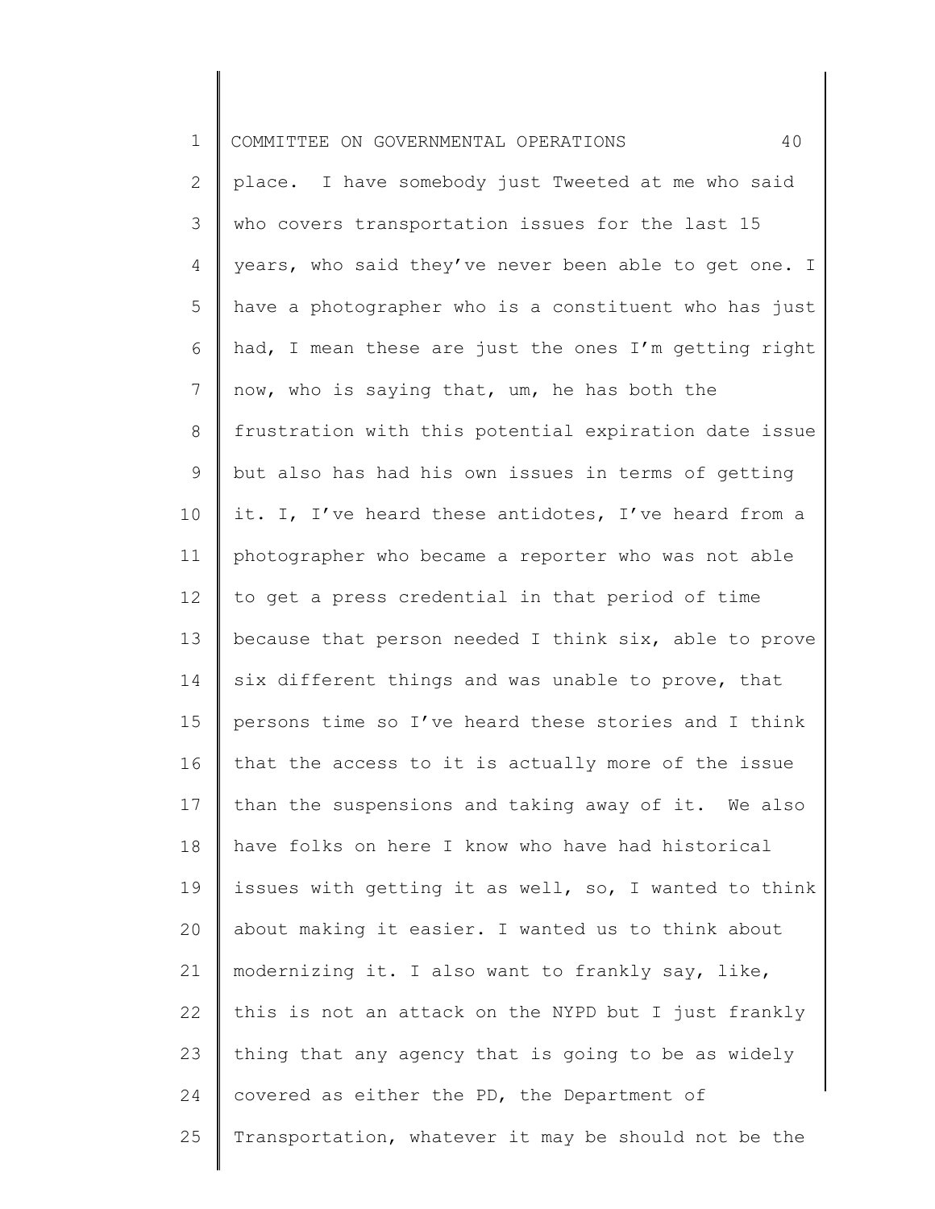place. I have somebody just Tweeted at me who said who covers transportation issues for the last 15 years, who said they've never been able to get one. I have a photographer who is a constituent who has just had, I mean these are just the ones I'm getting right now, who is saying that, um, he has both the frustration with this potential expiration date issue but also has had his own issues in terms of getting it. I, I've heard these antidotes, I've heard from a photographer who became a reporter who was not able to get a press credential in that period of time because that person needed I think six, able to prove six different things and was unable to prove, that persons time so I've heard these stories and I think that the access to it is actually more of the issue than the suspensions and taking away of it. We also have folks on here I know who have had historical issues with getting it as well, so, I wanted to think about making it easier. I wanted us to think about modernizing it. I also want to frankly say, like, this is not an attack on the NYPD but I just frankly thing that any agency that is going to be as widely covered as either the PD, the Department of Transportation, whatever it may be should not be the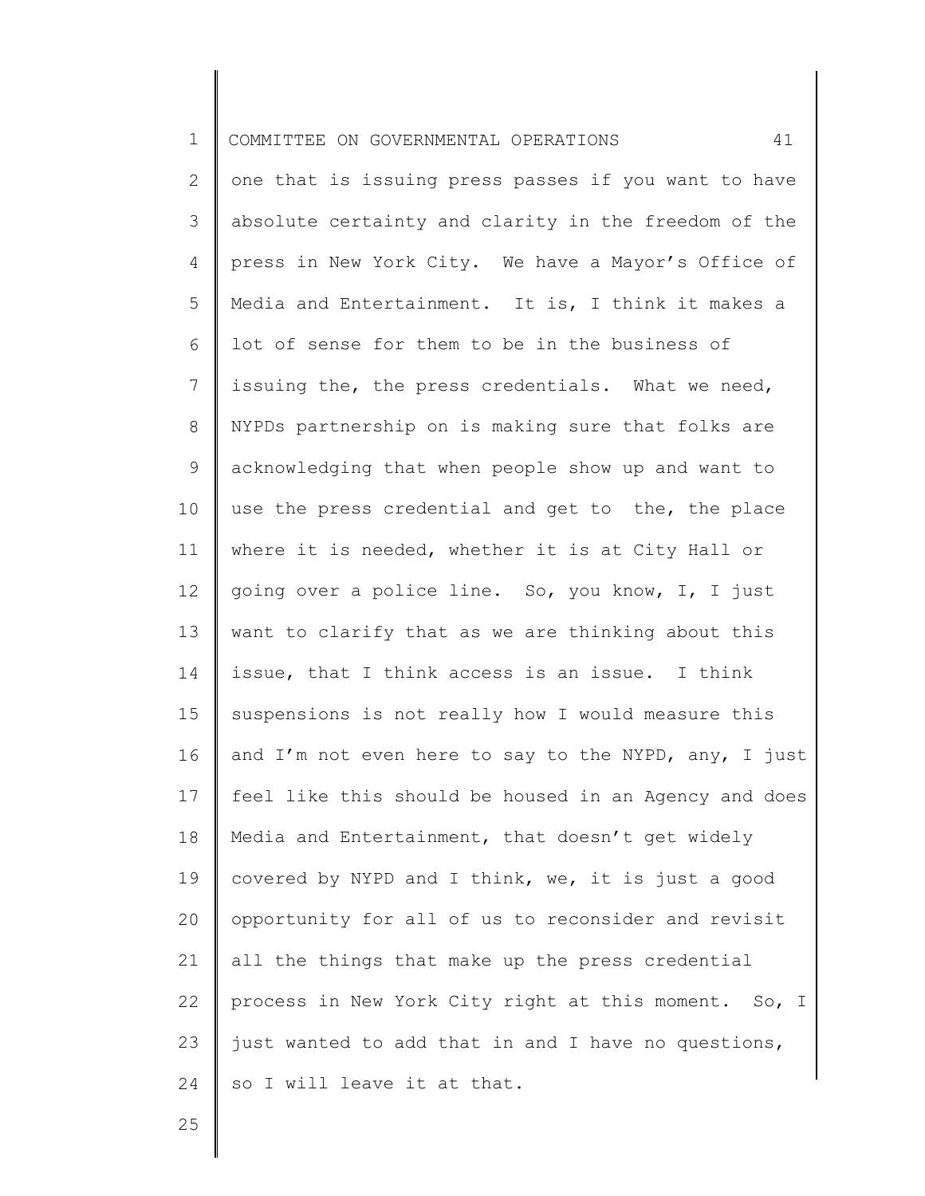one that is issuing press passes if you want to have absolute certainty and clarity in the freedom of the press in New York City. We have a Mayor's Office of Media and Entertainment. It is, I think it makes a lot of sense for them to be in the business of issuing the, the press credentials. What we need, NYPDs partnership on is making sure that folks are acknowledging that when people show up and want to use the press credential and get to the, the place where it is needed, whether it is at City Hall or going over a police line. So, you know, I, I just want to clarify that as we are thinking about this issue, that I think access is an issue. I think suspensions is not really how I would measure this and I'm not even here to say to the NYPD, any, I just feel like this should be housed in an Agency and does Media and Entertainment, that doesn't get widely covered by NYPD and I think, we, it is just a good opportunity for all of us to reconsider and revisit all the things that make up the press credential process in New York City right at this moment. So, I just wanted to add that in and I have no questions, so I will leave it at that.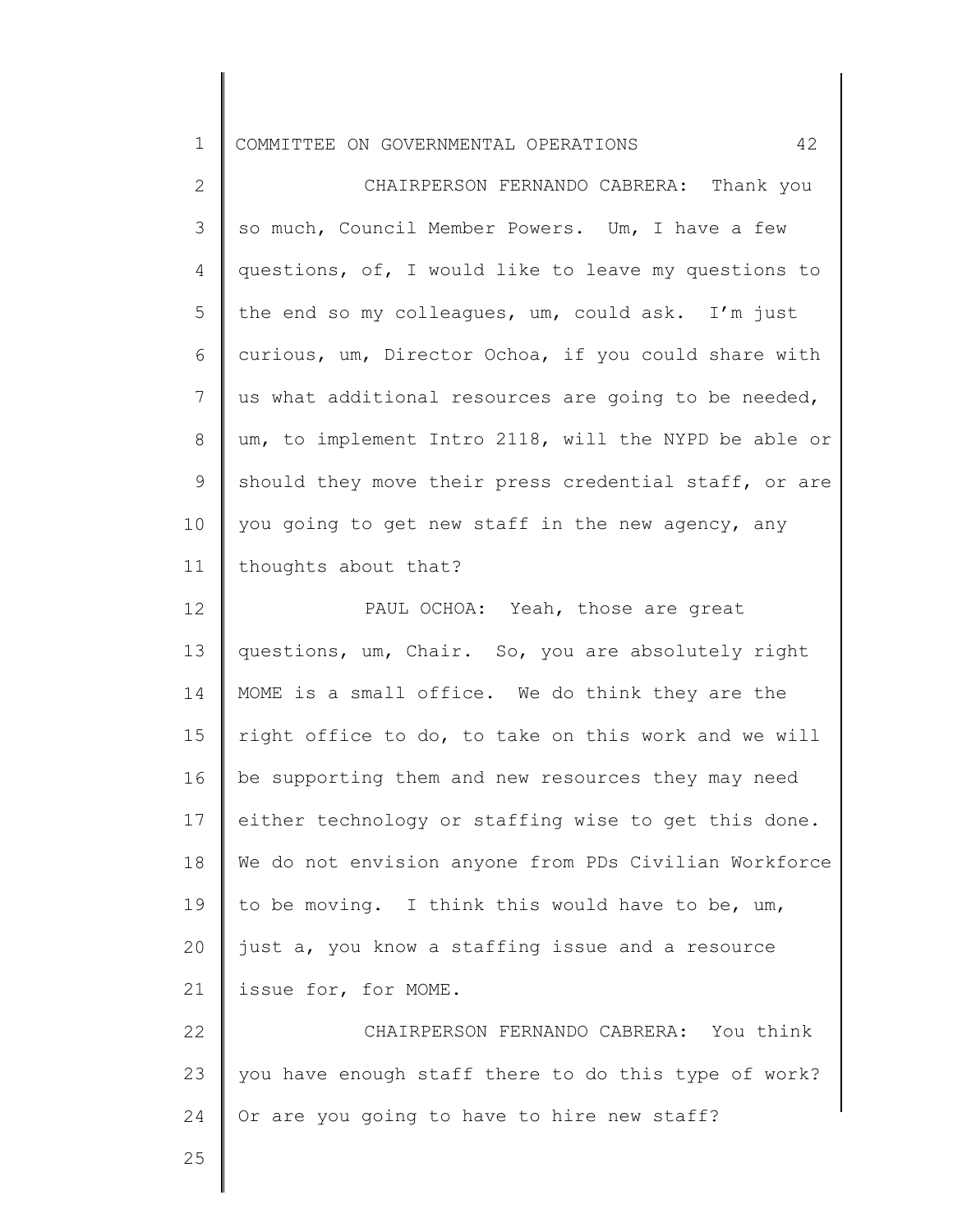CHAIRPERSON FERNANDO CABRERA: Thank you so much, Council Member Powers. Um, I have a few questions, of, I would like to leave my questions to the end so my colleagues, um, could ask. I'm just curious, um, Director Ochoa, if you could share with us what additional resources are going to be needed, um, to implement Intro 2118, will the NYPD be able or should they move their press credential staff, or are you going to get new staff in the new agency, any thoughts about that?

PAUL OCHOA: Yeah, those are great questions, um, Chair. So, you are absolutely right MOME is a small office. We do think they are the right office to do, to take on this work and we will be supporting them and new resources they may need either technology or staffing wise to get this done. We do not envision anyone from PDs Civilian Workforce to be moving. I think this would have to be, um, just a, you know a staffing issue and a resource issue for, for MOME.

CHAIRPERSON FERNANDO CABRERA: You think you have enough staff there to do this type of work? Or are you going to have to hire new staff?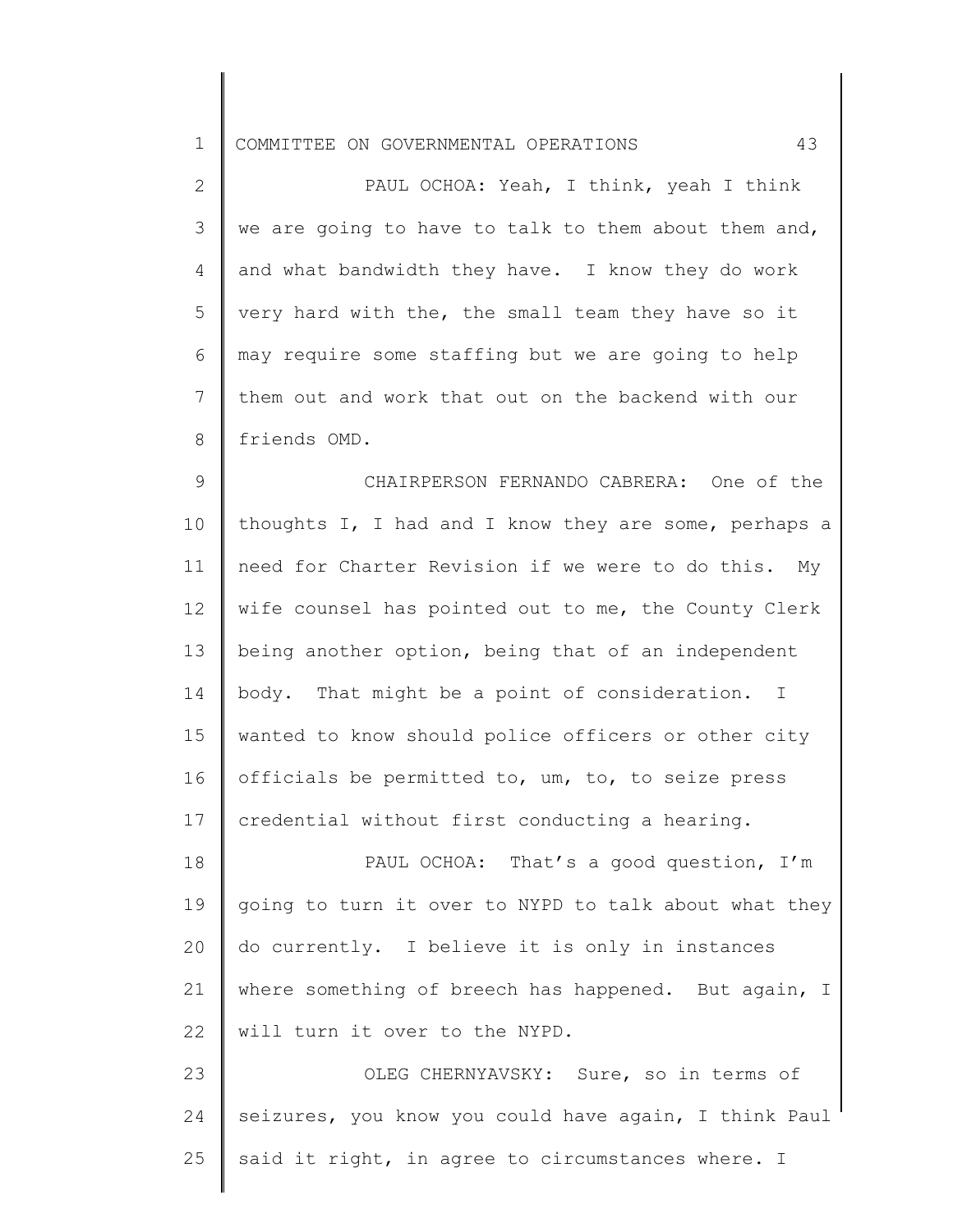PAUL OCHOA: Yeah, I think, yeah I think we are going to have to talk to them about them and, and what bandwidth they have. I know they do work very hard with the, the small team they have so it may require some staffing but we are going to help them out and work that out on the backend with our friends OMD.

CHAIRPERSON FERNANDO CABRERA: One of the thoughts I, I had and I know they are some, perhaps a need for Charter Revision if we were to do this. My wife counsel has pointed out to me, the County Clerk being another option, being that of an independent body. That might be a point of consideration. I wanted to know should police officers or other city officials be permitted to, um, to, to seize press credential without first conducting a hearing.

PAUL OCHOA: That's a good question, I'm going to turn it over to NYPD to talk about what they do currently. I believe it is only in instances where something of breech has happened. But again, I will turn it over to the NYPD.

OLEG CHERNYAVSKY: Sure, so in terms of seizures, you know you could have again, I think Paul said it right, in agree to circumstances where. I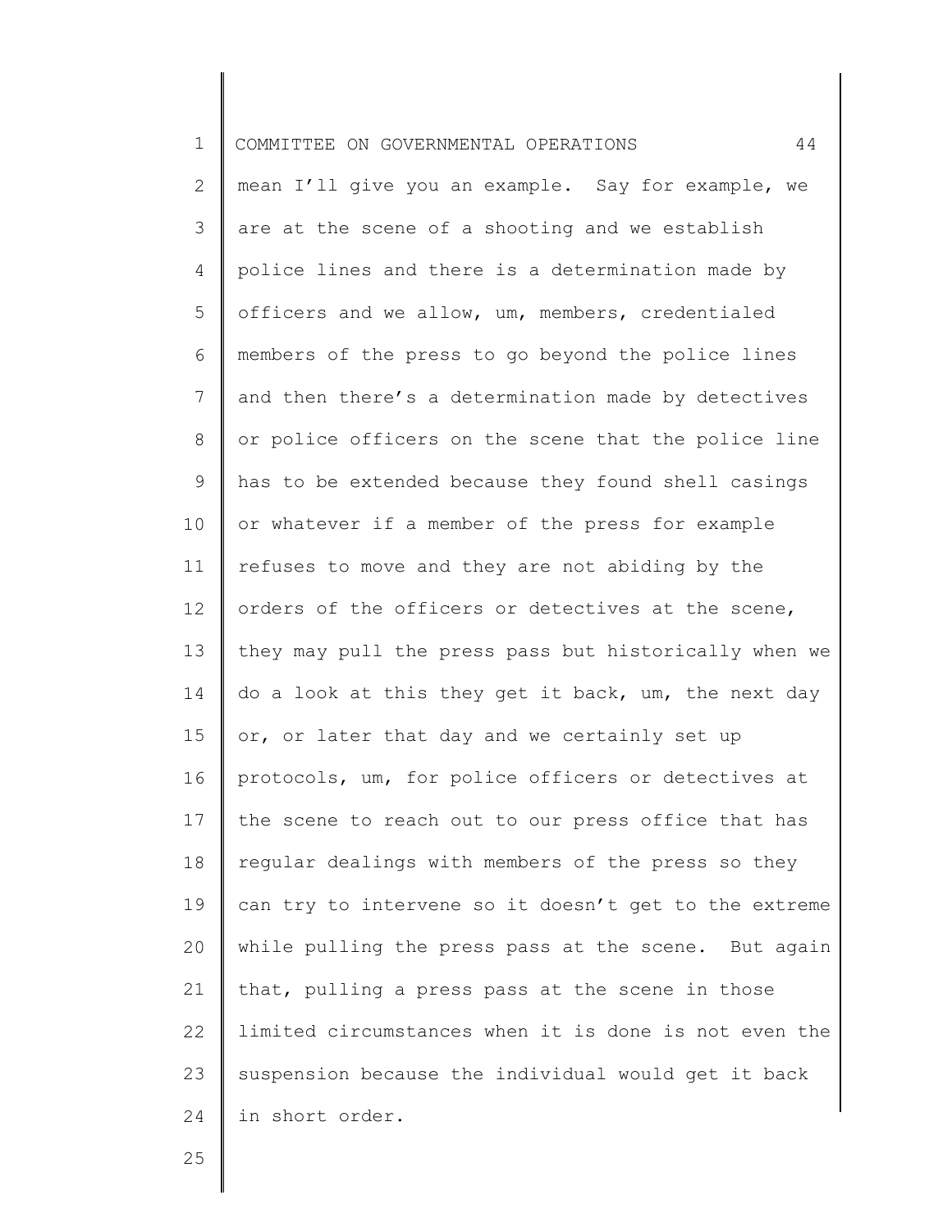mean I'll give you an example. Say for example, we are at the scene of a shooting and we establish police lines and there is a determination made by officers and we allow, um, members, credentialed members of the press to go beyond the police lines and then there's a determination made by detectives or police officers on the scene that the police line has to be extended because they found shell casings or whatever if a member of the press for example refuses to move and they are not abiding by the orders of the officers or detectives at the scene, they may pull the press pass but historically when we do a look at this they get it back, um, the next day or, or later that day and we certainly set up protocols, um, for police officers or detectives at the scene to reach out to our press office that has regular dealings with members of the press so they can try to intervene so it doesn't get to the extreme while pulling the press pass at the scene. But again that, pulling a press pass at the scene in those limited circumstances when it is done is not even the suspension because the individual would get it back in short order.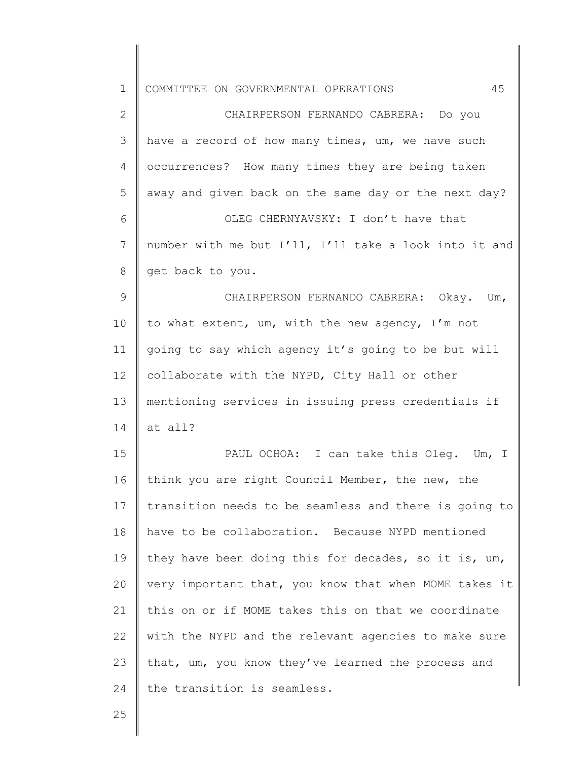CHAIRPERSON FERNANDO CABRERA: Do you have a record of how many times, um, we have such occurrences? How many times they are being taken away and given back on the same day or the next day?

OLEG CHERNYAVSKY: I don't have that number with me but I'll, I'll take a look into it and get back to you.

CHAIRPERSON FERNANDO CABRERA: Okay. Um, to what extent, um, with the new agency, I'm not going to say which agency it's going to be but will collaborate with the NYPD, City Hall or other mentioning services in issuing press credentials if at all?

PAUL OCHOA: I can take this Oleg. Um, I think you are right Council Member, the new, the transition needs to be seamless and there is going to have to be collaboration. Because NYPD mentioned they have been doing this for decades, so it is, um, very important that, you know that when MOME takes it this on or if MOME takes this on that we coordinate with the NYPD and the relevant agencies to make sure that, um, you know they've learned the process and the transition is seamless.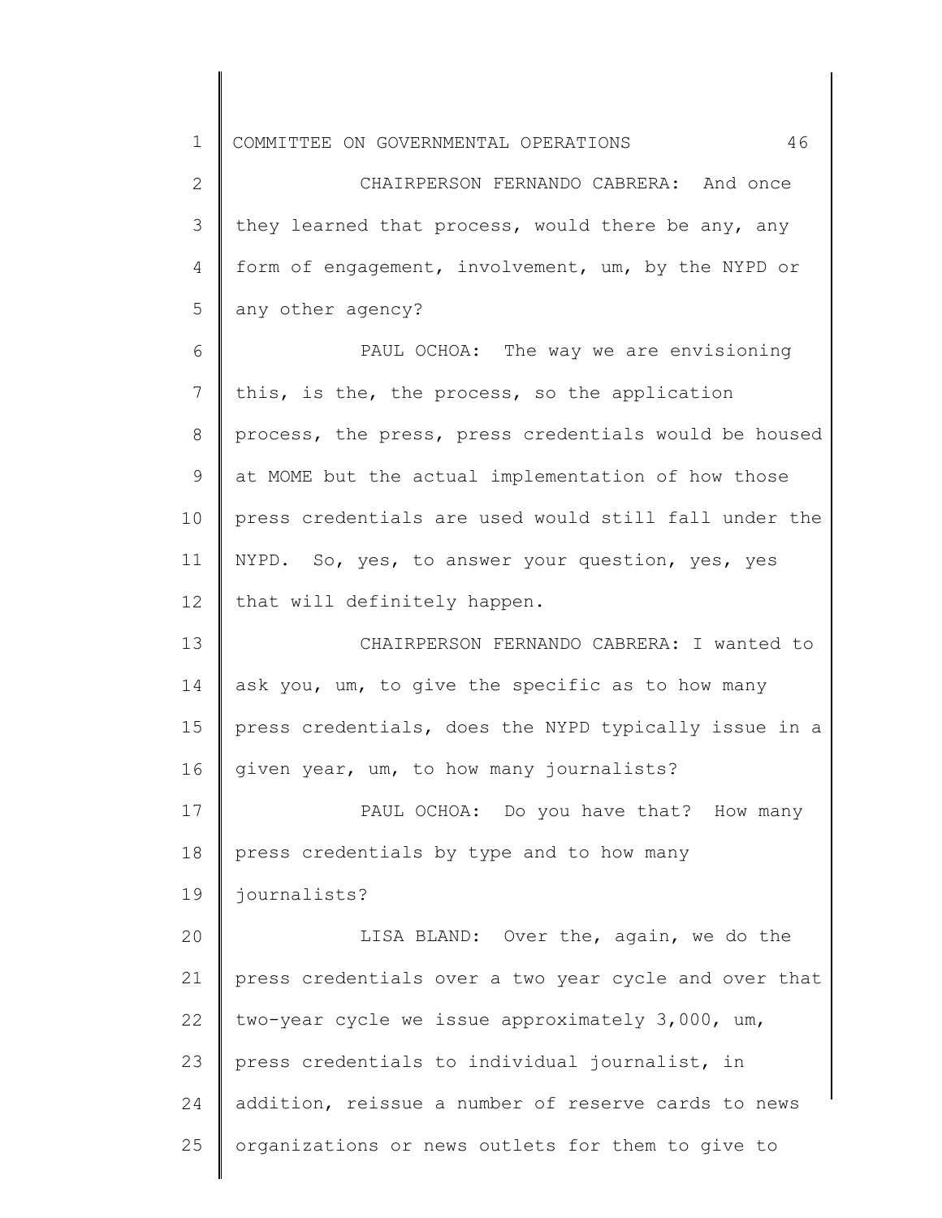CHAIRPERSON FERNANDO CABRERA: And once they learned that process, would there be any, any form of engagement, involvement, um, by the NYPD or any other agency?

PAUL OCHOA: The way we are envisioning this, is the, the process, so the application process, the press, press credentials would be housed at MOME but the actual implementation of how those press credentials are used would still fall under the NYPD. So, yes, to answer your question, yes, yes that will definitely happen.

CHAIRPERSON FERNANDO CABRERA: I wanted to ask you, um, to give the specific as to how many press credentials, does the NYPD typically issue in a given year, um, to how many journalists?

PAUL OCHOA: Do you have that? How many press credentials by type and to how many journalists?

LISA BLAND: Over the, again, we do the press credentials over a two year cycle and over that two-year cycle we issue approximately 3,000, um, press credentials to individual journalist, in addition, reissue a number of reserve cards to news organizations or news outlets for them to give to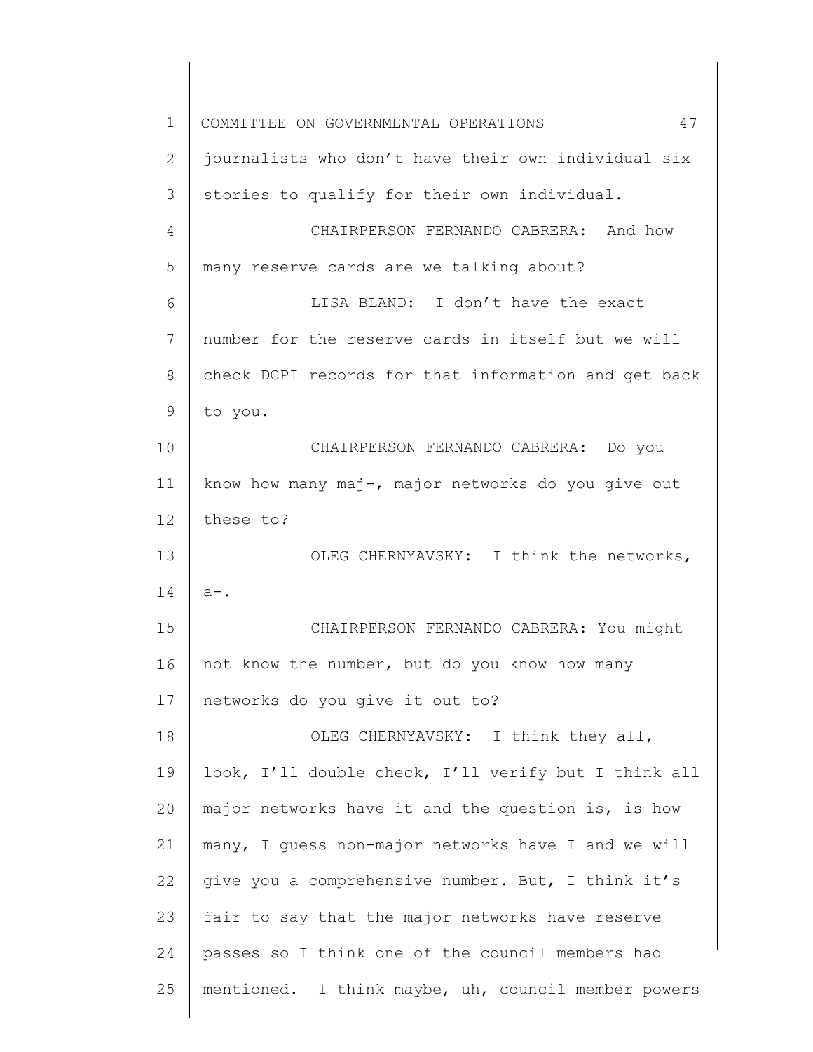journalists who don't have their own individual six stories to qualify for their own individual.

CHAIRPERSON FERNANDO CABRERA: And how many reserve cards are we talking about?

LISA BLAND: I don't have the exact number for the reserve cards in itself but we will check DCPI records for that information and get back to you.

CHAIRPERSON FERNANDO CABRERA: Do you know how many maj-, major networks do you give out these to?

OLEG CHERNYAVSKY: I think the networks, a-.

CHAIRPERSON FERNANDO CABRERA: You might not know the number, but do you know how many networks do you give it out to?

OLEG CHERNYAVSKY: I think they all, look, I'll double check, I'll verify but I think all major networks have it and the question is, is how many, I guess non-major networks have I and we will give you a comprehensive number. But, I think it's fair to say that the major networks have reserve passes so I think one of the council members had mentioned. I think maybe, uh, council member powers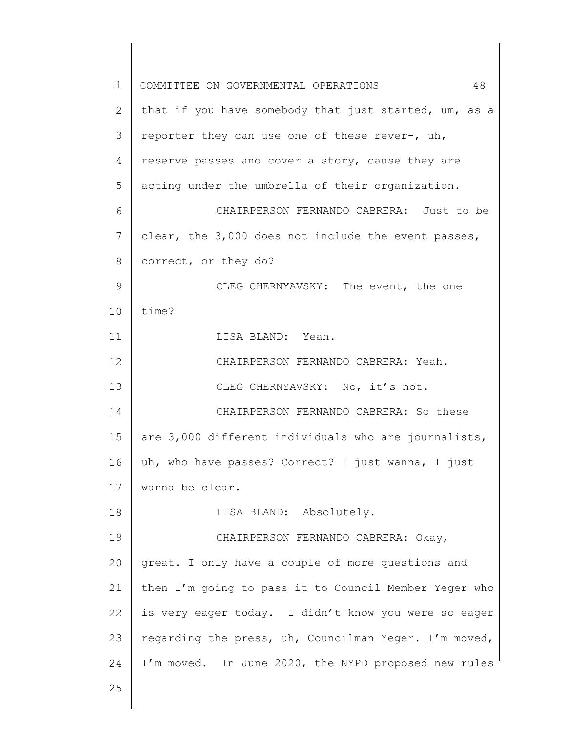that if you have somebody that just started, um, as a reporter they can use one of these rever-, uh, reserve passes and cover a story, cause they are acting under the umbrella of their organization.

CHAIRPERSON FERNANDO CABRERA: Just to be clear, the 3,000 does not include the event passes, correct, or they do?

OLEG CHERNYAVSKY: The event, the one time?

LISA BLAND: Yeah.

CHAIRPERSON FERNANDO CABRERA: Yeah.

OLEG CHERNYAVSKY: No, it's not.

CHAIRPERSON FERNANDO CABRERA: So these are 3,000 different individuals who are journalists, uh, who have passes? Correct? I just wanna, I just wanna be clear.

LISA BLAND: Absolutely.

CHAIRPERSON FERNANDO CABRERA: Okay, great. I only have a couple of more questions and then I'm going to pass it to Council Member Yeger who is very eager today. I didn't know you were so eager regarding the press, uh, Councilman Yeger. I'm moved, I'm moved. In June 2020, the NYPD proposed new rules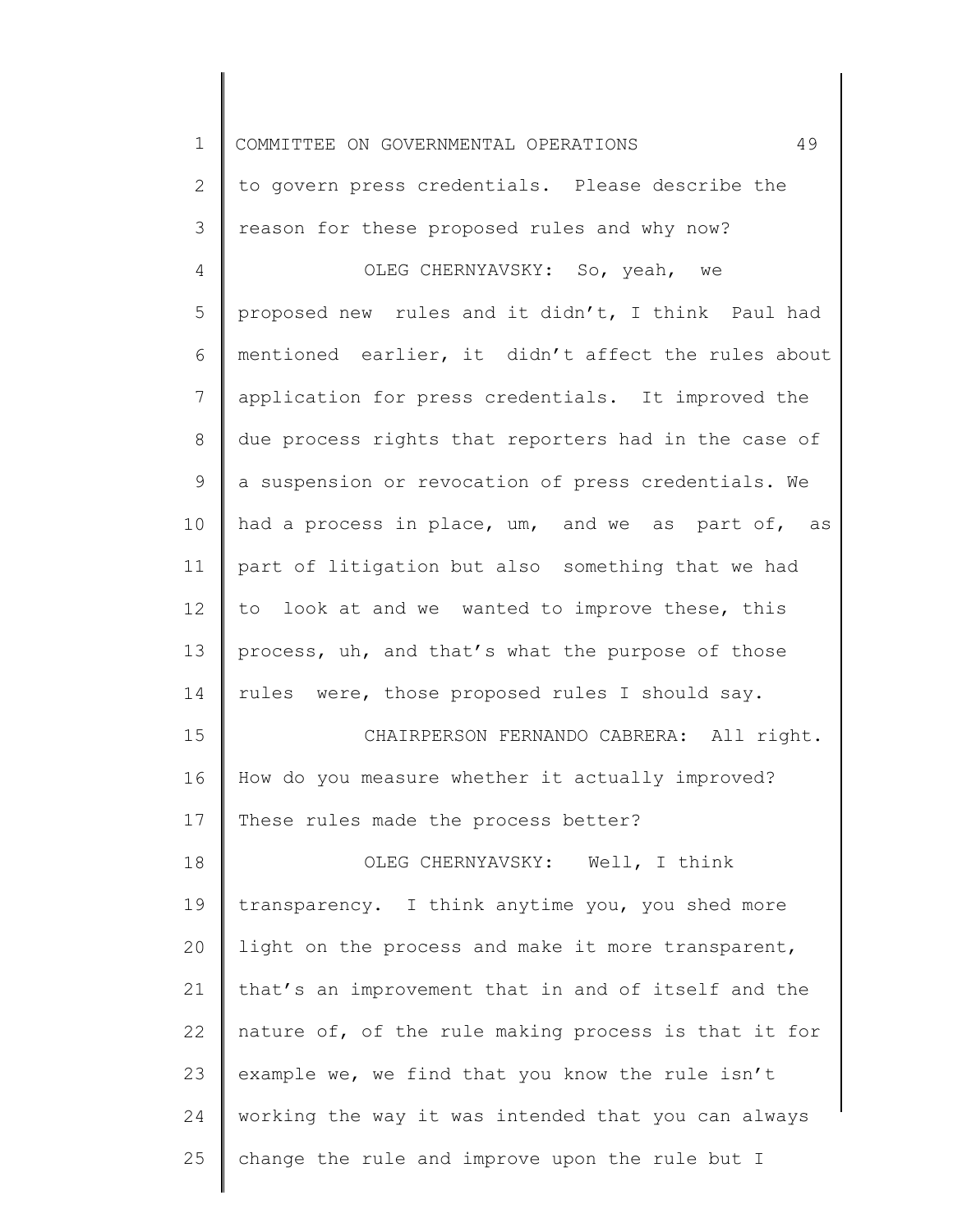to govern press credentials. Please describe the reason for these proposed rules and why now?

OLEG CHERNYAVSKY: So, yeah, we proposed new rules and it didn't, I think Paul had mentioned earlier, it didn't affect the rules about application for press credentials. It improved the due process rights that reporters had in the case of a suspension or revocation of press credentials. We had a process in place, um, and we as part of, as part of litigation but also something that we had to look at and we wanted to improve these, this process, uh, and that's what the purpose of those rules were, those proposed rules I should say.

CHAIRPERSON FERNANDO CABRERA: All right. How do you measure whether it actually improved? These rules made the process better?

OLEG CHERNYAVSKY: Well, I think transparency. I think anytime you, you shed more light on the process and make it more transparent, that's an improvement that in and of itself and the nature of, of the rule making process is that it for example we, we find that you know the rule isn't working the way it was intended that you can always change the rule and improve upon the rule but I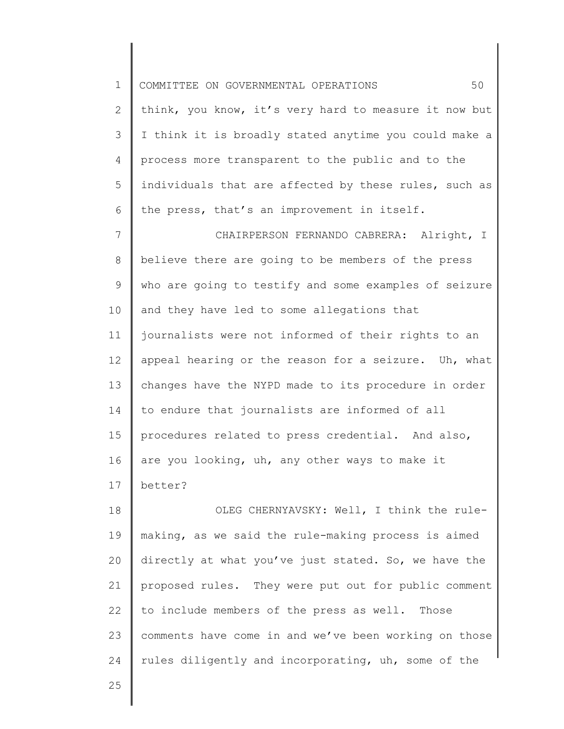think, you know, it's very hard to measure it now but I think it is broadly stated anytime you could make a process more transparent to the public and to the individuals that are affected by these rules, such as the press, that's an improvement in itself.

CHAIRPERSON FERNANDO CABRERA: Alright, I believe there are going to be members of the press who are going to testify and some examples of seizure and they have led to some allegations that journalists were not informed of their rights to an appeal hearing or the reason for a seizure. Uh, what changes have the NYPD made to its procedure in order to endure that journalists are informed of all procedures related to press credential. And also, are you looking, uh, any other ways to make it better?

OLEG CHERNYAVSKY: Well, I think the rule-making, as we said the rule-making process is aimed directly at what you've just stated. So, we have the proposed rules. They were put out for public comment to include members of the press as well. Those comments have come in and we've been working on those rules diligently and incorporating, uh, some of the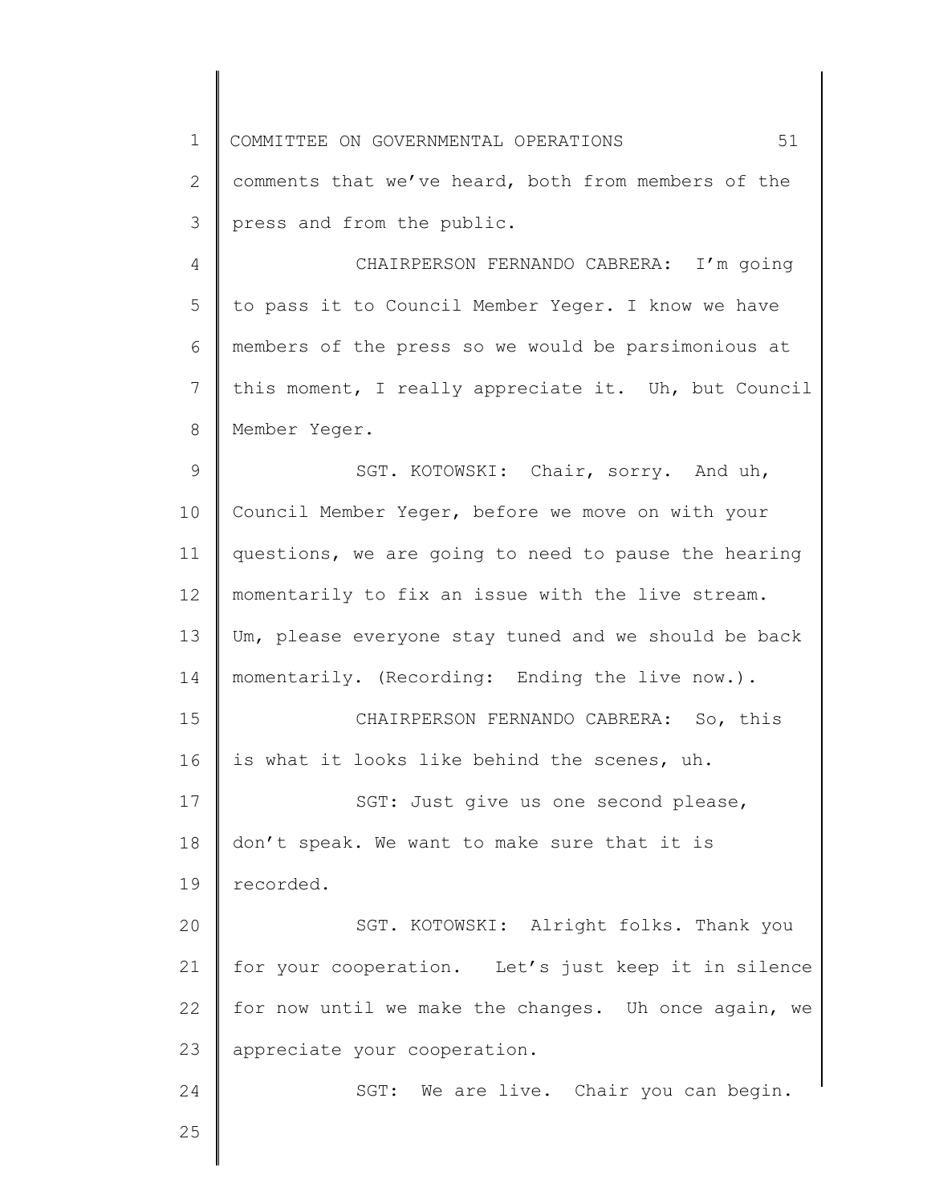comments that we've heard, both from members of the press and from the public.

CHAIRPERSON FERNANDO CABRERA: I'm going to pass it to Council Member Yeger. I know we have members of the press so we would be parsimonious at this moment, I really appreciate it. Uh, but Council Member Yeger.

SGT. KOTOWSKI: Chair, sorry. And uh, Council Member Yeger, before we move on with your questions, we are going to need to pause the hearing momentarily to fix an issue with the live stream. Um, please everyone stay tuned and we should be back momentarily. (Recording: Ending the live now.).

CHAIRPERSON FERNANDO CABRERA: So, this is what it looks like behind the scenes, uh.

SGT: Just give us one second please, don't speak. We want to make sure that it is recorded.

SGT. KOTOWSKI: Alright folks. Thank you for your cooperation. Let's just keep it in silence for now until we make the changes. Uh once again, we appreciate your cooperation.

SGT: We are live. Chair you can begin.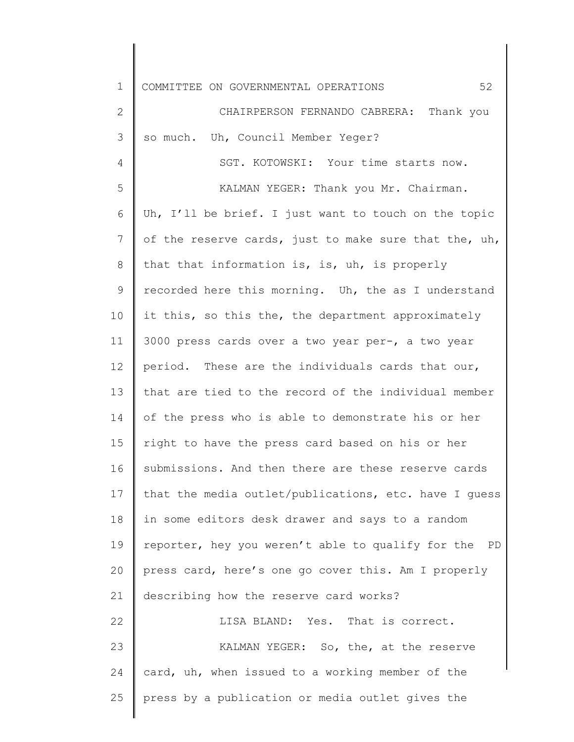CHAIRPERSON FERNANDO CABRERA: Thank you so much. Uh, Council Member Yeger?

SGT. KOTOWSKI: Your time starts now.

KALMAN YEGER: Thank you Mr. Chairman. Uh, I'll be brief. I just want to touch on the topic of the reserve cards, just to make sure that the, uh, that that information is, is, uh, is properly recorded here this morning. Uh, the as I understand it this, so this the, the department approximately 3000 press cards over a two year per-, a two year period. These are the individuals cards that our, that are tied to the record of the individual member of the press who is able to demonstrate his or her right to have the press card based on his or her submissions. And then there are these reserve cards that the media outlet/publications, etc. have I guess in some editors desk drawer and says to a random reporter, hey you weren't able to qualify for the PD press card, here's one go cover this. Am I properly describing how the reserve card works?

LISA BLAND: Yes. That is correct.

KALMAN YEGER: So, the, at the reserve card, uh, when issued to a working member of the press by a publication or media outlet gives the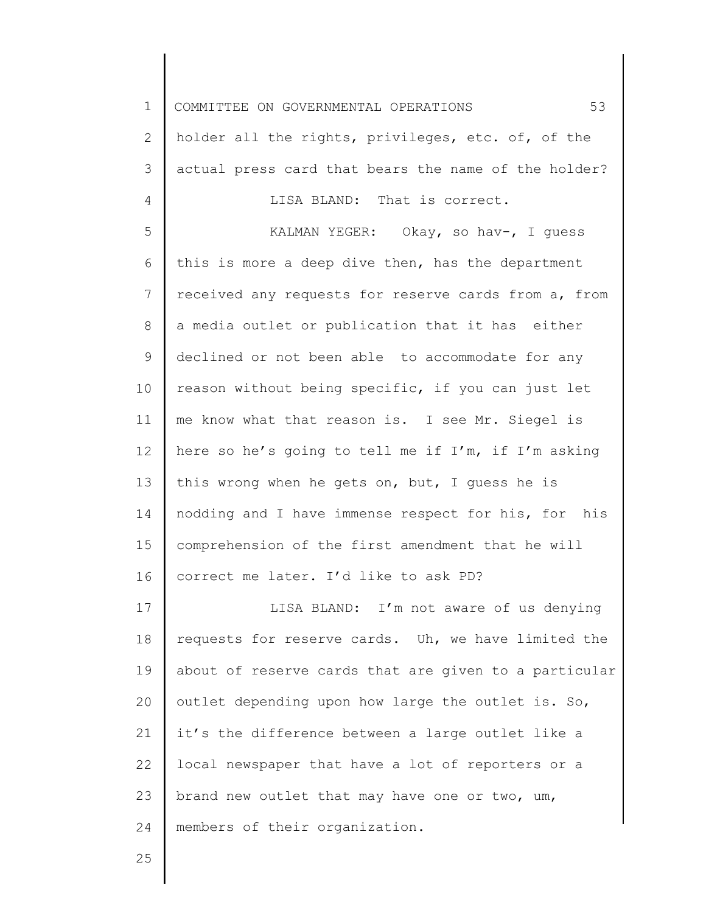holder all the rights, privileges, etc. of, of the actual press card that bears the name of the holder?

LISA BLAND: That is correct.

KALMAN YEGER: Okay, so hav-, I guess this is more a deep dive then, has the department received any requests for reserve cards from a, from a media outlet or publication that it has either declined or not been able to accommodate for any reason without being specific, if you can just let me know what that reason is. I see Mr. Siegel is here so he's going to tell me if I'm, if I'm asking this wrong when he gets on, but, I guess he is nodding and I have immense respect for his, for his comprehension of the first amendment that he will correct me later. I'd like to ask PD?

LISA BLAND: I'm not aware of us denying requests for reserve cards. Uh, we have limited the about of reserve cards that are given to a particular outlet depending upon how large the outlet is. So, it's the difference between a large outlet like a local newspaper that have a lot of reporters or a brand new outlet that may have one or two, um, members of their organization.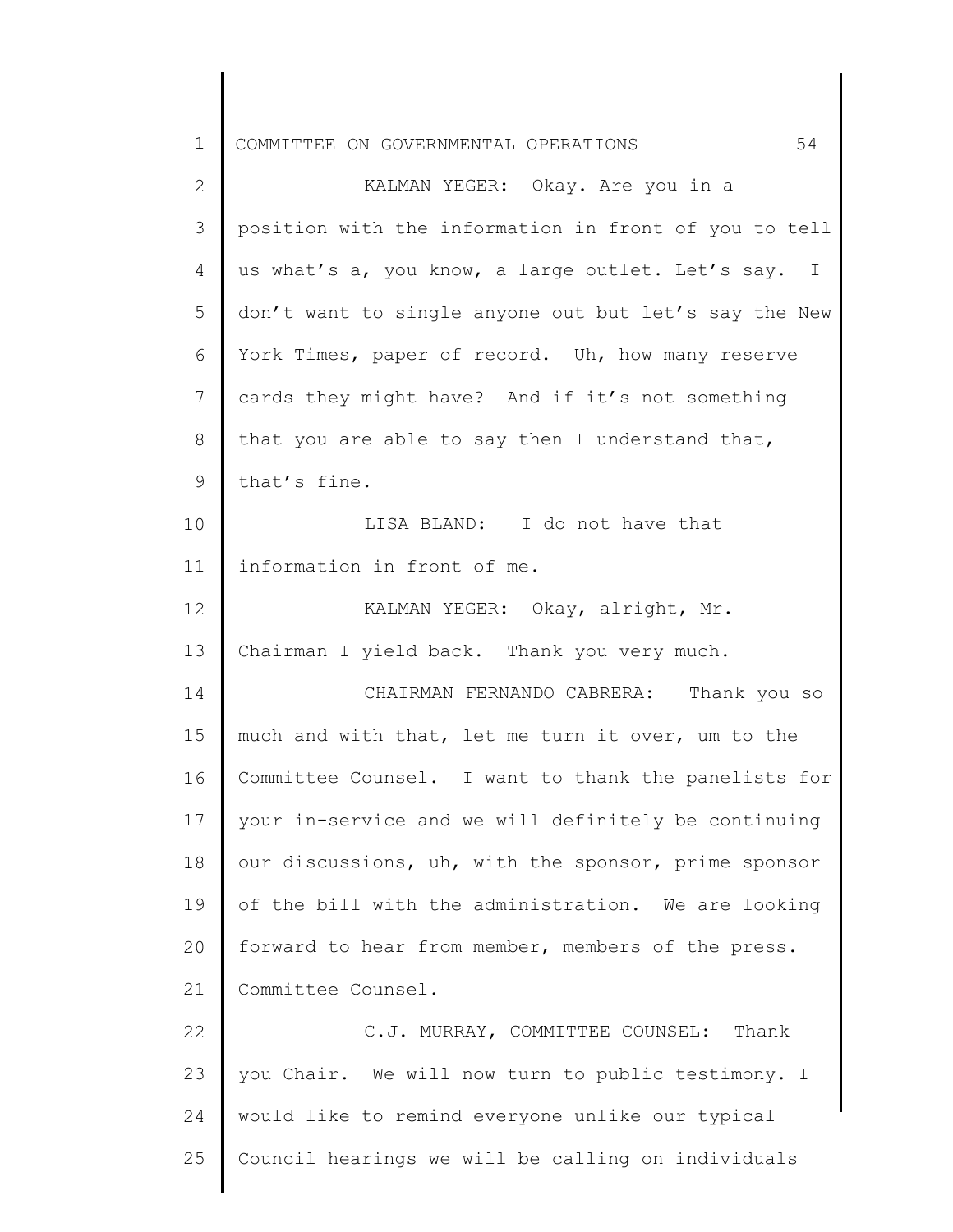KALMAN YEGER: Okay. Are you in a position with the information in front of you to tell us what's a, you know, a large outlet. Let's say. I don't want to single anyone out but let's say the New York Times, paper of record. Uh, how many reserve cards they might have? And if it's not something that you are able to say then I understand that, that's fine.

LISA BLAND: I do not have that information in front of me.

KALMAN YEGER: Okay, alright, Mr. Chairman I yield back. Thank you very much.

CHAIRMAN FERNANDO CABRERA: Thank you so much and with that, let me turn it over, um to the Committee Counsel. I want to thank the panelists for your in-service and we will definitely be continuing our discussions, uh, with the sponsor, prime sponsor of the bill with the administration. We are looking forward to hear from member, members of the press. Committee Counsel.

C.J. MURRAY, COMMITTEE COUNSEL: Thank you Chair. We will now turn to public testimony. I would like to remind everyone unlike our typical Council hearings we will be calling on individuals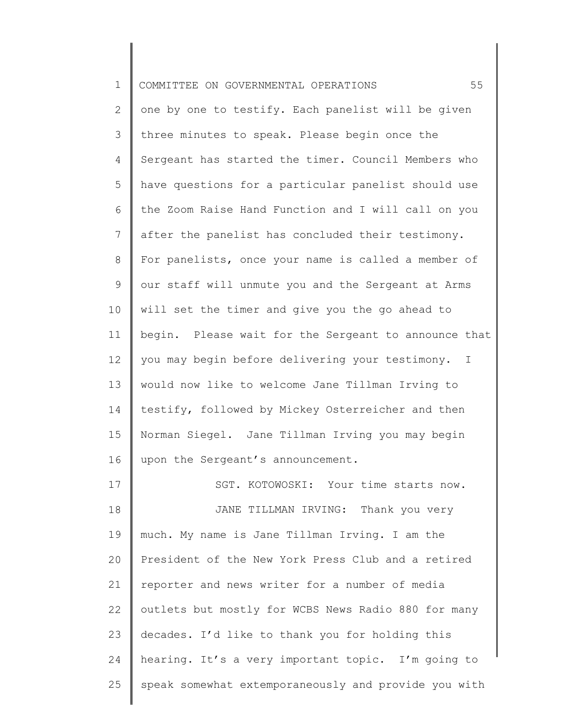one by one to testify. Each panelist will be given three minutes to speak. Please begin once the Sergeant has started the timer. Council Members who have questions for a particular panelist should use the Zoom Raise Hand Function and I will call on you after the panelist has concluded their testimony. For panelists, once your name is called a member of our staff will unmute you and the Sergeant at Arms will set the timer and give you the go ahead to begin. Please wait for the Sergeant to announce that you may begin before delivering your testimony. I would now like to welcome Jane Tillman Irving to testify, followed by Mickey Osterreicher and then Norman Siegel. Jane Tillman Irving you may begin upon the Sergeant's announcement.

SGT. KOTOWOSKI: Your time starts now.

JANE TILLMAN IRVING: Thank you very much. My name is Jane Tillman Irving. I am the President of the New York Press Club and a retired reporter and news writer for a number of media outlets but mostly for WCBS News Radio 880 for many decades. I'd like to thank you for holding this hearing. It's a very important topic. I'm going to speak somewhat extemporaneously and provide you with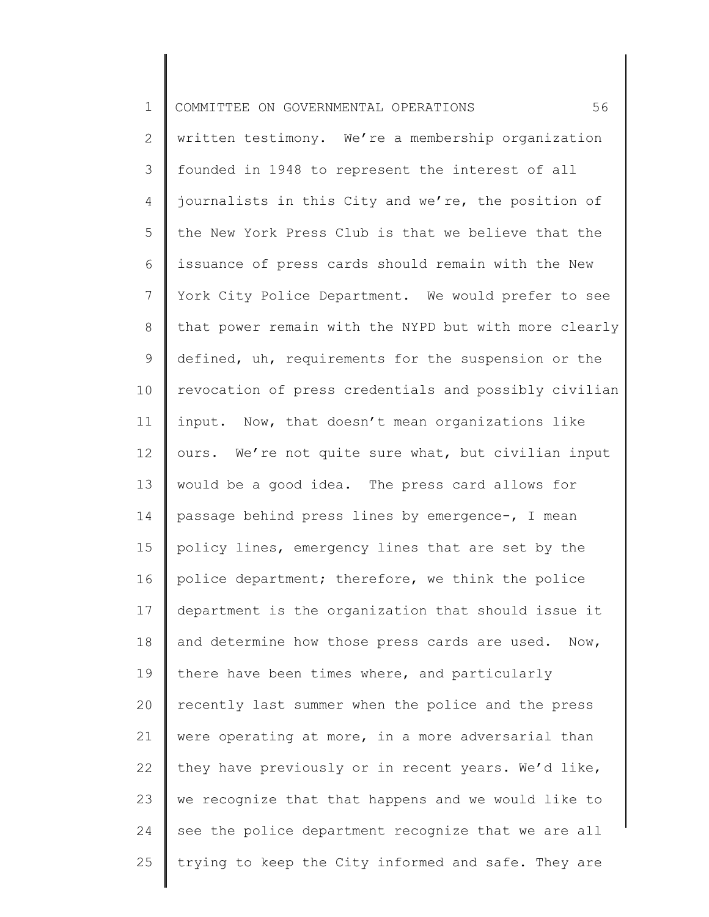written testimony. We're a membership organization founded in 1948 to represent the interest of all journalists in this City and we're, the position of the New York Press Club is that we believe that the issuance of press cards should remain with the New York City Police Department. We would prefer to see that power remain with the NYPD but with more clearly defined, uh, requirements for the suspension or the revocation of press credentials and possibly civilian input. Now, that doesn't mean organizations like ours. We're not quite sure what, but civilian input would be a good idea. The press card allows for passage behind press lines by emergence-, I mean policy lines, emergency lines that are set by the police department; therefore, we think the police department is the organization that should issue it and determine how those press cards are used. Now, there have been times where, and particularly recently last summer when the police and the press were operating at more, in a more adversarial than they have previously or in recent years. We'd like, we recognize that that happens and we would like to see the police department recognize that we are all trying to keep the City informed and safe. They are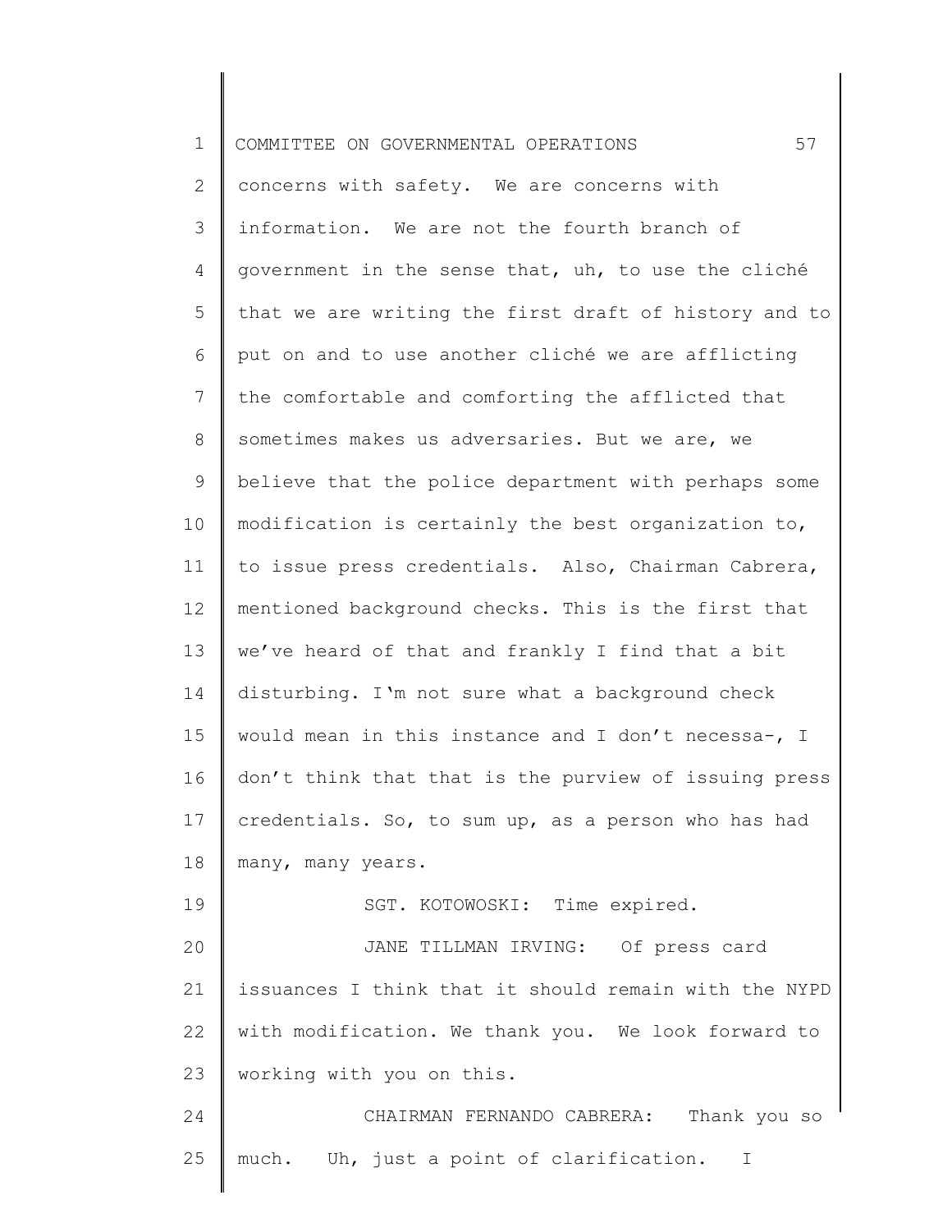concerns with safety. We are concerns with information. We are not the fourth branch of government in the sense that, uh, to use the cliché that we are writing the first draft of history and to put on and to use another cliché we are afflicting the comfortable and comforting the afflicted that sometimes makes us adversaries. But we are, we believe that the police department with perhaps some modification is certainly the best organization to, to issue press credentials. Also, Chairman Cabrera, mentioned background checks. This is the first that we've heard of that and frankly I find that a bit disturbing. I'm not sure what a background check would mean in this instance and I don't necessa-, I don't think that that is the purview of issuing press credentials. So, to sum up, as a person who has had many, many years.

SGT. KOTOWOSKI: Time expired.

JANE TILLMAN IRVING: Of press card issuances I think that it should remain with the NYPD with modification. We thank you. We look forward to working with you on this.

CHAIRMAN FERNANDO CABRERA: Thank you so much. Uh, just a point of clarification. I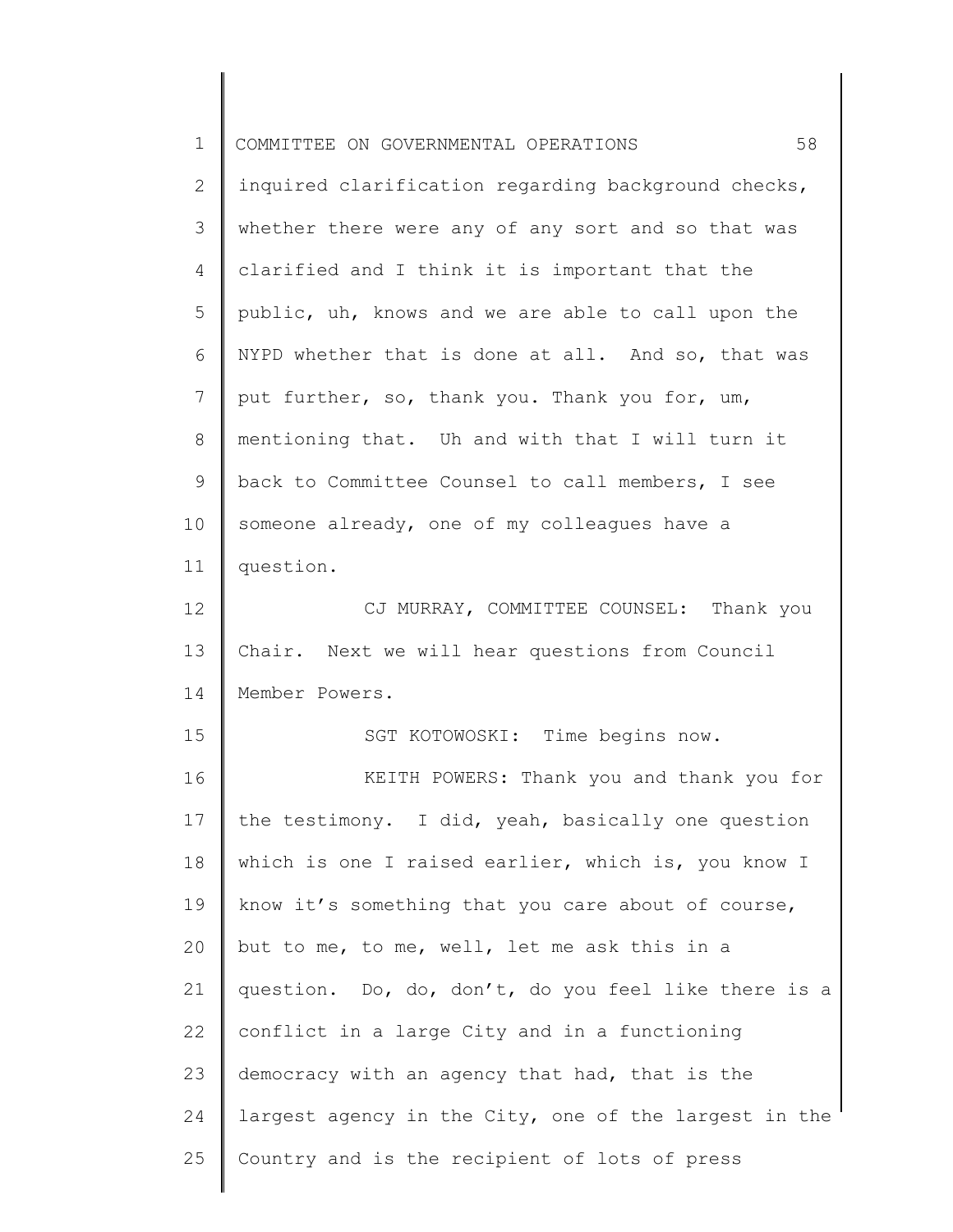inquired clarification regarding background checks, whether there were any of any sort and so that was clarified and I think it is important that the public, uh, knows and we are able to call upon the NYPD whether that is done at all. And so, that was put further, so, thank you. Thank you for, um, mentioning that. Uh and with that I will turn it back to Committee Counsel to call members, I see someone already, one of my colleagues have a question.

CJ MURRAY, COMMITTEE COUNSEL: Thank you Chair. Next we will hear questions from Council Member Powers.

SGT KOTOWOSKI: Time begins now.

KEITH POWERS: Thank you and thank you for the testimony. I did, yeah, basically one question which is one I raised earlier, which is, you know I know it's something that you care about of course, but to me, to me, well, let me ask this in a question. Do, do, don't, do you feel like there is a conflict in a large City and in a functioning democracy with an agency that had, that is the largest agency in the City, one of the largest in the Country and is the recipient of lots of press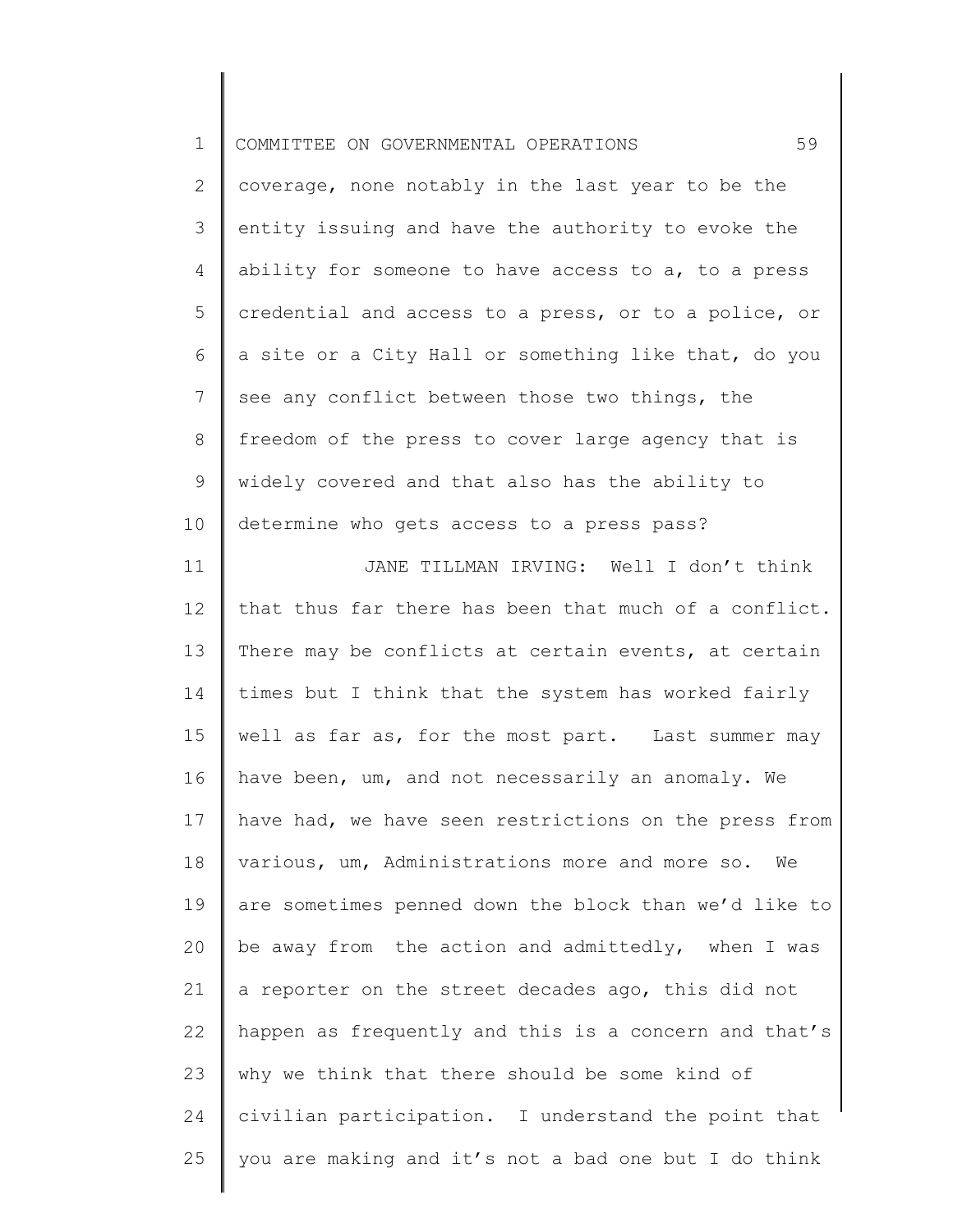coverage, none notably in the last year to be the entity issuing and have the authority to evoke the ability for someone to have access to a, to a press credential and access to a press, or to a police, or a site or a City Hall or something like that, do you see any conflict between those two things, the freedom of the press to cover large agency that is widely covered and that also has the ability to determine who gets access to a press pass?

JANE TILLMAN IRVING: Well I don't think that thus far there has been that much of a conflict. There may be conflicts at certain events, at certain times but I think that the system has worked fairly well as far as, for the most part. Last summer may have been, um, and not necessarily an anomaly. We have had, we have seen restrictions on the press from various, um, Administrations more and more so. We are sometimes penned down the block than we'd like to be away from the action and admittedly, when I was a reporter on the street decades ago, this did not happen as frequently and this is a concern and that's why we think that there should be some kind of civilian participation. I understand the point that you are making and it's not a bad one but I do think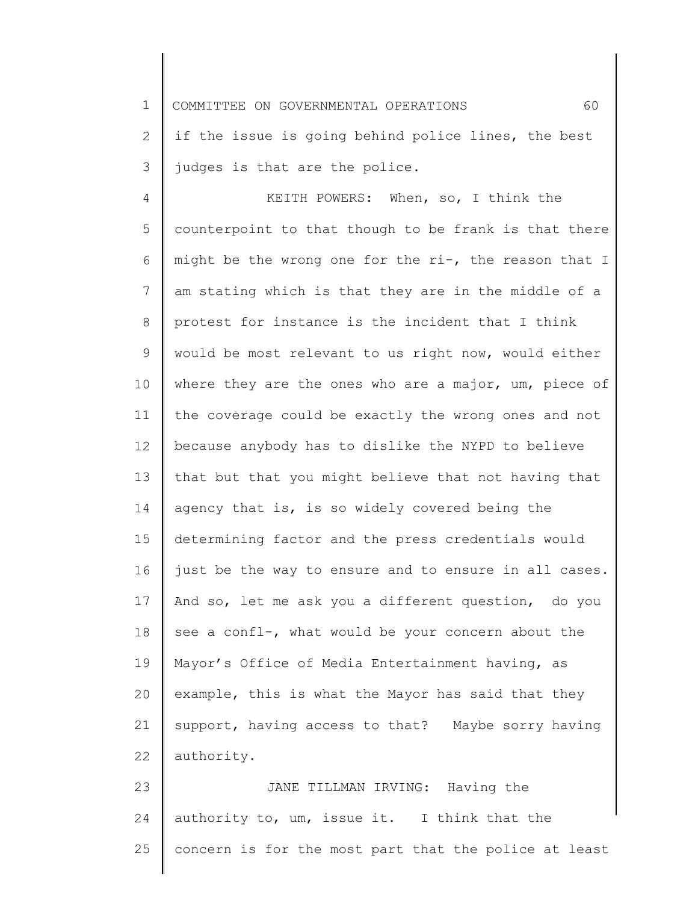if the issue is going behind police lines, the best judges is that are the police.

KEITH POWERS: When, so, I think the counterpoint to that though to be frank is that there might be the wrong one for the ri-, the reason that I am stating which is that they are in the middle of a protest for instance is the incident that I think would be most relevant to us right now, would either where they are the ones who are a major, um, piece of the coverage could be exactly the wrong ones and not because anybody has to dislike the NYPD to believe that but that you might believe that not having that agency that is, is so widely covered being the determining factor and the press credentials would just be the way to ensure and to ensure in all cases. And so, let me ask you a different question, do you see a confl-, what would be your concern about the Mayor's Office of Media Entertainment having, as example, this is what the Mayor has said that they support, having access to that? Maybe sorry having authority.

JANE TILLMAN IRVING: Having the authority to, um, issue it. I think that the concern is for the most part that the police at least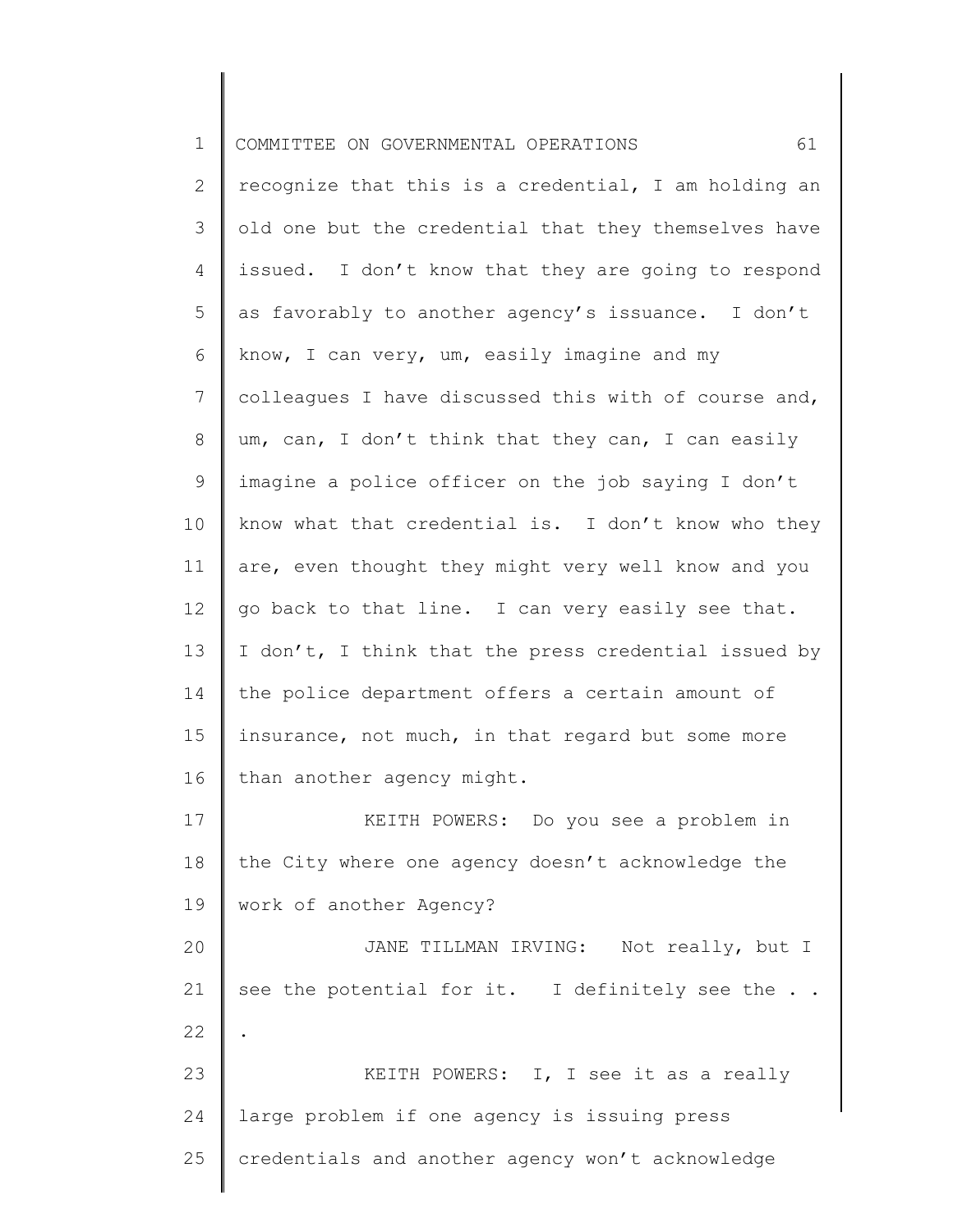recognize that this is a credential, I am holding an old one but the credential that they themselves have issued. I don't know that they are going to respond as favorably to another agency's issuance. I don't know, I can very, um, easily imagine and my colleagues I have discussed this with of course and, um, can, I don't think that they can, I can easily imagine a police officer on the job saying I don't know what that credential is. I don't know who they are, even thought they might very well know and you go back to that line. I can very easily see that. I don't, I think that the press credential issued by the police department offers a certain amount of insurance, not much, in that regard but some more than another agency might.

KEITH POWERS: Do you see a problem in the City where one agency doesn't acknowledge the work of another Agency?

JANE TILLMAN IRVING: Not really, but I see the potential for it. I definitely see the . . .

KEITH POWERS: I, I see it as a really large problem if one agency is issuing press credentials and another agency won't acknowledge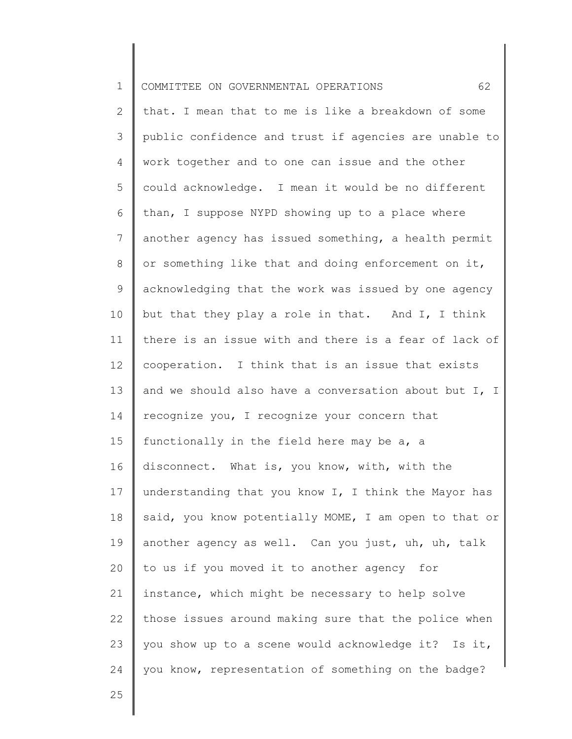that. I mean that to me is like a breakdown of some public confidence and trust if agencies are unable to work together and to one can issue and the other could acknowledge. I mean it would be no different than, I suppose NYPD showing up to a place where another agency has issued something, a health permit or something like that and doing enforcement on it, acknowledging that the work was issued by one agency but that they play a role in that. And I, I think there is an issue with and there is a fear of lack of cooperation. I think that is an issue that exists and we should also have a conversation about but I, I recognize you, I recognize your concern that functionally in the field here may be a, a disconnect. What is, you know, with, with the understanding that you know I, I think the Mayor has said, you know potentially MOME, I am open to that or another agency as well. Can you just, uh, uh, talk to us if you moved it to another agency for instance, which might be necessary to help solve those issues around making sure that the police when you show up to a scene would acknowledge it? Is it, you know, representation of something on the badge?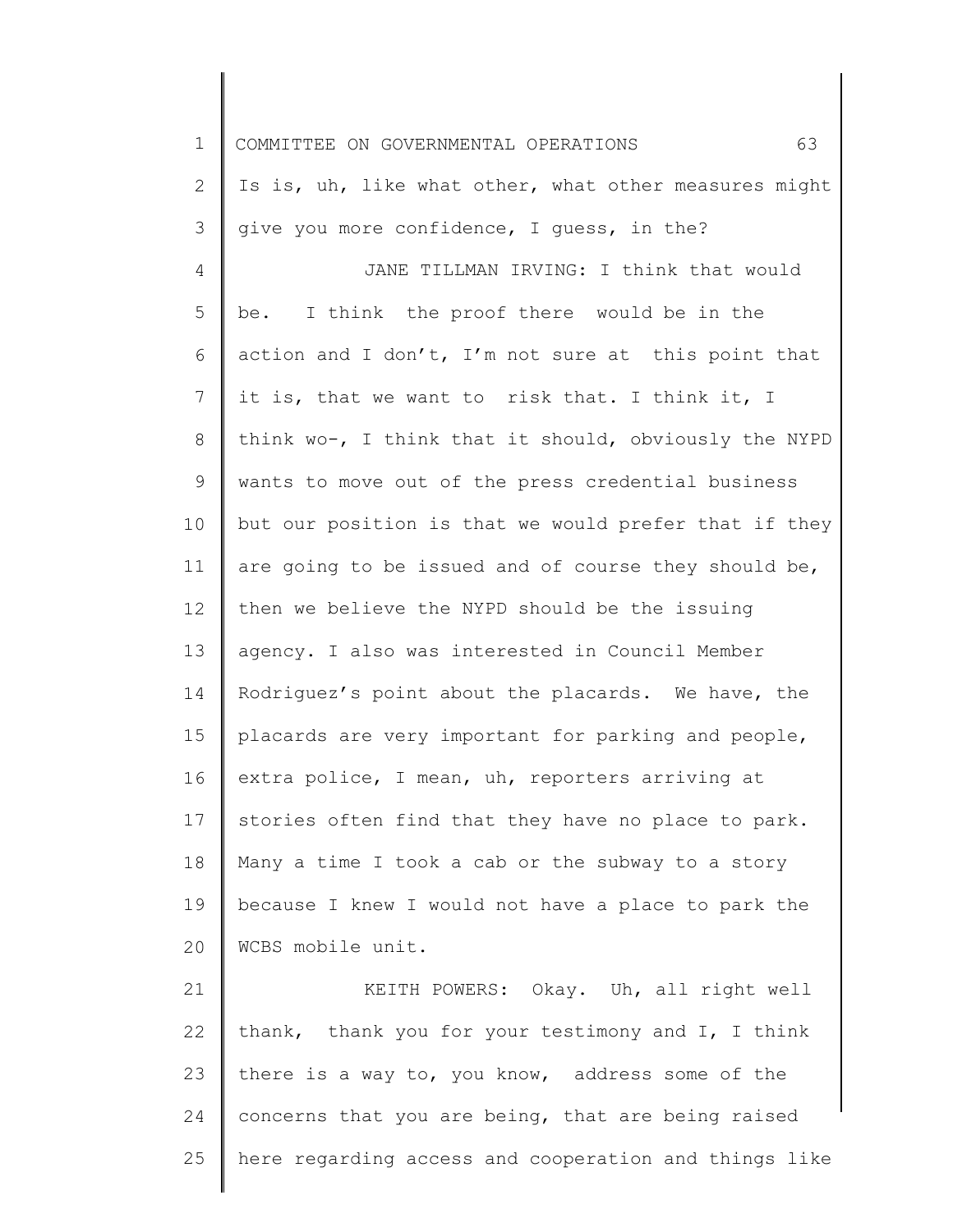Is is, uh, like what other, what other measures might give you more confidence, I guess, in the?

JANE TILLMAN IRVING: I think that would be. I think the proof there would be in the action and I don't, I'm not sure at this point that it is, that we want to risk that. I think it, I think wo-, I think that it should, obviously the NYPD wants to move out of the press credential business but our position is that we would prefer that if they are going to be issued and of course they should be, then we believe the NYPD should be the issuing agency. I also was interested in Council Member Rodriguez's point about the placards. We have, the placards are very important for parking and people, extra police, I mean, uh, reporters arriving at stories often find that they have no place to park. Many a time I took a cab or the subway to a story because I knew I would not have a place to park the WCBS mobile unit.

KEITH POWERS: Okay. Uh, all right well thank, thank you for your testimony and I, I think there is a way to, you know, address some of the concerns that you are being, that are being raised here regarding access and cooperation and things like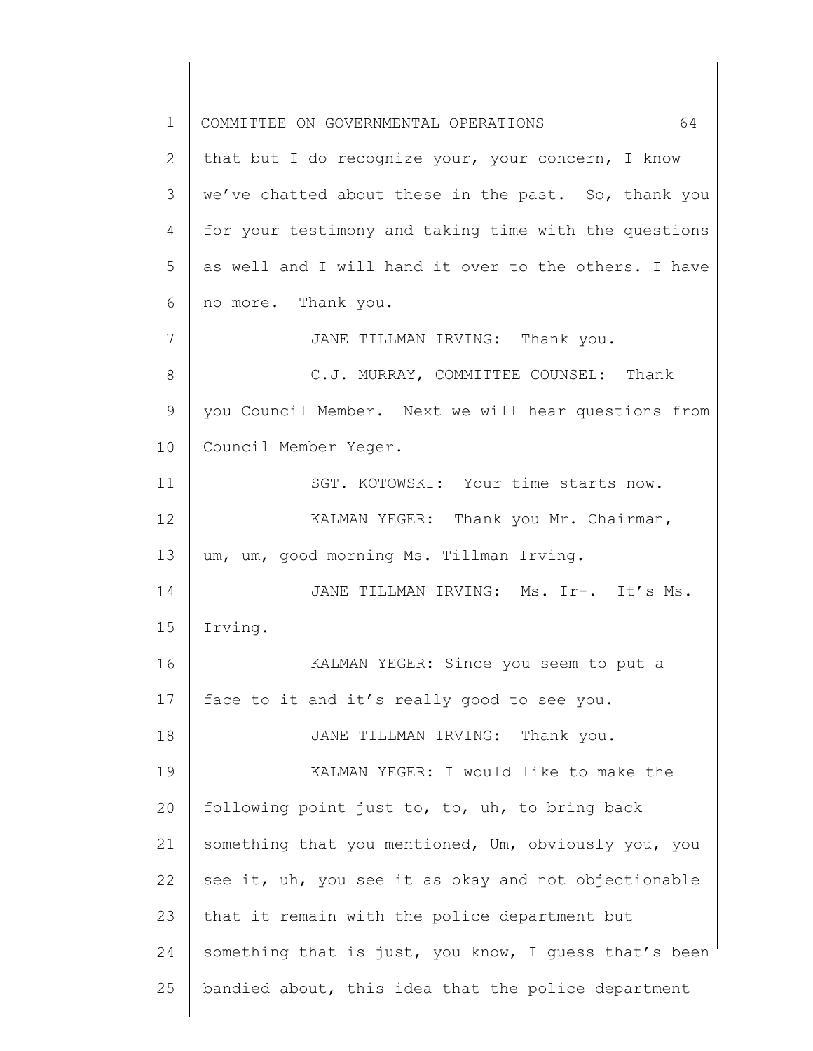that but I do recognize your, your concern, I know we've chatted about these in the past. So, thank you for your testimony and taking time with the questions as well and I will hand it over to the others. I have no more. Thank you.

JANE TILLMAN IRVING: Thank you.

C.J. MURRAY, COMMITTEE COUNSEL: Thank you Council Member. Next we will hear questions from Council Member Yeger.

SGT. KOTOWSKI: Your time starts now.

KALMAN YEGER: Thank you Mr. Chairman, um, um, good morning Ms. Tillman Irving.

JANE TILLMAN IRVING: Ms. Ir-. It's Ms. Irving.

KALMAN YEGER: Since you seem to put a face to it and it's really good to see you.

JANE TILLMAN IRVING: Thank you.

KALMAN YEGER: I would like to make the following point just to, to, uh, to bring back something that you mentioned, Um, obviously you, you see it, uh, you see it as okay and not objectionable that it remain with the police department but something that is just, you know, I guess that's been bandied about, this idea that the police department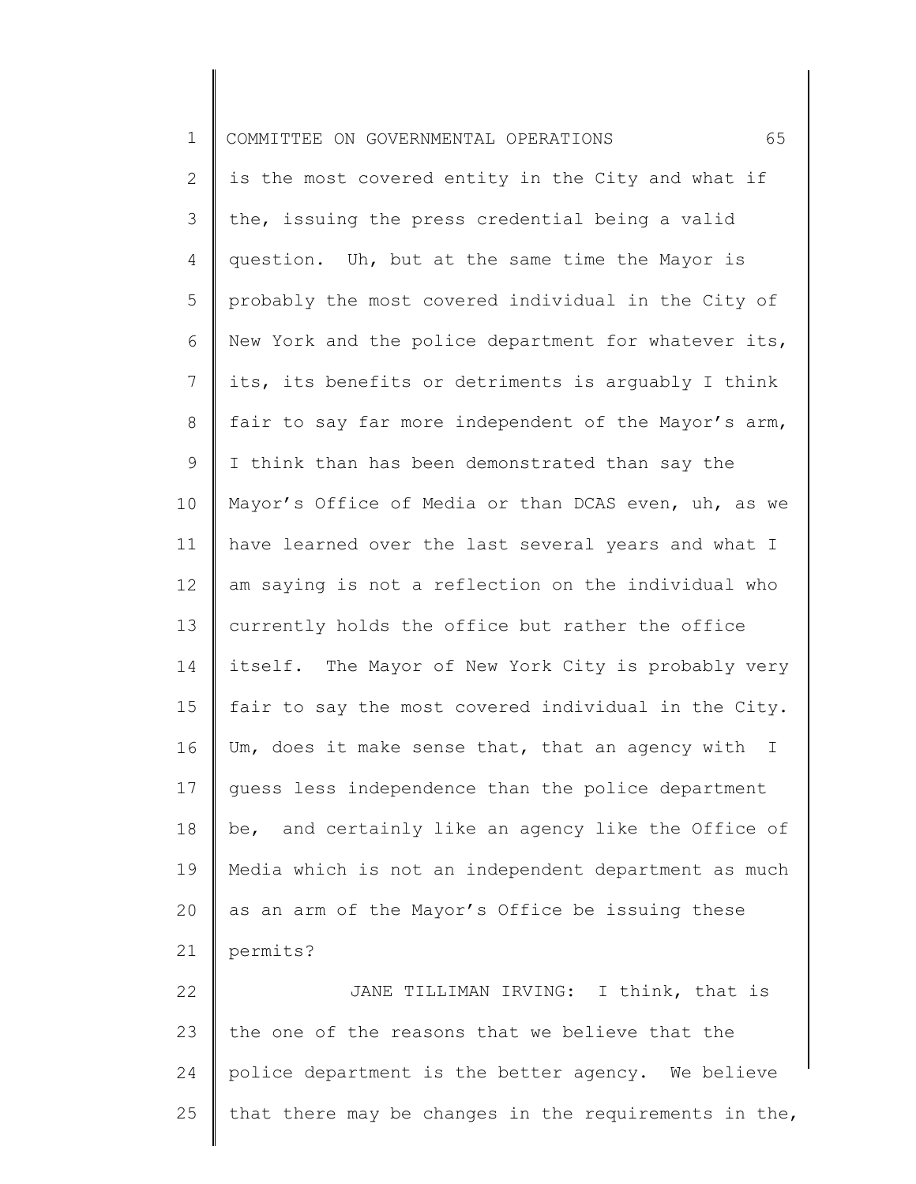is the most covered entity in the City and what if the, issuing the press credential being a valid question. Uh, but at the same time the Mayor is probably the most covered individual in the City of New York and the police department for whatever its, its, its benefits or detriments is arguably I think fair to say far more independent of the Mayor's arm, I think than has been demonstrated than say the Mayor's Office of Media or than DCAS even, uh, as we have learned over the last several years and what I am saying is not a reflection on the individual who currently holds the office but rather the office itself. The Mayor of New York City is probably very fair to say the most covered individual in the City. Um, does it make sense that, that an agency with I guess less independence than the police department be, and certainly like an agency like the Office of Media which is not an independent department as much as an arm of the Mayor's Office be issuing these permits?

JANE TILLIMAN IRVING: I think, that is the one of the reasons that we believe that the police department is the better agency. We believe that there may be changes in the requirements in the,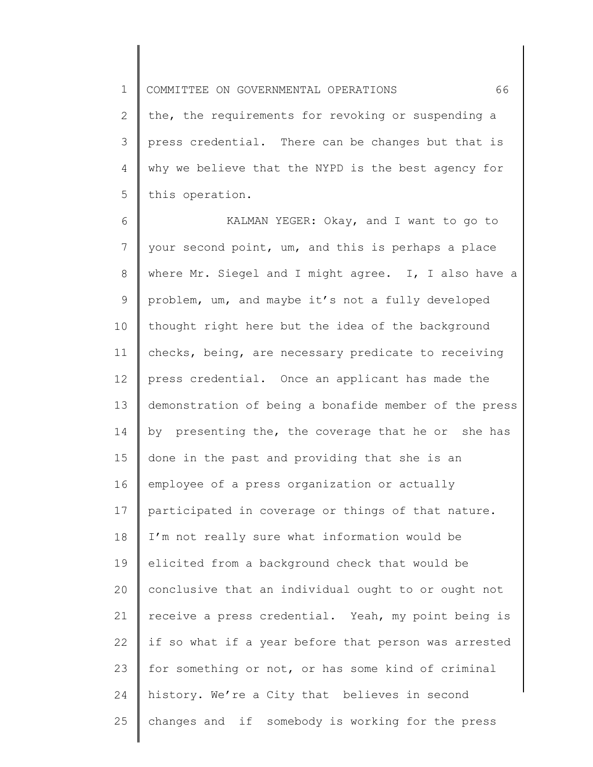the, the requirements for revoking or suspending a press credential. There can be changes but that is why we believe that the NYPD is the best agency for this operation.

KALMAN YEGER: Okay, and I want to go to your second point, um, and this is perhaps a place where Mr. Siegel and I might agree. I, I also have a problem, um, and maybe it's not a fully developed thought right here but the idea of the background checks, being, are necessary predicate to receiving press credential. Once an applicant has made the demonstration of being a bonafide member of the press by presenting the, the coverage that he or she has done in the past and providing that she is an employee of a press organization or actually participated in coverage or things of that nature. I'm not really sure what information would be elicited from a background check that would be conclusive that an individual ought to or ought not receive a press credential. Yeah, my point being is if so what if a year before that person was arrested for something or not, or has some kind of criminal history. We're a City that believes in second changes and if somebody is working for the press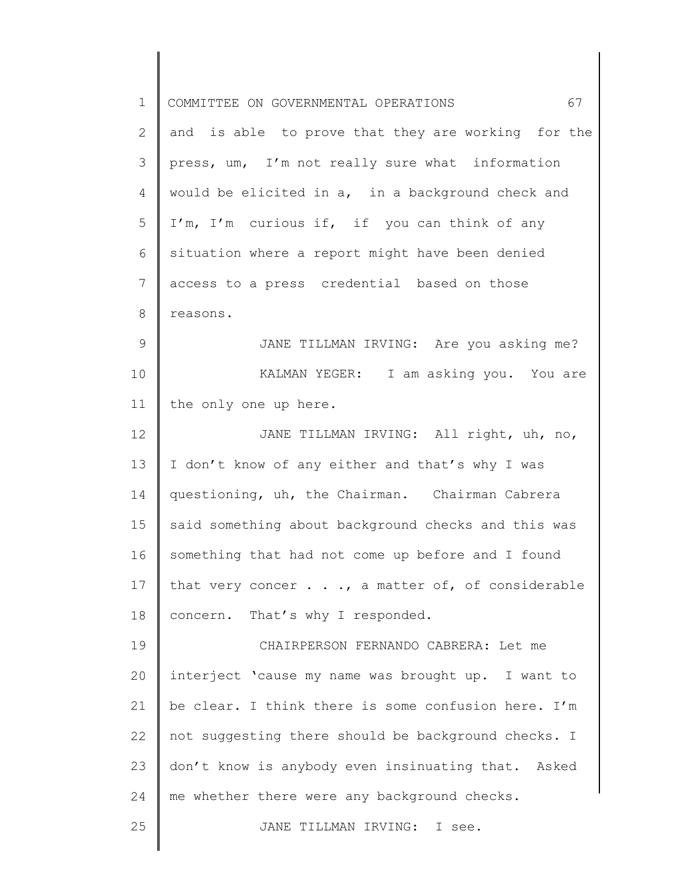and is able to prove that they are working for the press, um, I'm not really sure what information would be elicited in a, in a background check and I'm, I'm curious if, if you can think of any situation where a report might have been denied access to a press credential based on those reasons.

JANE TILLMAN IRVING: Are you asking me?

KALMAN YEGER: I am asking you. You are the only one up here.

JANE TILLMAN IRVING: All right, uh, no, I don't know of any either and that's why I was questioning, uh, the Chairman. Chairman Cabrera said something about background checks and this was something that had not come up before and I found that very concer . . ., a matter of, of considerable concern. That's why I responded.

CHAIRPERSON FERNANDO CABRERA: Let me interject 'cause my name was brought up. I want to be clear. I think there is some confusion here. I'm not suggesting there should be background checks. I don't know is anybody even insinuating that. Asked me whether there were any background checks.

JANE TILLMAN IRVING: I see.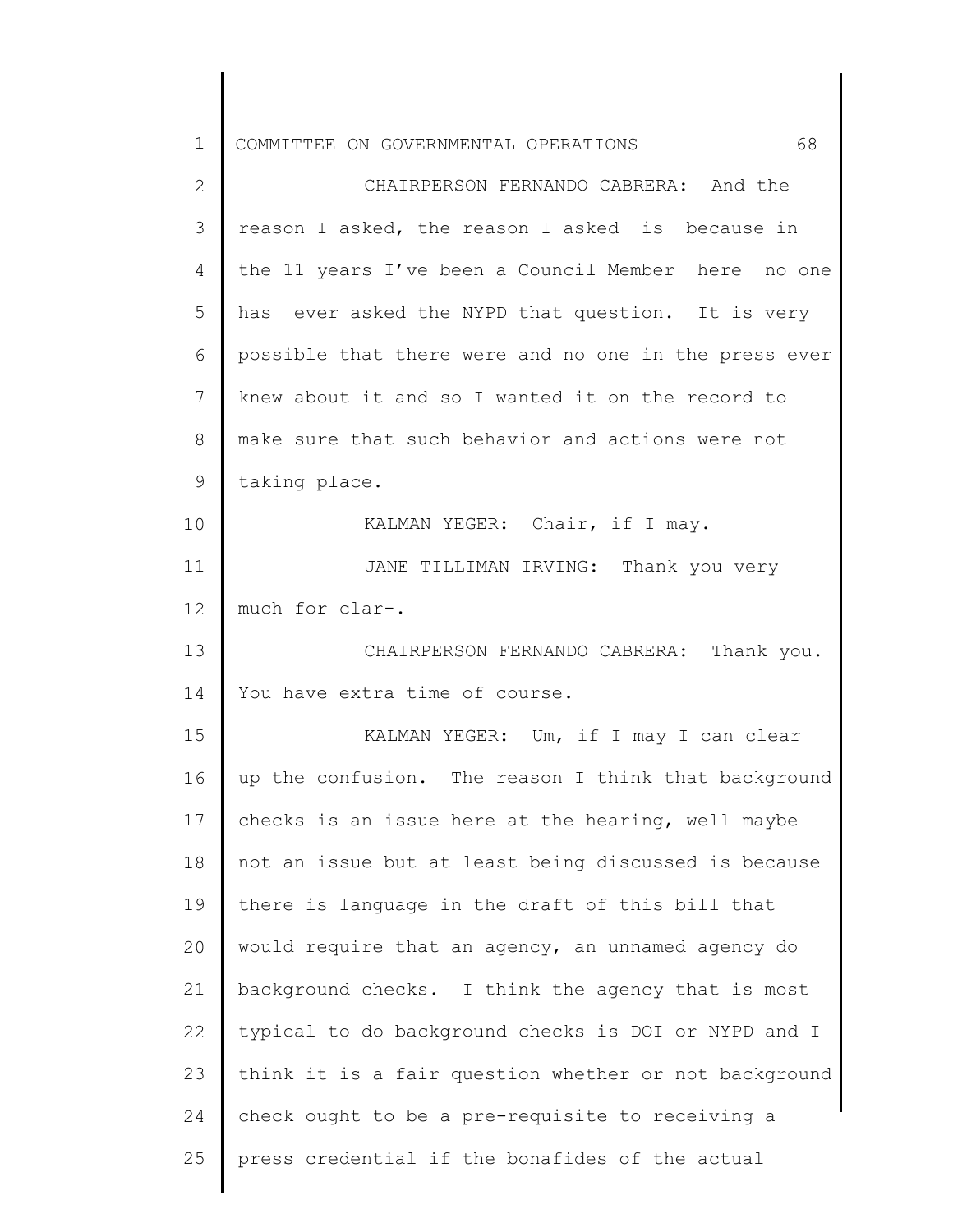CHAIRPERSON FERNANDO CABRERA: And the reason I asked, the reason I asked is because in the 11 years I've been a Council Member here no one has ever asked the NYPD that question. It is very possible that there were and no one in the press ever knew about it and so I wanted it on the record to make sure that such behavior and actions were not taking place.

KALMAN YEGER: Chair, if I may.

JANE TILLIMAN IRVING: Thank you very much for clar-.

CHAIRPERSON FERNANDO CABRERA: Thank you. You have extra time of course.

KALMAN YEGER: Um, if I may I can clear up the confusion. The reason I think that background checks is an issue here at the hearing, well maybe not an issue but at least being discussed is because there is language in the draft of this bill that would require that an agency, an unnamed agency do background checks. I think the agency that is most typical to do background checks is DOI or NYPD and I think it is a fair question whether or not background check ought to be a pre-requisite to receiving a press credential if the bonafides of the actual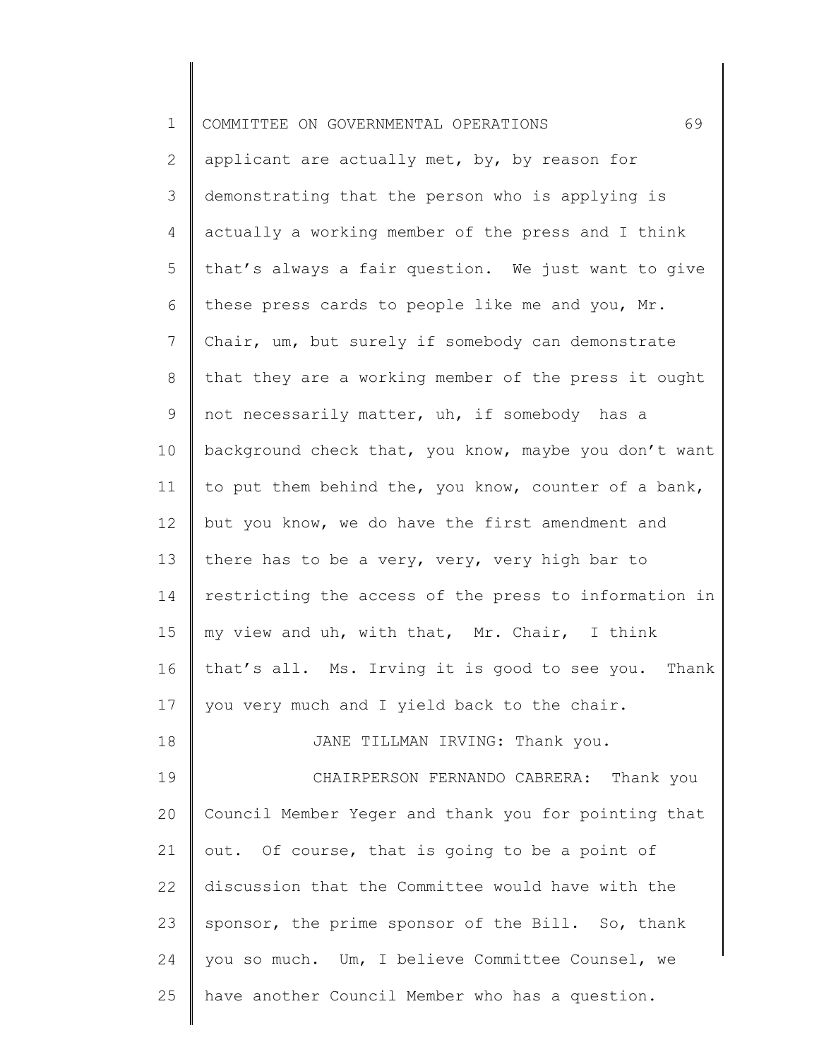applicant are actually met, by, by reason for demonstrating that the person who is applying is actually a working member of the press and I think that's always a fair question. We just want to give these press cards to people like me and you, Mr. Chair, um, but surely if somebody can demonstrate that they are a working member of the press it ought not necessarily matter, uh, if somebody has a background check that, you know, maybe you don't want to put them behind the, you know, counter of a bank, but you know, we do have the first amendment and there has to be a very, very, very high bar to restricting the access of the press to information in my view and uh, with that, Mr. Chair, I think that's all. Ms. Irving it is good to see you. Thank you very much and I yield back to the chair.

JANE TILLMAN IRVING: Thank you.

CHAIRPERSON FERNANDO CABRERA: Thank you Council Member Yeger and thank you for pointing that out. Of course, that is going to be a point of discussion that the Committee would have with the sponsor, the prime sponsor of the Bill. So, thank you so much. Um, I believe Committee Counsel, we have another Council Member who has a question.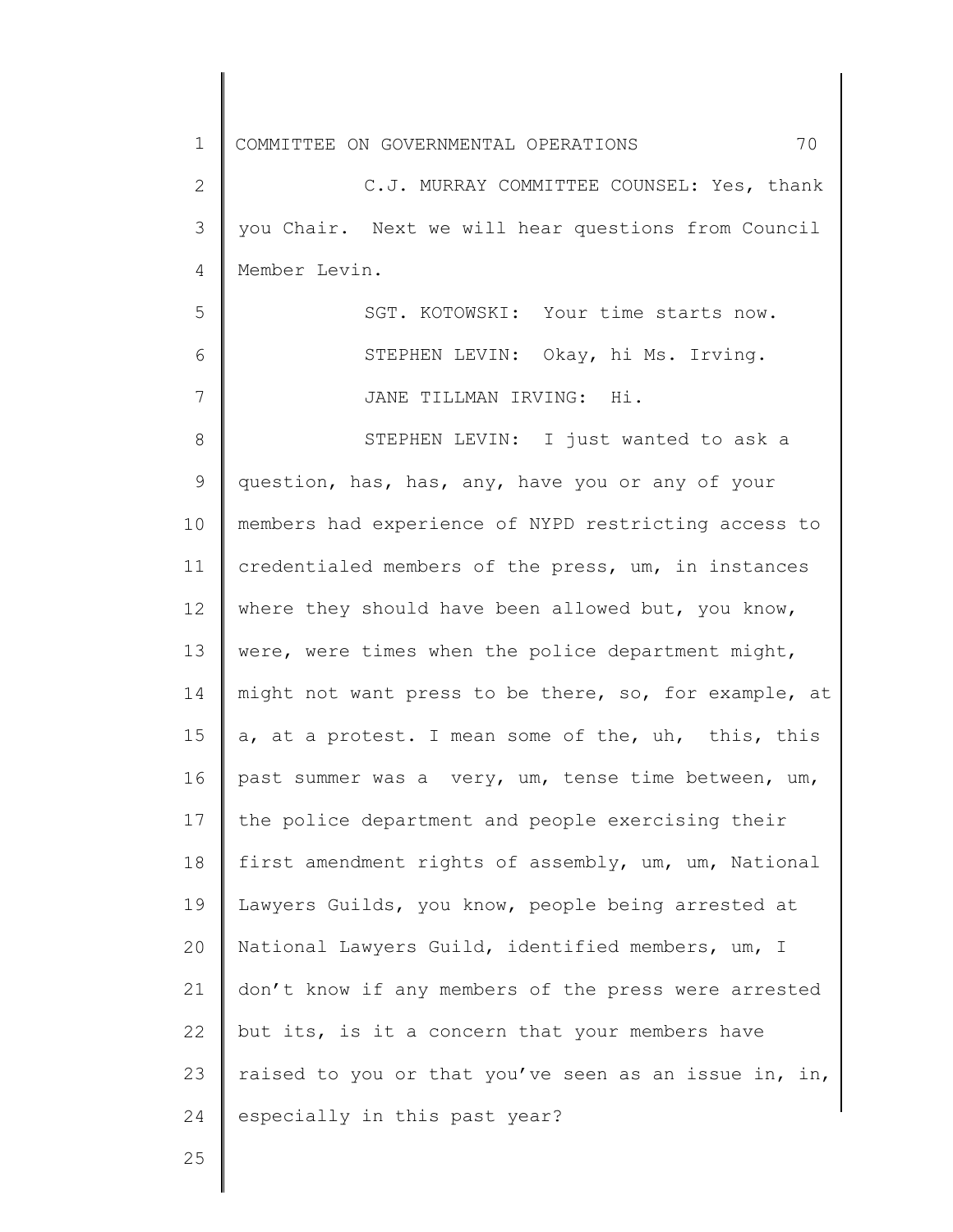C.J. MURRAY COMMITTEE COUNSEL: Yes, thank you Chair. Next we will hear questions from Council Member Levin.

SGT. KOTOWSKI: Your time starts now.

STEPHEN LEVIN: Okay, hi Ms. Irving.

JANE TILLMAN IRVING: Hi.

STEPHEN LEVIN: I just wanted to ask a question, has, has, any, have you or any of your members had experience of NYPD restricting access to credentialed members of the press, um, in instances where they should have been allowed but, you know, were, were times when the police department might, might not want press to be there, so, for example, at a, at a protest. I mean some of the, uh, this, this past summer was a very, um, tense time between, um, the police department and people exercising their first amendment rights of assembly, um, um, National Lawyers Guilds, you know, people being arrested at National Lawyers Guild, identified members, um, I don't know if any members of the press were arrested but its, is it a concern that your members have raised to you or that you've seen as an issue in, in, especially in this past year?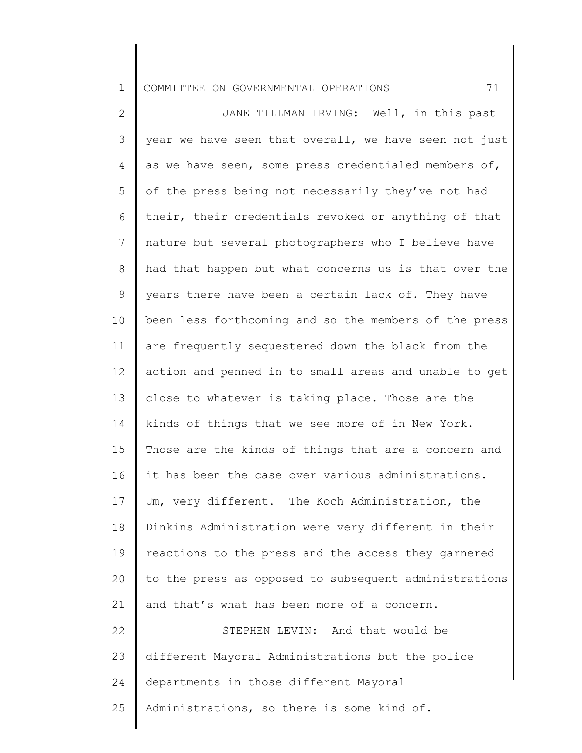JANE TILLMAN IRVING: Well, in this past year we have seen that overall, we have seen not just as we have seen, some press credentialed members of, of the press being not necessarily they've not had their, their credentials revoked or anything of that nature but several photographers who I believe have had that happen but what concerns us is that over the years there have been a certain lack of. They have been less forthcoming and so the members of the press are frequently sequestered down the black from the action and penned in to small areas and unable to get close to whatever is taking place. Those are the kinds of things that we see more of in New York. Those are the kinds of things that are a concern and it has been the case over various administrations. Um, very different. The Koch Administration, the Dinkins Administration were very different in their reactions to the press and the access they garnered to the press as opposed to subsequent administrations and that's what has been more of a concern.

STEPHEN LEVIN: And that would be different Mayoral Administrations but the police departments in those different Mayoral Administrations, so there is some kind of.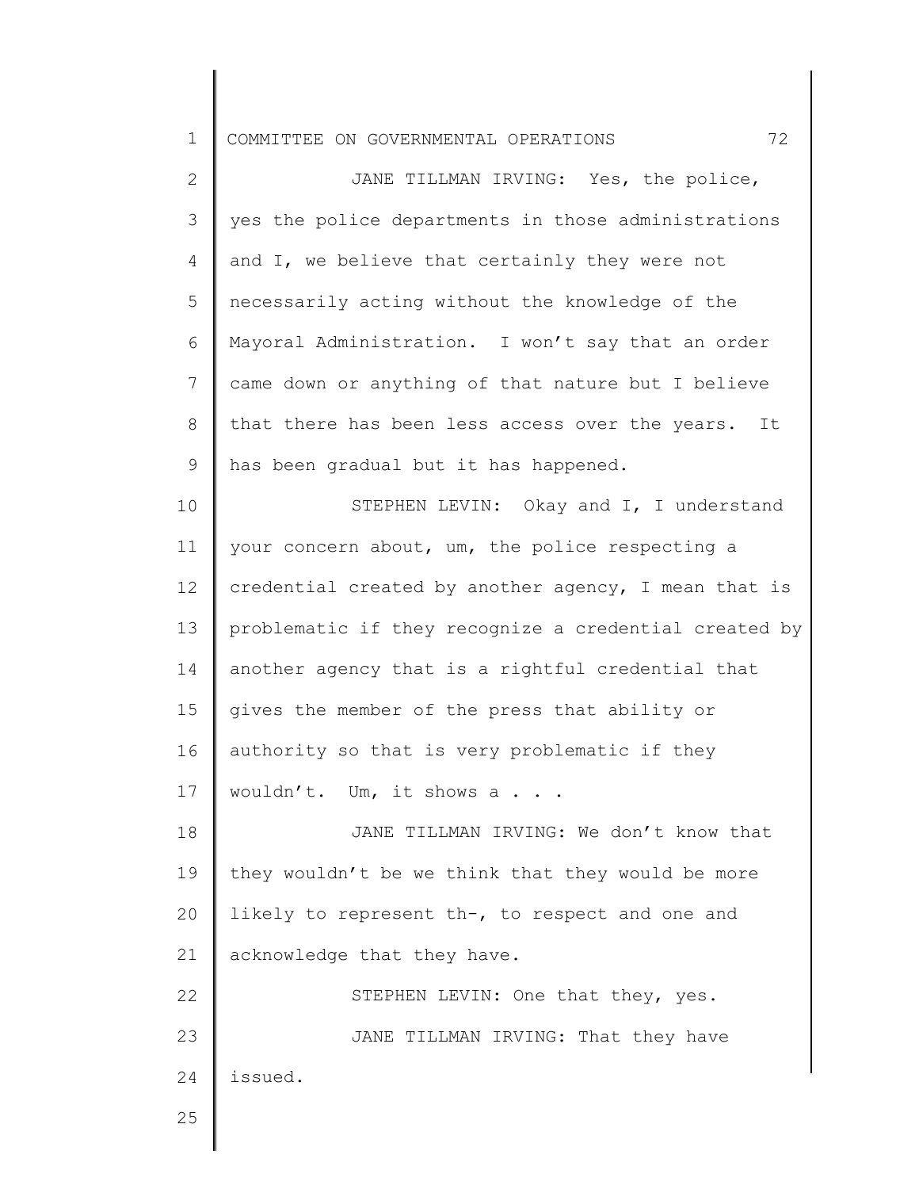JANE TILLMAN IRVING: Yes, the police, yes the police departments in those administrations and I, we believe that certainly they were not necessarily acting without the knowledge of the Mayoral Administration. I won't say that an order came down or anything of that nature but I believe that there has been less access over the years. It has been gradual but it has happened.

STEPHEN LEVIN: Okay and I, I understand your concern about, um, the police respecting a credential created by another agency, I mean that is problematic if they recognize a credential created by another agency that is a rightful credential that gives the member of the press that ability or authority so that is very problematic if they wouldn't. Um, it shows a . . .

JANE TILLMAN IRVING: We don't know that they wouldn't be we think that they would be more likely to represent th-, to respect and one and acknowledge that they have.

STEPHEN LEVIN: One that they, yes.

JANE TILLMAN IRVING: That they have issued.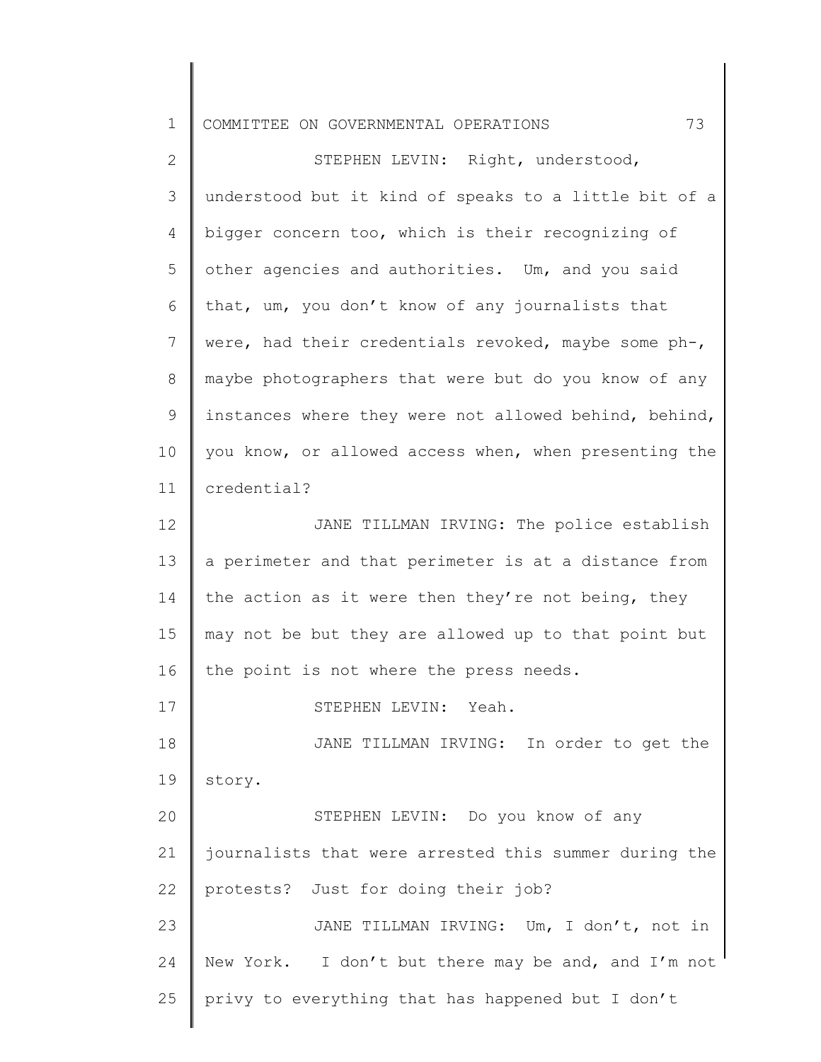STEPHEN LEVIN: Right, understood, understood but it kind of speaks to a little bit of a bigger concern too, which is their recognizing of other agencies and authorities. Um, and you said that, um, you don't know of any journalists that were, had their credentials revoked, maybe some ph-, maybe photographers that were but do you know of any instances where they were not allowed behind, behind, you know, or allowed access when, when presenting the credential?

JANE TILLMAN IRVING: The police establish a perimeter and that perimeter is at a distance from the action as it were then they're not being, they may not be but they are allowed up to that point but the point is not where the press needs.

STEPHEN LEVIN: Yeah.

JANE TILLMAN IRVING: In order to get the story.

STEPHEN LEVIN: Do you know of any journalists that were arrested this summer during the protests? Just for doing their job?

JANE TILLMAN IRVING: Um, I don't, not in New York. I don't but there may be and, and I'm not privy to everything that has happened but I don't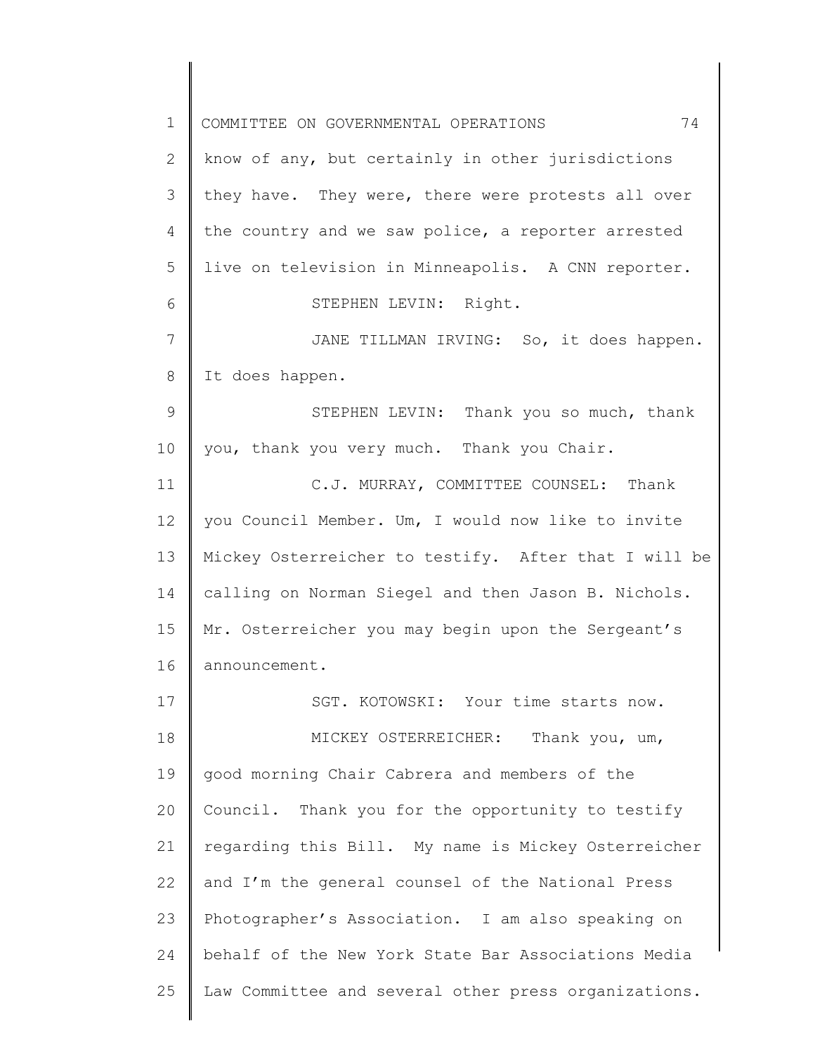know of any, but certainly in other jurisdictions they have. They were, there were protests all over the country and we saw police, a reporter arrested live on television in Minneapolis. A CNN reporter.

STEPHEN LEVIN: Right.

JANE TILLMAN IRVING: So, it does happen. It does happen.

STEPHEN LEVIN: Thank you so much, thank you, thank you, thank you very much. Thank you Chair.

C.J. MURRAY, COMMITTEE COUNSEL: Thank you Council Member. Um, I would now like to invite Mickey Osterreicher to testify. After that I will be calling on Norman Siegel and then Jason B. Nichols. Mr. Osterreicher you may begin upon the Sergeant's announcement.

SGT. KOTOWSKI: Your time starts now.

MICKEY OSTERREICHER: Thank you, um, good morning Chair Cabrera and members of the Council. Thank you for the opportunity to testify regarding this Bill. My name is Mickey Osterreicher and I'm the general counsel of the National Press Photographer's Association. I am also speaking on behalf of the New York State Bar Associations Media Law Committee and several other press organizations.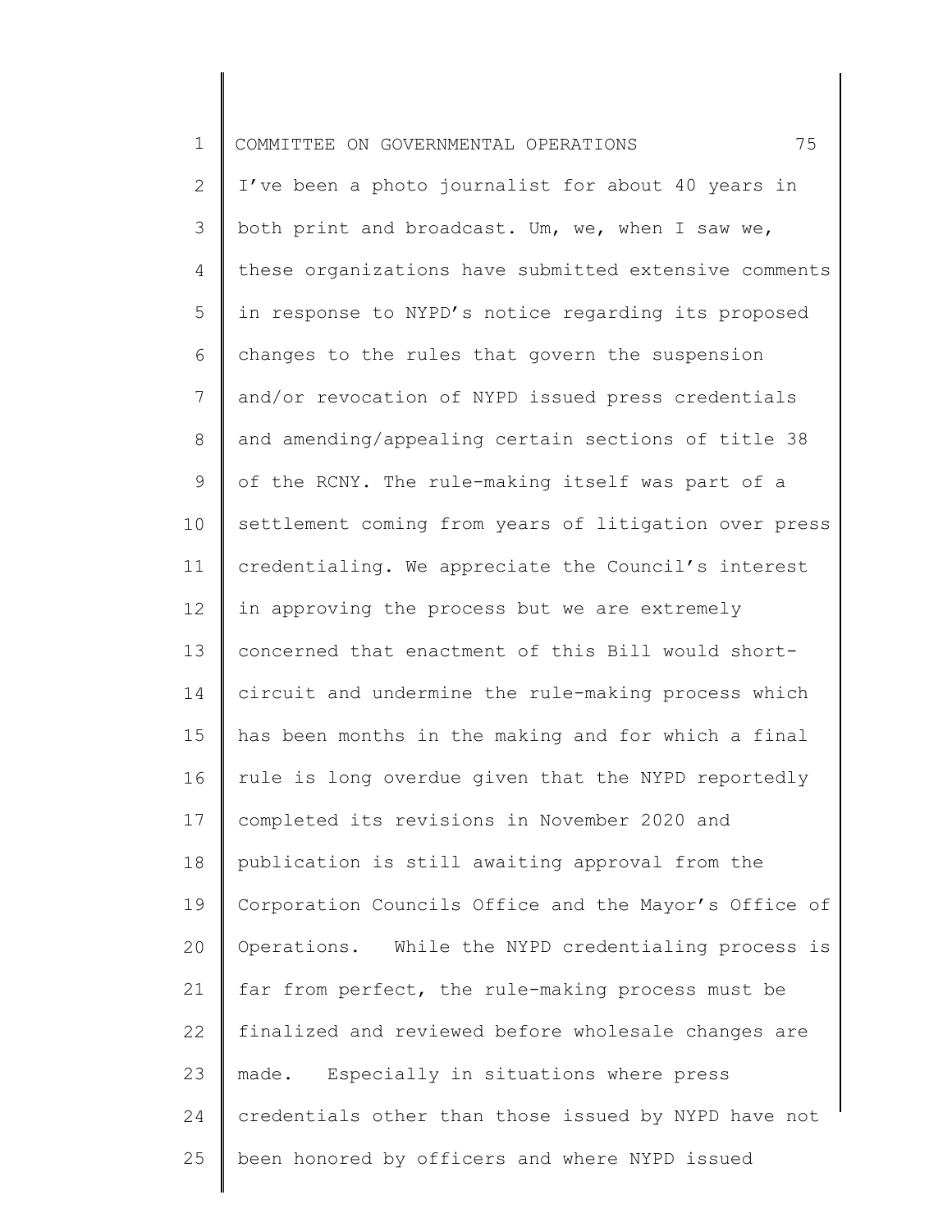I've been a photo journalist for about 40 years in both print and broadcast. Um, we, when I saw we, these organizations have submitted extensive comments in response to NYPD's notice regarding its proposed changes to the rules that govern the suspension and/or revocation of NYPD issued press credentials and amending/appealing certain sections of title 38 of the RCNY. The rule-making itself was part of a settlement coming from years of litigation over press credentialing. We appreciate the Council's interest in approving the process but we are extremely concerned that enactment of this Bill would short-circuit and undermine the rule-making process which has been months in the making and for which a final rule is long overdue given that the NYPD reportedly completed its revisions in November 2020 and publication is still awaiting approval from the Corporation Councils Office and the Mayor's Office of Operations. While the NYPD credentialing process is far from perfect, the rule-making process must be finalized and reviewed before wholesale changes are made. Especially in situations where press credentials other than those issued by NYPD have not been honored by officers and where NYPD issued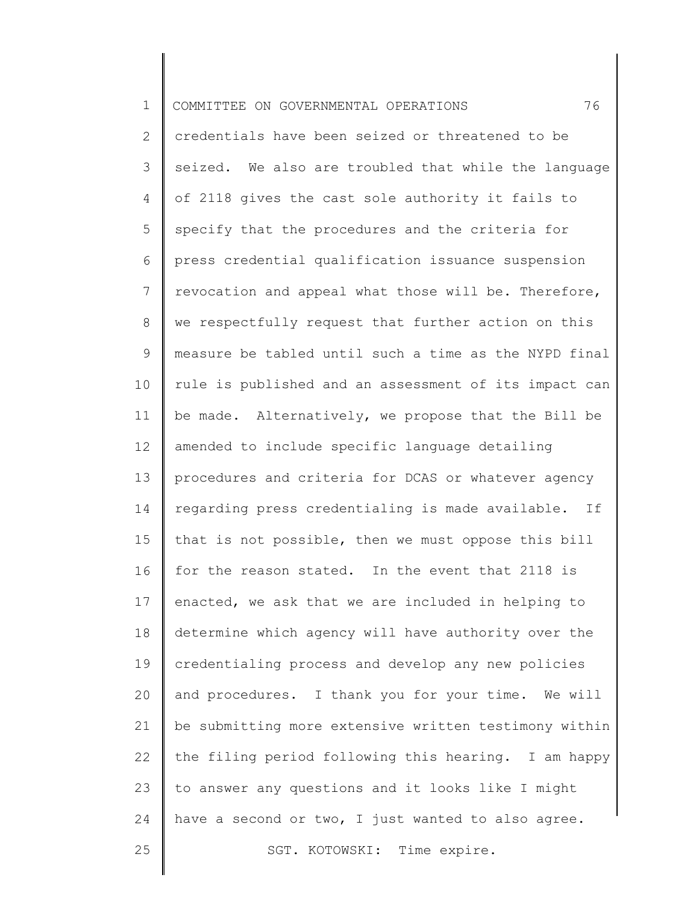credentials have been seized or threatened to be seized. We also are troubled that while the language of 2118 gives the cast sole authority it fails to specify that the procedures and the criteria for press credential qualification issuance suspension revocation and appeal what those will be. Therefore, we respectfully request that further action on this measure be tabled until such a time as the NYPD final rule is published and an assessment of its impact can be made. Alternatively, we propose that the Bill be amended to include specific language detailing procedures and criteria for DCAS or whatever agency regarding press credentialing is made available. If that is not possible, then we must oppose this bill for the reason stated. In the event that 2118 is enacted, we ask that we are included in helping to determine which agency will have authority over the credentialing process and develop any new policies and procedures. I thank you for your time. We will be submitting more extensive written testimony within the filing period following this hearing. I am happy to answer any questions and it looks like I might have a second or two, I just wanted to also agree.

SGT. KOTOWSKI: Time expire.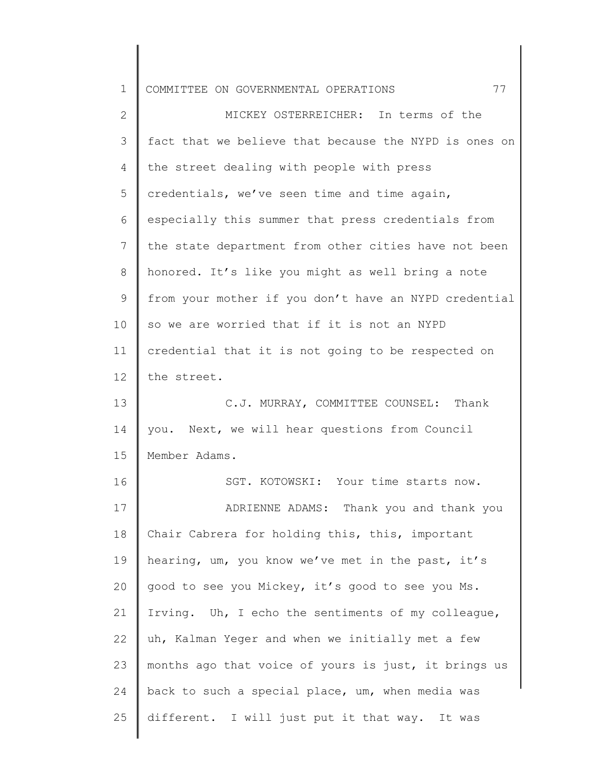MICKEY OSTERREICHER: In terms of the fact that we believe that because the NYPD is ones on the street dealing with people with press credentials, we've seen time and time again, especially this summer that press credentials from the state department from other cities have not been honored. It's like you might as well bring a note from your mother if you don't have an NYPD credential so we are worried that if it is not an NYPD credential that it is not going to be respected on the street.

C.J. MURRAY, COMMITTEE COUNSEL: Thank you. Next, we will hear questions from Council Member Adams.

SGT. KOTOWSKI: Your time starts now.

ADRIENNE ADAMS: Thank you and thank you Chair Cabrera for holding this, this, important hearing, um, you know we've met in the past, it's good to see you Mickey, it's good to see you Ms. Irving. Uh, I echo the sentiments of my colleague, uh, Kalman Yeger and when we initially met a few months ago that voice of yours is just, it brings us back to such a special place, um, when media was different. I will just put it that way. It was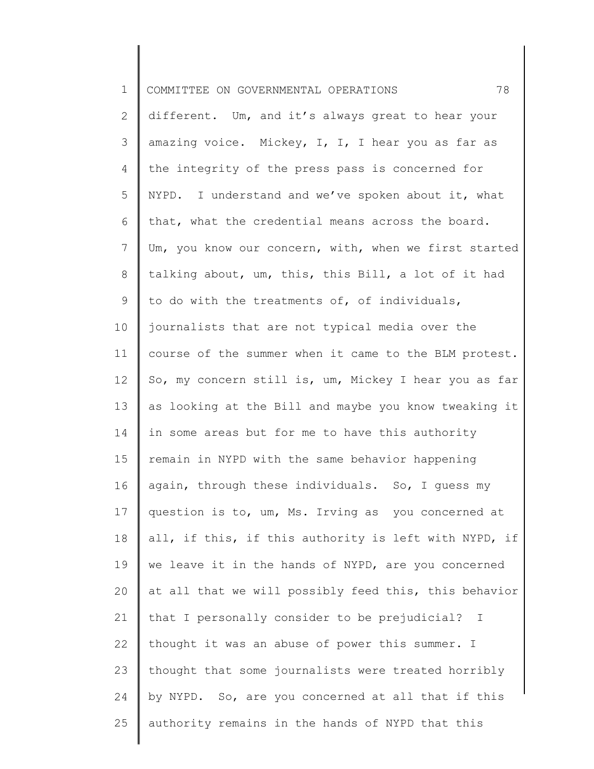different. Um, and it's always great to hear your amazing voice. Mickey, I, I, I hear you as far as the integrity of the press pass is concerned for NYPD. I understand and we've spoken about it, what that, what the credential means across the board. Um, you know our concern, with, when we first started talking about, um, this, this Bill, a lot of it had to do with the treatments of, of individuals, journalists that are not typical media over the course of the summer when it came to the BLM protest. So, my concern still is, um, Mickey I hear you as far as looking at the Bill and maybe you know tweaking it in some areas but for me to have this authority remain in NYPD with the same behavior happening again, through these individuals. So, I guess my question is to, um, Ms. Irving as you concerned at all, if this, if this authority is left with NYPD, if we leave it in the hands of NYPD, are you concerned at all that we will possibly feed this, this behavior that I personally consider to be prejudicial? I thought it was an abuse of power this summer. I thought that some journalists were treated horribly by NYPD. So, are you concerned at all that if this authority remains in the hands of NYPD that this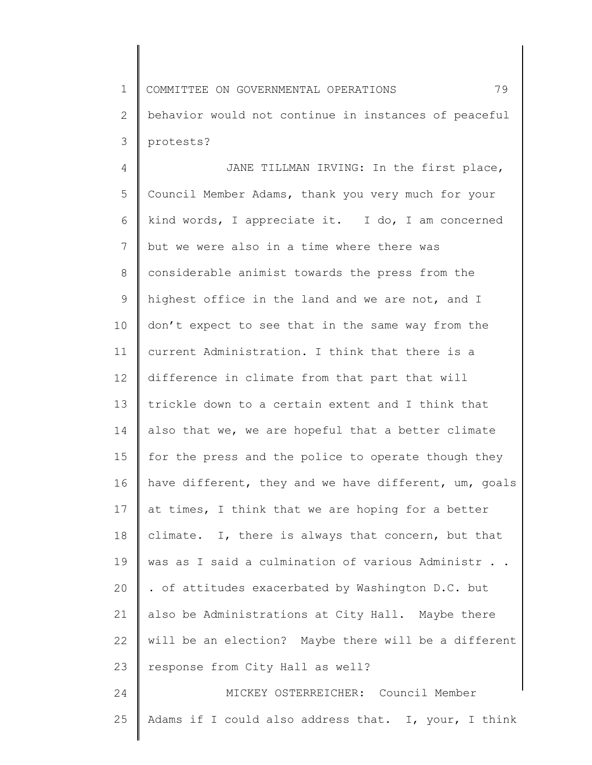behavior would not continue in instances of peaceful protests?

JANE TILLMAN IRVING: In the first place, Council Member Adams, thank you very much for your kind words, I appreciate it. I do, I am concerned but we were also in a time where there was considerable animist towards the press from the highest office in the land and we are not, and I don't expect to see that in the same way from the current Administration. I think that there is a difference in climate from that part that will trickle down to a certain extent and I think that also that we, we are hopeful that a better climate for the press and the police to operate though they have different, they and we have different, um, goals at times, I think that we are hoping for a better climate. I, there is always that concern, but that was as I said a culmination of various Administr . . . of attitudes exacerbated by Washington D.C. but also be Administrations at City Hall. Maybe there will be an election? Maybe there will be a different response from City Hall as well?

MICKEY OSTERREICHER: Council Member Adams if I could also address that. I, your, I think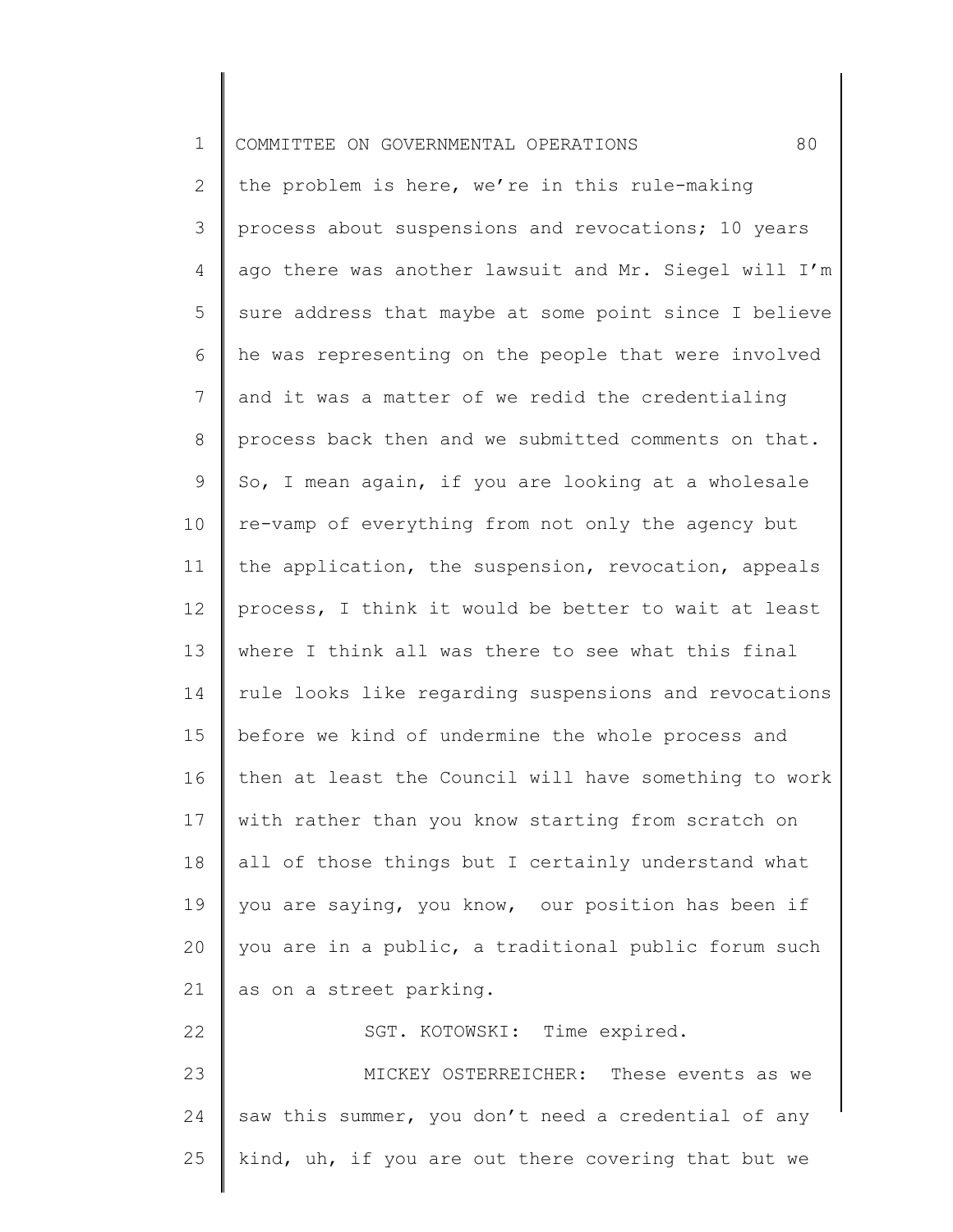the problem is here, we're in this rule-making process about suspensions and revocations; 10 years ago there was another lawsuit and Mr. Siegel will I'm sure address that maybe at some point since I believe he was representing on the people that were involved and it was a matter of we redid the credentialing process back then and we submitted comments on that. So, I mean again, if you are looking at a wholesale re-vamp of everything from not only the agency but the application, the suspension, revocation, appeals process, I think it would be better to wait at least where I think all was there to see what this final rule looks like regarding suspensions and revocations before we kind of undermine the whole process and then at least the Council will have something to work with rather than you know starting from scratch on all of those things but I certainly understand what you are saying, you know, our position has been if you are in a public, a traditional public forum such as on a street parking.

SGT. KOTOWSKI: Time expired.

MICKEY OSTERREICHER: These events as we saw this summer, you don't need a credential of any kind, uh, if you are out there covering that but we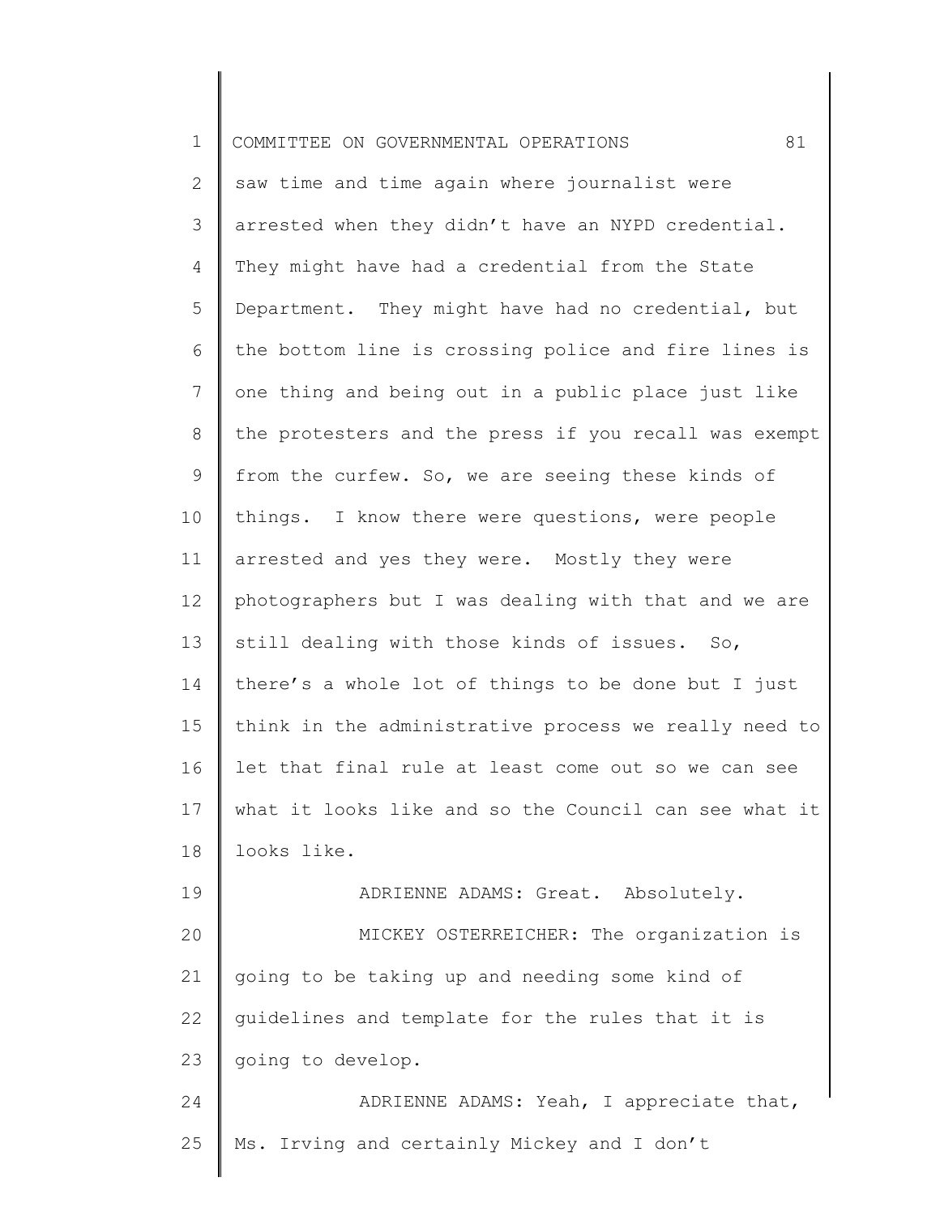saw time and time again where journalist were arrested when they didn't have an NYPD credential. They might have had a credential from the State Department. They might have had no credential, but the bottom line is crossing police and fire lines is one thing and being out in a public place just like the protesters and the press if you recall was exempt from the curfew. So, we are seeing these kinds of things. I know there were questions, were people arrested and yes they were. Mostly they were photographers but I was dealing with that and we are still dealing with those kinds of issues. So, there's a whole lot of things to be done but I just think in the administrative process we really need to let that final rule at least come out so we can see what it looks like and so the Council can see what it looks like.

ADRIENNE ADAMS: Great. Absolutely.

MICKEY OSTERREICHER: The organization is going to be taking up and needing some kind of guidelines and template for the rules that it is going to develop.

ADRIENNE ADAMS: Yeah, I appreciate that, Ms. Irving and certainly Mickey and I don't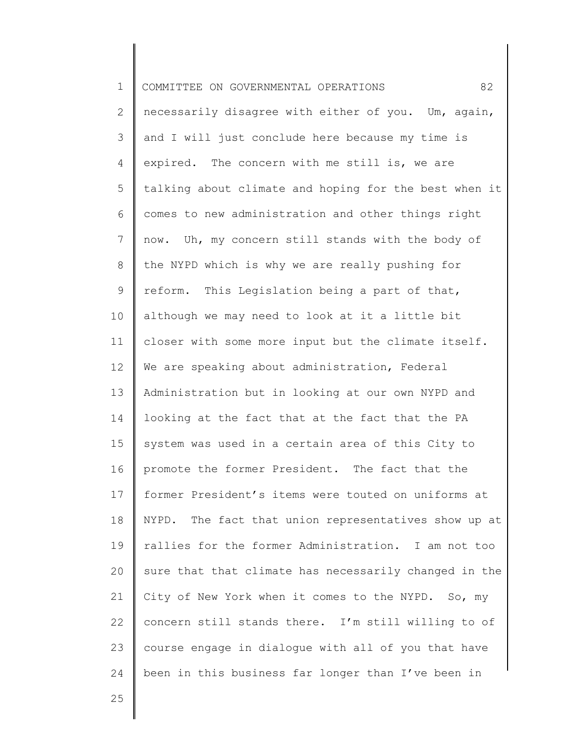necessarily disagree with either of you. Um, again, and I will just conclude here because my time is expired. The concern with me still is, we are talking about climate and hoping for the best when it comes to new administration and other things right now. Uh, my concern still stands with the body of the NYPD which is why we are really pushing for reform. This Legislation being a part of that, although we may need to look at it a little bit closer with some more input but the climate itself. We are speaking about administration, Federal Administration but in looking at our own NYPD and looking at the fact that at the fact that the PA system was used in a certain area of this City to promote the former President. The fact that the former President's items were touted on uniforms at NYPD. The fact that union representatives show up at rallies for the former Administration. I am not too sure that that climate has necessarily changed in the City of New York when it comes to the NYPD. So, my concern still stands there. I'm still willing to of course engage in dialogue with all of you that have been in this business far longer than I've been in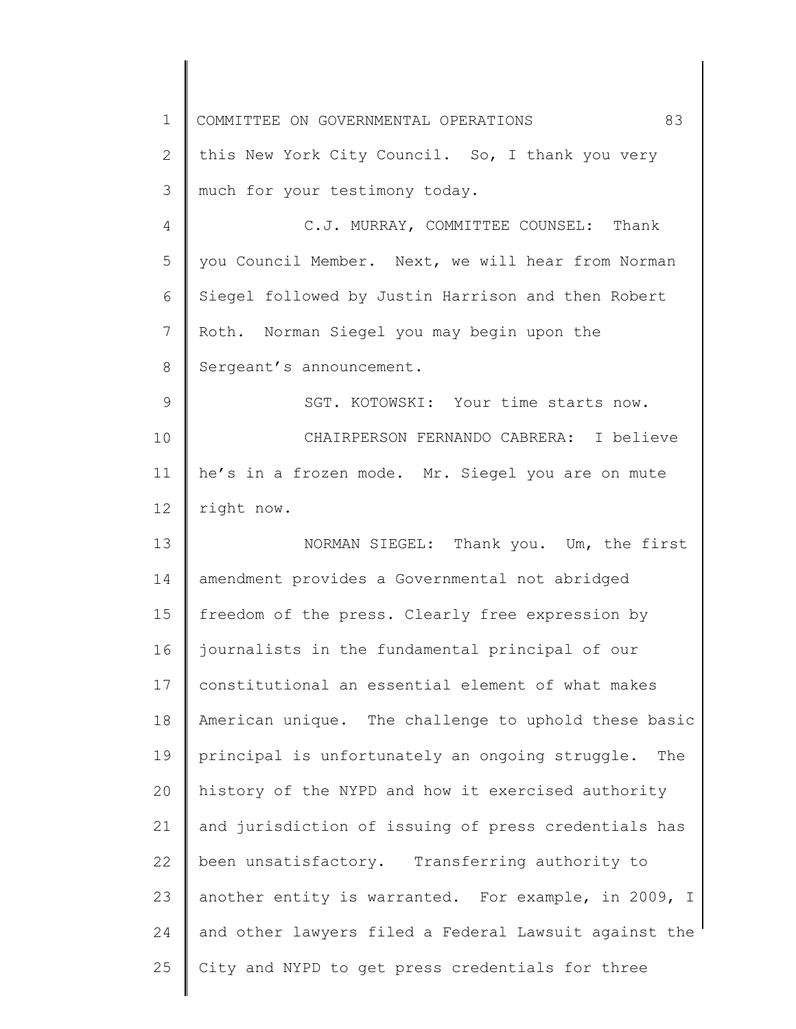this New York City Council. So, I thank you very much for your testimony today.

C.J. MURRAY, COMMITTEE COUNSEL: Thank you Council Member. Next, we will hear from Norman Siegel followed by Justin Harrison and then Robert Roth. Norman Siegel you may begin upon the Sergeant's announcement.

SGT. KOTOWSKI: Your time starts now.

CHAIRPERSON FERNANDO CABRERA: I believe he's in a frozen mode. Mr. Siegel you are on mute right now.

NORMAN SIEGEL: Thank you. Um, the first amendment provides a Governmental not abridged freedom of the press. Clearly free expression by journalists in the fundamental principal of our constitutional an essential element of what makes American unique. The challenge to uphold these basic principal is unfortunately an ongoing struggle. The history of the NYPD and how it exercised authority and jurisdiction of issuing of press credentials has been unsatisfactory. Transferring authority to another entity is warranted. For example, in 2009, I and other lawyers filed a Federal Lawsuit against the City and NYPD to get press credentials for three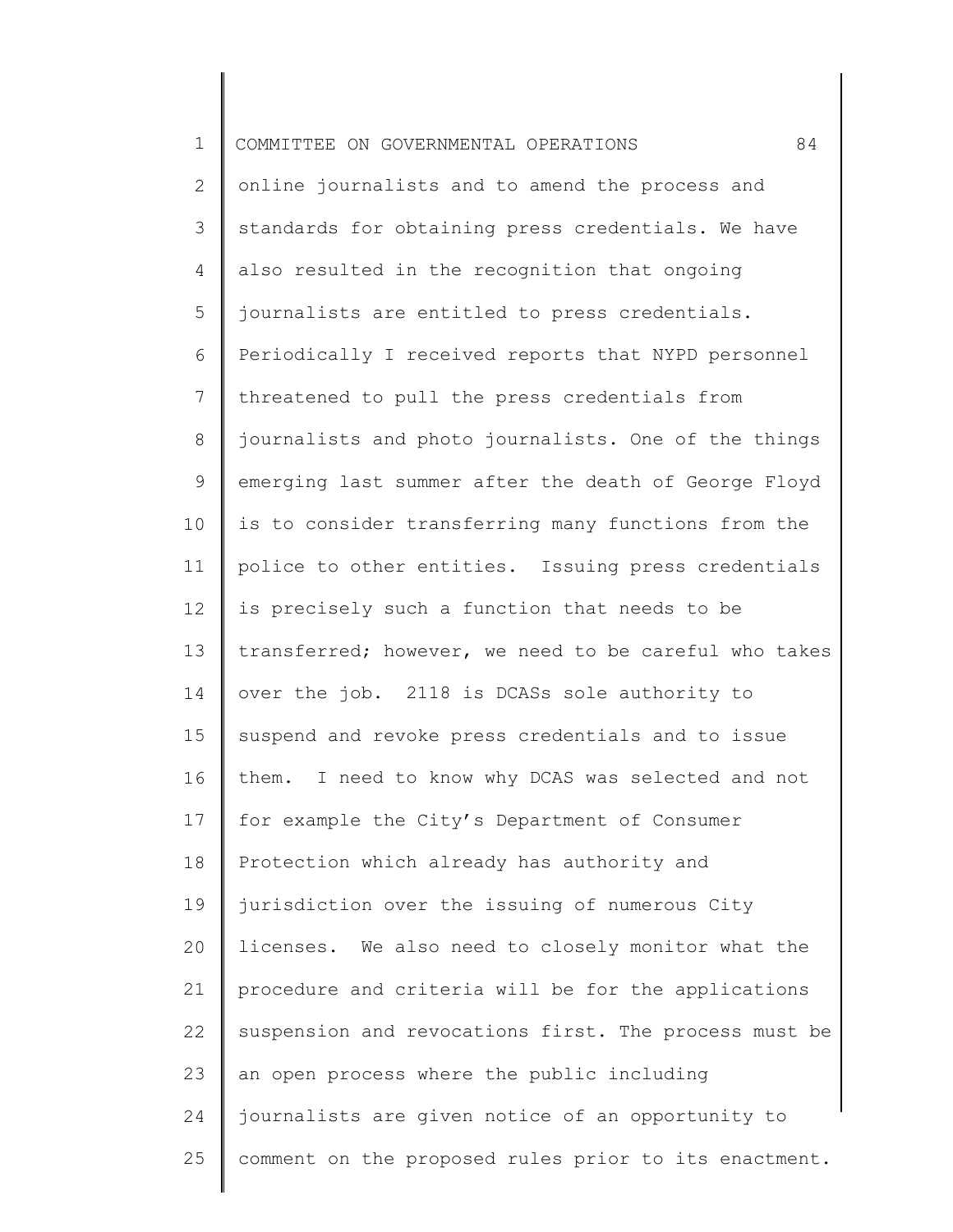online journalists and to amend the process and standards for obtaining press credentials. We have also resulted in the recognition that ongoing journalists are entitled to press credentials. Periodically I received reports that NYPD personnel threatened to pull the press credentials from journalists and photo journalists. One of the things emerging last summer after the death of George Floyd is to consider transferring many functions from the police to other entities. Issuing press credentials is precisely such a function that needs to be transferred; however, we need to be careful who takes over the job. 2118 is DCASs sole authority to suspend and revoke press credentials and to issue them. I need to know why DCAS was selected and not for example the City's Department of Consumer Protection which already has authority and jurisdiction over the issuing of numerous City licenses. We also need to closely monitor what the procedure and criteria will be for the applications suspension and revocations first. The process must be an open process where the public including journalists are given notice of an opportunity to comment on the proposed rules prior to its enactment.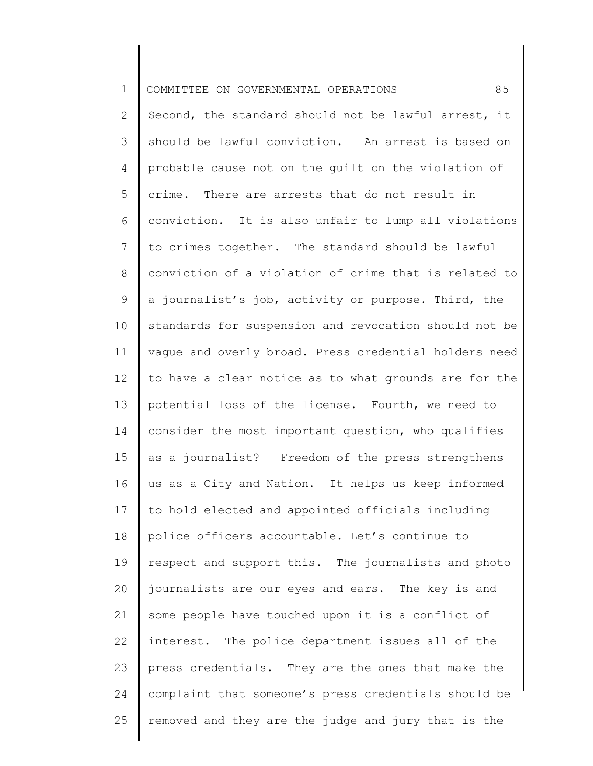Second, the standard should not be lawful arrest, it should be lawful conviction. An arrest is based on probable cause not on the guilt on the violation of crime. There are arrests that do not result in conviction. It is also unfair to lump all violations to crimes together. The standard should be lawful conviction of a violation of crime that is related to a journalist's job, activity or purpose. Third, the standards for suspension and revocation should not be vague and overly broad. Press credential holders need to have a clear notice as to what grounds are for the potential loss of the license. Fourth, we need to consider the most important question, who qualifies as a journalist? Freedom of the press strengthens us as a City and Nation. It helps us keep informed to hold elected and appointed officials including police officers accountable. Let's continue to respect and support this. The journalists and photo journalists are our eyes and ears. The key is and some people have touched upon it is a conflict of interest. The police department issues all of the press credentials. They are the ones that make the complaint that someone's press credentials should be removed and they are the judge and jury that is the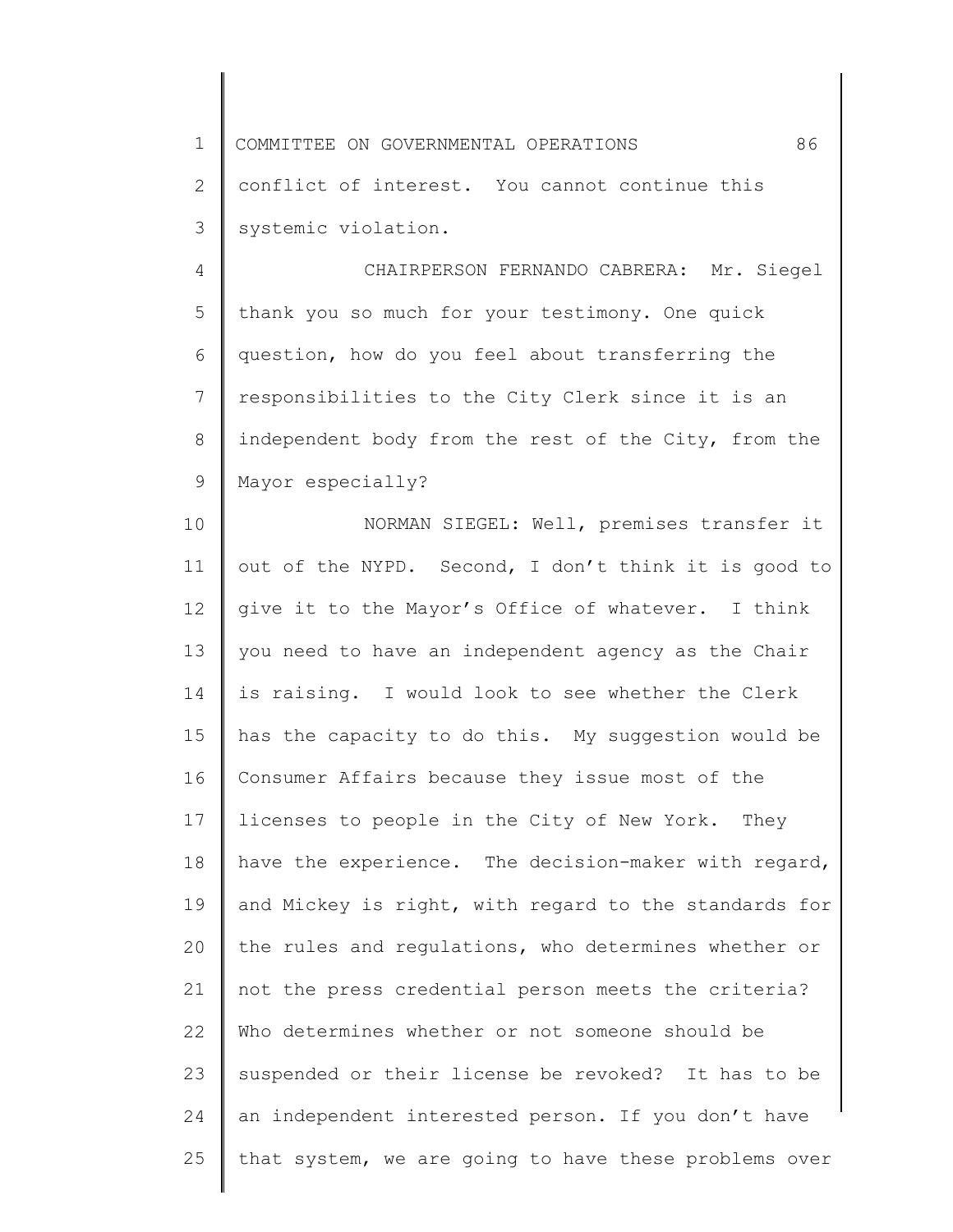conflict of interest. You cannot continue this systemic violation.

CHAIRPERSON FERNANDO CABRERA: Mr. Siegel thank you so much for your testimony. One quick question, how do you feel about transferring the responsibilities to the City Clerk since it is an independent body from the rest of the City, from the Mayor especially?

NORMAN SIEGEL: Well, premises transfer it out of the NYPD. Second, I don't think it is good to give it to the Mayor's Office of whatever. I think you need to have an independent agency as the Chair is raising. I would look to see whether the Clerk has the capacity to do this. My suggestion would be Consumer Affairs because they issue most of the licenses to people in the City of New York. They have the experience. The decision-maker with regard, and Mickey is right, with regard to the standards for the rules and regulations, who determines whether or not the press credential person meets the criteria? Who determines whether or not someone should be suspended or their license be revoked? It has to be an independent interested person. If you don't have that system, we are going to have these problems over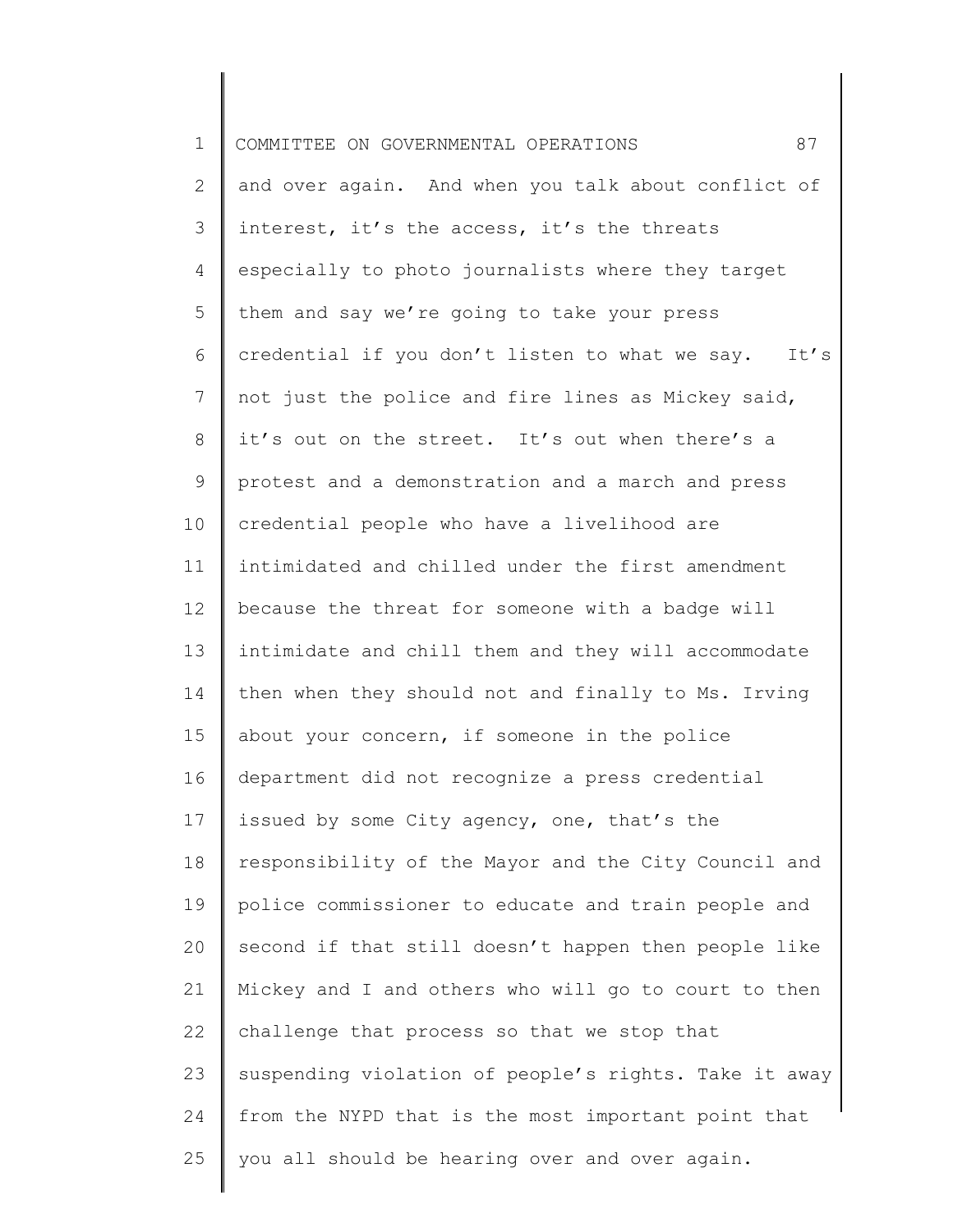and over again. And when you talk about conflict of interest, it's the access, it's the threats especially to photo journalists where they target them and say we're going to take your press credential if you don't listen to what we say. It's not just the police and fire lines as Mickey said, it's out on the street. It's out when there's a protest and a demonstration and a march and press credential people who have a livelihood are intimidated and chilled under the first amendment because the threat for someone with a badge will intimidate and chill them and they will accommodate then when they should not and finally to Ms. Irving about your concern, if someone in the police department did not recognize a press credential issued by some City agency, one, that's the responsibility of the Mayor and the City Council and police commissioner to educate and train people and second if that still doesn't happen then people like Mickey and I and others who will go to court to then challenge that process so that we stop that suspending violation of people's rights. Take it away from the NYPD that is the most important point that you all should be hearing over and over again.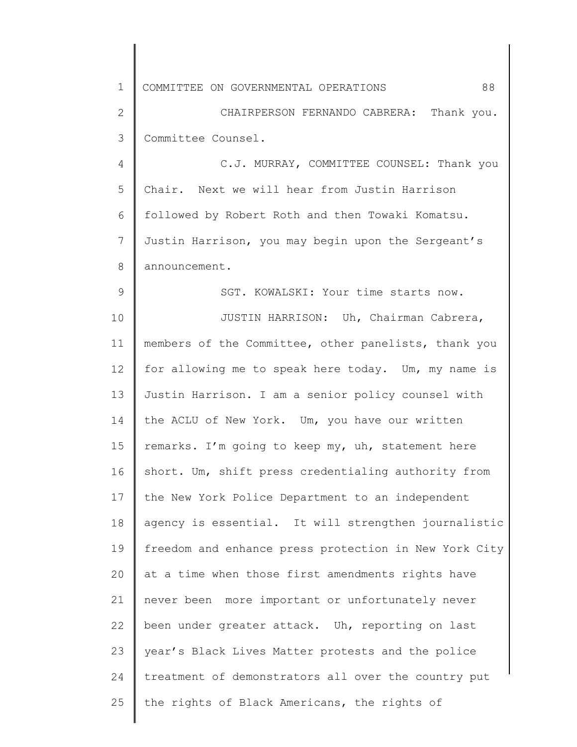CHAIRPERSON FERNANDO CABRERA: Thank you. Committee Counsel.

C.J. MURRAY, COMMITTEE COUNSEL: Thank you Chair. Next we will hear from Justin Harrison followed by Robert Roth and then Towaki Komatsu. Justin Harrison, you may begin upon the Sergeant's announcement.

SGT. KOWALSKI: Your time starts now.

JUSTIN HARRISON: Uh, Chairman Cabrera, members of the Committee, other panelists, thank you for allowing me to speak here today. Um, my name is Justin Harrison. I am a senior policy counsel with the ACLU of New York. Um, you have our written remarks. I'm going to keep my, uh, statement here short. Um, shift press credentialing authority from the New York Police Department to an independent agency is essential. It will strengthen journalistic freedom and enhance press protection in New York City at a time when those first amendments rights have never been more important or unfortunately never been under greater attack. Uh, reporting on last year's Black Lives Matter protests and the police treatment of demonstrators all over the country put the rights of Black Americans, the rights of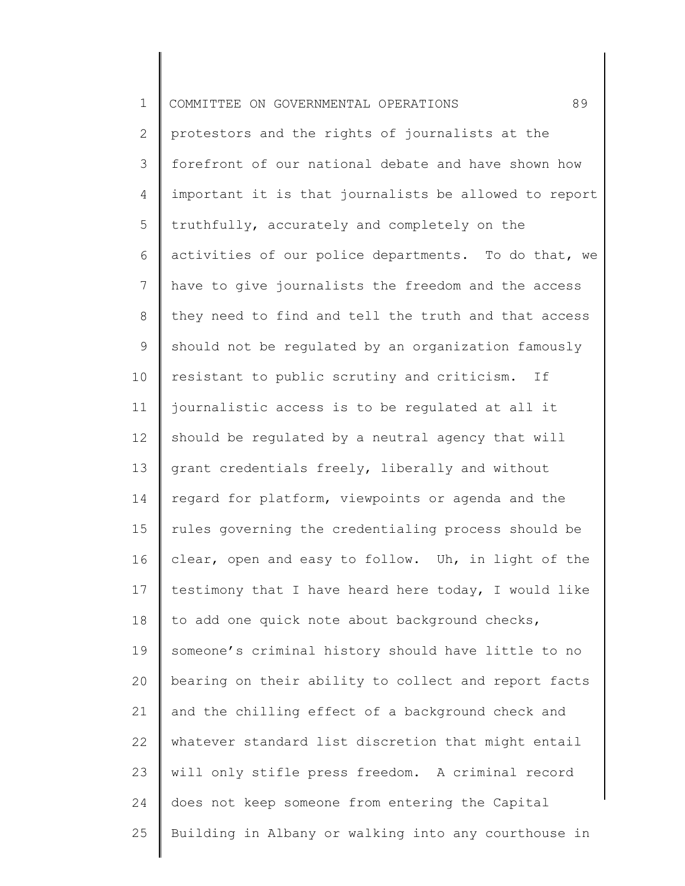protestors and the rights of journalists at the forefront of our national debate and have shown how important it is that journalists be allowed to report truthfully, accurately and completely on the activities of our police departments. To do that, we have to give journalists the freedom and the access they need to find and tell the truth and that access should not be regulated by an organization famously resistant to public scrutiny and criticism. If journalistic access is to be regulated at all it should be regulated by a neutral agency that will grant credentials freely, liberally and without regard for platform, viewpoints or agenda and the rules governing the credentialing process should be clear, open and easy to follow. Uh, in light of the testimony that I have heard here today, I would like to add one quick note about background checks, someone's criminal history should have little to no bearing on their ability to collect and report facts and the chilling effect of a background check and whatever standard list discretion that might entail will only stifle press freedom. A criminal record does not keep someone from entering the Capital Building in Albany or walking into any courthouse in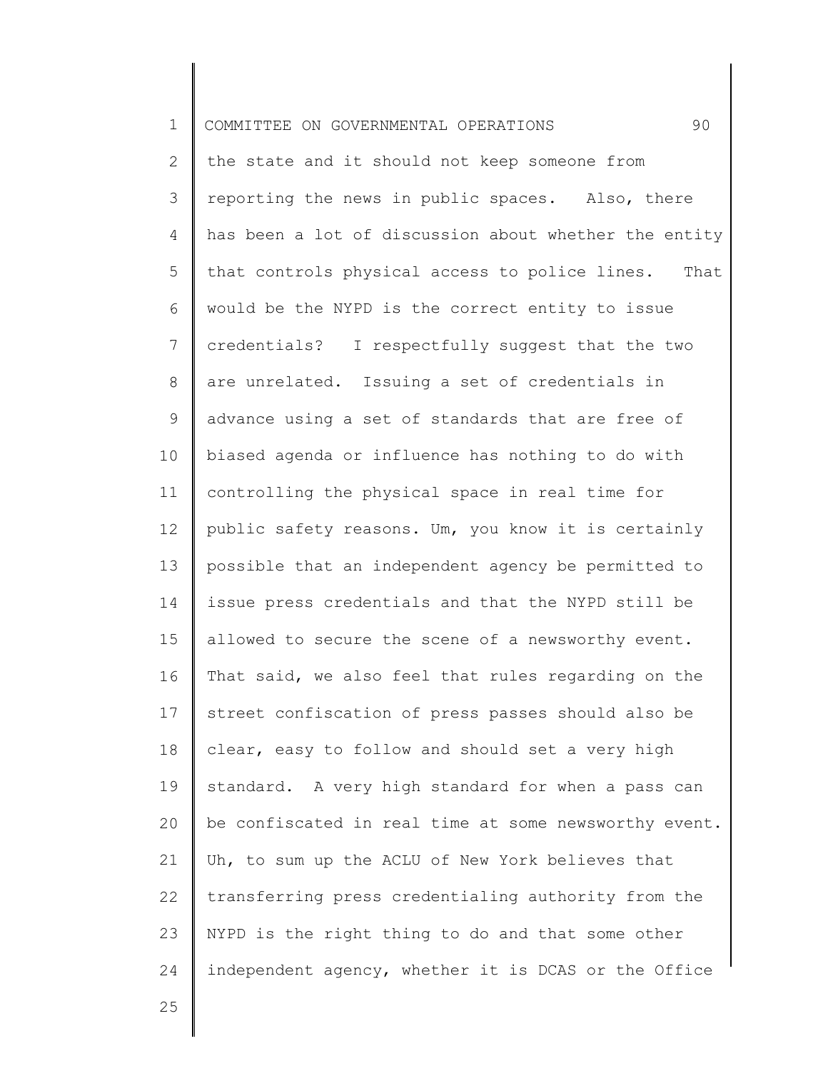the state and it should not keep someone from reporting the news in public spaces. Also, there has been a lot of discussion about whether the entity that controls physical access to police lines. That would be the NYPD is the correct entity to issue credentials? I respectfully suggest that the two are unrelated. Issuing a set of credentials in advance using a set of standards that are free of biased agenda or influence has nothing to do with controlling the physical space in real time for public safety reasons. Um, you know it is certainly possible that an independent agency be permitted to issue press credentials and that the NYPD still be allowed to secure the scene of a newsworthy event. That said, we also feel that rules regarding on the street confiscation of press passes should also be clear, easy to follow and should set a very high standard. A very high standard for when a pass can be confiscated in real time at some newsworthy event. Uh, to sum up the ACLU of New York believes that transferring press credentialing authority from the NYPD is the right thing to do and that some other independent agency, whether it is DCAS or the Office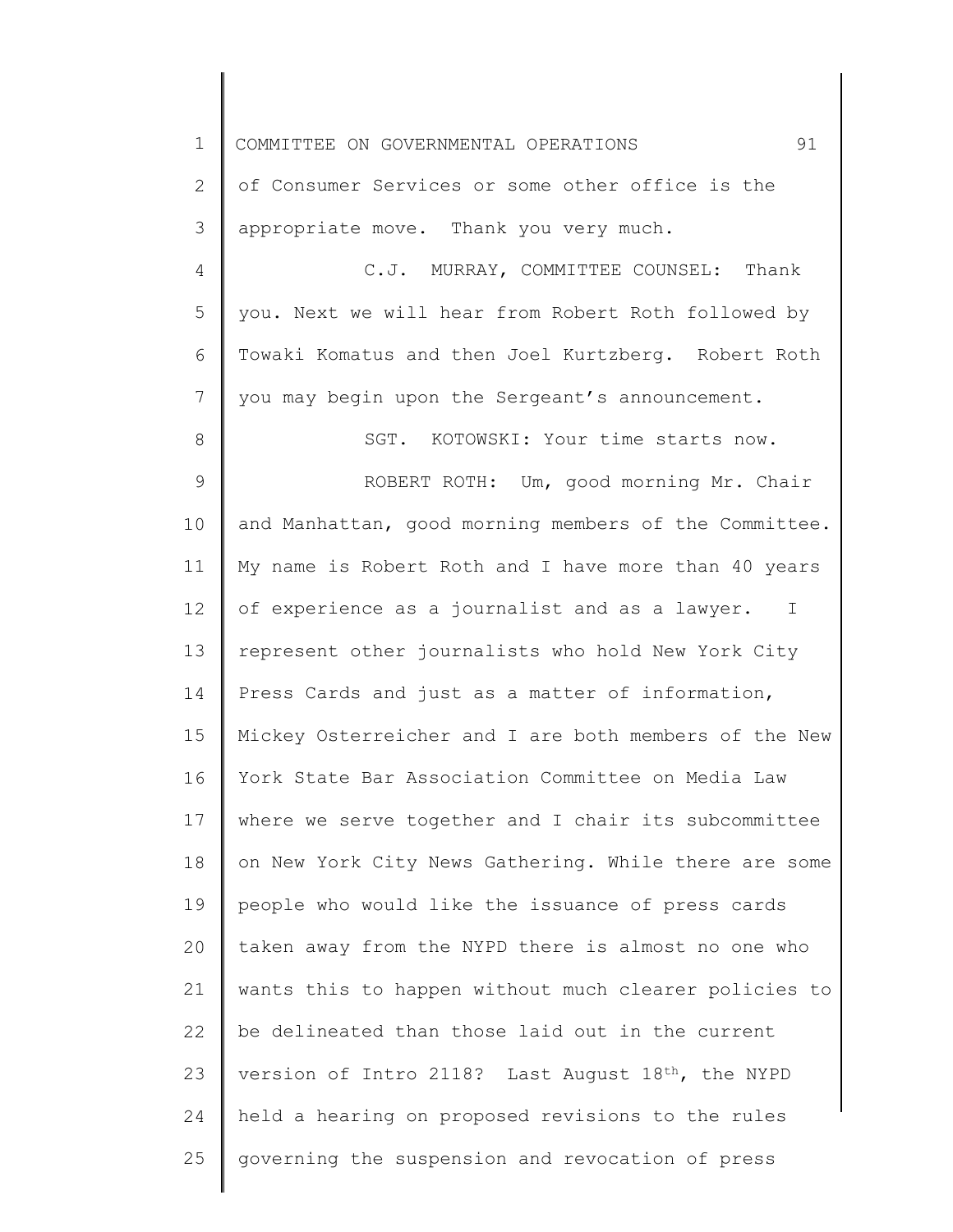of Consumer Services or some other office is the appropriate move. Thank you very much.

C.J. MURRAY, COMMITTEE COUNSEL: Thank you. Next we will hear from Robert Roth followed by Towaki Komatus and then Joel Kurtzberg. Robert Roth you may begin upon the Sergeant's announcement.

SGT. KOTOWSKI: Your time starts now.

ROBERT ROTH: Um, good morning Mr. Chair and Manhattan, good morning members of the Committee. My name is Robert Roth and I have more than 40 years of experience as a journalist and as a lawyer. I represent other journalists who hold New York City Press Cards and just as a matter of information, Mickey Osterreicher and I are both members of the New York State Bar Association Committee on Media Law where we serve together and I chair its subcommittee on New York City News Gathering. While there are some people who would like the issuance of press cards taken away from the NYPD there is almost no one who wants this to happen without much clearer policies to be delineated than those laid out in the current version of Intro 2118? Last August 18th, the NYPD held a hearing on proposed revisions to the rules governing the suspension and revocation of press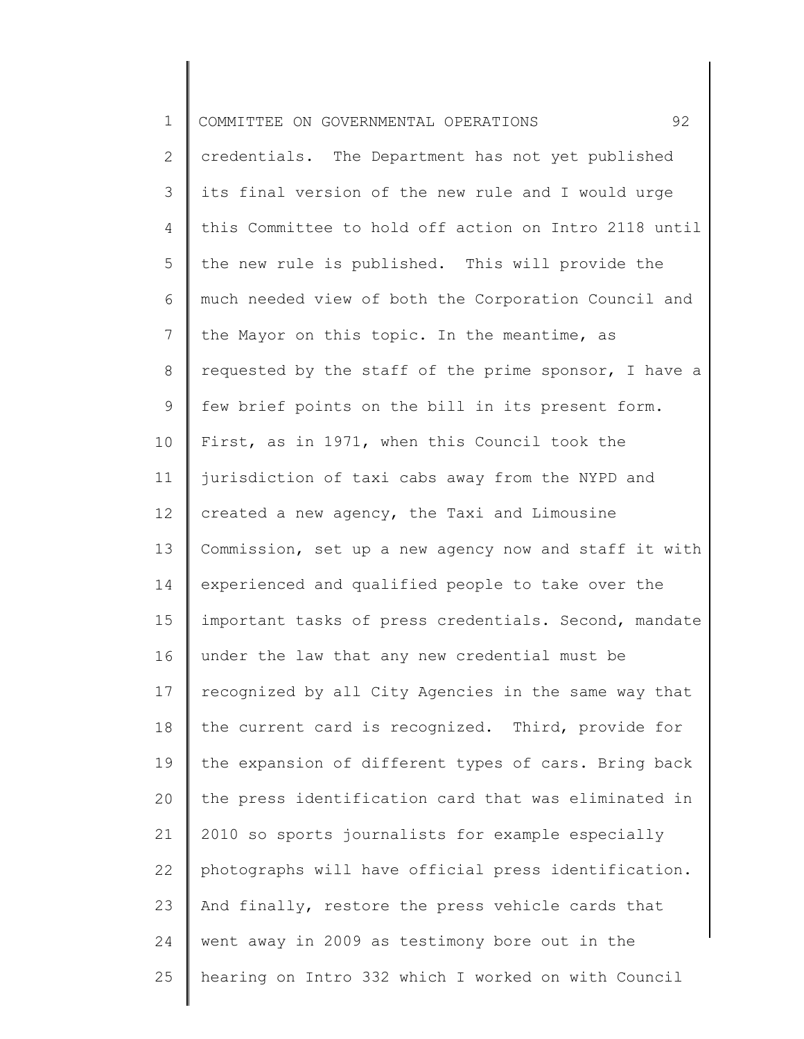credentials. The Department has not yet published its final version of the new rule and I would urge this Committee to hold off action on Intro 2118 until the new rule is published. This will provide the much needed view of both the Corporation Council and the Mayor on this topic. In the meantime, as requested by the staff of the prime sponsor, I have a few brief points on the bill in its present form. First, as in 1971, when this Council took the jurisdiction of taxi cabs away from the NYPD and created a new agency, the Taxi and Limousine Commission, set up a new agency now and staff it with experienced and qualified people to take over the important tasks of press credentials. Second, mandate under the law that any new credential must be recognized by all City Agencies in the same way that the current card is recognized. Third, provide for the expansion of different types of cars. Bring back the press identification card that was eliminated in 2010 so sports journalists for example especially photographs will have official press identification. And finally, restore the press vehicle cards that went away in 2009 as testimony bore out in the hearing on Intro 332 which I worked on with Council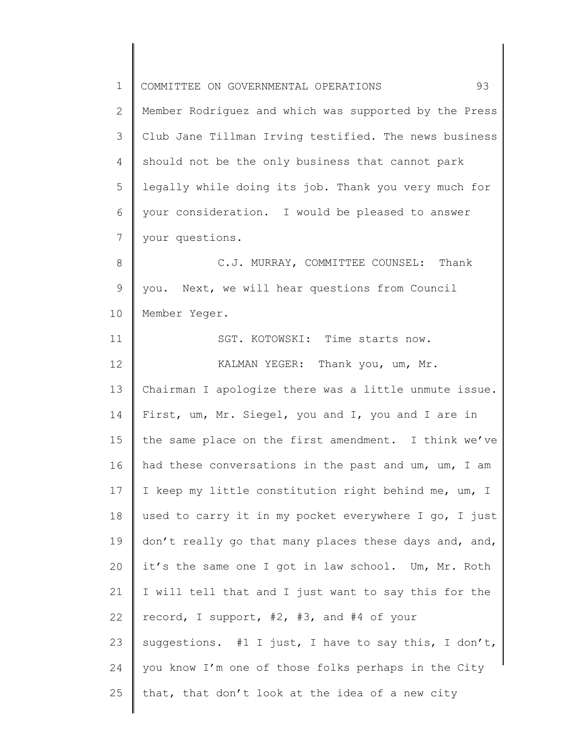Member Rodriguez and which was supported by the Press Club Jane Tillman Irving testified. The news business should not be the only business that cannot park legally while doing its job. Thank you very much for your consideration. I would be pleased to answer your questions.

C.J. MURRAY, COMMITTEE COUNSEL: Thank you. Next, we will hear questions from Council Member Yeger.

SGT. KOTOWSKI: Time starts now.

KALMAN YEGER: Thank you, um, Mr. Chairman I apologize there was a little unmute issue. First, um, Mr. Siegel, you and I, you and I are in the same place on the first amendment. I think we've had these conversations in the past and um, um, I am I keep my little constitution right behind me, um, I used to carry it in my pocket everywhere I go, I just don't really go that many places these days and, and, it's the same one I got in law school. Um, Mr. Roth I will tell that and I just want to say this for the record, I support, #2, #3, and #4 of your suggestions. #1 I just, I have to say this, I don't, you know I'm one of those folks perhaps in the City that, that don't look at the idea of a new city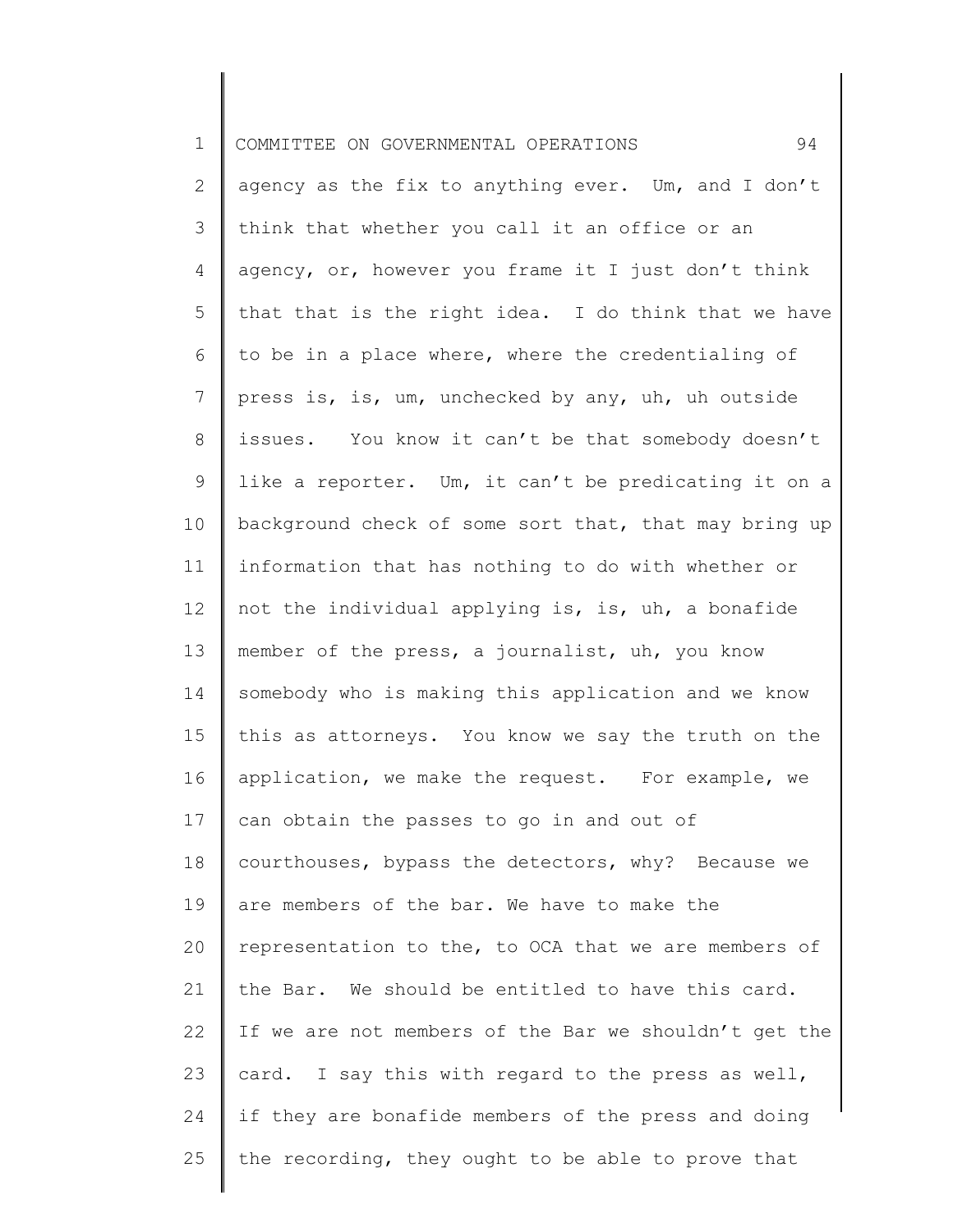agency as the fix to anything ever. Um, and I don't think that whether you call it an office or an agency, or, however you frame it I just don't think that that is the right idea. I do think that we have to be in a place where, where the credentialing of press is, is, um, unchecked by any, uh, uh outside issues. You know it can't be that somebody doesn't like a reporter. Um, it can't be predicating it on a background check of some sort that, that may bring up information that has nothing to do with whether or not the individual applying is, is, uh, a bonafide member of the press, a journalist, uh, you know somebody who is making this application and we know this as attorneys. You know we say the truth on the application, we make the request. For example, we can obtain the passes to go in and out of courthouses, bypass the detectors, why? Because we are members of the bar. We have to make the representation to the, to OCA that we are members of the Bar. We should be entitled to have this card. If we are not members of the Bar we shouldn't get the card. I say this with regard to the press as well, if they are bonafide members of the press and doing the recording, they ought to be able to prove that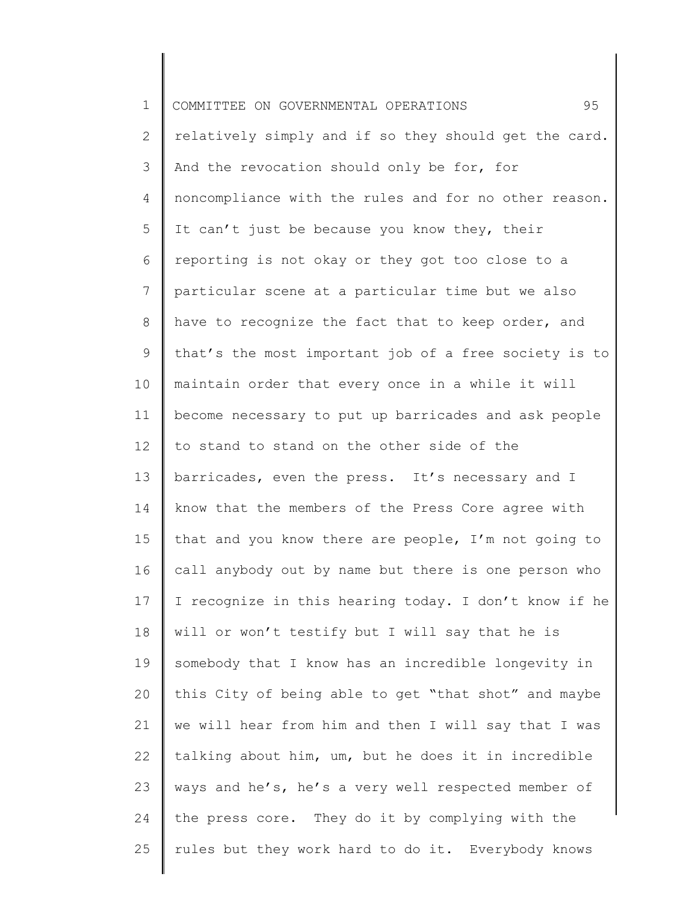relatively simply and if so they should get the card. And the revocation should only be for, for noncompliance with the rules and for no other reason. It can't just be because you know they, their reporting is not okay or they got too close to a particular scene at a particular time but we also have to recognize the fact that to keep order, and that's the most important job of a free society is to maintain order that every once in a while it will become necessary to put up barricades and ask people to stand to stand on the other side of the barricades, even the press. It's necessary and I know that the members of the Press Core agree with that and you know there are people, I'm not going to call anybody out by name but there is one person who I recognize in this hearing today. I don't know if he will or won't testify but I will say that he is somebody that I know has an incredible longevity in this City of being able to get "that shot" and maybe we will hear from him and then I will say that I was talking about him, um, but he does it in incredible ways and he's, he's a very well respected member of the press core. They do it by complying with the rules but they work hard to do it. Everybody knows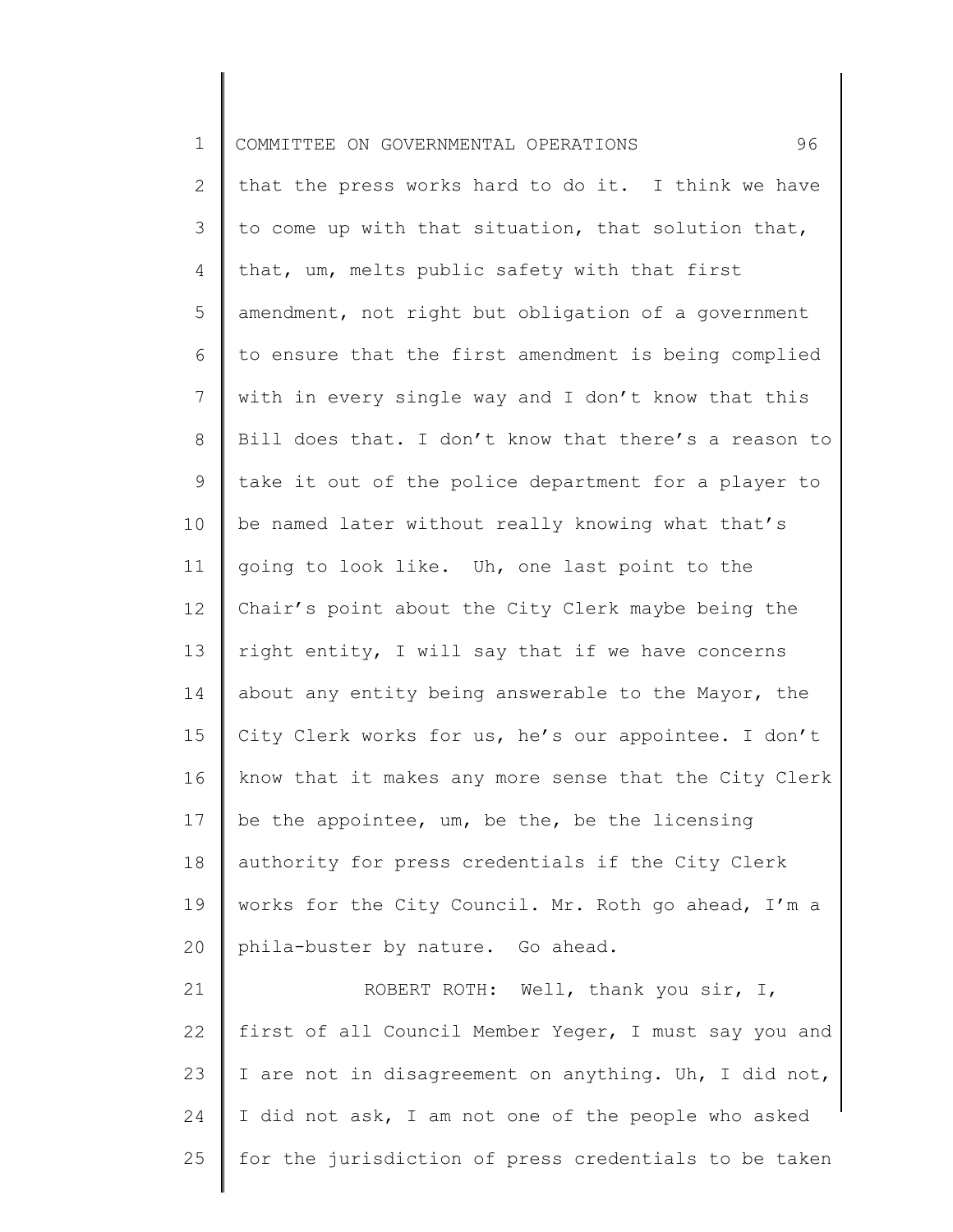that the press works hard to do it. I think we have to come up with that situation, that solution that, that, um, melts public safety with that first amendment, not right but obligation of a government to ensure that the first amendment is being complied with in every single way and I don't know that this Bill does that. I don't know that there's a reason to take it out of the police department for a player to be named later without really knowing what that's going to look like. Uh, one last point to the Chair's point about the City Clerk maybe being the right entity, I will say that if we have concerns about any entity being answerable to the Mayor, the City Clerk works for us, he's our appointee. I don't know that it makes any more sense that the City Clerk be the appointee, um, be the, be the licensing authority for press credentials if the City Clerk works for the City Council. Mr. Roth go ahead, I'm a phila-buster by nature. Go ahead.

ROBERT ROTH: Well, thank you sir, I, first of all Council Member Yeger, I must say you and I are not in disagreement on anything. Uh, I did not, I did not ask, I am not one of the people who asked for the jurisdiction of press credentials to be taken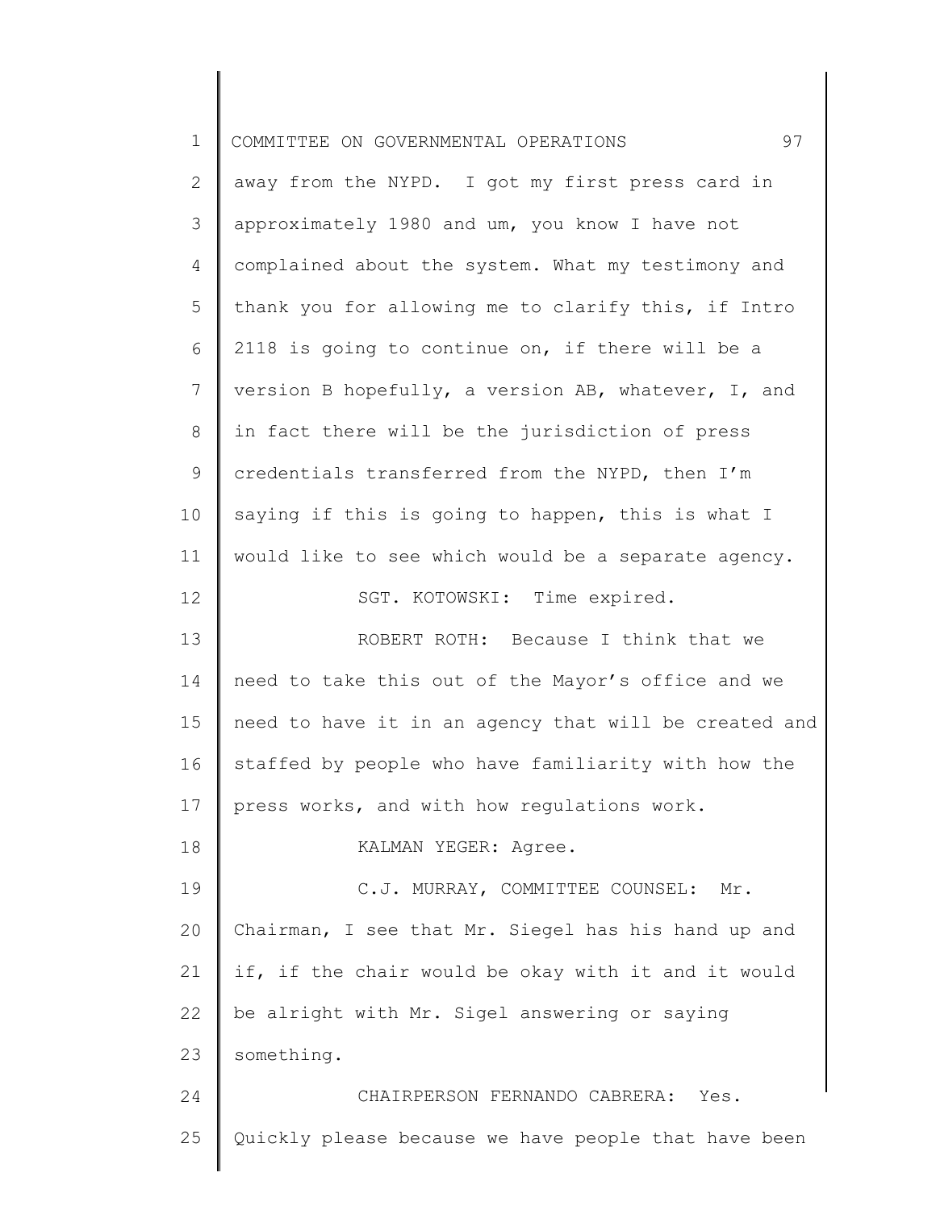away from the NYPD. I got my first press card in approximately 1980 and um, you know I have not complained about the system. What my testimony and thank you for allowing me to clarify this, if Intro 2118 is going to continue on, if there will be a version B hopefully, a version AB, whatever, I, and in fact there will be the jurisdiction of press credentials transferred from the NYPD, then I'm saying if this is going to happen, this is what I would like to see which would be a separate agency.

SGT. KOTOWSKI: Time expired.

ROBERT ROTH: Because I think that we need to take this out of the Mayor's office and we need to have it in an agency that will be created and staffed by people who have familiarity with how the press works, and with how regulations work.

KALMAN YEGER: Agree.

C.J. MURRAY, COMMITTEE COUNSEL: Mr. Chairman, I see that Mr. Siegel has his hand up and if, if the chair would be okay with it and it would be alright with Mr. Sigel answering or saying something.

CHAIRPERSON FERNANDO CABRERA: Yes. Quickly please because we have people that have been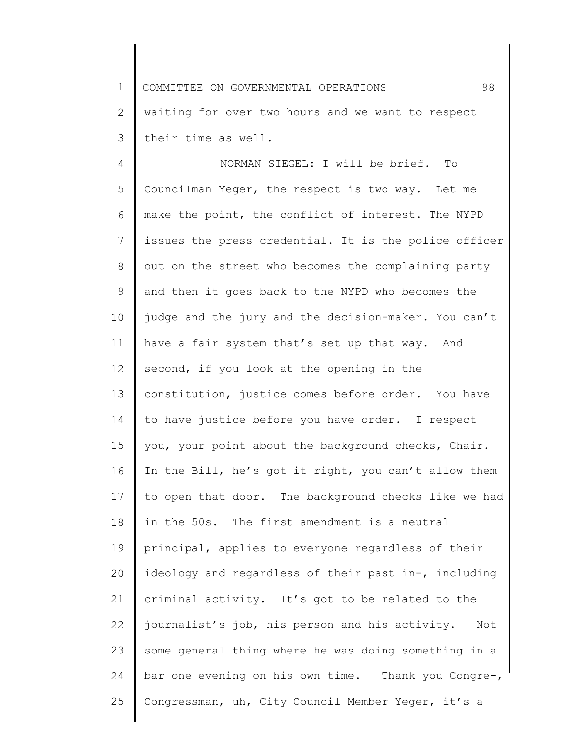waiting for over two hours and we want to respect their time as well.

NORMAN SIEGEL: I will be brief. To Councilman Yeger, the respect is two way. Let me make the point, the conflict of interest. The NYPD issues the press credential. It is the police officer out on the street who becomes the complaining party and then it goes back to the NYPD who becomes the judge and the jury and the decision-maker. You can't have a fair system that's set up that way. And second, if you look at the opening in the constitution, justice comes before order. You have to have justice before you have order. I respect you, your point about the background checks, Chair. In the Bill, he's got it right, you can't allow them to open that door. The background checks like we had in the 50s. The first amendment is a neutral principal, applies to everyone regardless of their ideology and regardless of their past in-, including criminal activity. It's got to be related to the journalist's job, his person and his activity. Not some general thing where he was doing something in a bar one evening on his own time. Thank you Congre-, Congressman, uh, City Council Member Yeger, it's a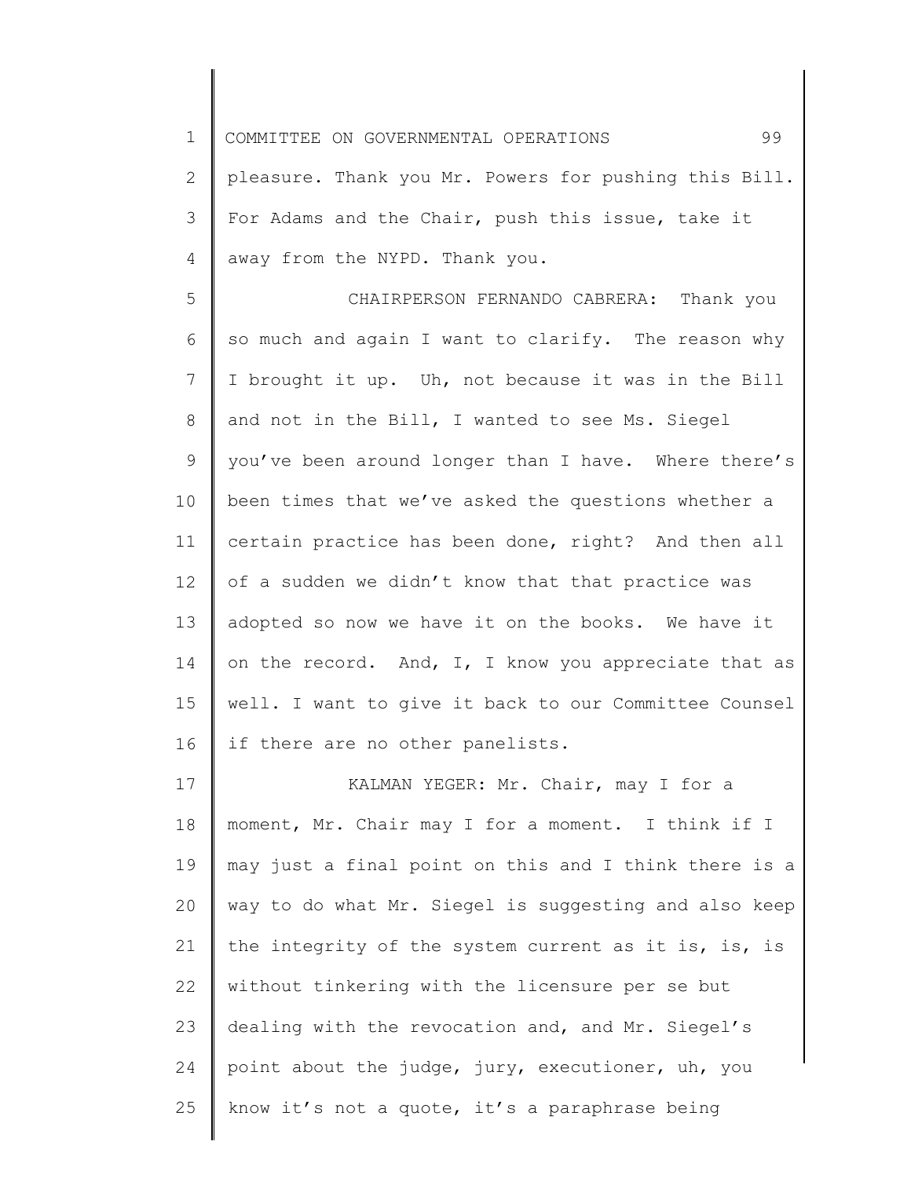pleasure. Thank you Mr. Powers for pushing this Bill. For Adams and the Chair, push this issue, take it away from the NYPD. Thank you.

CHAIRPERSON FERNANDO CABRERA: Thank you so much and again I want to clarify. The reason why I brought it up. Uh, not because it was in the Bill and not in the Bill, I wanted to see Ms. Siegel you've been around longer than I have. Where there's been times that we've asked the questions whether a certain practice has been done, right? And then all of a sudden we didn't know that that practice was adopted so now we have it on the books. We have it on the record. And, I, I know you appreciate that as well. I want to give it back to our Committee Counsel if there are no other panelists.

KALMAN YEGER: Mr. Chair, may I for a moment, Mr. Chair may I for a moment. I think if I may just a final point on this and I think there is a way to do what Mr. Siegel is suggesting and also keep the integrity of the system current as it is, is, is without tinkering with the licensure per se but dealing with the revocation and, and Mr. Siegel's point about the judge, jury, executioner, uh, you know it's not a quote, it's a paraphrase being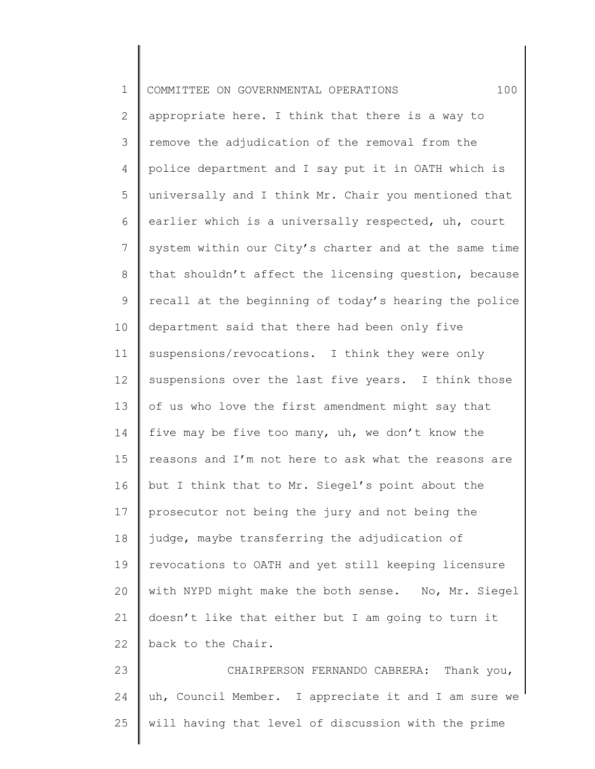appropriate here. I think that there is a way to remove the adjudication of the removal from the police department and I say put it in OATH which is universally and I think Mr. Chair you mentioned that earlier which is a universally respected, uh, court system within our City's charter and at the same time that shouldn't affect the licensing question, because recall at the beginning of today's hearing the police department said that there had been only five suspensions/revocations. I think they were only suspensions over the last five years. I think those of us who love the first amendment might say that five may be five too many, uh, we don't know the reasons and I'm not here to ask what the reasons are but I think that to Mr. Siegel's point about the prosecutor not being the jury and not being the judge, maybe transferring the adjudication of revocations to OATH and yet still keeping licensure with NYPD might make the both sense. No, Mr. Siegel doesn't like that either but I am going to turn it back to the Chair.

CHAIRPERSON FERNANDO CABRERA: Thank you, uh, Council Member. I appreciate it and I am sure we will having that level of discussion with the prime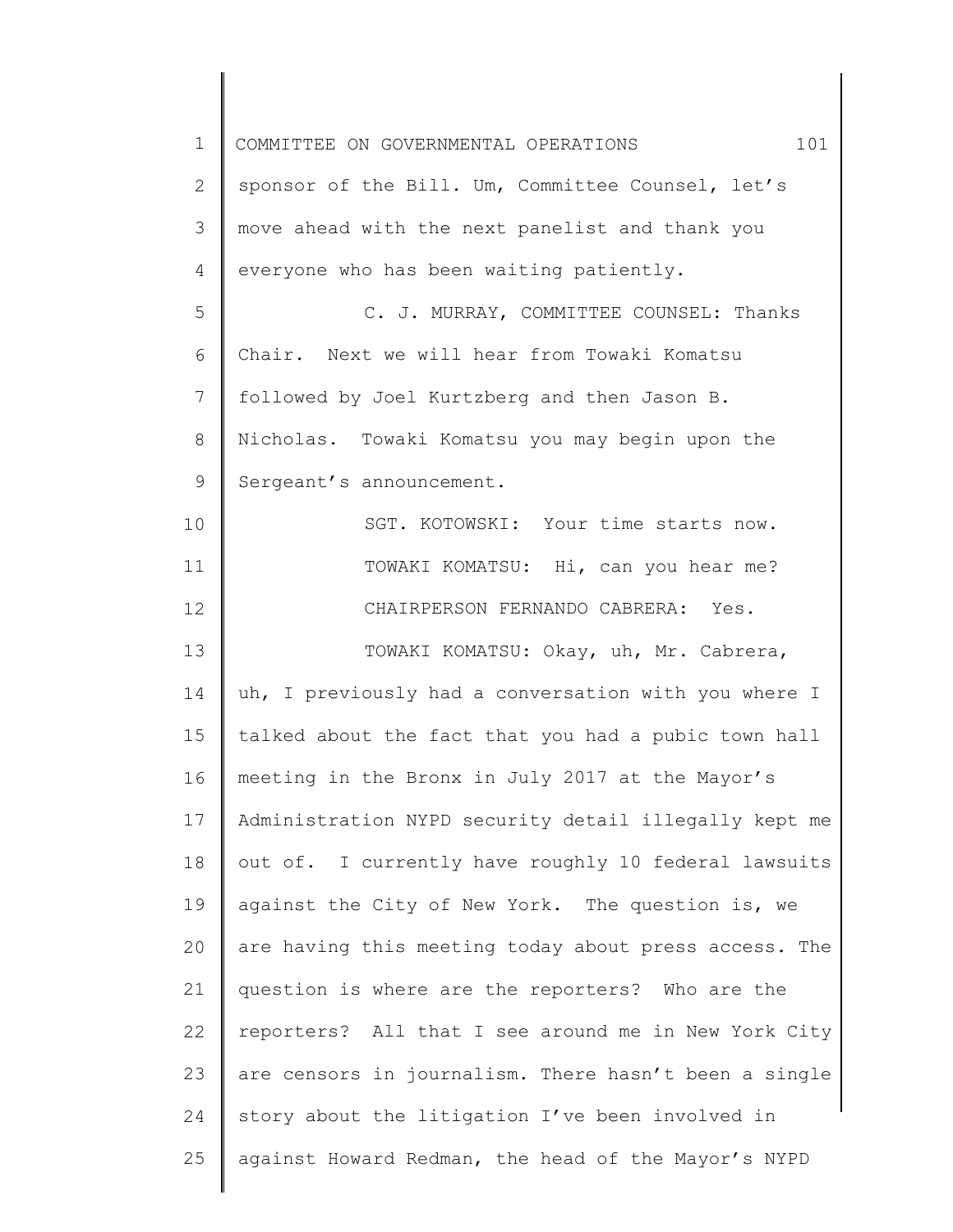sponsor of the Bill. Um, Committee Counsel, let's move ahead with the next panelist and thank you everyone who has been waiting patiently.

C. J. MURRAY, COMMITTEE COUNSEL: Thanks Chair. Next we will hear from Towaki Komatsu followed by Joel Kurtzberg and then Jason B. Nicholas. Towaki Komatsu you may begin upon the Sergeant's announcement.

SGT. KOTOWSKI: Your time starts now.

TOWAKI KOMATSU: Hi, can you hear me?

CHAIRPERSON FERNANDO CABRERA: Yes.

TOWAKI KOMATSU: Okay, uh, Mr. Cabrera, uh, I previously had a conversation with you where I talked about the fact that you had a pubic town hall meeting in the Bronx in July 2017 at the Mayor's Administration NYPD security detail illegally kept me out of. I currently have roughly 10 federal lawsuits against the City of New York. The question is, we are having this meeting today about press access. The question is where are the reporters? Who are the reporters? All that I see around me in New York City are censors in journalism. There hasn't been a single story about the litigation I've been involved in against Howard Redman, the head of the Mayor's NYPD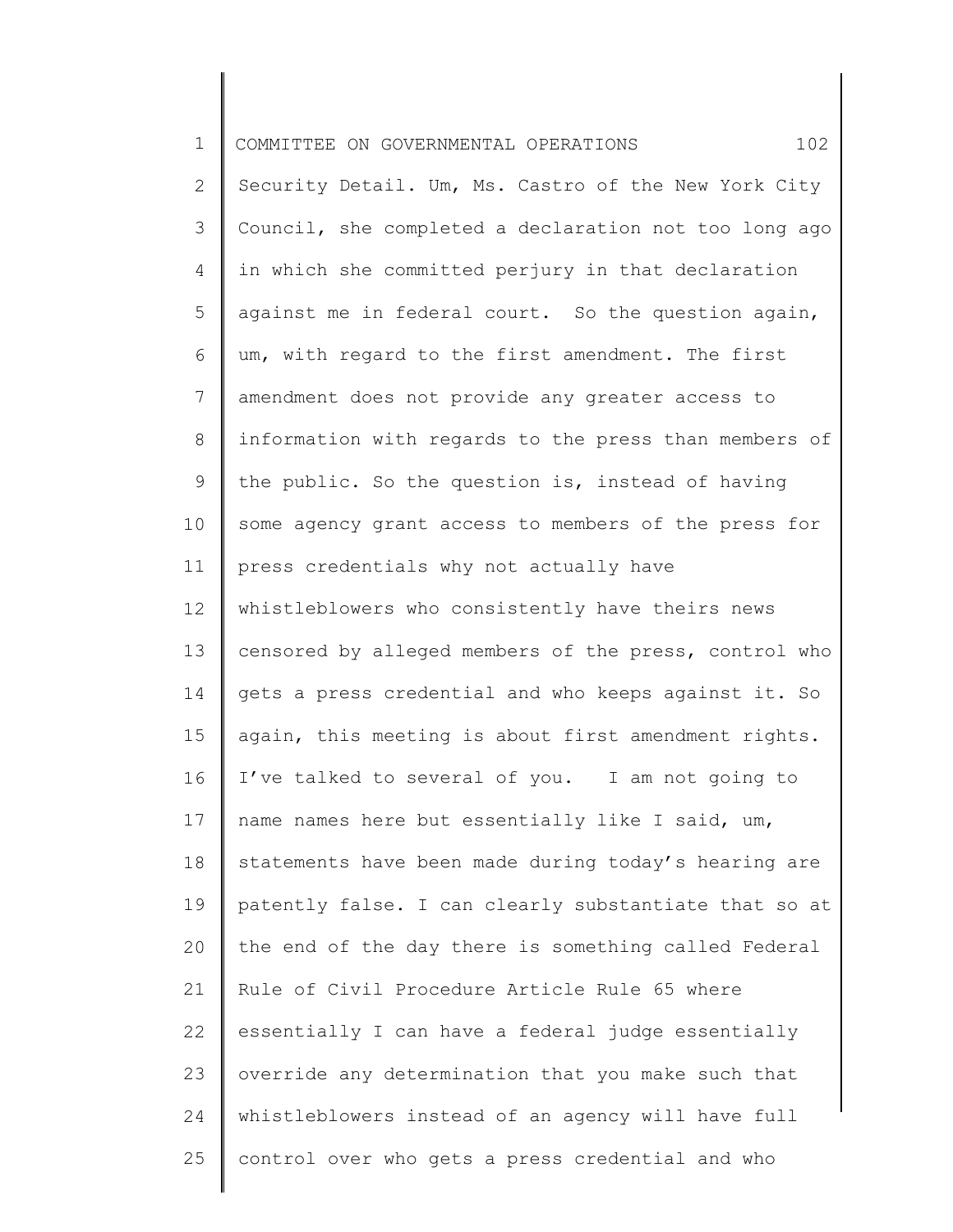Security Detail. Um, Ms. Castro of the New York City Council, she completed a declaration not too long ago in which she committed perjury in that declaration against me in federal court. So the question again, um, with regard to the first amendment. The first amendment does not provide any greater access to information with regards to the press than members of the public. So the question is, instead of having some agency grant access to members of the press for press credentials why not actually have whistleblowers who consistently have theirs news censored by alleged members of the press, control who gets a press credential and who keeps against it. So again, this meeting is about first amendment rights. I've talked to several of you. I am not going to name names here but essentially like I said, um, statements have been made during today's hearing are patently false. I can clearly substantiate that so at the end of the day there is something called Federal Rule of Civil Procedure Article Rule 65 where essentially I can have a federal judge essentially override any determination that you make such that whistleblowers instead of an agency will have full control over who gets a press credential and who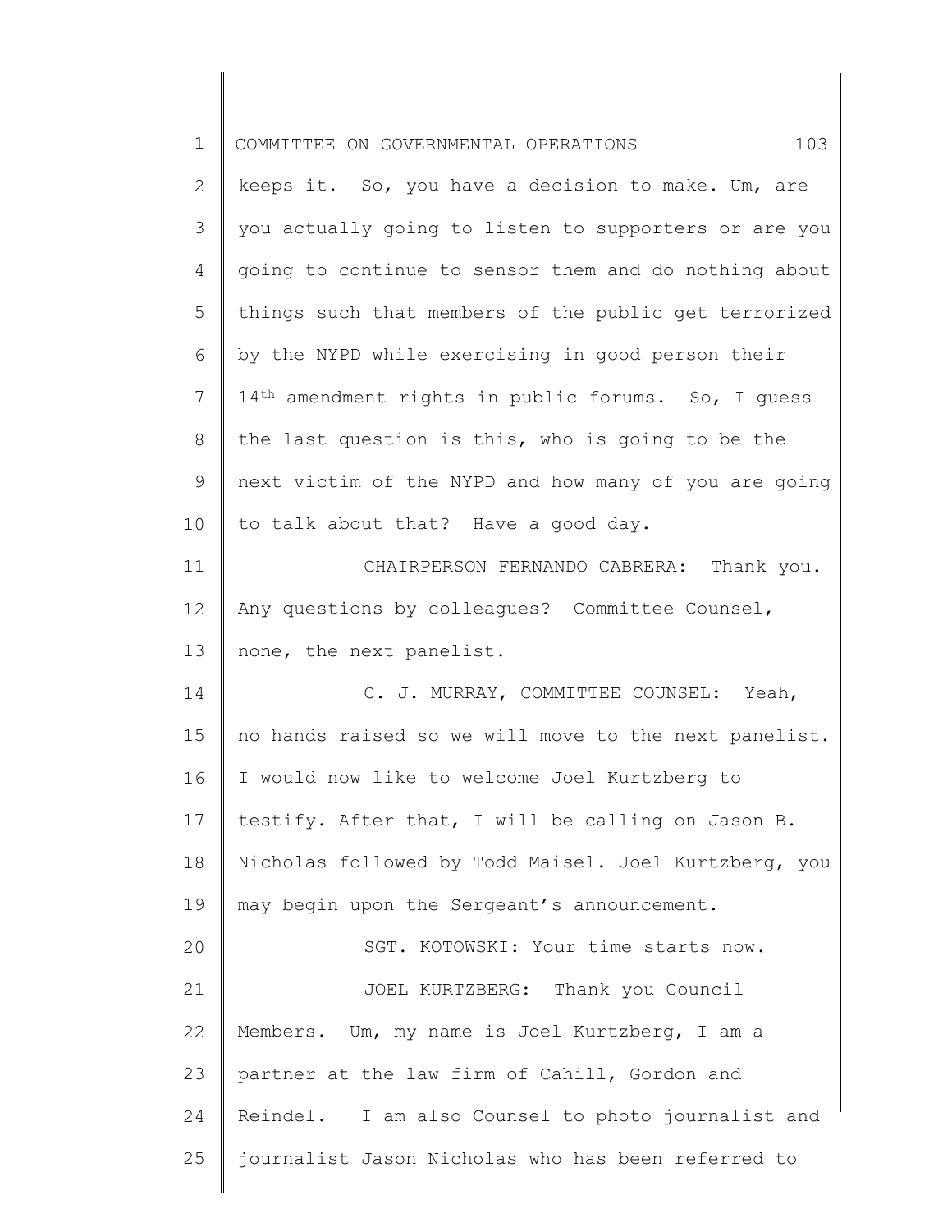keeps it. So, you have a decision to make. Um, are you actually going to listen to supporters or are you going to continue to sensor them and do nothing about things such that members of the public get terrorized by the NYPD while exercising in good person their 14th amendment rights in public forums. So, I guess the last question is this, who is going to be the next victim of the NYPD and how many of you are going to talk about that? Have a good day.

CHAIRPERSON FERNANDO CABRERA: Thank you. Any questions by colleagues? Committee Counsel, none, the next panelist.

C. J. MURRAY, COMMITTEE COUNSEL: Yeah, no hands raised so we will move to the next panelist. I would now like to welcome Joel Kurtzberg to testify. After that, I will be calling on Jason B. Nicholas followed by Todd Maisel. Joel Kurtzberg, you may begin upon the Sergeant's announcement.

SGT. KOTOWSKI: Your time starts now.

JOEL KURTZBERG: Thank you Council Members. Um, my name is Joel Kurtzberg, I am a partner at the law firm of Cahill, Gordon and Reindel. I am also Counsel to photo journalist and journalist Jason Nicholas who has been referred to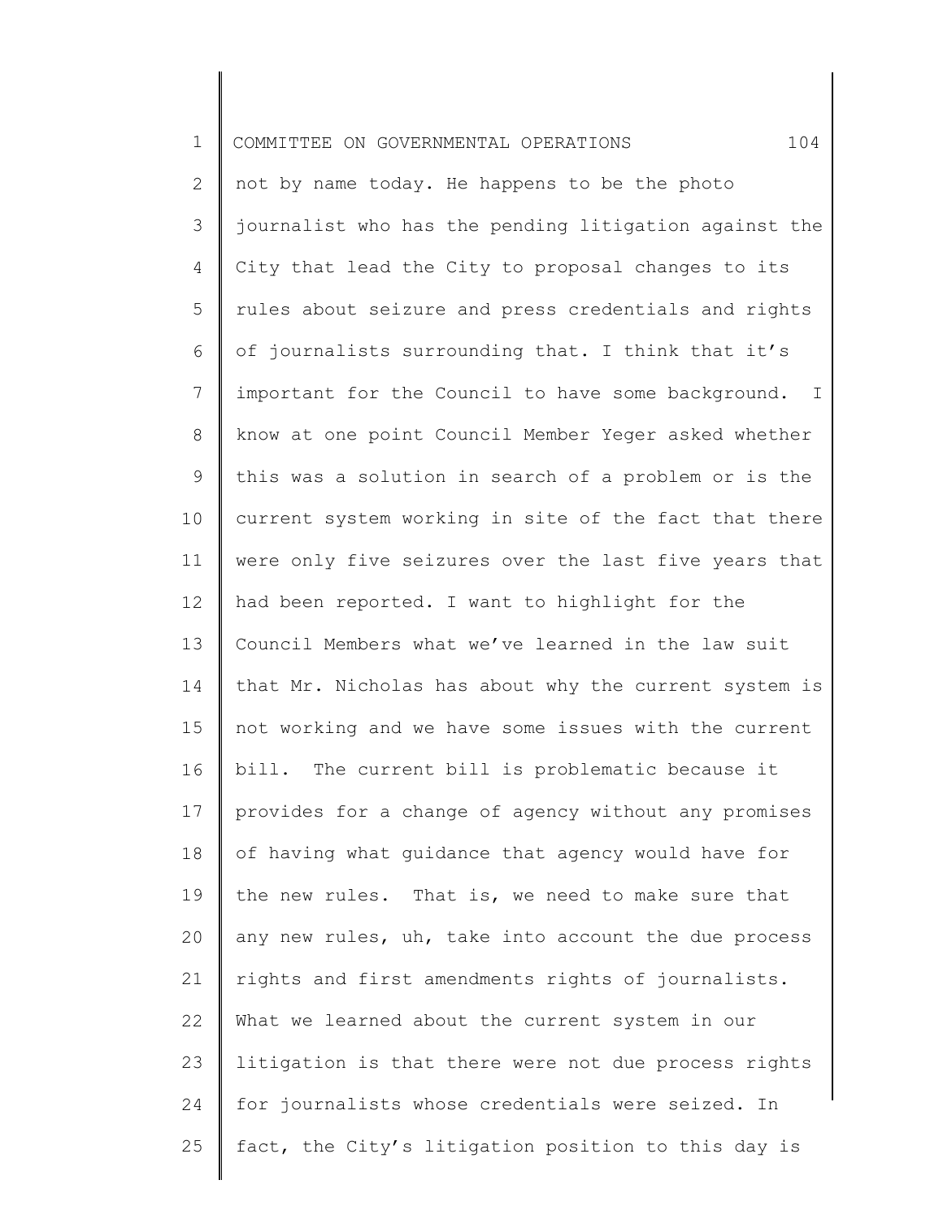not by name today. He happens to be the photo journalist who has the pending litigation against the City that lead the City to proposal changes to its rules about seizure and press credentials and rights of journalists surrounding that. I think that it's important for the Council to have some background. I know at one point Council Member Yeger asked whether this was a solution in search of a problem or is the current system working in site of the fact that there were only five seizures over the last five years that had been reported. I want to highlight for the Council Members what we've learned in the law suit that Mr. Nicholas has about why the current system is not working and we have some issues with the current bill. The current bill is problematic because it provides for a change of agency without any promises of having what guidance that agency would have for the new rules. That is, we need to make sure that any new rules, uh, take into account the due process rights and first amendments rights of journalists. What we learned about the current system in our litigation is that there were not due process rights for journalists whose credentials were seized. In fact, the City's litigation position to this day is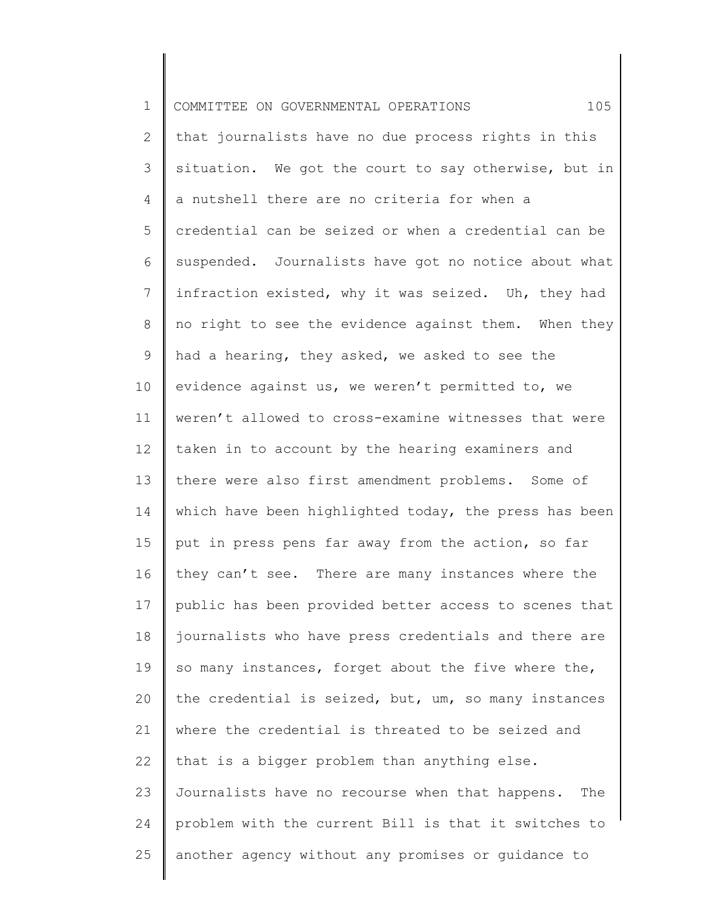that journalists have no due process rights in this situation. We got the court to say otherwise, but in a nutshell there are no criteria for when a credential can be seized or when a credential can be suspended. Journalists have got no notice about what infraction existed, why it was seized. Uh, they had no right to see the evidence against them. When they had a hearing, they asked, we asked to see the evidence against us, we weren't permitted to, we weren't allowed to cross-examine witnesses that were taken in to account by the hearing examiners and there were also first amendment problems. Some of which have been highlighted today, the press has been put in press pens far away from the action, so far they can't see. There are many instances where the public has been provided better access to scenes that journalists who have press credentials and there are so many instances, forget about the five where the, the credential is seized, but, um, so many instances where the credential is threated to be seized and that is a bigger problem than anything else. Journalists have no recourse when that happens. The problem with the current Bill is that it switches to another agency without any promises or guidance to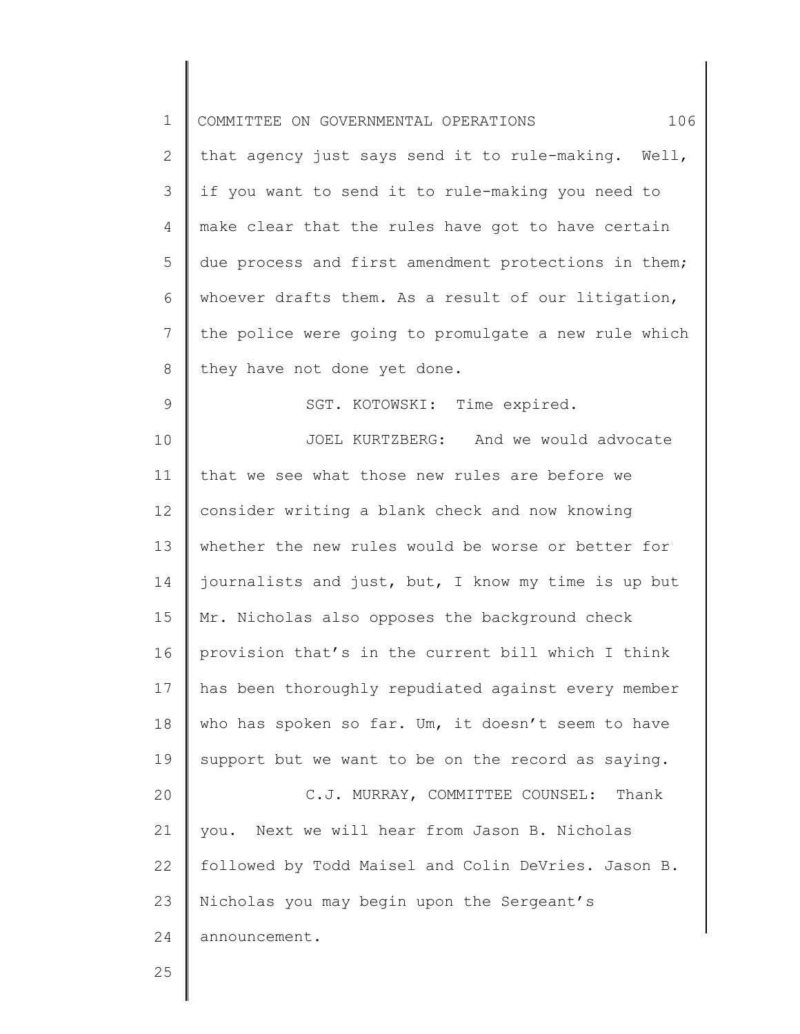that agency just says send it to rule-making. Well, if you want to send it to rule-making you need to make clear that the rules have got to have certain due process and first amendment protections in them; whoever drafts them. As a result of our litigation, the police were going to promulgate a new rule which they have not done yet done.

SGT. KOTOWSKI: Time expired.

JOEL KURTZBERG: And we would advocate that we see what those new rules are before we consider writing a blank check and now knowing whether the new rules would be worse or better for journalists and just, but, I know my time is up but Mr. Nicholas also opposes the background check provision that's in the current bill which I think has been thoroughly repudiated against every member who has spoken so far. Um, it doesn't seem to have support but we want to be on the record as saying.

C.J. MURRAY, COMMITTEE COUNSEL: Thank you. Next we will hear from Jason B. Nicholas followed by Todd Maisel and Colin DeVries. Jason B. Nicholas you may begin upon the Sergeant's announcement.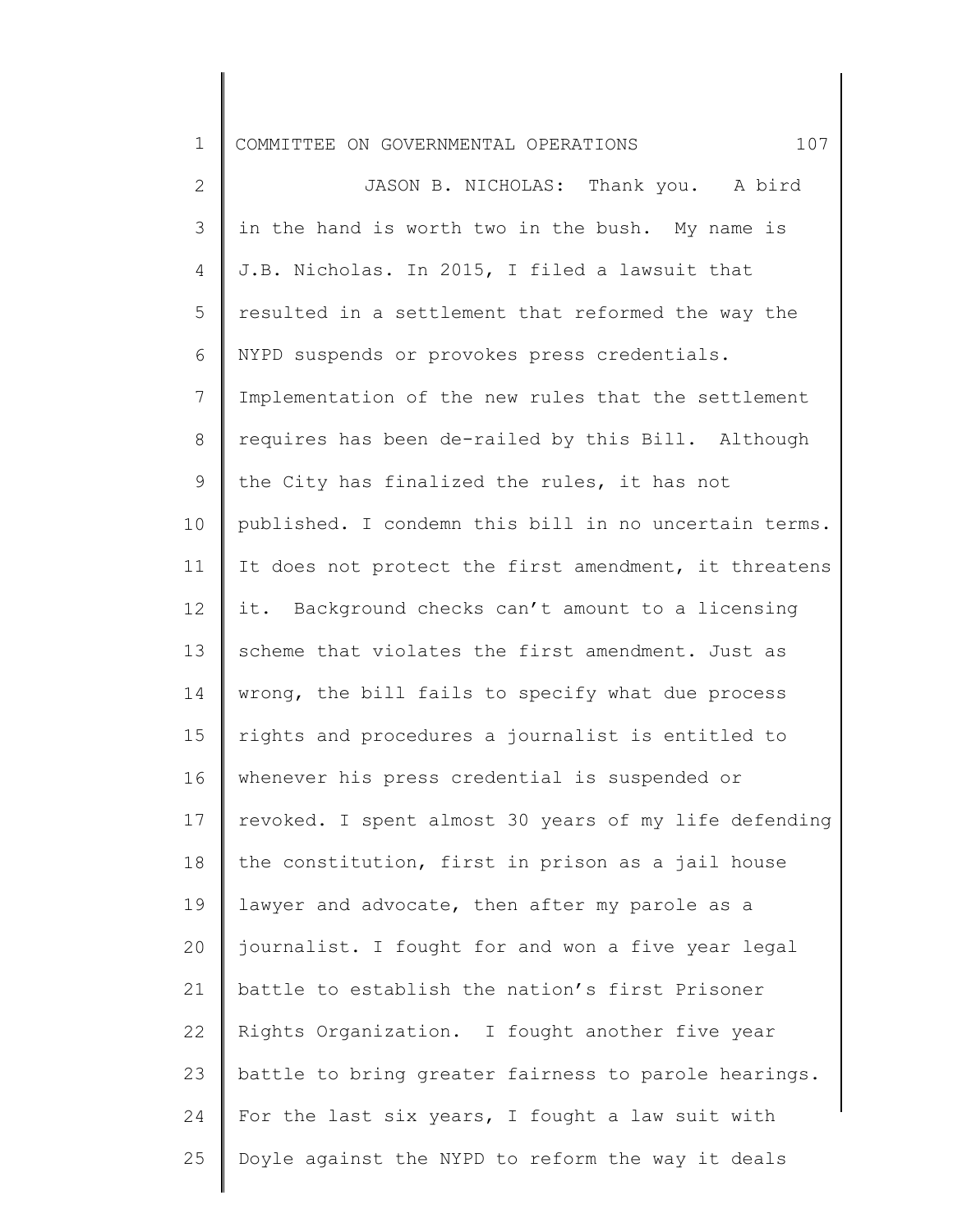JASON B. NICHOLAS: Thank you. A bird in the hand is worth two in the bush. My name is J.B. Nicholas. In 2015, I filed a lawsuit that resulted in a settlement that reformed the way the NYPD suspends or provokes press credentials. Implementation of the new rules that the settlement requires has been de-railed by this Bill. Although the City has finalized the rules, it has not published. I condemn this bill in no uncertain terms. It does not protect the first amendment, it threatens it. Background checks can't amount to a licensing scheme that violates the first amendment. Just as wrong, the bill fails to specify what due process rights and procedures a journalist is entitled to whenever his press credential is suspended or revoked. I spent almost 30 years of my life defending the constitution, first in prison as a jail house lawyer and advocate, then after my parole as a journalist. I fought for and won a five year legal battle to establish the nation's first Prisoner Rights Organization. I fought another five year battle to bring greater fairness to parole hearings. For the last six years, I fought a law suit with Doyle against the NYPD to reform the way it deals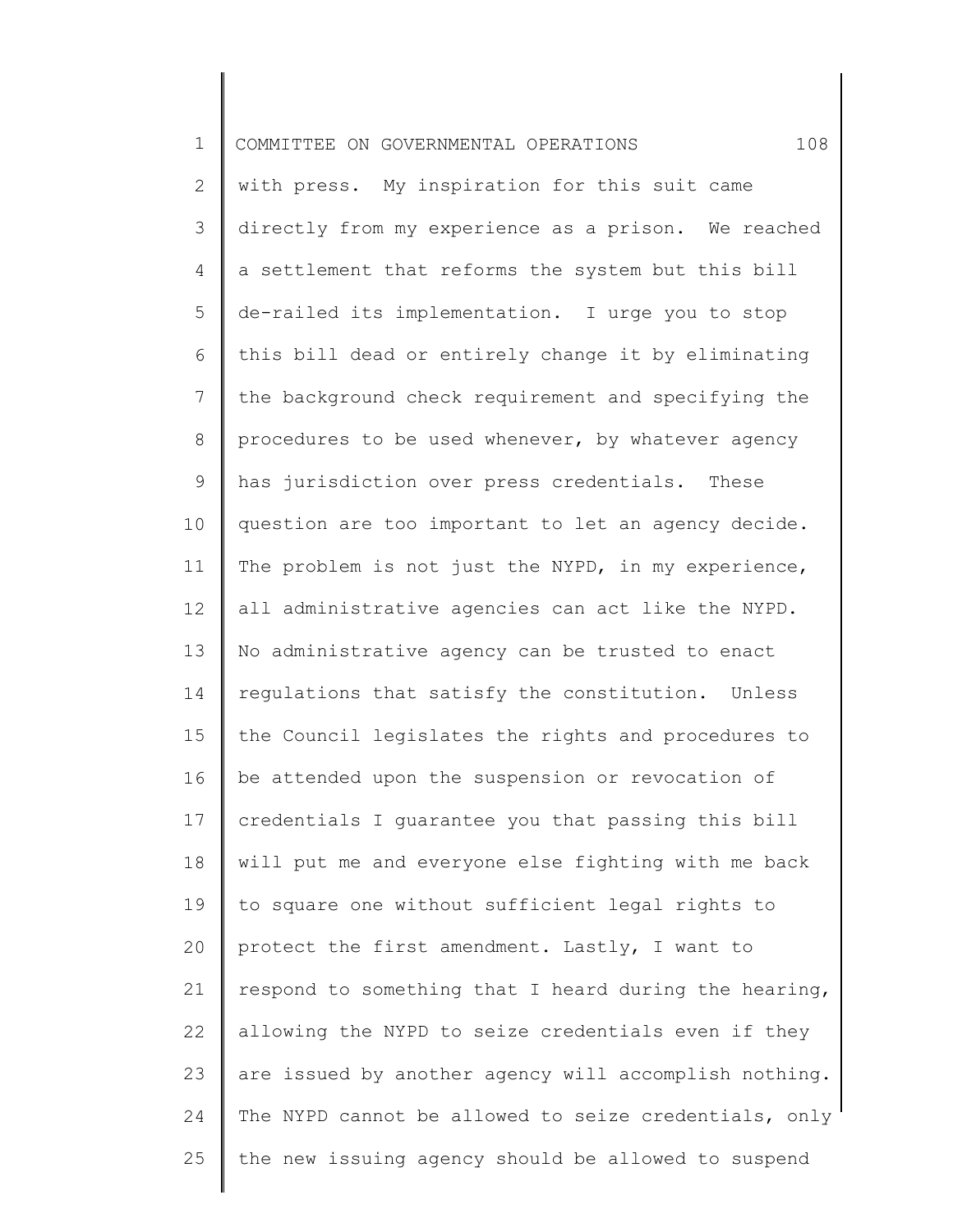with press. My inspiration for this suit came directly from my experience as a prison. We reached a settlement that reforms the system but this bill de-railed its implementation. I urge you to stop this bill dead or entirely change it by eliminating the background check requirement and specifying the procedures to be used whenever, by whatever agency has jurisdiction over press credentials. These question are too important to let an agency decide. The problem is not just the NYPD, in my experience, all administrative agencies can act like the NYPD. No administrative agency can be trusted to enact regulations that satisfy the constitution. Unless the Council legislates the rights and procedures to be attended upon the suspension or revocation of credentials I guarantee you that passing this bill will put me and everyone else fighting with me back to square one without sufficient legal rights to protect the first amendment. Lastly, I want to respond to something that I heard during the hearing, allowing the NYPD to seize credentials even if they are issued by another agency will accomplish nothing. The NYPD cannot be allowed to seize credentials, only the new issuing agency should be allowed to suspend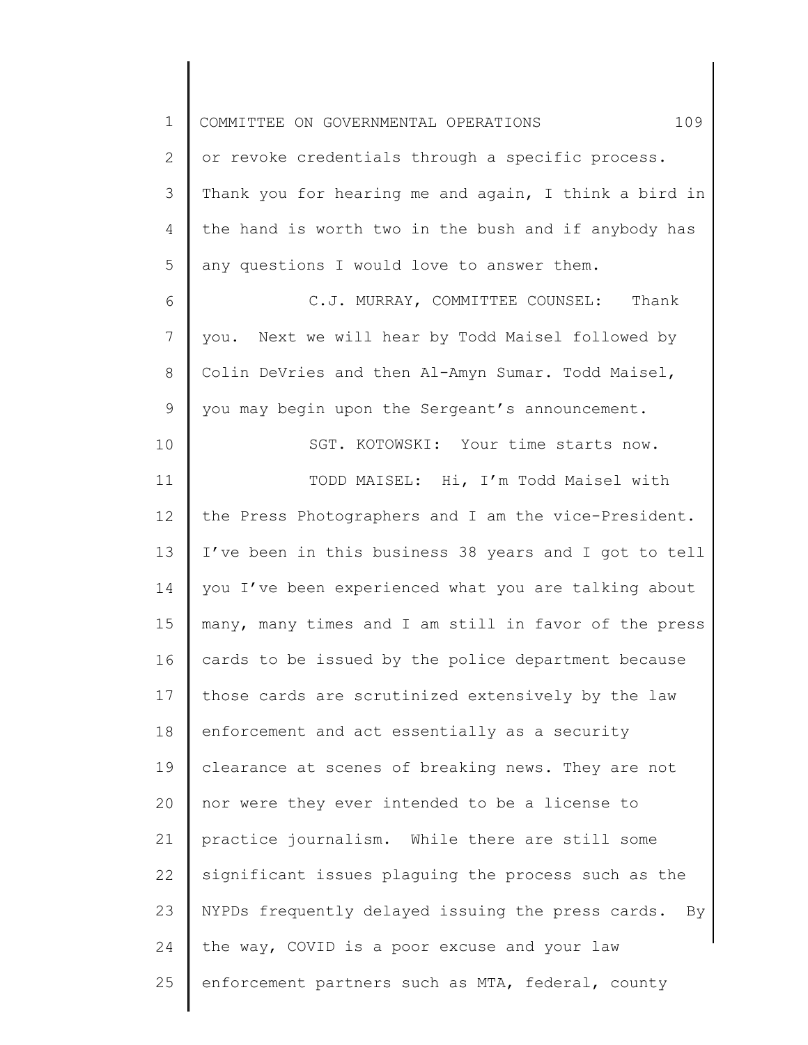or revoke credentials through a specific process. Thank you for hearing me and again, I think a bird in the hand is worth two in the bush and if anybody has any questions I would love to answer them.

C.J. MURRAY, COMMITTEE COUNSEL: Thank you. Next we will hear by Todd Maisel followed by Colin DeVries and then Al-Amyn Sumar. Todd Maisel, you may begin upon the Sergeant's announcement.

SGT. KOTOWSKI: Your time starts now.

TODD MAISEL: Hi, I'm Todd Maisel with the Press Photographers and I am the vice-President. I've been in this business 38 years and I got to tell you I've been experienced what you are talking about many, many times and I am still in favor of the press cards to be issued by the police department because those cards are scrutinized extensively by the law enforcement and act essentially as a security clearance at scenes of breaking news. They are not nor were they ever intended to be a license to practice journalism. While there are still some significant issues plaguing the process such as the NYPDs frequently delayed issuing the press cards. By the way, COVID is a poor excuse and your law enforcement partners such as MTA, federal, county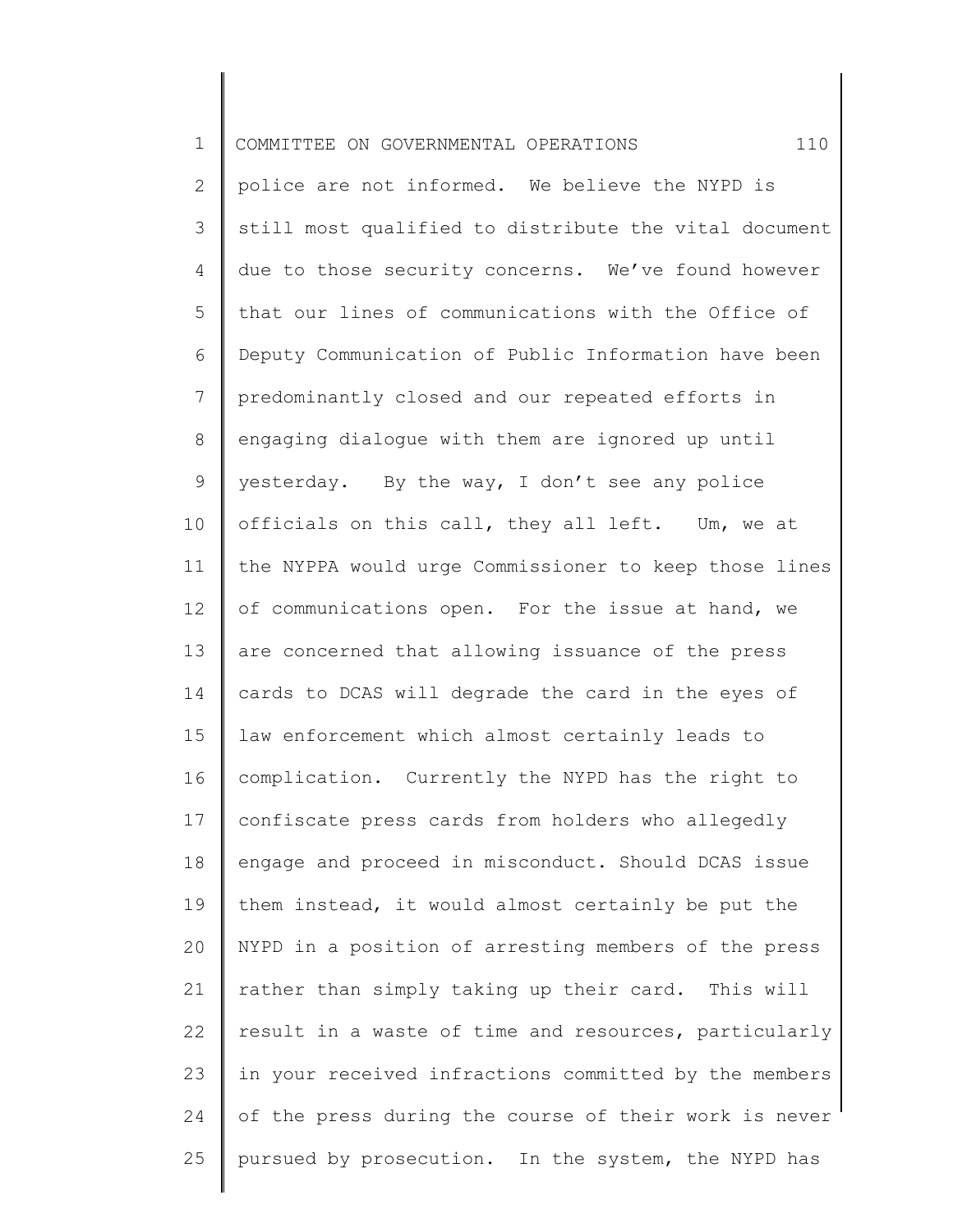police are not informed. We believe the NYPD is still most qualified to distribute the vital document due to those security concerns. We've found however that our lines of communications with the Office of Deputy Communication of Public Information have been predominantly closed and our repeated efforts in engaging dialogue with them are ignored up until yesterday. By the way, I don't see any police officials on this call, they all left. Um, we at the NYPPA would urge Commissioner to keep those lines of communications open. For the issue at hand, we are concerned that allowing issuance of the press cards to DCAS will degrade the card in the eyes of law enforcement which almost certainly leads to complication. Currently the NYPD has the right to confiscate press cards from holders who allegedly engage and proceed in misconduct. Should DCAS issue them instead, it would almost certainly be put the NYPD in a position of arresting members of the press rather than simply taking up their card. This will result in a waste of time and resources, particularly in your received infractions committed by the members of the press during the course of their work is never pursued by prosecution. In the system, the NYPD has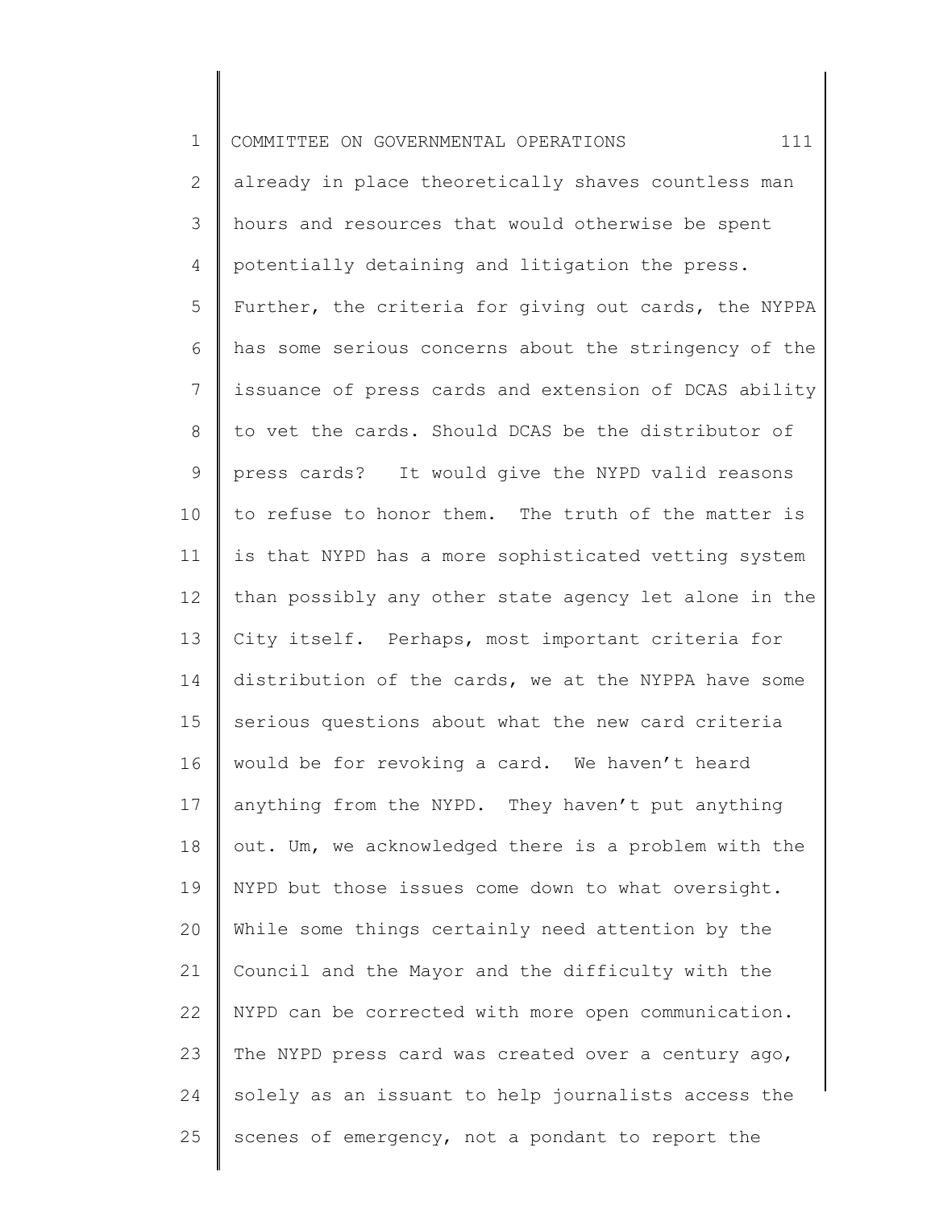already in place theoretically shaves countless man hours and resources that would otherwise be spent potentially detaining and litigation the press. Further, the criteria for giving out cards, the NYPPA has some serious concerns about the stringency of the issuance of press cards and extension of DCAS ability to vet the cards. Should DCAS be the distributor of press cards? It would give the NYPD valid reasons to refuse to honor them. The truth of the matter is is that NYPD has a more sophisticated vetting system than possibly any other state agency let alone in the City itself. Perhaps, most important criteria for distribution of the cards, we at the NYPPA have some serious questions about what the new card criteria would be for revoking a card. We haven't heard anything from the NYPD. They haven't put anything out. Um, we acknowledged there is a problem with the NYPD but those issues come down to what oversight. While some things certainly need attention by the Council and the Mayor and the difficulty with the NYPD can be corrected with more open communication. The NYPD press card was created over a century ago, solely as an issuant to help journalists access the scenes of emergency, not a pondant to report the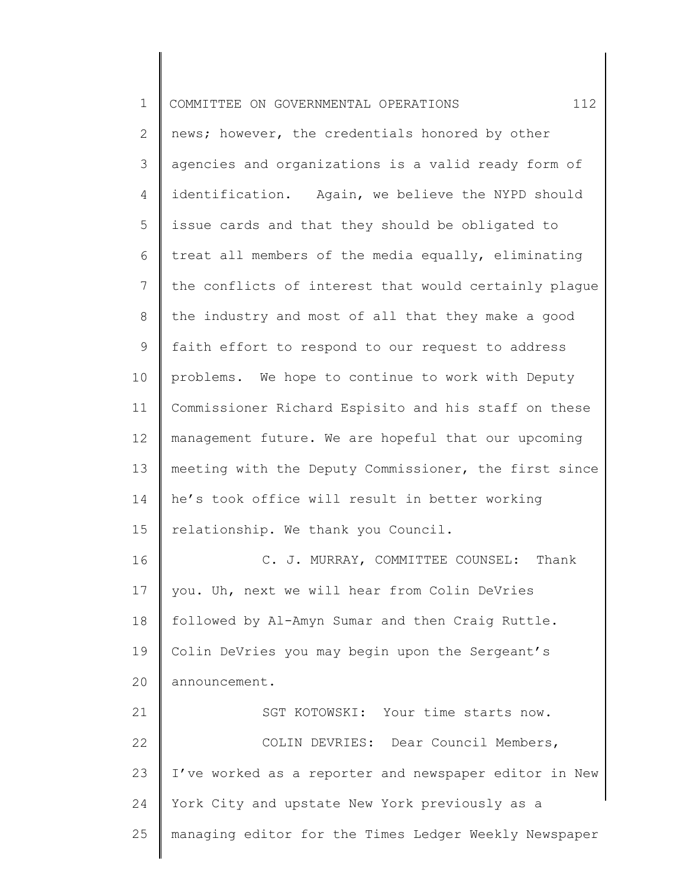news; however, the credentials honored by other agencies and organizations is a valid ready form of identification. Again, we believe the NYPD should issue cards and that they should be obligated to treat all members of the media equally, eliminating the conflicts of interest that would certainly plague the industry and most of all that they make a good faith effort to respond to our request to address problems. We hope to continue to work with Deputy Commissioner Richard Espisito and his staff on these management future. We are hopeful that our upcoming meeting with the Deputy Commissioner, the first since he's took office will result in better working relationship. We thank you Council.

C. J. MURRAY, COMMITTEE COUNSEL: Thank you. Uh, next we will hear from Colin DeVries followed by Al-Amyn Sumar and then Craig Ruttle. Colin DeVries you may begin upon the Sergeant's announcement.

SGT KOTOWSKI: Your time starts now.

COLIN DEVRIES: Dear Council Members, I've worked as a reporter and newspaper editor in New York City and upstate New York previously as a managing editor for the Times Ledger Weekly Newspaper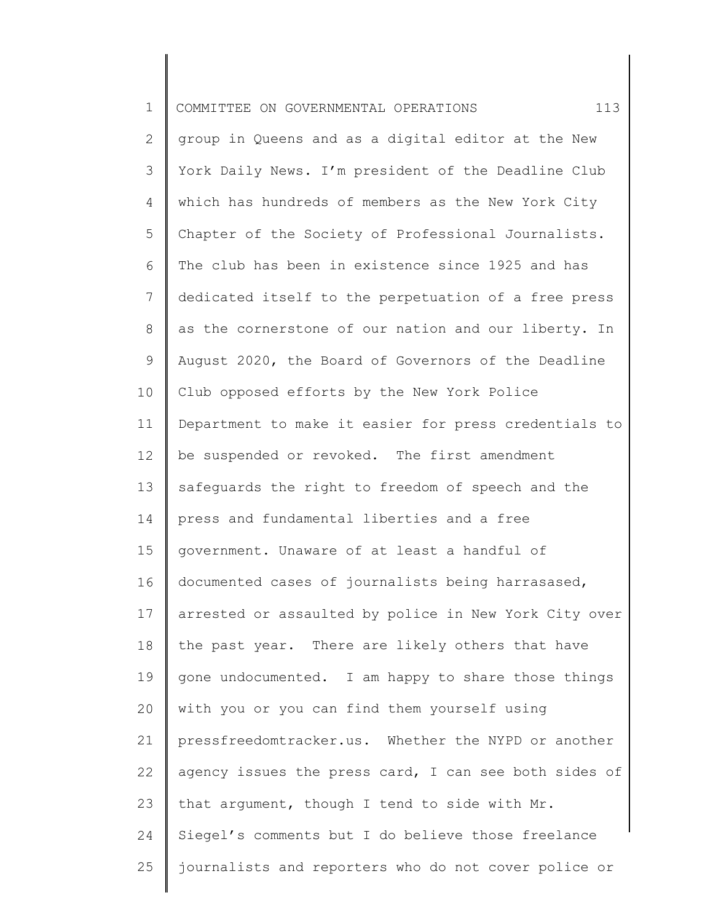group in Queens and as a digital editor at the New York Daily News. I'm president of the Deadline Club which has hundreds of members as the New York City Chapter of the Society of Professional Journalists. The club has been in existence since 1925 and has dedicated itself to the perpetuation of a free press as the cornerstone of our nation and our liberty. In August 2020, the Board of Governors of the Deadline Club opposed efforts by the New York Police Department to make it easier for press credentials to be suspended or revoked. The first amendment safeguards the right to freedom of speech and the press and fundamental liberties and a free government. Unaware of at least a handful of documented cases of journalists being harrasased, arrested or assaulted by police in New York City over the past year. There are likely others that have gone undocumented. I am happy to share those things with you or you can find them yourself using pressfreedomtracker.us. Whether the NYPD or another agency issues the press card, I can see both sides of that argument, though I tend to side with Mr. Siegel's comments but I do believe those freelance journalists and reporters who do not cover police or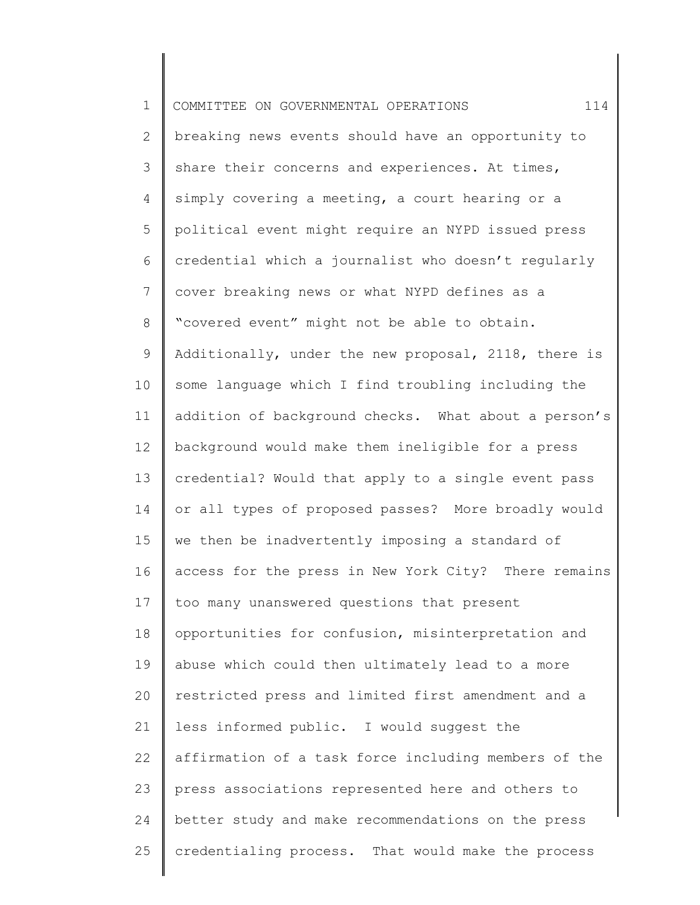breaking news events should have an opportunity to share their concerns and experiences. At times, simply covering a meeting, a court hearing or a political event might require an NYPD issued press credential which a journalist who doesn't regularly cover breaking news or what NYPD defines as a "covered event" might not be able to obtain. Additionally, under the new proposal, 2118, there is some language which I find troubling including the addition of background checks. What about a person's background would make them ineligible for a press credential? Would that apply to a single event pass or all types of proposed passes? More broadly would we then be inadvertently imposing a standard of access for the press in New York City? There remains too many unanswered questions that present opportunities for confusion, misinterpretation and abuse which could then ultimately lead to a more restricted press and limited first amendment and a less informed public. I would suggest the affirmation of a task force including members of the press associations represented here and others to better study and make recommendations on the press credentialing process. That would make the process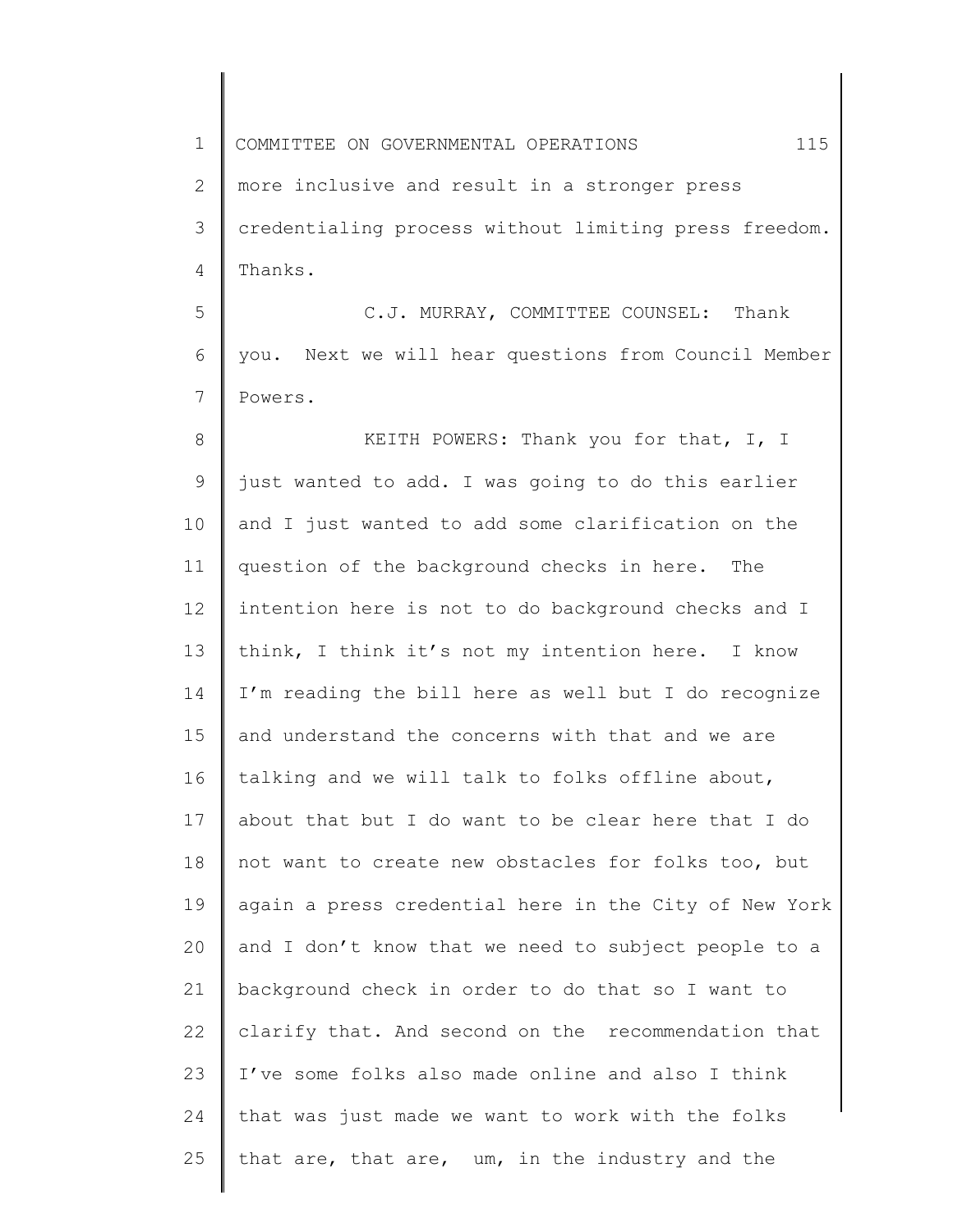more inclusive and result in a stronger press credentialing process without limiting press freedom. Thanks.

C.J. MURRAY, COMMITTEE COUNSEL: Thank you. Next we will hear questions from Council Member Powers.

KEITH POWERS: Thank you for that, I, I just wanted to add. I was going to do this earlier and I just wanted to add some clarification on the question of the background checks in here. The intention here is not to do background checks and I think, I think it's not my intention here. I know I'm reading the bill here as well but I do recognize and understand the concerns with that and we are talking and we will talk to folks offline about, about that but I do want to be clear here that I do not want to create new obstacles for folks too, but again a press credential here in the City of New York and I don't know that we need to subject people to a background check in order to do that so I want to clarify that. And second on the recommendation that I've some folks also made online and also I think that was just made we want to work with the folks that are, that are, um, in the industry and the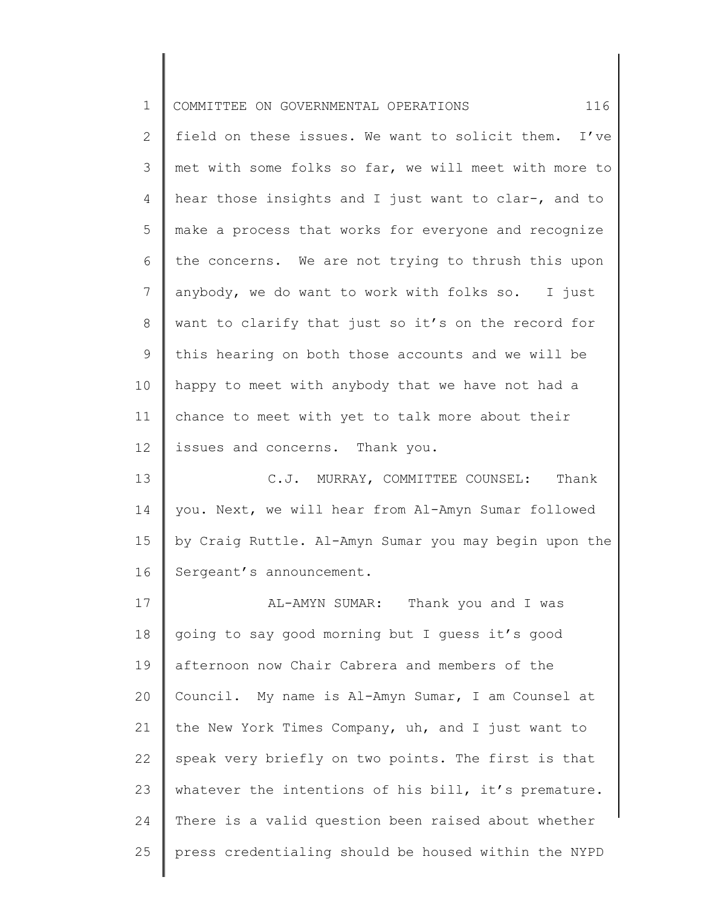field on these issues. We want to solicit them. I've met with some folks so far, we will meet with more to hear those insights and I just want to clar-, and to make a process that works for everyone and recognize the concerns. We are not trying to thrush this upon anybody, we do want to work with folks so. I just want to clarify that just so it's on the record for this hearing on both those accounts and we will be happy to meet with anybody that we have not had a chance to meet with yet to talk more about their issues and concerns. Thank you.

C.J. MURRAY, COMMITTEE COUNSEL: Thank you. Next, we will hear from Al-Amyn Sumar followed by Craig Ruttle. Al-Amyn Sumar you may begin upon the Sergeant's announcement.

AL-AMYN SUMAR: Thank you and I was going to say good morning but I guess it's good afternoon now Chair Cabrera and members of the Council. My name is Al-Amyn Sumar, I am Counsel at the New York Times Company, uh, and I just want to speak very briefly on two points. The first is that whatever the intentions of his bill, it's premature. There is a valid question been raised about whether press credentialing should be housed within the NYPD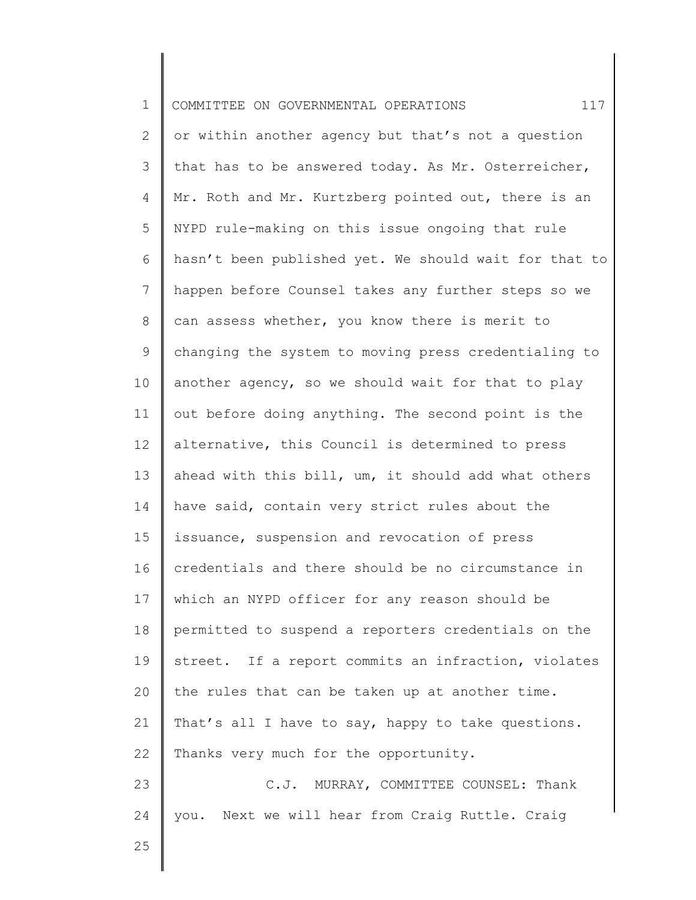or within another agency but that's not a question that has to be answered today. As Mr. Osterreicher, Mr. Roth and Mr. Kurtzberg pointed out, there is an NYPD rule-making on this issue ongoing that rule hasn't been published yet. We should wait for that to happen before Counsel takes any further steps so we can assess whether, you know there is merit to changing the system to moving press credentialing to another agency, so we should wait for that to play out before doing anything. The second point is the alternative, this Council is determined to press ahead with this bill, um, it should add what others have said, contain very strict rules about the issuance, suspension and revocation of press credentials and there should be no circumstance in which an NYPD officer for any reason should be permitted to suspend a reporters credentials on the street. If a report commits an infraction, violates the rules that can be taken up at another time. That's all I have to say, happy to take questions. Thanks very much for the opportunity.

C.J. MURRAY, COMMITTEE COUNSEL: Thank you. Next we will hear from Craig Ruttle. Craig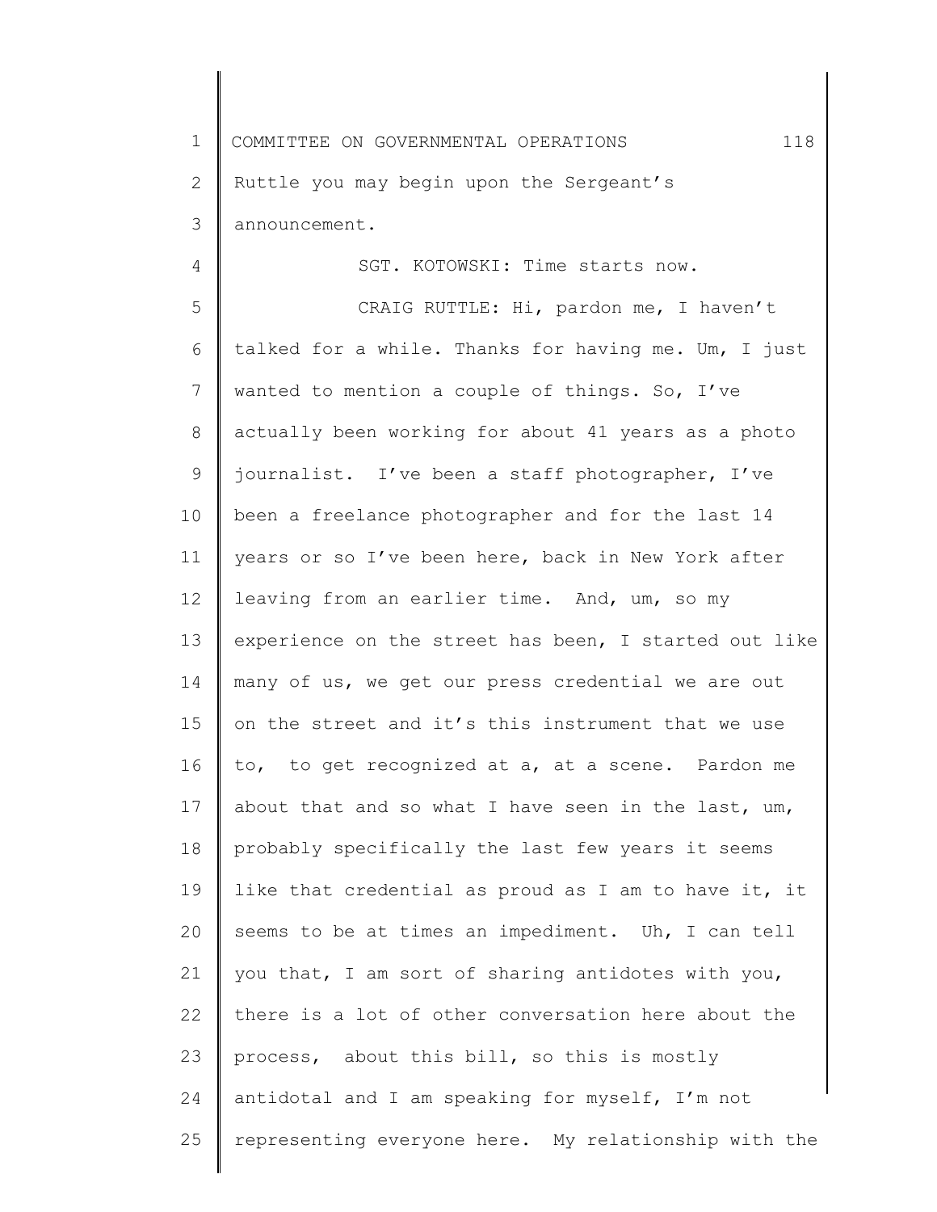Ruttle you may begin upon the Sergeant's announcement.

SGT. KOTOWSKI: Time starts now.

CRAIG RUTTLE: Hi, pardon me, I haven't talked for a while. Thanks for having me. Um, I just wanted to mention a couple of things. So, I've actually been working for about 41 years as a photo journalist. I've been a staff photographer, I've been a freelance photographer and for the last 14 years or so I've been here, back in New York after leaving from an earlier time. And, um, so my experience on the street has been, I started out like many of us, we get our press credential we are out on the street and it's this instrument that we use to, to get recognized at a, at a scene. Pardon me about that and so what I have seen in the last, um, probably specifically the last few years it seems like that credential as proud as I am to have it, it seems to be at times an impediment. Uh, I can tell you that, I am sort of sharing antidotes with you, there is a lot of other conversation here about the process, about this bill, so this is mostly antidotal and I am speaking for myself, I'm not representing everyone here. My relationship with the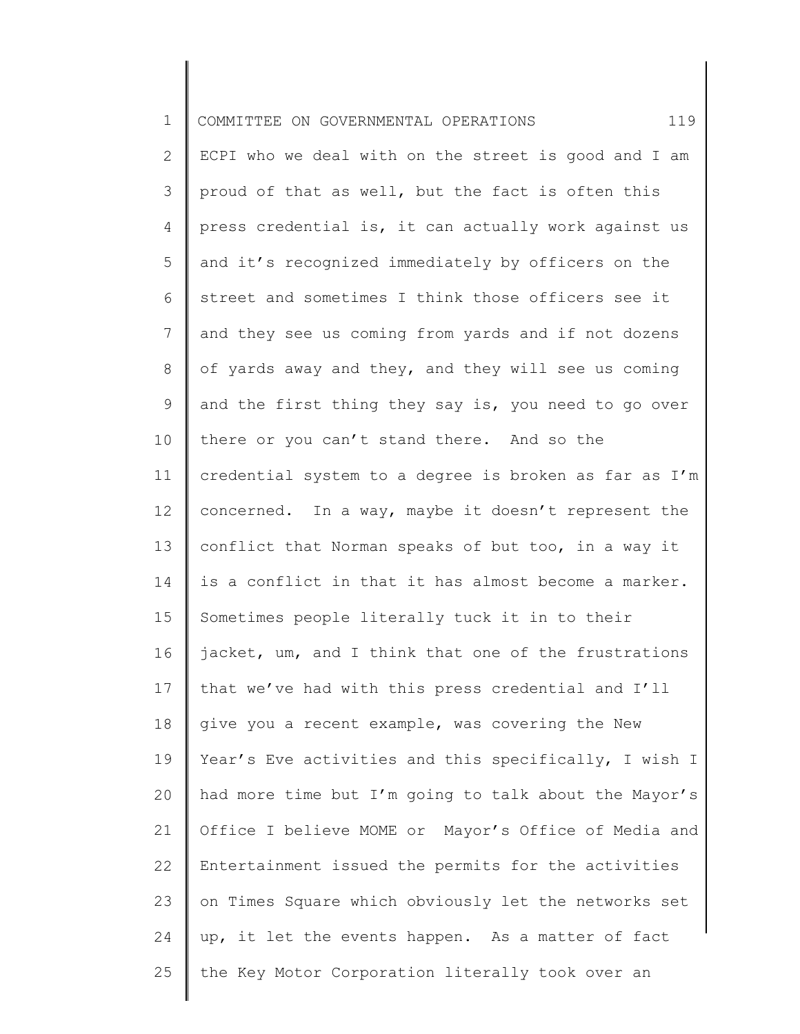ECPI who we deal with on the street is good and I am proud of that as well, but the fact is often this press credential is, it can actually work against us and it's recognized immediately by officers on the street and sometimes I think those officers see it and they see us coming from yards and if not dozens of yards away and they, and they will see us coming and the first thing they say is, you need to go over there or you can't stand there. And so the credential system to a degree is broken as far as I'm concerned. In a way, maybe it doesn't represent the conflict that Norman speaks of but too, in a way it is a conflict in that it has almost become a marker. Sometimes people literally tuck it in to their jacket, um, and I think that one of the frustrations that we've had with this press credential and I'll give you a recent example, was covering the New Year's Eve activities and this specifically, I wish I had more time but I'm going to talk about the Mayor's Office I believe MOME or Mayor's Office of Media and Entertainment issued the permits for the activities on Times Square which obviously let the networks set up, it let the events happen. As a matter of fact the Key Motor Corporation literally took over an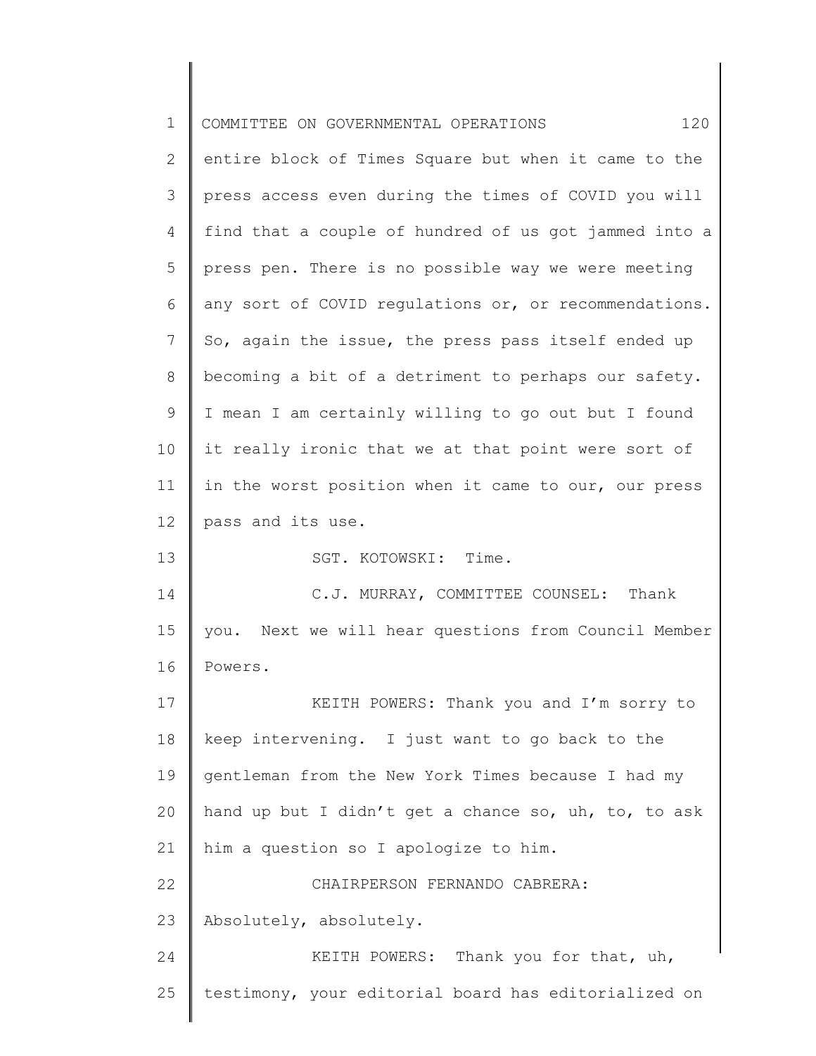entire block of Times Square but when it came to the press access even during the times of COVID you will find that a couple of hundred of us got jammed into a press pen. There is no possible way we were meeting any sort of COVID regulations or, or recommendations. So, again the issue, the press pass itself ended up becoming a bit of a detriment to perhaps our safety. I mean I am certainly willing to go out but I found it really ironic that we at that point were sort of in the worst position when it came to our, our press pass and its use.

SGT. KOTOWSKI: Time.

C.J. MURRAY, COMMITTEE COUNSEL: Thank you. Next we will hear questions from Council Member Powers.

KEITH POWERS: Thank you and I'm sorry to keep intervening. I just want to go back to the gentleman from the New York Times because I had my hand up but I didn't get a chance so, uh, to, to ask him a question so I apologize to him.

CHAIRPERSON FERNANDO CABRERA: Absolutely, absolutely.

KEITH POWERS: Thank you for that, uh, testimony, your editorial board has editorialized on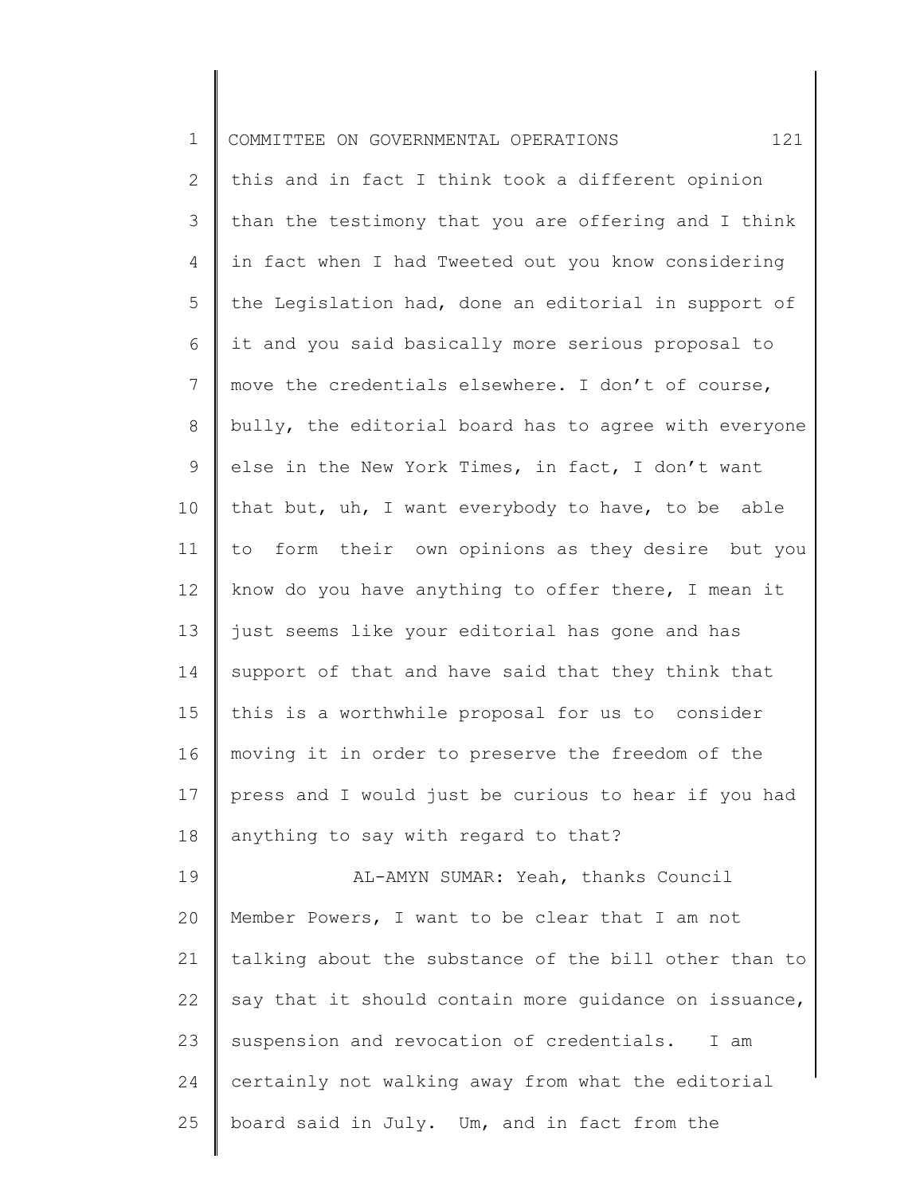this and in fact I think took a different opinion than the testimony that you are offering and I think in fact when I had Tweeted out you know considering the Legislation had, done an editorial in support of it and you said basically more serious proposal to move the credentials elsewhere. I don't of course, bully, the editorial board has to agree with everyone else in the New York Times, in fact, I don't want that but, uh, I want everybody to have, to be able to form their own opinions as they desire but you know do you have anything to offer there, I mean it just seems like your editorial has gone and has support of that and have said that they think that this is a worthwhile proposal for us to consider moving it in order to preserve the freedom of the press and I would just be curious to hear if you had anything to say with regard to that?

AL-AMYN SUMAR: Yeah, thanks Council Member Powers, I want to be clear that I am not talking about the substance of the bill other than to say that it should contain more guidance on issuance, suspension and revocation of credentials. I am certainly not walking away from what the editorial board said in July. Um, and in fact from the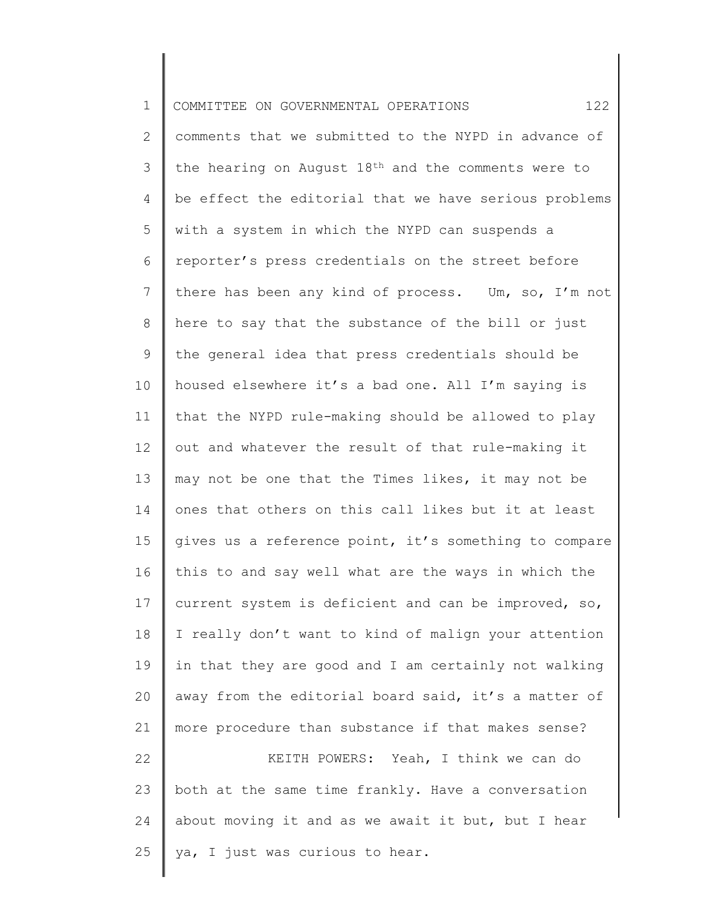comments that we submitted to the NYPD in advance of the hearing on August 18th and the comments were to be effect the editorial that we have serious problems with a system in which the NYPD can suspends a reporter's press credentials on the street before there has been any kind of process. Um, so, I'm not here to say that the substance of the bill or just the general idea that press credentials should be housed elsewhere it's a bad one. All I'm saying is that the NYPD rule-making should be allowed to play out and whatever the result of that rule-making it may not be one that the Times likes, it may not be ones that others on this call likes but it at least gives us a reference point, it's something to compare this to and say well what are the ways in which the current system is deficient and can be improved, so, I really don't want to kind of malign your attention in that they are good and I am certainly not walking away from the editorial board said, it's a matter of more procedure than substance if that makes sense?

KEITH POWERS: Yeah, I think we can do both at the same time frankly. Have a conversation about moving it and as we await it but, but I hear ya, I just was curious to hear.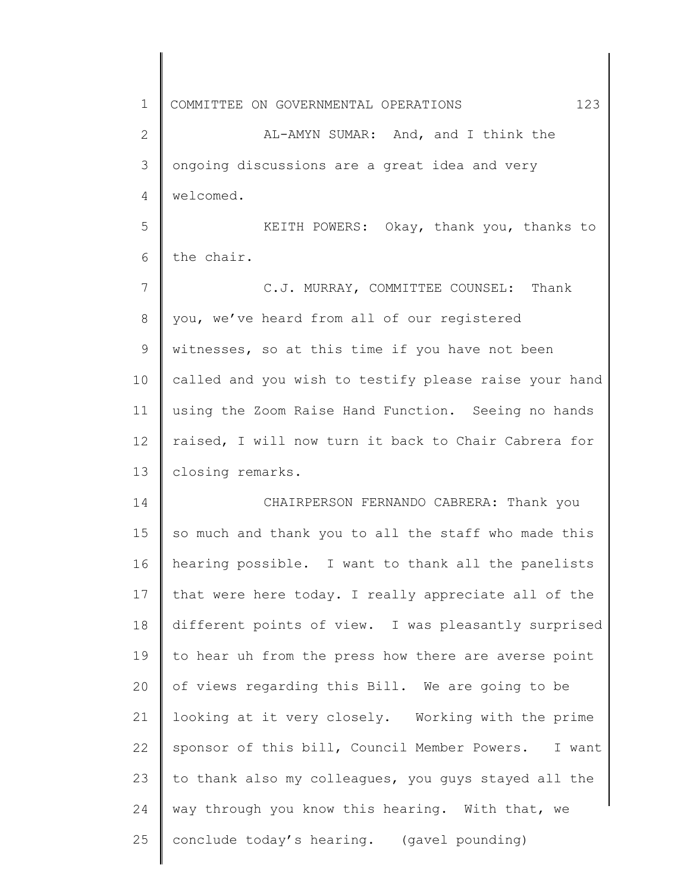AL-AMYN SUMAR: And, and I think the ongoing discussions are a great idea and very welcomed.

KEITH POWERS: Okay, thank you, thanks to the chair.

C.J. MURRAY, COMMITTEE COUNSEL: Thank you, we've heard from all of our registered witnesses, so at this time if you have not been called and you wish to testify please raise your hand using the Zoom Raise Hand Function. Seeing no hands raised, I will now turn it back to Chair Cabrera for closing remarks.

CHAIRPERSON FERNANDO CABRERA: Thank you so much and thank you to all the staff who made this hearing possible. I want to thank all the panelists that were here today. I really appreciate all of the different points of view. I was pleasantly surprised to hear uh from the press how there are averse point of views regarding this Bill. We are going to be looking at it very closely. Working with the prime sponsor of this bill, Council Member Powers. I want to thank also my colleagues, you guys stayed all the way through you know this hearing. With that, we conclude today's hearing. (gavel pounding)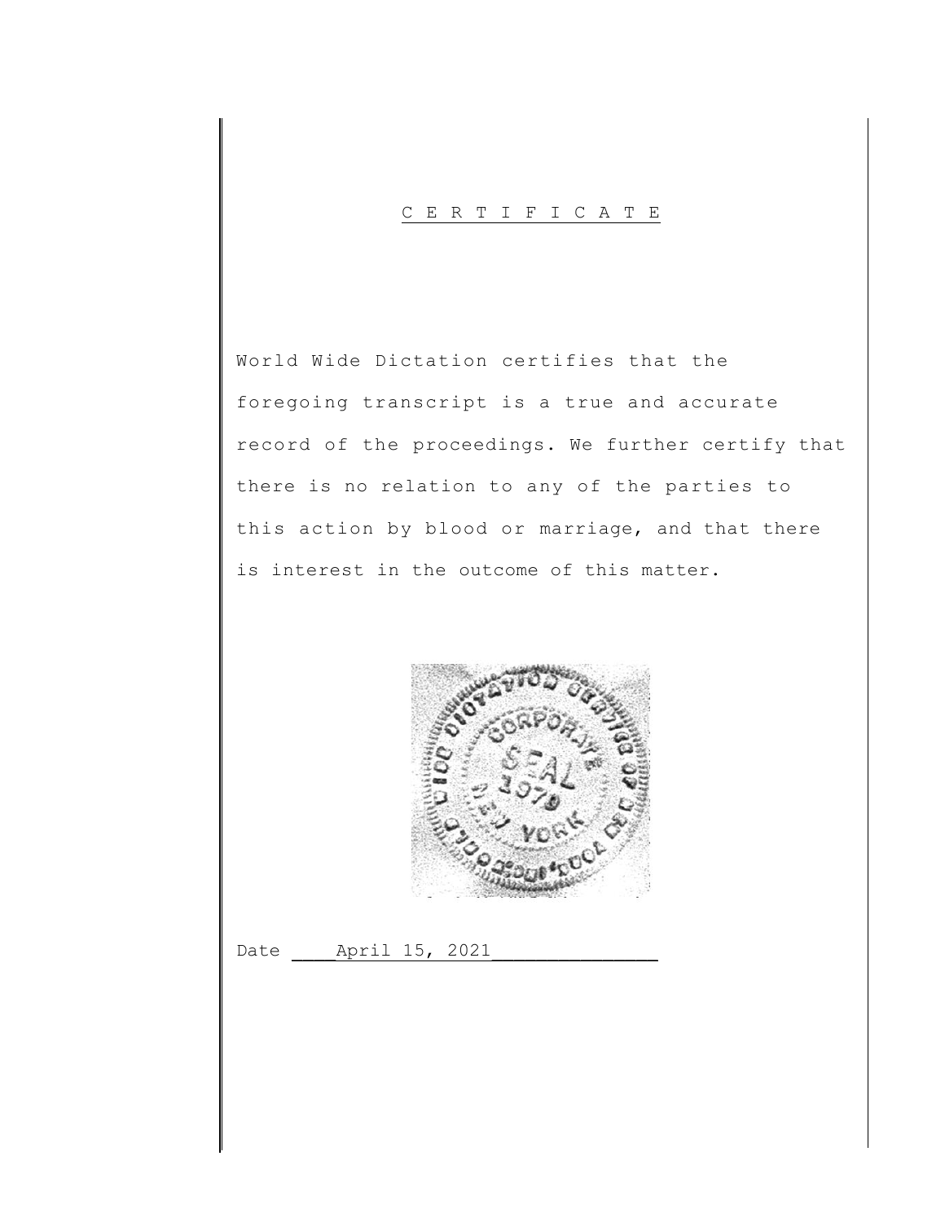C E R T I F I C A T E

World Wide Dictation certifies that the foregoing transcript is a true and accurate record of the proceedings. We further certify that there is no relation to any of the parties to this action by blood or marriage, and that there is interest in the outcome of this matter.

Date \_\_\_\_April 15, 2021\_\_\_\_\_\_\_\_\_\_\_\_\_\_